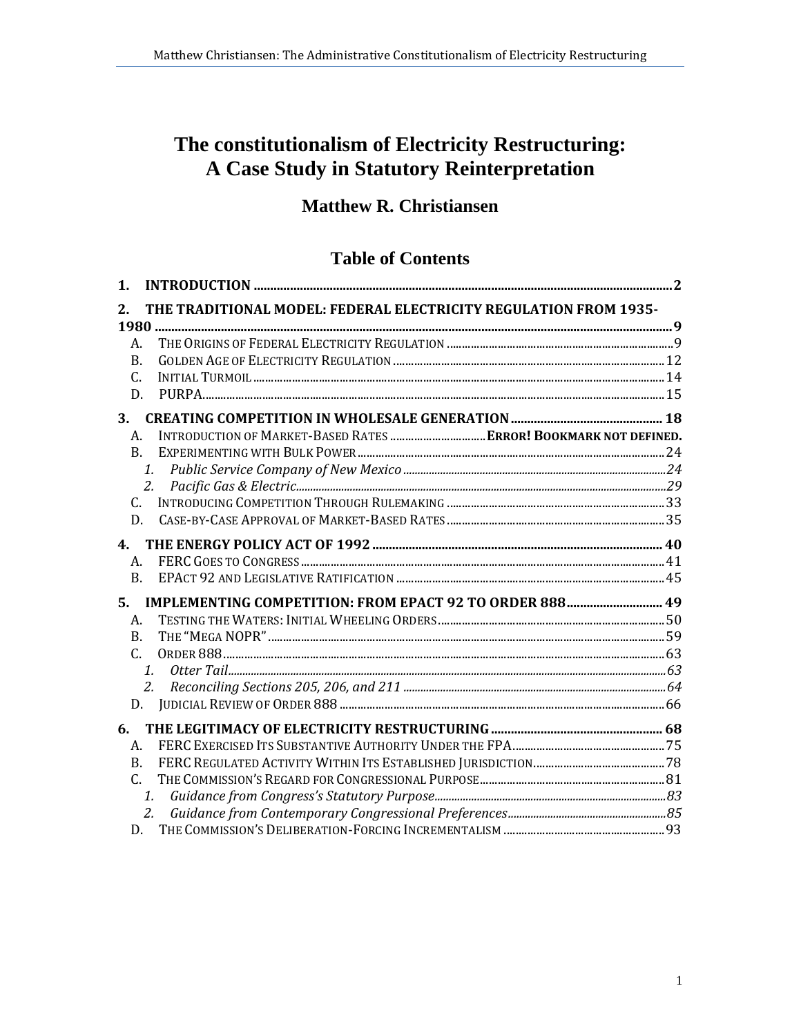# The constitutionalism of Electricity Restructuring: A Case Study in Statutory Reinterpretation

## Matthew R. Christiansen

## Table of Contents

**1. INTRODUCTION** ..... **2**

**2. THE TRADITIONAL MODEL: FEDERAL ELECTRICITY REGULATION FROM 1935-1980** ..... **9**

- A. THE ORIGINS OF FEDERAL ELECTRICITY REGULATION ..... 9
- B. GOLDEN AGE OF ELECTRICITY REGULATION ..... 12
- C. INITIAL TURMOIL ..... 14
- D. PURPA ..... 15

**3. CREATING COMPETITION IN WHOLESALE GENERATION** ..... **18**

- A. INTRODUCTION OF MARKET-BASED RATES ..... **ERROR! BOOKMARK NOT DEFINED.**
- B. EXPERIMENTING WITH BULK POWER ..... 24
  - 1. *Public Service Company of New Mexico* ..... *24*
  - 2. *Pacific Gas & Electric* ..... *29*
- C. INTRODUCING COMPETITION THROUGH RULEMAKING ..... 33
- D. CASE-BY-CASE APPROVAL OF MARKET-BASED RATES ..... 35

**4. THE ENERGY POLICY ACT OF 1992** ..... **40**

- A. FERC GOES TO CONGRESS ..... 41
- B. EPACT 92 AND LEGISLATIVE RATIFICATION ..... 45

**5. IMPLEMENTING COMPETITION: FROM EPACT 92 TO ORDER 888** ..... **49**

- A. TESTING THE WATERS: INITIAL WHEELING ORDERS ..... 50
- B. THE "MEGA NOPR" ..... 59
- C. ORDER 888 ..... 63
  - 1. *Otter Tail* ..... *63*
  - 2. *Reconciling Sections 205, 206, and 211* ..... *64*
- D. JUDICIAL REVIEW OF ORDER 888 ..... 66

**6. THE LEGITIMACY OF ELECTRICITY RESTRUCTURING** ..... **68**

- A. FERC EXERCISED ITS SUBSTANTIVE AUTHORITY UNDER THE FPA ..... 75
- B. FERC REGULATED ACTIVITY WITHIN ITS ESTABLISHED JURISDICTION ..... 78
- C. THE COMMISSION'S REGARD FOR CONGRESSIONAL PURPOSE ..... 81
  - 1. *Guidance from Congress's Statutory Purpose* ..... *83*
  - 2. *Guidance from Contemporary Congressional Preferences* ..... *85*
- D. THE COMMISSION'S DELIBERATION-FORCING INCREMENTALISM ..... 93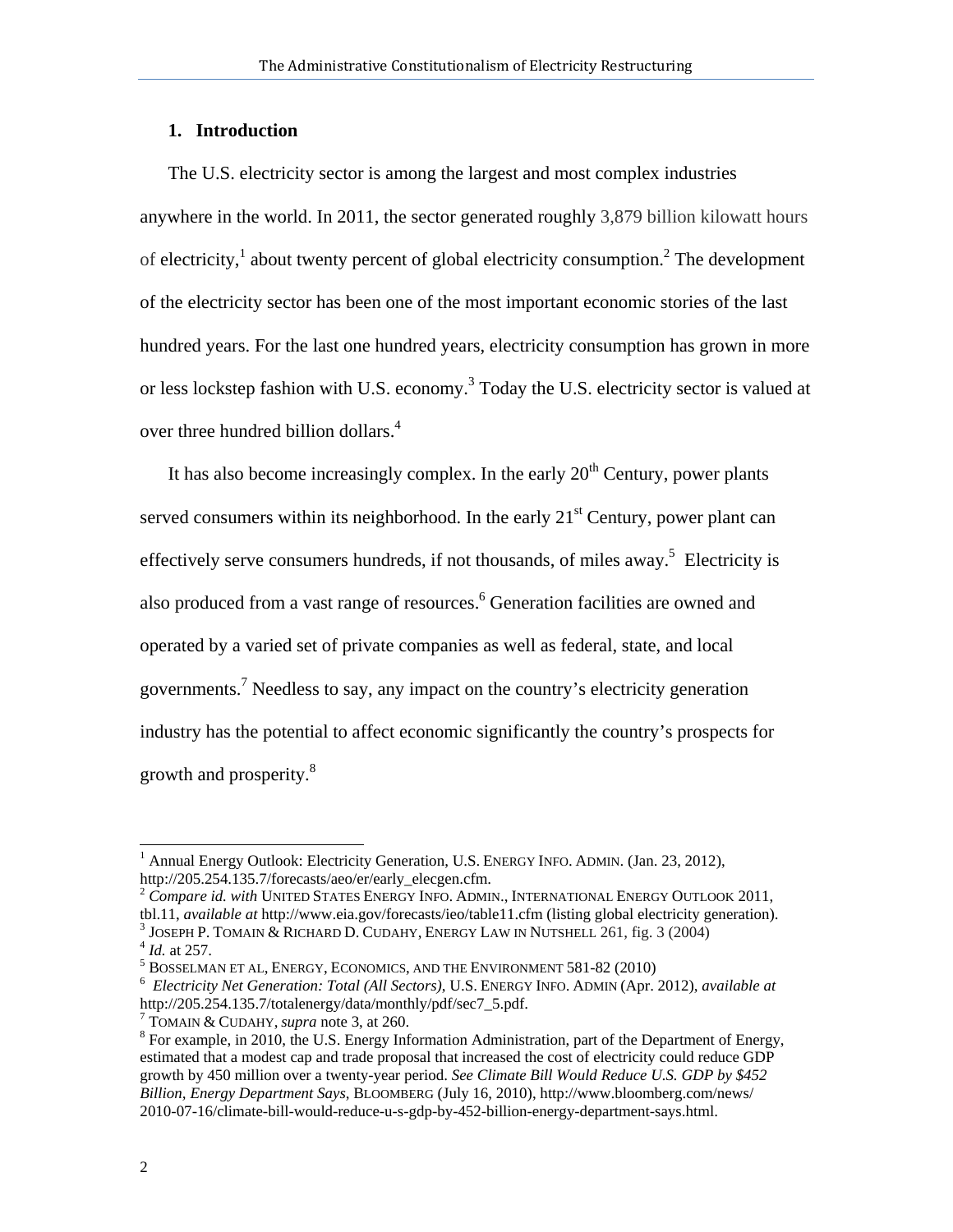## 1. Introduction

The U.S. electricity sector is among the largest and most complex industries anywhere in the world. In 2011, the sector generated roughly 3,879 billion kilowatt hours of electricity,[1] about twenty percent of global electricity consumption.[2] The development of the electricity sector has been one of the most important economic stories of the last hundred years. For the last one hundred years, electricity consumption has grown in more or less lockstep fashion with U.S. economy.[3] Today the U.S. electricity sector is valued at over three hundred billion dollars.[4]

It has also become increasingly complex. In the early 20th Century, power plants served consumers within its neighborhood. In the early 21st Century, power plant can effectively serve consumers hundreds, if not thousands, of miles away.[5] Electricity is also produced from a vast range of resources.[6] Generation facilities are owned and operated by a varied set of private companies as well as federal, state, and local governments.[7] Needless to say, any impact on the country's electricity generation industry has the potential to affect economic significantly the country's prospects for growth and prosperity.[8]

---

[1] Annual Energy Outlook: Electricity Generation, U.S. ENERGY INFO. ADMIN. (Jan. 23, 2012), http://205.254.135.7/forecasts/aeo/er/early_elecgen.cfm.

[2] *Compare id. with* UNITED STATES ENERGY INFO. ADMIN., INTERNATIONAL ENERGY OUTLOOK 2011, tbl.11, *available at* http://www.eia.gov/forecasts/ieo/table11.cfm (listing global electricity generation).

[3] JOSEPH P. TOMAIN & RICHARD D. CUDAHY, ENERGY LAW IN NUTSHELL 261, fig. 3 (2004)

[4] *Id.* at 257.

[5] BOSSELMAN ET AL, ENERGY, ECONOMICS, AND THE ENVIRONMENT 581-82 (2010)

[6] *Electricity Net Generation: Total (All Sectors)*, U.S. ENERGY INFO. ADMIN (Apr. 2012), *available at* http://205.254.135.7/totalenergy/data/monthly/pdf/sec7_5.pdf.

[7] TOMAIN & CUDAHY, *supra* note 3, at 260.

[8] For example, in 2010, the U.S. Energy Information Administration, part of the Department of Energy, estimated that a modest cap and trade proposal that increased the cost of electricity could reduce GDP growth by 450 million over a twenty-year period. *See Climate Bill Would Reduce U.S. GDP by $452 Billion, Energy Department Says*, BLOOMBERG (July 16, 2010), http://www.bloomberg.com/news/2010-07-16/climate-bill-would-reduce-u-s-gdp-by-452-billion-energy-department-says.html.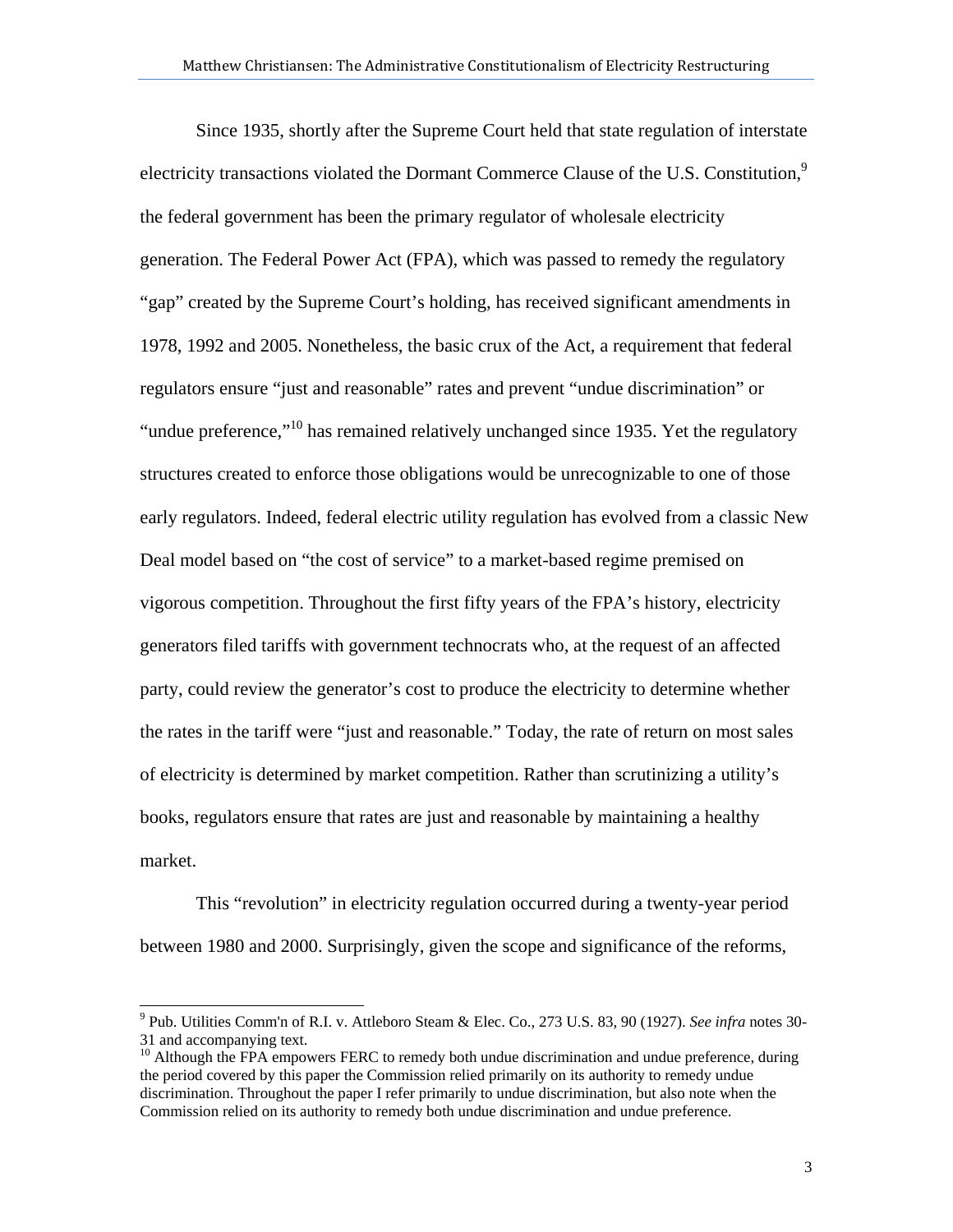Since 1935, shortly after the Supreme Court held that state regulation of interstate electricity transactions violated the Dormant Commerce Clause of the U.S. Constitution,[9] the federal government has been the primary regulator of wholesale electricity generation. The Federal Power Act (FPA), which was passed to remedy the regulatory "gap" created by the Supreme Court's holding, has received significant amendments in 1978, 1992 and 2005. Nonetheless, the basic crux of the Act, a requirement that federal regulators ensure "just and reasonable" rates and prevent "undue discrimination" or "undue preference,"[10] has remained relatively unchanged since 1935. Yet the regulatory structures created to enforce those obligations would be unrecognizable to one of those early regulators. Indeed, federal electric utility regulation has evolved from a classic New Deal model based on "the cost of service" to a market-based regime premised on vigorous competition. Throughout the first fifty years of the FPA's history, electricity generators filed tariffs with government technocrats who, at the request of an affected party, could review the generator's cost to produce the electricity to determine whether the rates in the tariff were "just and reasonable." Today, the rate of return on most sales of electricity is determined by market competition. Rather than scrutinizing a utility's books, regulators ensure that rates are just and reasonable by maintaining a healthy market.

This "revolution" in electricity regulation occurred during a twenty-year period between 1980 and 2000. Surprisingly, given the scope and significance of the reforms,

---

[9] Pub. Utilities Comm'n of R.I. v. Attleboro Steam & Elec. Co., 273 U.S. 83, 90 (1927). *See infra* notes 30-31 and accompanying text.

[10] Although the FPA empowers FERC to remedy both undue discrimination and undue preference, during the period covered by this paper the Commission relied primarily on its authority to remedy undue discrimination. Throughout the paper I refer primarily to undue discrimination, but also note when the Commission relied on its authority to remedy both undue discrimination and undue preference.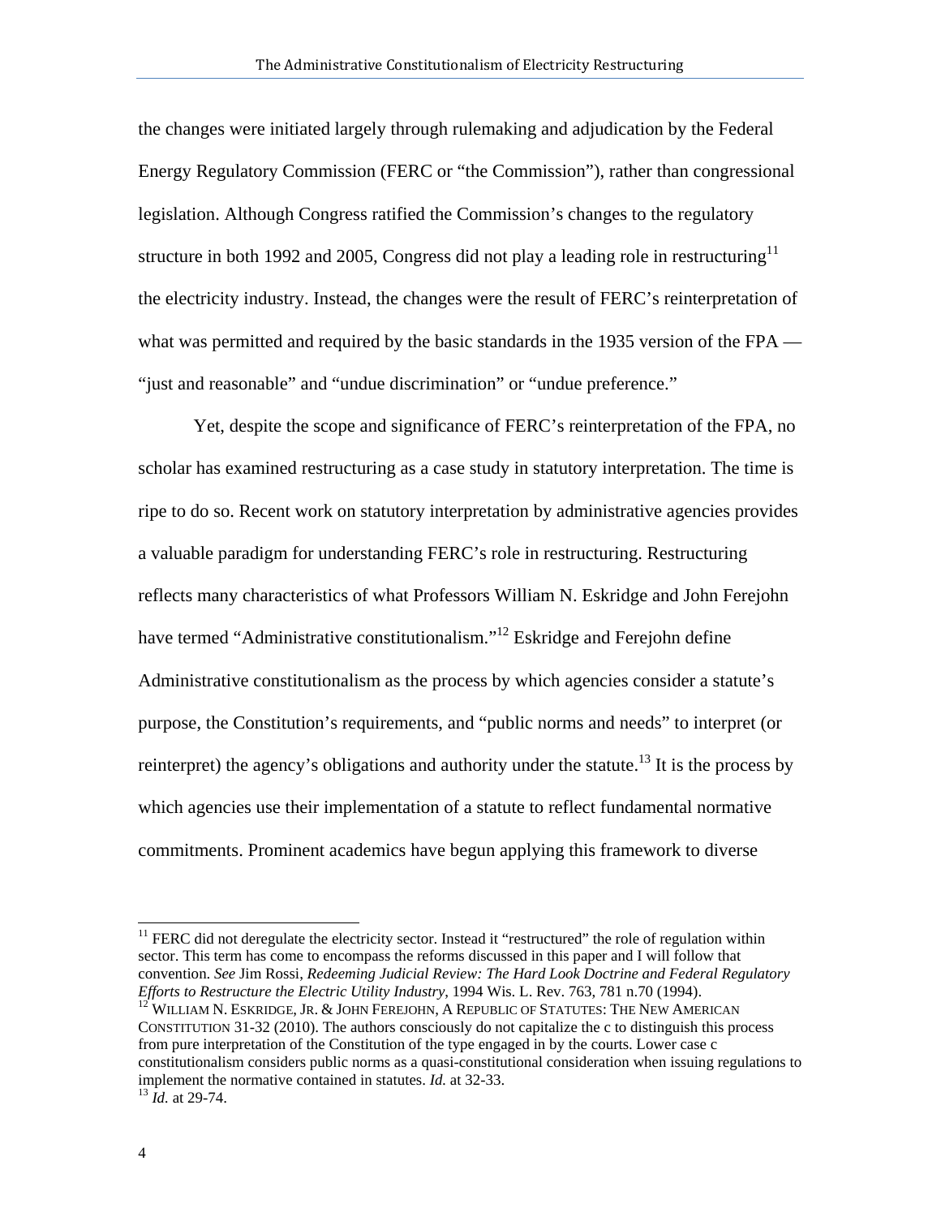the changes were initiated largely through rulemaking and adjudication by the Federal Energy Regulatory Commission (FERC or "the Commission"), rather than congressional legislation. Although Congress ratified the Commission's changes to the regulatory structure in both 1992 and 2005, Congress did not play a leading role in restructuring[11] the electricity industry. Instead, the changes were the result of FERC's reinterpretation of what was permitted and required by the basic standards in the 1935 version of the FPA — "just and reasonable" and "undue discrimination" or "undue preference."

Yet, despite the scope and significance of FERC's reinterpretation of the FPA, no scholar has examined restructuring as a case study in statutory interpretation. The time is ripe to do so. Recent work on statutory interpretation by administrative agencies provides a valuable paradigm for understanding FERC's role in restructuring. Restructuring reflects many characteristics of what Professors William N. Eskridge and John Ferejohn have termed "Administrative constitutionalism."[12] Eskridge and Ferejohn define Administrative constitutionalism as the process by which agencies consider a statute's purpose, the Constitution's requirements, and "public norms and needs" to interpret (or reinterpret) the agency's obligations and authority under the statute.[13] It is the process by which agencies use their implementation of a statute to reflect fundamental normative commitments. Prominent academics have begun applying this framework to diverse

---

[11] FERC did not deregulate the electricity sector. Instead it "restructured" the role of regulation within sector. This term has come to encompass the reforms discussed in this paper and I will follow that convention. *See* Jim Rossi, *Redeeming Judicial Review: The Hard Look Doctrine and Federal Regulatory Efforts to Restructure the Electric Utility Industry*, 1994 Wis. L. Rev. 763, 781 n.70 (1994).

[12] WILLIAM N. ESKRIDGE, JR. & JOHN FEREJOHN, A REPUBLIC OF STATUTES: THE NEW AMERICAN CONSTITUTION 31-32 (2010). The authors consciously do not capitalize the c to distinguish this process from pure interpretation of the Constitution of the type engaged in by the courts. Lower case c constitutionalism considers public norms as a quasi-constitutional consideration when issuing regulations to implement the normative contained in statutes. *Id.* at 32-33.

[13] *Id.* at 29-74.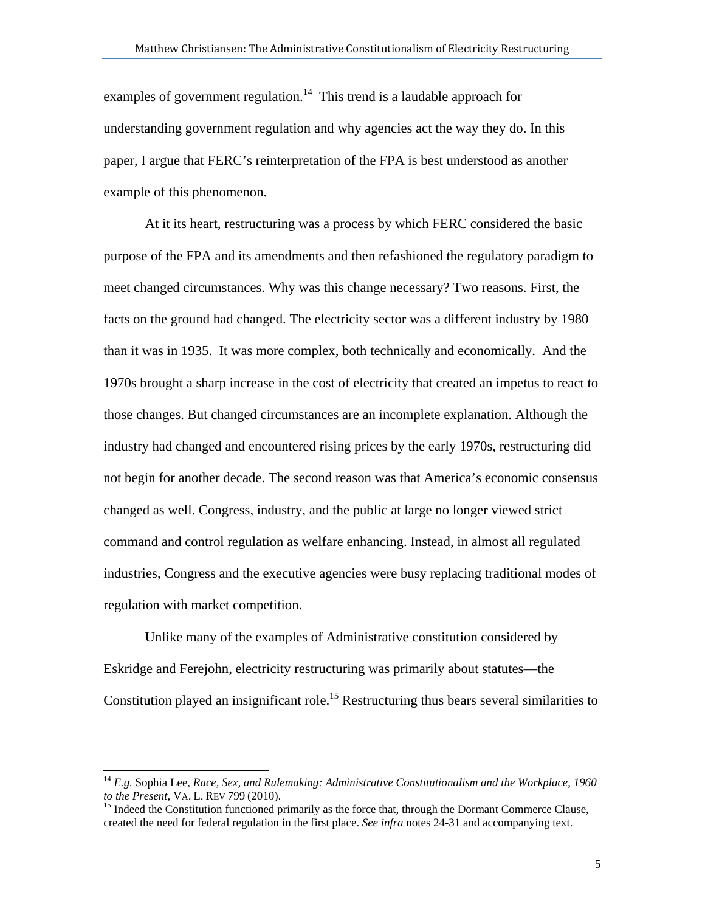examples of government regulation.[14] This trend is a laudable approach for understanding government regulation and why agencies act the way they do. In this paper, I argue that FERC's reinterpretation of the FPA is best understood as another example of this phenomenon.

At it its heart, restructuring was a process by which FERC considered the basic purpose of the FPA and its amendments and then refashioned the regulatory paradigm to meet changed circumstances. Why was this change necessary? Two reasons. First, the facts on the ground had changed. The electricity sector was a different industry by 1980 than it was in 1935. It was more complex, both technically and economically. And the 1970s brought a sharp increase in the cost of electricity that created an impetus to react to those changes. But changed circumstances are an incomplete explanation. Although the industry had changed and encountered rising prices by the early 1970s, restructuring did not begin for another decade. The second reason was that America's economic consensus changed as well. Congress, industry, and the public at large no longer viewed strict command and control regulation as welfare enhancing. Instead, in almost all regulated industries, Congress and the executive agencies were busy replacing traditional modes of regulation with market competition.

Unlike many of the examples of Administrative constitution considered by Eskridge and Ferejohn, electricity restructuring was primarily about statutes—the Constitution played an insignificant role.[15] Restructuring thus bears several similarities to

---

[14] *E.g.* Sophia Lee, *Race, Sex, and Rulemaking: Administrative Constitutionalism and the Workplace, 1960 to the Present*, VA. L. REV 799 (2010).

[15] Indeed the Constitution functioned primarily as the force that, through the Dormant Commerce Clause, created the need for federal regulation in the first place. *See infra* notes 24-31 and accompanying text.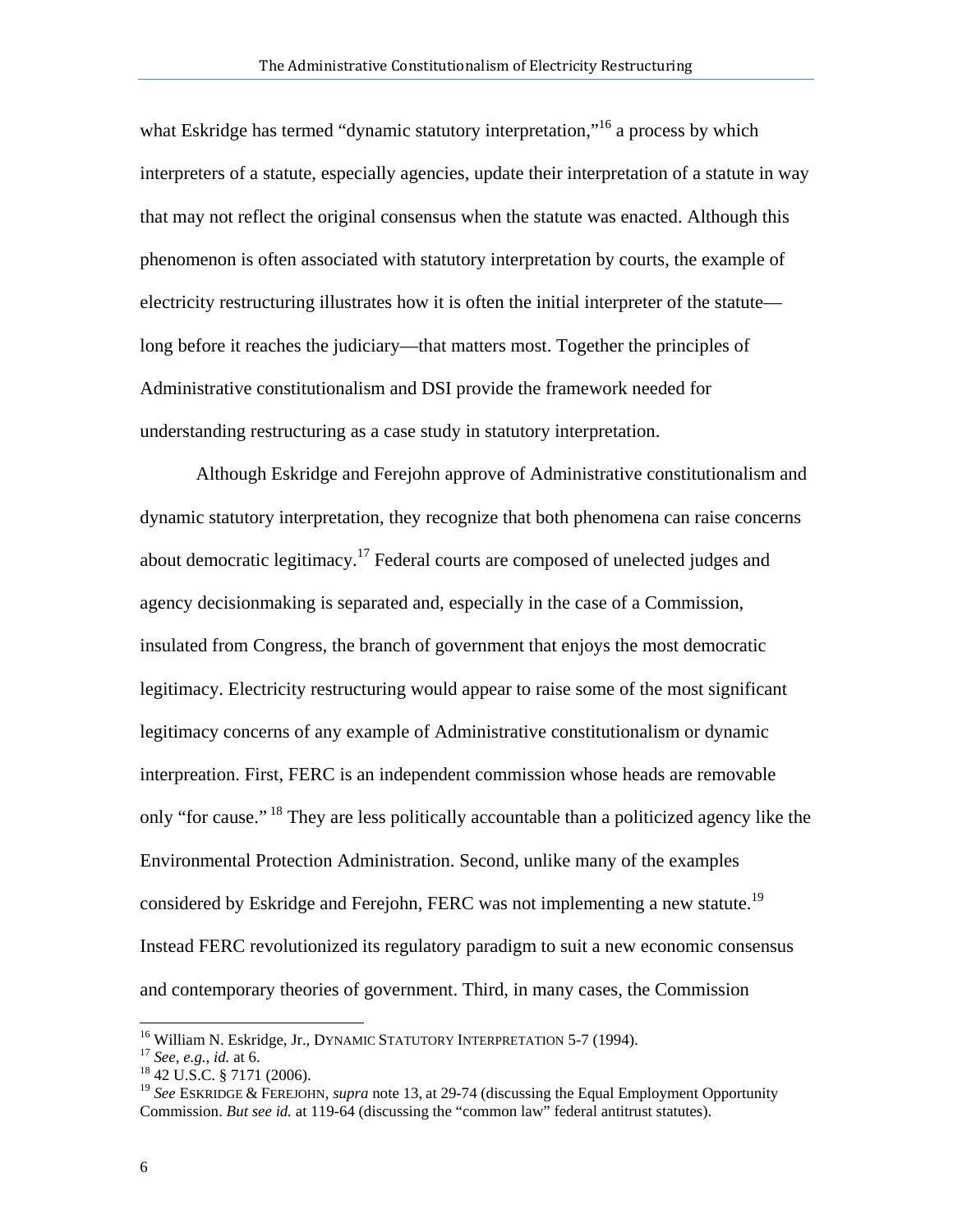what Eskridge has termed "dynamic statutory interpretation,"[16] a process by which interpreters of a statute, especially agencies, update their interpretation of a statute in way that may not reflect the original consensus when the statute was enacted. Although this phenomenon is often associated with statutory interpretation by courts, the example of electricity restructuring illustrates how it is often the initial interpreter of the statute—long before it reaches the judiciary—that matters most. Together the principles of Administrative constitutionalism and DSI provide the framework needed for understanding restructuring as a case study in statutory interpretation.

Although Eskridge and Ferejohn approve of Administrative constitutionalism and dynamic statutory interpretation, they recognize that both phenomena can raise concerns about democratic legitimacy.[17] Federal courts are composed of unelected judges and agency decisionmaking is separated and, especially in the case of a Commission, insulated from Congress, the branch of government that enjoys the most democratic legitimacy. Electricity restructuring would appear to raise some of the most significant legitimacy concerns of any example of Administrative constitutionalism or dynamic interpreation. First, FERC is an independent commission whose heads are removable only "for cause."[18] They are less politically accountable than a politicized agency like the Environmental Protection Administration. Second, unlike many of the examples considered by Eskridge and Ferejohn, FERC was not implementing a new statute.[19] Instead FERC revolutionized its regulatory paradigm to suit a new economic consensus and contemporary theories of government. Third, in many cases, the Commission

---

[16] William N. Eskridge, Jr., DYNAMIC STATUTORY INTERPRETATION 5-7 (1994).

[17] *See, e.g., id.* at 6.

[18] 42 U.S.C. § 7171 (2006).

[19] *See* ESKRIDGE & FEREJOHN, *supra* note 13, at 29-74 (discussing the Equal Employment Opportunity Commission. *But see id.* at 119-64 (discussing the "common law" federal antitrust statutes).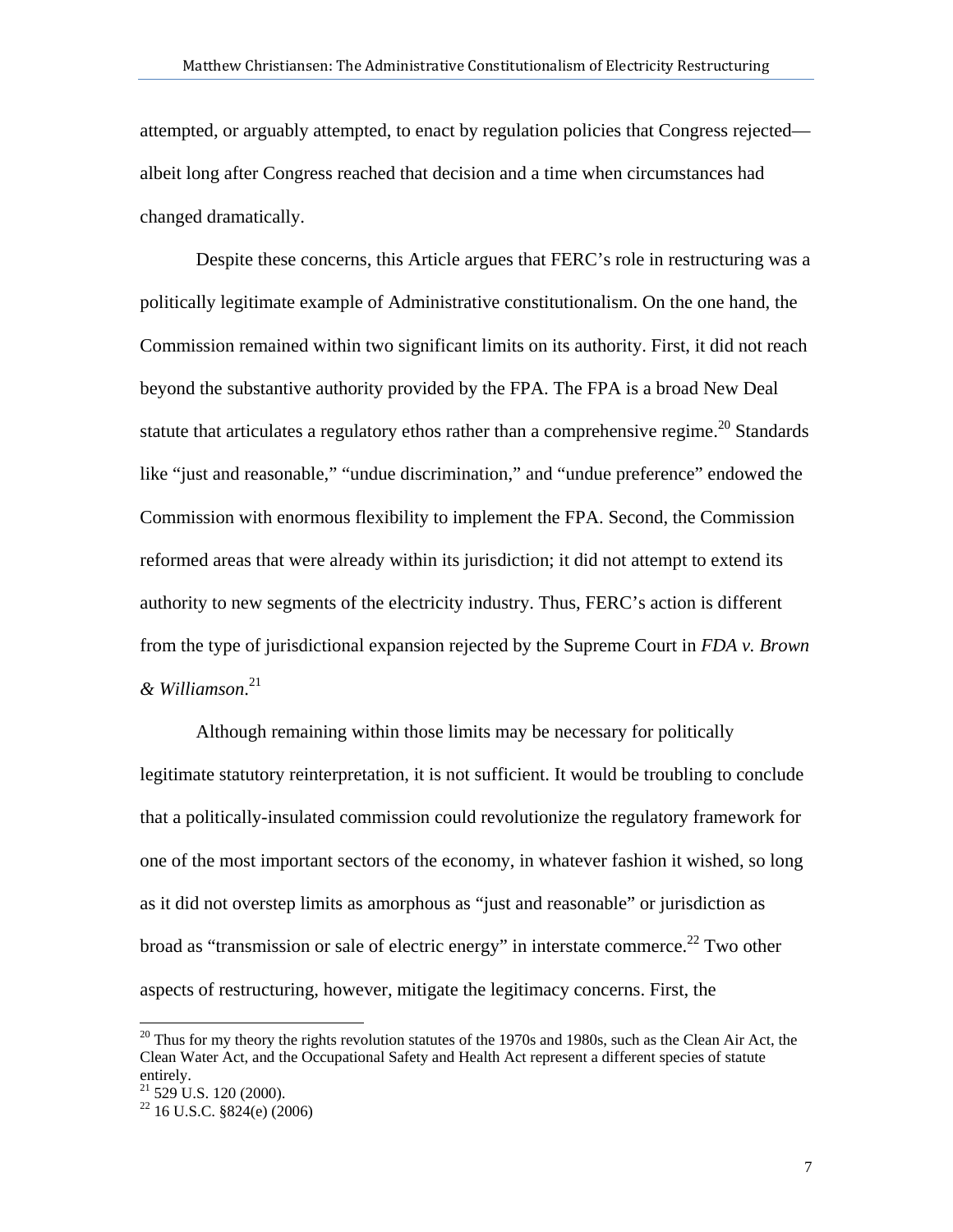attempted, or arguably attempted, to enact by regulation policies that Congress rejected—albeit long after Congress reached that decision and a time when circumstances had changed dramatically.

Despite these concerns, this Article argues that FERC's role in restructuring was a politically legitimate example of Administrative constitutionalism. On the one hand, the Commission remained within two significant limits on its authority. First, it did not reach beyond the substantive authority provided by the FPA. The FPA is a broad New Deal statute that articulates a regulatory ethos rather than a comprehensive regime.[20] Standards like "just and reasonable," "undue discrimination," and "undue preference" endowed the Commission with enormous flexibility to implement the FPA. Second, the Commission reformed areas that were already within its jurisdiction; it did not attempt to extend its authority to new segments of the electricity industry. Thus, FERC's action is different from the type of jurisdictional expansion rejected by the Supreme Court in *FDA v. Brown & Williamson*.[21]

Although remaining within those limits may be necessary for politically legitimate statutory reinterpretation, it is not sufficient. It would be troubling to conclude that a politically-insulated commission could revolutionize the regulatory framework for one of the most important sectors of the economy, in whatever fashion it wished, so long as it did not overstep limits as amorphous as "just and reasonable" or jurisdiction as broad as "transmission or sale of electric energy" in interstate commerce.[22] Two other aspects of restructuring, however, mitigate the legitimacy concerns. First, the

---

[20] Thus for my theory the rights revolution statutes of the 1970s and 1980s, such as the Clean Air Act, the Clean Water Act, and the Occupational Safety and Health Act represent a different species of statute entirely.

[21] 529 U.S. 120 (2000).

[22] 16 U.S.C. §824(e) (2006)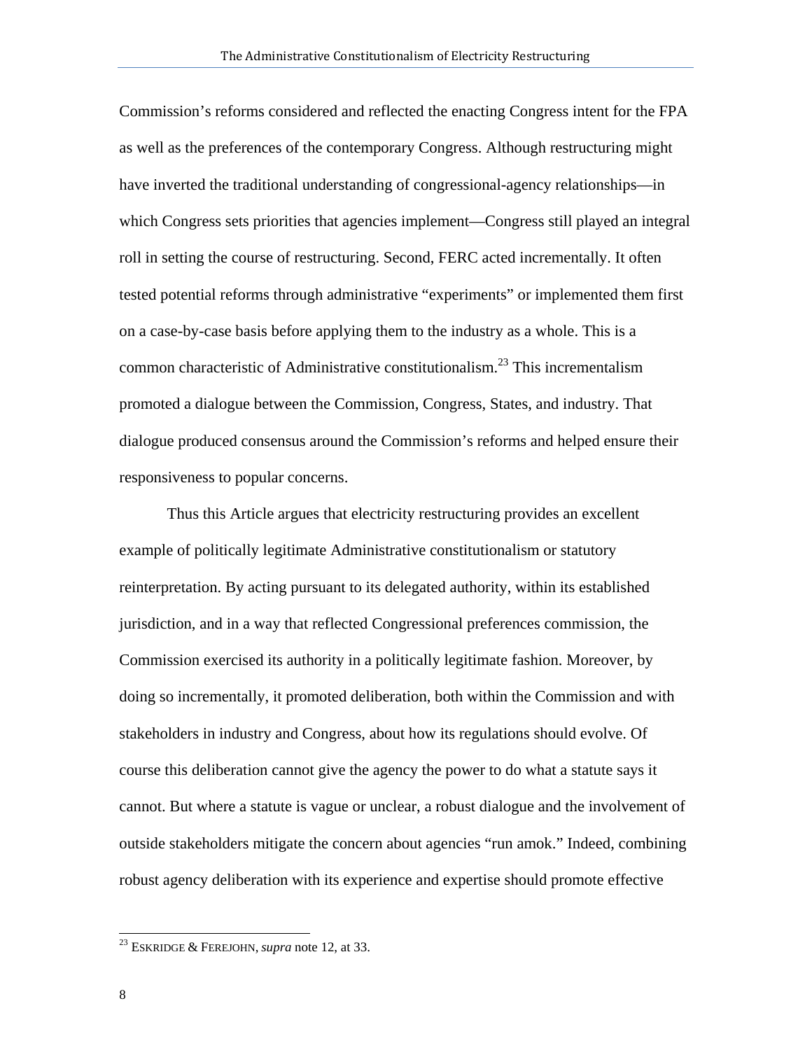Commission's reforms considered and reflected the enacting Congress intent for the FPA as well as the preferences of the contemporary Congress. Although restructuring might have inverted the traditional understanding of congressional-agency relationships—in which Congress sets priorities that agencies implement—Congress still played an integral roll in setting the course of restructuring. Second, FERC acted incrementally. It often tested potential reforms through administrative "experiments" or implemented them first on a case-by-case basis before applying them to the industry as a whole. This is a common characteristic of Administrative constitutionalism.[23] This incrementalism promoted a dialogue between the Commission, Congress, States, and industry. That dialogue produced consensus around the Commission's reforms and helped ensure their responsiveness to popular concerns.

Thus this Article argues that electricity restructuring provides an excellent example of politically legitimate Administrative constitutionalism or statutory reinterpretation. By acting pursuant to its delegated authority, within its established jurisdiction, and in a way that reflected Congressional preferences commission, the Commission exercised its authority in a politically legitimate fashion. Moreover, by doing so incrementally, it promoted deliberation, both within the Commission and with stakeholders in industry and Congress, about how its regulations should evolve. Of course this deliberation cannot give the agency the power to do what a statute says it cannot. But where a statute is vague or unclear, a robust dialogue and the involvement of outside stakeholders mitigate the concern about agencies "run amok." Indeed, combining robust agency deliberation with its experience and expertise should promote effective

[23] ESKRIDGE & FEREJOHN, *supra* note 12, at 33.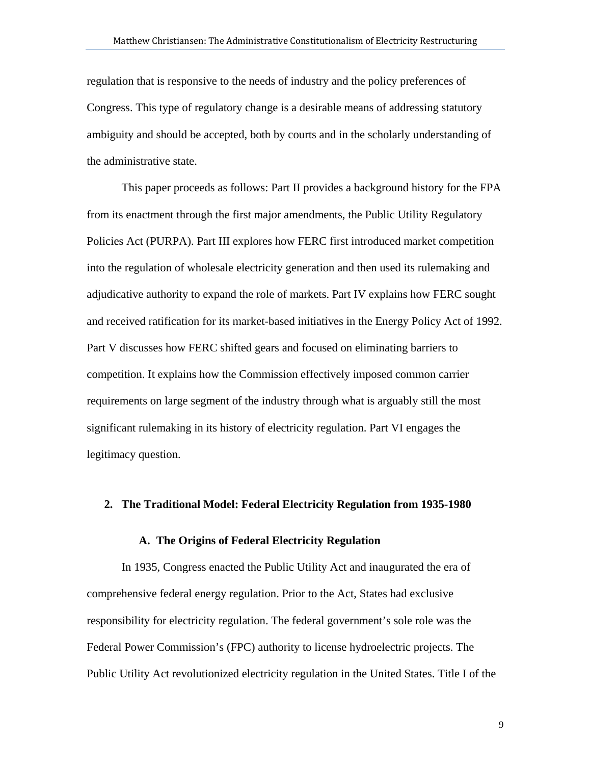regulation that is responsive to the needs of industry and the policy preferences of Congress. This type of regulatory change is a desirable means of addressing statutory ambiguity and should be accepted, both by courts and in the scholarly understanding of the administrative state.

This paper proceeds as follows: Part II provides a background history for the FPA from its enactment through the first major amendments, the Public Utility Regulatory Policies Act (PURPA). Part III explores how FERC first introduced market competition into the regulation of wholesale electricity generation and then used its rulemaking and adjudicative authority to expand the role of markets. Part IV explains how FERC sought and received ratification for its market-based initiatives in the Energy Policy Act of 1992. Part V discusses how FERC shifted gears and focused on eliminating barriers to competition. It explains how the Commission effectively imposed common carrier requirements on large segment of the industry through what is arguably still the most significant rulemaking in its history of electricity regulation. Part VI engages the legitimacy question.

## 2. The Traditional Model: Federal Electricity Regulation from 1935-1980

### A. The Origins of Federal Electricity Regulation

In 1935, Congress enacted the Public Utility Act and inaugurated the era of comprehensive federal energy regulation. Prior to the Act, States had exclusive responsibility for electricity regulation. The federal government's sole role was the Federal Power Commission's (FPC) authority to license hydroelectric projects. The Public Utility Act revolutionized electricity regulation in the United States. Title I of the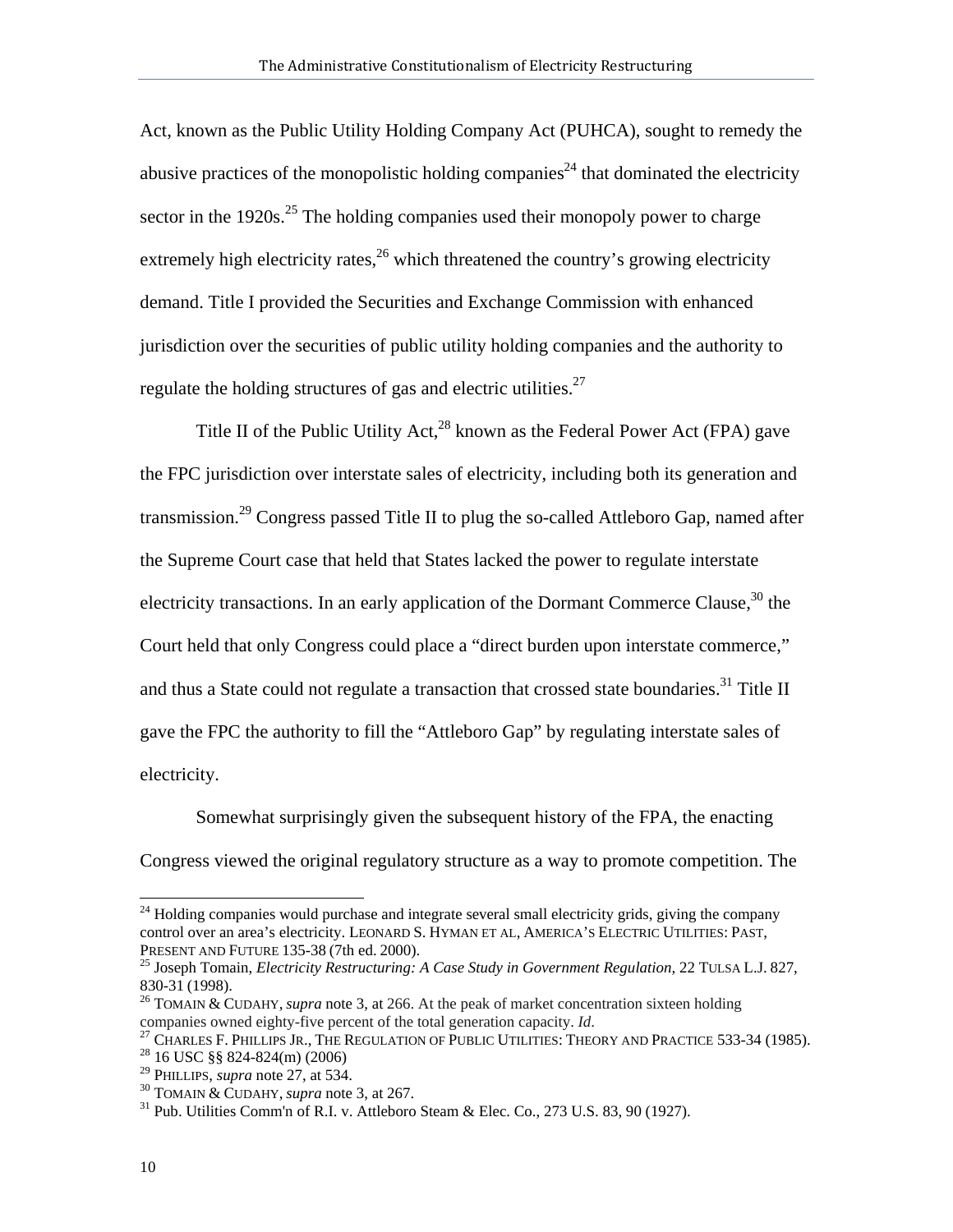Act, known as the Public Utility Holding Company Act (PUHCA), sought to remedy the abusive practices of the monopolistic holding companies[24] that dominated the electricity sector in the 1920s.[25] The holding companies used their monopoly power to charge extremely high electricity rates,[26] which threatened the country's growing electricity demand. Title I provided the Securities and Exchange Commission with enhanced jurisdiction over the securities of public utility holding companies and the authority to regulate the holding structures of gas and electric utilities.[27]

Title II of the Public Utility Act,[28] known as the Federal Power Act (FPA) gave the FPC jurisdiction over interstate sales of electricity, including both its generation and transmission.[29] Congress passed Title II to plug the so-called Attleboro Gap, named after the Supreme Court case that held that States lacked the power to regulate interstate electricity transactions. In an early application of the Dormant Commerce Clause,[30] the Court held that only Congress could place a "direct burden upon interstate commerce," and thus a State could not regulate a transaction that crossed state boundaries.[31] Title II gave the FPC the authority to fill the "Attleboro Gap" by regulating interstate sales of electricity.

Somewhat surprisingly given the subsequent history of the FPA, the enacting Congress viewed the original regulatory structure as a way to promote competition. The

---

[24] Holding companies would purchase and integrate several small electricity grids, giving the company control over an area's electricity. LEONARD S. HYMAN ET AL, AMERICA'S ELECTRIC UTILITIES: PAST, PRESENT AND FUTURE 135-38 (7th ed. 2000).

[25] Joseph Tomain, *Electricity Restructuring: A Case Study in Government Regulation,* 22 TULSA L.J. 827, 830-31 (1998).

[26] TOMAIN & CUDAHY, *supra* note 3, at 266. At the peak of market concentration sixteen holding companies owned eighty-five percent of the total generation capacity. *Id*.

[27] CHARLES F. PHILLIPS JR., THE REGULATION OF PUBLIC UTILITIES: THEORY AND PRACTICE 533-34 (1985).

[28] 16 USC §§ 824-824(m) (2006)

[29] PHILLIPS, *supra* note 27, at 534.

[30] TOMAIN & CUDAHY, *supra* note 3, at 267.

[31] Pub. Utilities Comm'n of R.I. v. Attleboro Steam & Elec. Co., 273 U.S. 83, 90 (1927).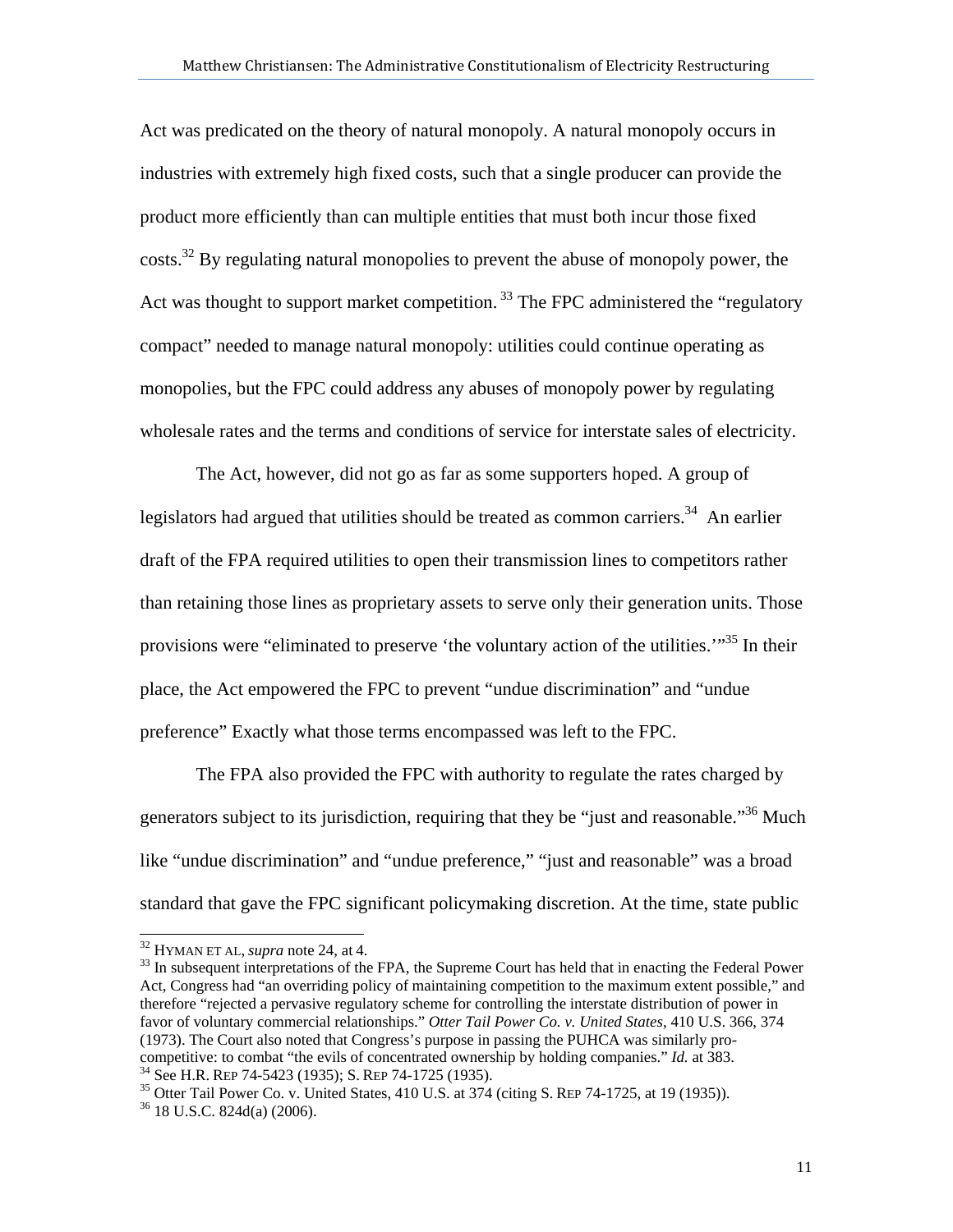Act was predicated on the theory of natural monopoly. A natural monopoly occurs in industries with extremely high fixed costs, such that a single producer can provide the product more efficiently than can multiple entities that must both incur those fixed costs.[32] By regulating natural monopolies to prevent the abuse of monopoly power, the Act was thought to support market competition.[33] The FPC administered the "regulatory compact" needed to manage natural monopoly: utilities could continue operating as monopolies, but the FPC could address any abuses of monopoly power by regulating wholesale rates and the terms and conditions of service for interstate sales of electricity.

The Act, however, did not go as far as some supporters hoped. A group of legislators had argued that utilities should be treated as common carriers.[34] An earlier draft of the FPA required utilities to open their transmission lines to competitors rather than retaining those lines as proprietary assets to serve only their generation units. Those provisions were "eliminated to preserve 'the voluntary action of the utilities.'"[35] In their place, the Act empowered the FPC to prevent "undue discrimination" and "undue preference" Exactly what those terms encompassed was left to the FPC.

The FPA also provided the FPC with authority to regulate the rates charged by generators subject to its jurisdiction, requiring that they be "just and reasonable."[36] Much like "undue discrimination" and "undue preference," "just and reasonable" was a broad standard that gave the FPC significant policymaking discretion. At the time, state public

---

[32] HYMAN ET AL, *supra* note 24, at 4.

[33] In subsequent interpretations of the FPA, the Supreme Court has held that in enacting the Federal Power Act, Congress had "an overriding policy of maintaining competition to the maximum extent possible," and therefore "rejected a pervasive regulatory scheme for controlling the interstate distribution of power in favor of voluntary commercial relationships." *Otter Tail Power Co. v. United States*, 410 U.S. 366, 374 (1973). The Court also noted that Congress's purpose in passing the PUHCA was similarly pro-competitive: to combat "the evils of concentrated ownership by holding companies." *Id.* at 383.

[34] See H.R. REP 74-5423 (1935); S. REP 74-1725 (1935).

[35] Otter Tail Power Co. v. United States, 410 U.S. at 374 (citing S. REP 74-1725, at 19 (1935)).

[36] 18 U.S.C. 824d(a) (2006).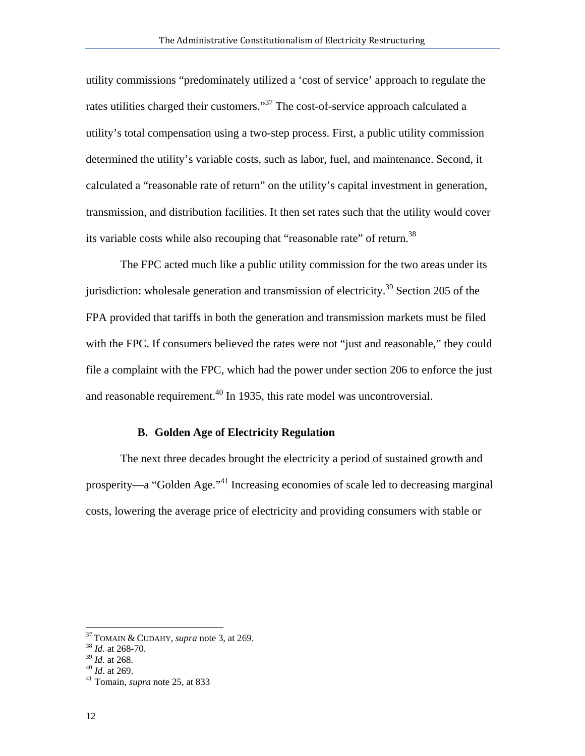utility commissions "predominately utilized a 'cost of service' approach to regulate the rates utilities charged their customers."[37] The cost-of-service approach calculated a utility's total compensation using a two-step process. First, a public utility commission determined the utility's variable costs, such as labor, fuel, and maintenance. Second, it calculated a "reasonable rate of return" on the utility's capital investment in generation, transmission, and distribution facilities. It then set rates such that the utility would cover its variable costs while also recouping that "reasonable rate" of return.[38]

The FPC acted much like a public utility commission for the two areas under its jurisdiction: wholesale generation and transmission of electricity.[39] Section 205 of the FPA provided that tariffs in both the generation and transmission markets must be filed with the FPC. If consumers believed the rates were not "just and reasonable," they could file a complaint with the FPC, which had the power under section 206 to enforce the just and reasonable requirement.[40] In 1935, this rate model was uncontroversial.

### B. Golden Age of Electricity Regulation

The next three decades brought the electricity a period of sustained growth and prosperity—a "Golden Age."[41] Increasing economies of scale led to decreasing marginal costs, lowering the average price of electricity and providing consumers with stable or

---

[37] TOMAIN & CUDAHY, *supra* note 3, at 269.
[38] *Id.* at 268-70.
[39] *Id.* at 268.
[40] *Id*. at 269.
[41] Tomain, *supra* note 25, at 833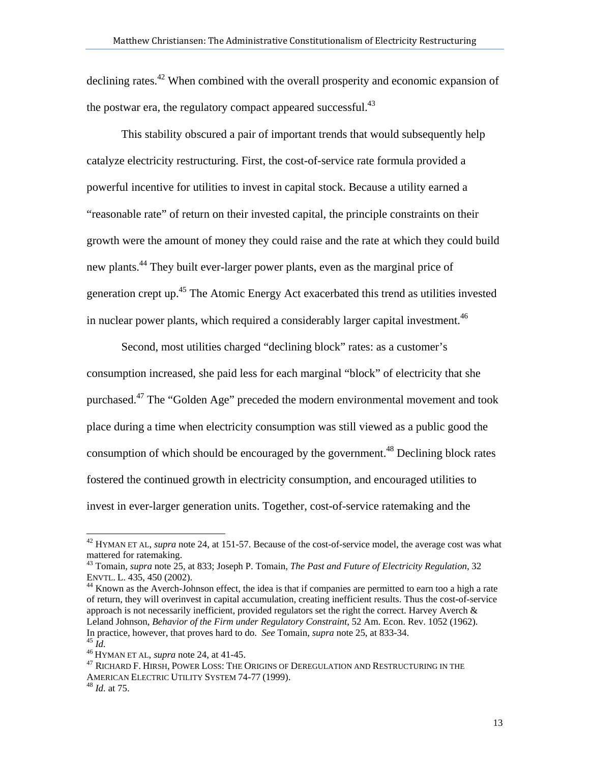declining rates.[42] When combined with the overall prosperity and economic expansion of the postwar era, the regulatory compact appeared successful.[43]

This stability obscured a pair of important trends that would subsequently help catalyze electricity restructuring. First, the cost-of-service rate formula provided a powerful incentive for utilities to invest in capital stock. Because a utility earned a "reasonable rate" of return on their invested capital, the principle constraints on their growth were the amount of money they could raise and the rate at which they could build new plants.[44] They built ever-larger power plants, even as the marginal price of generation crept up.[45] The Atomic Energy Act exacerbated this trend as utilities invested in nuclear power plants, which required a considerably larger capital investment.[46]

Second, most utilities charged "declining block" rates: as a customer's consumption increased, she paid less for each marginal "block" of electricity that she purchased.[47] The "Golden Age" preceded the modern environmental movement and took place during a time when electricity consumption was still viewed as a public good the consumption of which should be encouraged by the government.[48] Declining block rates fostered the continued growth in electricity consumption, and encouraged utilities to invest in ever-larger generation units. Together, cost-of-service ratemaking and the

---

[42] HYMAN ET AL, *supra* note 24, at 151-57. Because of the cost-of-service model, the average cost was what mattered for ratemaking.

[43] Tomain, *supra* note 25, at 833; Joseph P. Tomain, *The Past and Future of Electricity Regulation*, 32 ENVTL. L. 435, 450 (2002).

[44] Known as the Averch-Johnson effect, the idea is that if companies are permitted to earn too a high a rate of return, they will overinvest in capital accumulation, creating inefficient results. Thus the cost-of-service approach is not necessarily inefficient, provided regulators set the right the correct. Harvey Averch & Leland Johnson, *Behavior of the Firm under Regulatory Constraint*, 52 Am. Econ. Rev. 1052 (1962). In practice, however, that proves hard to do. *See* Tomain, *supra* note 25, at 833-34.

[45] *Id*.

[46] HYMAN ET AL, *supra* note 24, at 41-45.

[47] RICHARD F. HIRSH, POWER LOSS: THE ORIGINS OF DEREGULATION AND RESTRUCTURING IN THE AMERICAN ELECTRIC UTILITY SYSTEM 74-77 (1999).

[48] *Id*. at 75.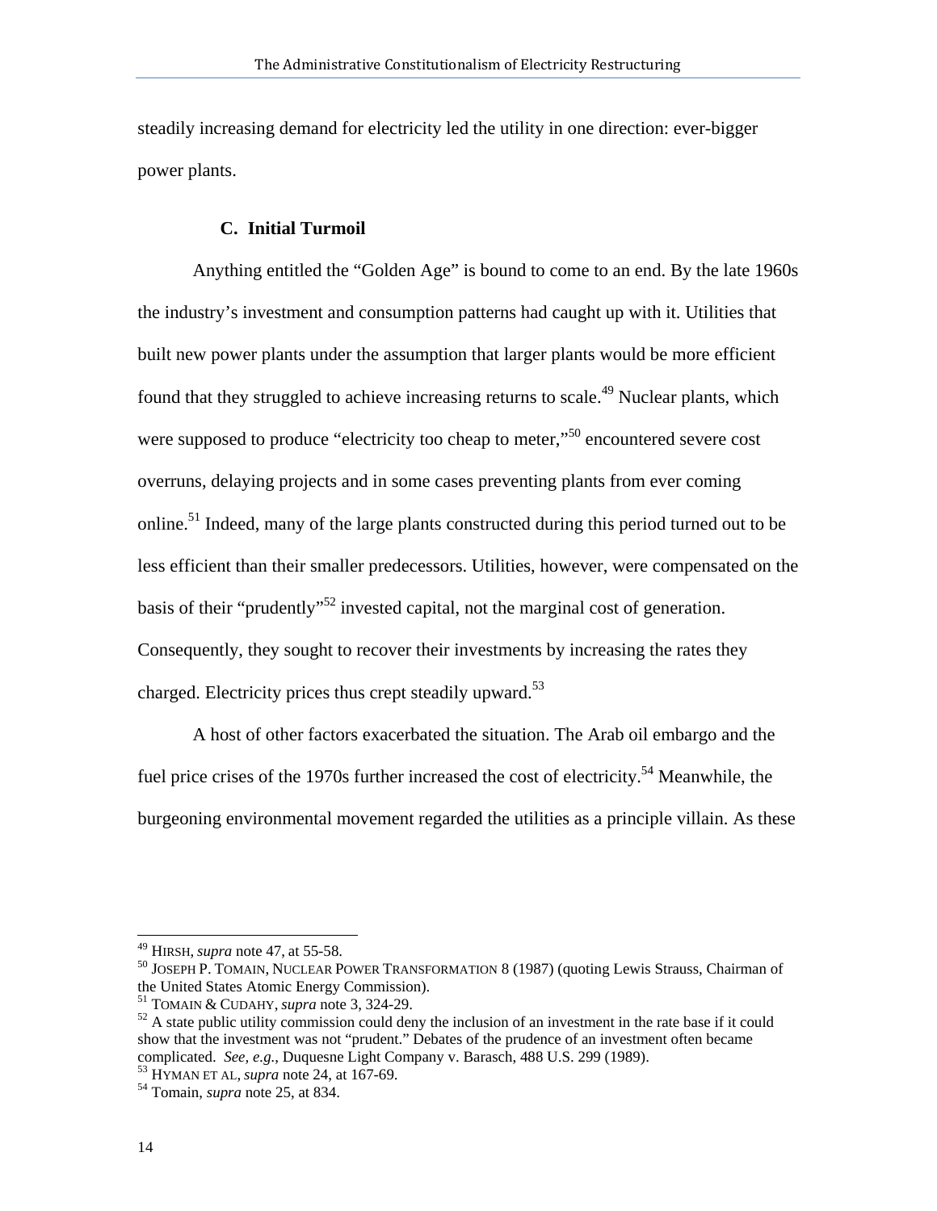steadily increasing demand for electricity led the utility in one direction: ever-bigger power plants.

### C. Initial Turmoil

Anything entitled the "Golden Age" is bound to come to an end. By the late 1960s the industry's investment and consumption patterns had caught up with it. Utilities that built new power plants under the assumption that larger plants would be more efficient found that they struggled to achieve increasing returns to scale.[49] Nuclear plants, which were supposed to produce "electricity too cheap to meter,"[50] encountered severe cost overruns, delaying projects and in some cases preventing plants from ever coming online.[51] Indeed, many of the large plants constructed during this period turned out to be less efficient than their smaller predecessors. Utilities, however, were compensated on the basis of their "prudently"[52] invested capital, not the marginal cost of generation. Consequently, they sought to recover their investments by increasing the rates they charged. Electricity prices thus crept steadily upward.[53]

A host of other factors exacerbated the situation. The Arab oil embargo and the fuel price crises of the 1970s further increased the cost of electricity.[54] Meanwhile, the burgeoning environmental movement regarded the utilities as a principle villain. As these

---

[49] HIRSH, *supra* note 47, at 55-58.

[50] JOSEPH P. TOMAIN, NUCLEAR POWER TRANSFORMATION 8 (1987) (quoting Lewis Strauss, Chairman of the United States Atomic Energy Commission).

[51] TOMAIN & CUDAHY, *supra* note 3, 324-29.

[52] A state public utility commission could deny the inclusion of an investment in the rate base if it could show that the investment was not "prudent." Debates of the prudence of an investment often became complicated. *See, e.g.*, Duquesne Light Company v. Barasch, 488 U.S. 299 (1989).

[53] HYMAN ET AL, *supra* note 24, at 167-69.

[54] Tomain, *supra* note 25, at 834.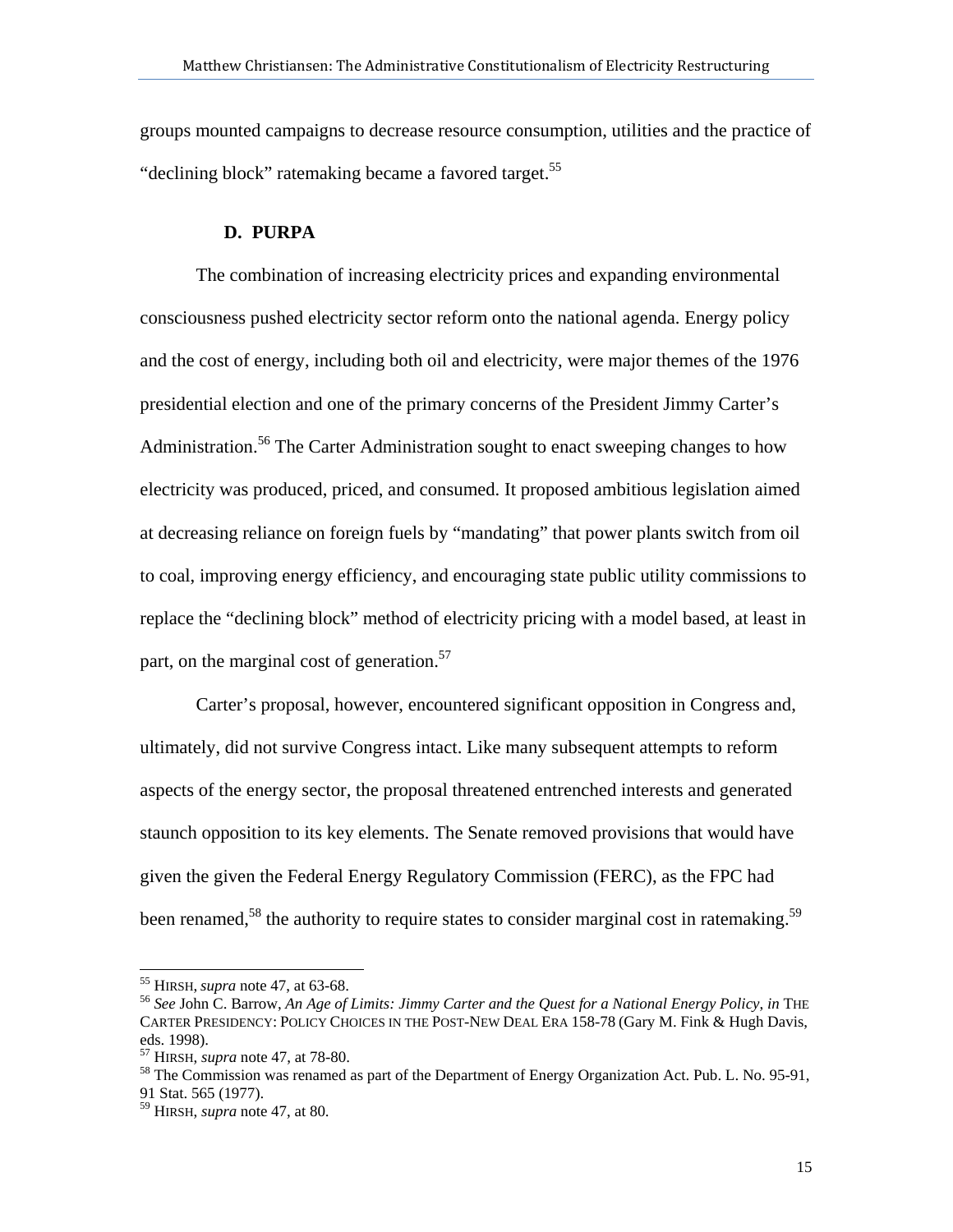groups mounted campaigns to decrease resource consumption, utilities and the practice of "declining block" ratemaking became a favored target.[55]

### D. PURPA

The combination of increasing electricity prices and expanding environmental consciousness pushed electricity sector reform onto the national agenda. Energy policy and the cost of energy, including both oil and electricity, were major themes of the 1976 presidential election and one of the primary concerns of the President Jimmy Carter's Administration.[56] The Carter Administration sought to enact sweeping changes to how electricity was produced, priced, and consumed. It proposed ambitious legislation aimed at decreasing reliance on foreign fuels by "mandating" that power plants switch from oil to coal, improving energy efficiency, and encouraging state public utility commissions to replace the "declining block" method of electricity pricing with a model based, at least in part, on the marginal cost of generation.[57]

Carter's proposal, however, encountered significant opposition in Congress and, ultimately, did not survive Congress intact. Like many subsequent attempts to reform aspects of the energy sector, the proposal threatened entrenched interests and generated staunch opposition to its key elements. The Senate removed provisions that would have given the given the Federal Energy Regulatory Commission (FERC), as the FPC had been renamed,[58] the authority to require states to consider marginal cost in ratemaking.[59]

---

[55] HIRSH, *supra* note 47, at 63-68.

[56] *See* John C. Barrow, *An Age of Limits: Jimmy Carter and the Quest for a National Energy Policy*, *in* THE CARTER PRESIDENCY: POLICY CHOICES IN THE POST-NEW DEAL ERA 158-78 (Gary M. Fink & Hugh Davis, eds. 1998).

[57] HIRSH, *supra* note 47, at 78-80.

[58] The Commission was renamed as part of the Department of Energy Organization Act. Pub. L. No. 95-91, 91 Stat. 565 (1977).

[59] HIRSH, *supra* note 47, at 80.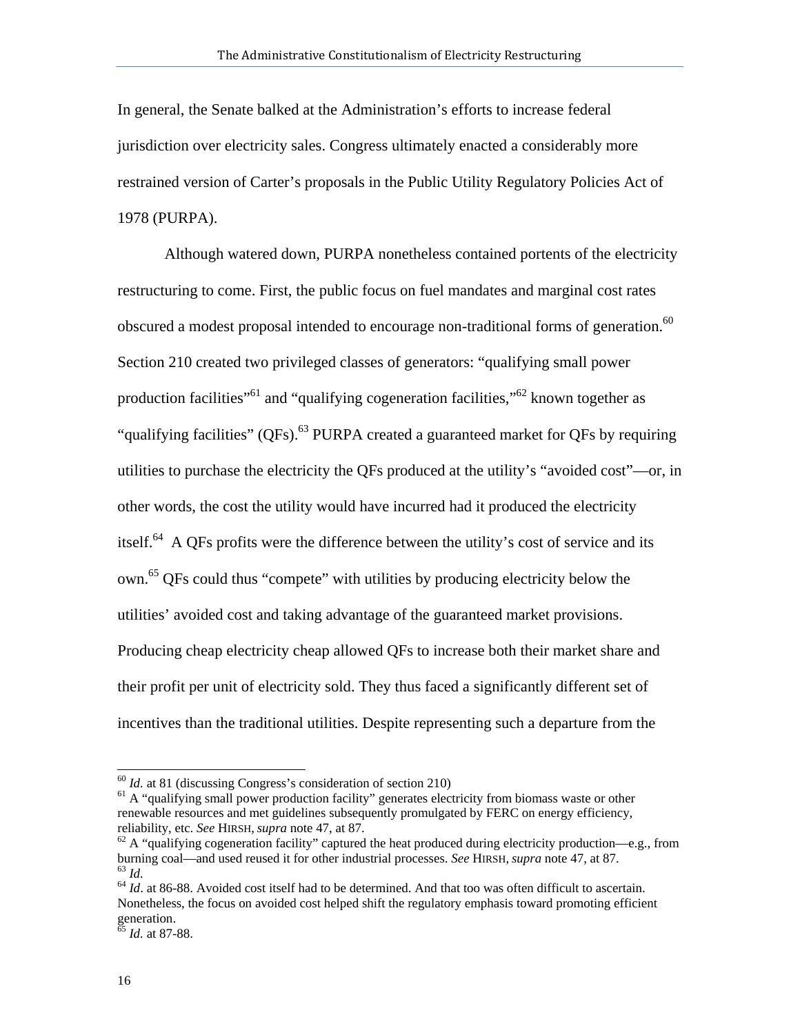In general, the Senate balked at the Administration's efforts to increase federal jurisdiction over electricity sales. Congress ultimately enacted a considerably more restrained version of Carter's proposals in the Public Utility Regulatory Policies Act of 1978 (PURPA).

Although watered down, PURPA nonetheless contained portents of the electricity restructuring to come. First, the public focus on fuel mandates and marginal cost rates obscured a modest proposal intended to encourage non-traditional forms of generation.[60] Section 210 created two privileged classes of generators: "qualifying small power production facilities"[61] and "qualifying cogeneration facilities,"[62] known together as "qualifying facilities" (QFs).[63] PURPA created a guaranteed market for QFs by requiring utilities to purchase the electricity the QFs produced at the utility's "avoided cost"—or, in other words, the cost the utility would have incurred had it produced the electricity itself.[64] A QFs profits were the difference between the utility's cost of service and its own.[65] QFs could thus "compete" with utilities by producing electricity below the utilities' avoided cost and taking advantage of the guaranteed market provisions. Producing cheap electricity cheap allowed QFs to increase both their market share and their profit per unit of electricity sold. They thus faced a significantly different set of incentives than the traditional utilities. Despite representing such a departure from the

---

[60] *Id.* at 81 (discussing Congress's consideration of section 210)

[61] A "qualifying small power production facility" generates electricity from biomass waste or other renewable resources and met guidelines subsequently promulgated by FERC on energy efficiency, reliability, etc. *See* HIRSH, *supra* note 47, at 87.

[62] A "qualifying cogeneration facility" captured the heat produced during electricity production—e.g., from burning coal—and used reused it for other industrial processes. *See* HIRSH, *supra* note 47, at 87.

[63] *Id*.

[64] *Id*. at 86-88. Avoided cost itself had to be determined. And that too was often difficult to ascertain. Nonetheless, the focus on avoided cost helped shift the regulatory emphasis toward promoting efficient generation.

[65] *Id.* at 87-88.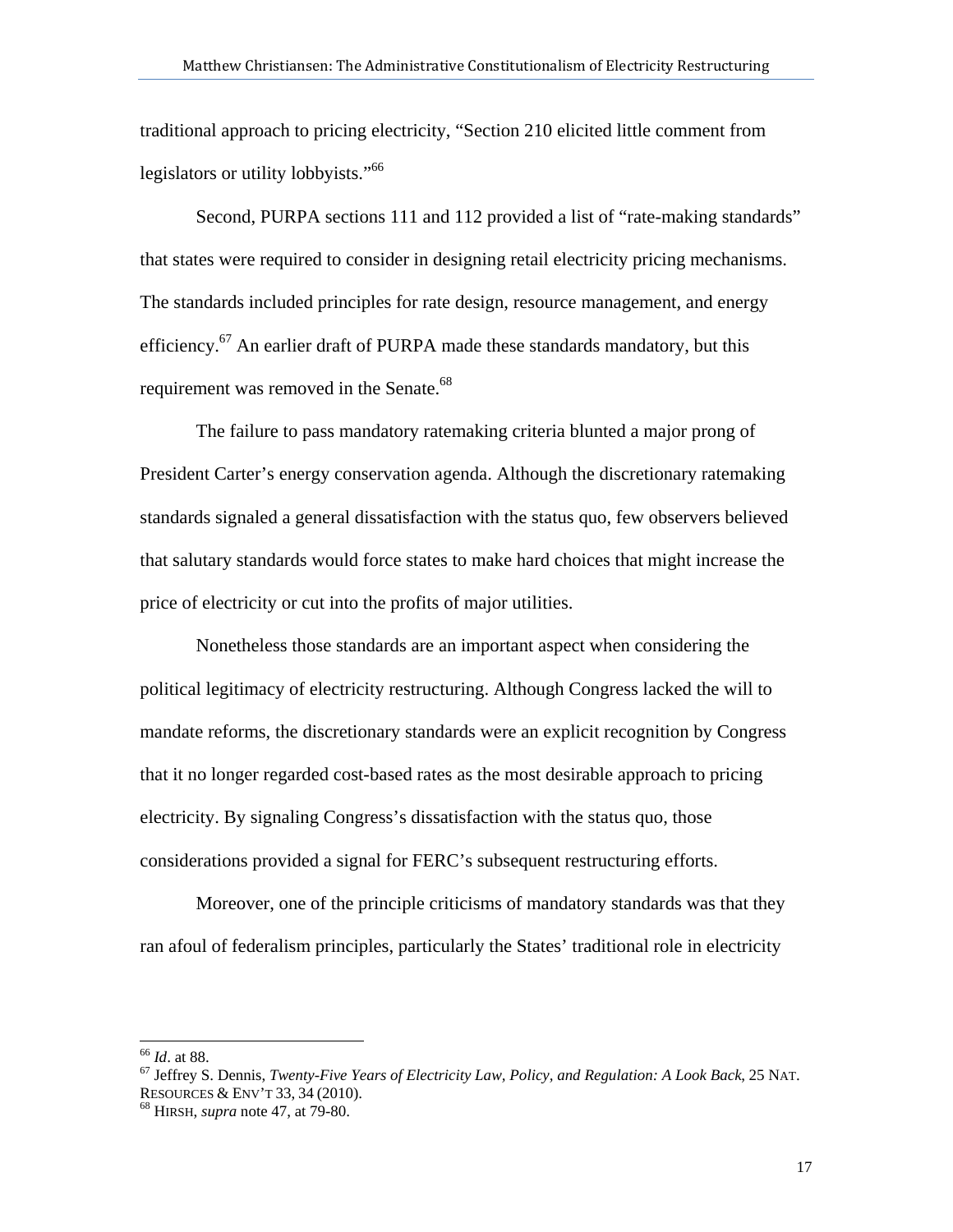traditional approach to pricing electricity, "Section 210 elicited little comment from legislators or utility lobbyists."[66]

Second, PURPA sections 111 and 112 provided a list of "rate-making standards" that states were required to consider in designing retail electricity pricing mechanisms. The standards included principles for rate design, resource management, and energy efficiency.[67] An earlier draft of PURPA made these standards mandatory, but this requirement was removed in the Senate.[68]

The failure to pass mandatory ratemaking criteria blunted a major prong of President Carter's energy conservation agenda. Although the discretionary ratemaking standards signaled a general dissatisfaction with the status quo, few observers believed that salutary standards would force states to make hard choices that might increase the price of electricity or cut into the profits of major utilities.

Nonetheless those standards are an important aspect when considering the political legitimacy of electricity restructuring. Although Congress lacked the will to mandate reforms, the discretionary standards were an explicit recognition by Congress that it no longer regarded cost-based rates as the most desirable approach to pricing electricity. By signaling Congress's dissatisfaction with the status quo, those considerations provided a signal for FERC's subsequent restructuring efforts.

Moreover, one of the principle criticisms of mandatory standards was that they ran afoul of federalism principles, particularly the States' traditional role in electricity

---

[66] *Id*. at 88.

[67] Jeffrey S. Dennis, *Twenty-Five Years of Electricity Law, Policy, and Regulation: A Look Back*, 25 NAT. RESOURCES & ENV'T 33, 34 (2010).

[68] HIRSH, *supra* note 47, at 79-80.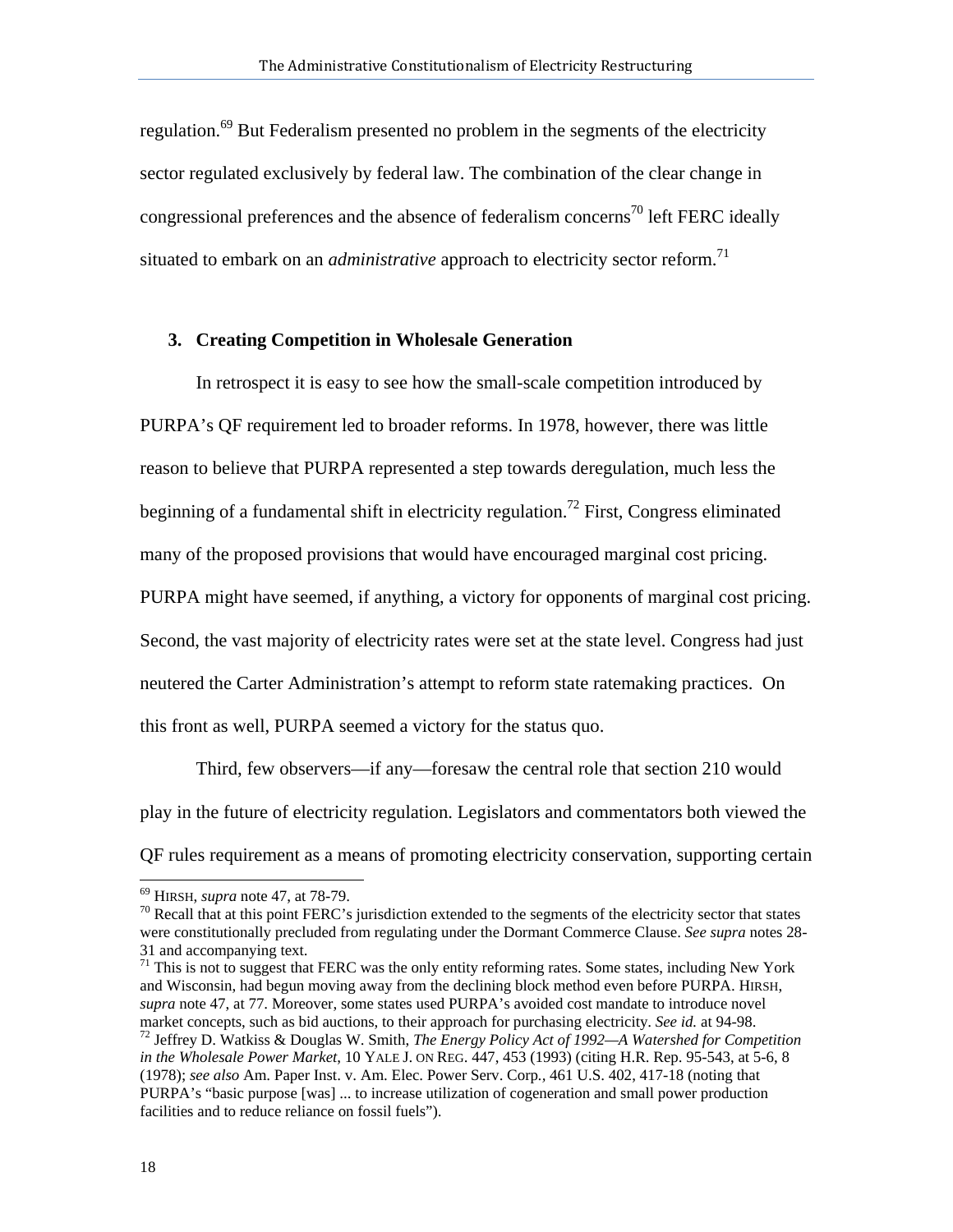regulation.[69] But Federalism presented no problem in the segments of the electricity sector regulated exclusively by federal law. The combination of the clear change in congressional preferences and the absence of federalism concerns[70] left FERC ideally situated to embark on an *administrative* approach to electricity sector reform.[71]

### 3. Creating Competition in Wholesale Generation

In retrospect it is easy to see how the small-scale competition introduced by PURPA's QF requirement led to broader reforms. In 1978, however, there was little reason to believe that PURPA represented a step towards deregulation, much less the beginning of a fundamental shift in electricity regulation.[72] First, Congress eliminated many of the proposed provisions that would have encouraged marginal cost pricing. PURPA might have seemed, if anything, a victory for opponents of marginal cost pricing. Second, the vast majority of electricity rates were set at the state level. Congress had just neutered the Carter Administration's attempt to reform state ratemaking practices. On this front as well, PURPA seemed a victory for the status quo.

Third, few observers—if any—foresaw the central role that section 210 would play in the future of electricity regulation. Legislators and commentators both viewed the QF rules requirement as a means of promoting electricity conservation, supporting certain

---

[69] HIRSH, *supra* note 47, at 78-79.

[70] Recall that at this point FERC's jurisdiction extended to the segments of the electricity sector that states were constitutionally precluded from regulating under the Dormant Commerce Clause. *See supra* notes 28-31 and accompanying text.

[71] This is not to suggest that FERC was the only entity reforming rates. Some states, including New York and Wisconsin, had begun moving away from the declining block method even before PURPA. HIRSH, *supra* note 47, at 77. Moreover, some states used PURPA's avoided cost mandate to introduce novel market concepts, such as bid auctions, to their approach for purchasing electricity. *See id.* at 94-98.

[72] Jeffrey D. Watkiss & Douglas W. Smith, *The Energy Policy Act of 1992—A Watershed for Competition in the Wholesale Power Market*, 10 YALE J. ON REG. 447, 453 (1993) (citing H.R. Rep. 95-543, at 5-6, 8 (1978); *see also* Am. Paper Inst. v. Am. Elec. Power Serv. Corp., 461 U.S. 402, 417-18 (noting that PURPA's "basic purpose [was] ... to increase utilization of cogeneration and small power production facilities and to reduce reliance on fossil fuels").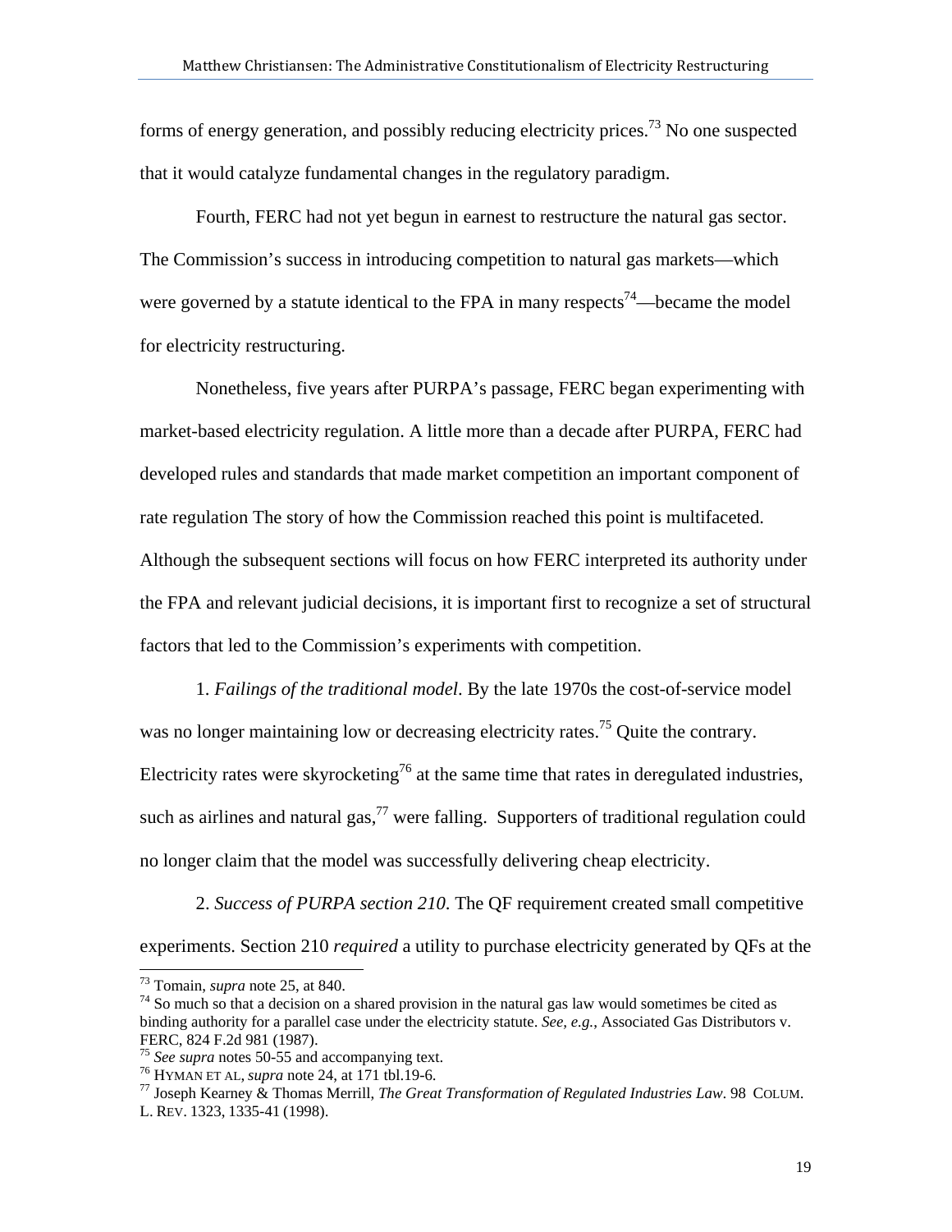forms of energy generation, and possibly reducing electricity prices.[73] No one suspected that it would catalyze fundamental changes in the regulatory paradigm.

Fourth, FERC had not yet begun in earnest to restructure the natural gas sector. The Commission's success in introducing competition to natural gas markets—which were governed by a statute identical to the FPA in many respects[74]—became the model for electricity restructuring.

Nonetheless, five years after PURPA's passage, FERC began experimenting with market-based electricity regulation. A little more than a decade after PURPA, FERC had developed rules and standards that made market competition an important component of rate regulation The story of how the Commission reached this point is multifaceted. Although the subsequent sections will focus on how FERC interpreted its authority under the FPA and relevant judicial decisions, it is important first to recognize a set of structural factors that led to the Commission's experiments with competition.

1. *Failings of the traditional model*. By the late 1970s the cost-of-service model was no longer maintaining low or decreasing electricity rates.[75] Quite the contrary. Electricity rates were skyrocketing[76] at the same time that rates in deregulated industries, such as airlines and natural gas,[77] were falling. Supporters of traditional regulation could no longer claim that the model was successfully delivering cheap electricity.

2. *Success of PURPA section 210*. The QF requirement created small competitive experiments. Section 210 *required* a utility to purchase electricity generated by QFs at the

---

[73] Tomain, *supra* note 25, at 840.

[74] So much so that a decision on a shared provision in the natural gas law would sometimes be cited as binding authority for a parallel case under the electricity statute. *See, e.g.*, Associated Gas Distributors v. FERC, 824 F.2d 981 (1987).

[75] *See supra* notes 50-55 and accompanying text.

[76] HYMAN ET AL, *supra* note 24, at 171 tbl.19-6.

[77] Joseph Kearney & Thomas Merrill, *The Great Transformation of Regulated Industries Law*. 98 COLUM. L. REV. 1323, 1335-41 (1998).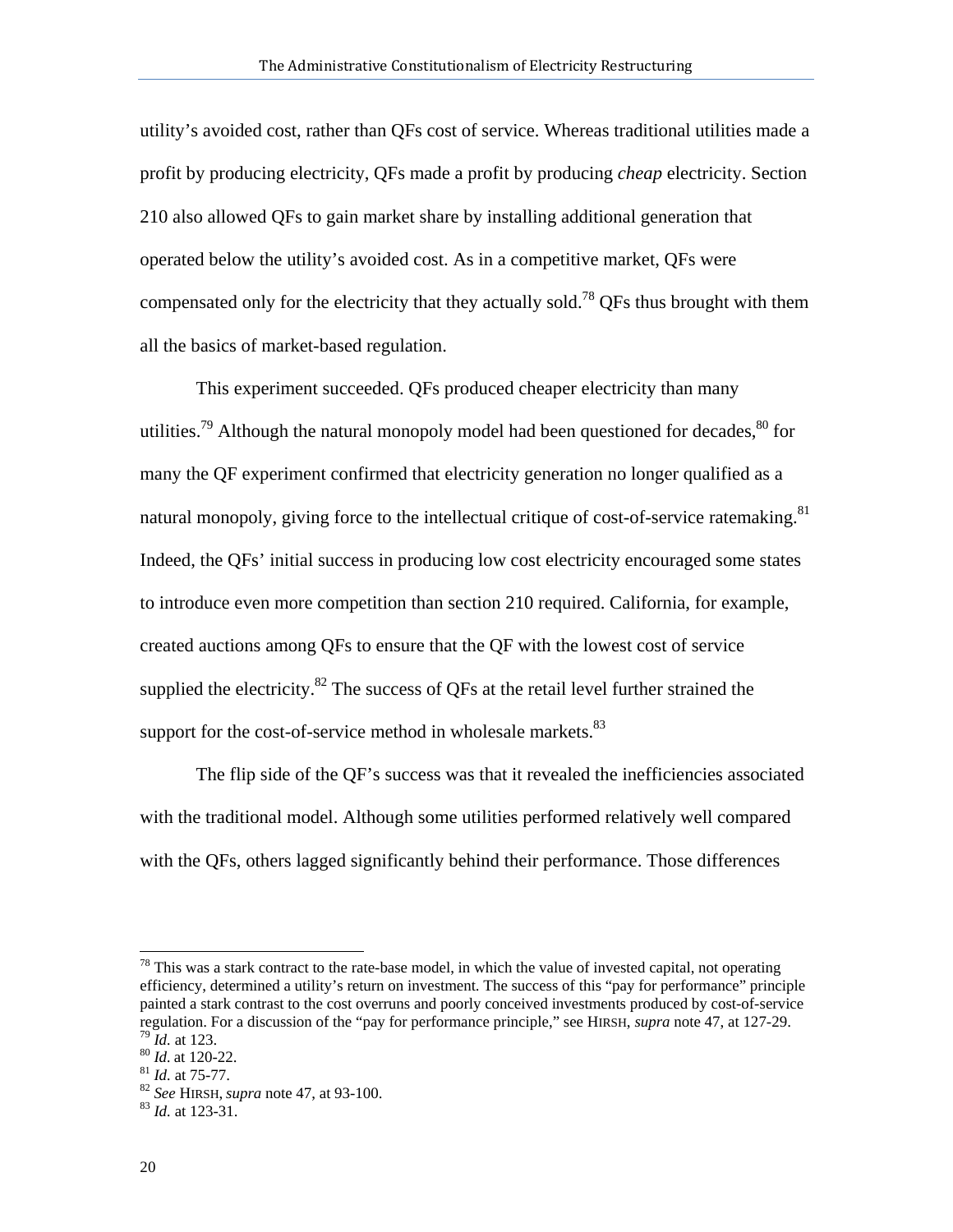utility's avoided cost, rather than QFs cost of service. Whereas traditional utilities made a profit by producing electricity, QFs made a profit by producing *cheap* electricity. Section 210 also allowed QFs to gain market share by installing additional generation that operated below the utility's avoided cost. As in a competitive market, QFs were compensated only for the electricity that they actually sold.[78] QFs thus brought with them all the basics of market-based regulation.

This experiment succeeded. QFs produced cheaper electricity than many utilities.[79] Although the natural monopoly model had been questioned for decades,[80] for many the QF experiment confirmed that electricity generation no longer qualified as a natural monopoly, giving force to the intellectual critique of cost-of-service ratemaking.[81] Indeed, the QFs' initial success in producing low cost electricity encouraged some states to introduce even more competition than section 210 required. California, for example, created auctions among QFs to ensure that the QF with the lowest cost of service supplied the electricity.[82] The success of QFs at the retail level further strained the support for the cost-of-service method in wholesale markets.[83]

The flip side of the QF's success was that it revealed the inefficiencies associated with the traditional model. Although some utilities performed relatively well compared with the QFs, others lagged significantly behind their performance. Those differences

---

[78] This was a stark contract to the rate-base model, in which the value of invested capital, not operating efficiency, determined a utility's return on investment. The success of this "pay for performance" principle painted a stark contrast to the cost overruns and poorly conceived investments produced by cost-of-service regulation. For a discussion of the "pay for performance principle," see HIRSH, *supra* note 47, at 127-29.

[79] *Id*. at 123.

[80] *Id*. at 120-22.

[81] *Id*. at 75-77.

[82] *See* HIRSH, *supra* note 47, at 93-100.

[83] *Id*. at 123-31.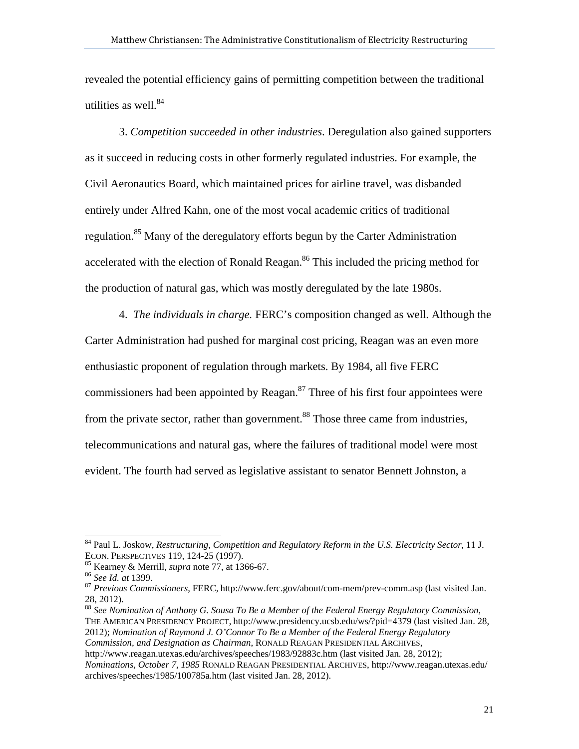revealed the potential efficiency gains of permitting competition between the traditional utilities as well.[84]

3. *Competition succeeded in other industries*. Deregulation also gained supporters as it succeed in reducing costs in other formerly regulated industries. For example, the Civil Aeronautics Board, which maintained prices for airline travel, was disbanded entirely under Alfred Kahn, one of the most vocal academic critics of traditional regulation.[85] Many of the deregulatory efforts begun by the Carter Administration accelerated with the election of Ronald Reagan.[86] This included the pricing method for the production of natural gas, which was mostly deregulated by the late 1980s.

4. *The individuals in charge.* FERC's composition changed as well. Although the Carter Administration had pushed for marginal cost pricing, Reagan was an even more enthusiastic proponent of regulation through markets. By 1984, all five FERC commissioners had been appointed by Reagan.[87] Three of his first four appointees were from the private sector, rather than government.[88] Those three came from industries, telecommunications and natural gas, where the failures of traditional model were most evident. The fourth had served as legislative assistant to senator Bennett Johnston, a

---

[84] Paul L. Joskow, *Restructuring, Competition and Regulatory Reform in the U.S. Electricity Sector*, 11 J. ECON. PERSPECTIVES 119, 124-25 (1997).

[85] Kearney & Merrill, *supra* note 77, at 1366-67.

[86] *See Id. at* 1399.

[87] *Previous Commissioners,* FERC, http://www.ferc.gov/about/com-mem/prev-comm.asp (last visited Jan. 28, 2012).

[88] *See Nomination of Anthony G. Sousa To Be a Member of the Federal Energy Regulatory Commission*, THE AMERICAN PRESIDENCY PROJECT, http://www.presidency.ucsb.edu/ws/?pid=4379 (last visited Jan. 28, 2012); *Nomination of Raymond J. O'Connor To Be a Member of the Federal Energy Regulatory Commission, and Designation as Chairman*, RONALD REAGAN PRESIDENTIAL ARCHIVES, http://www.reagan.utexas.edu/archives/speeches/1983/92883c.htm (last visited Jan. 28, 2012); *Nominations, October 7, 1985* RONALD REAGAN PRESIDENTIAL ARCHIVES, http://www.reagan.utexas.edu/archives/speeches/1985/100785a.htm (last visited Jan. 28, 2012).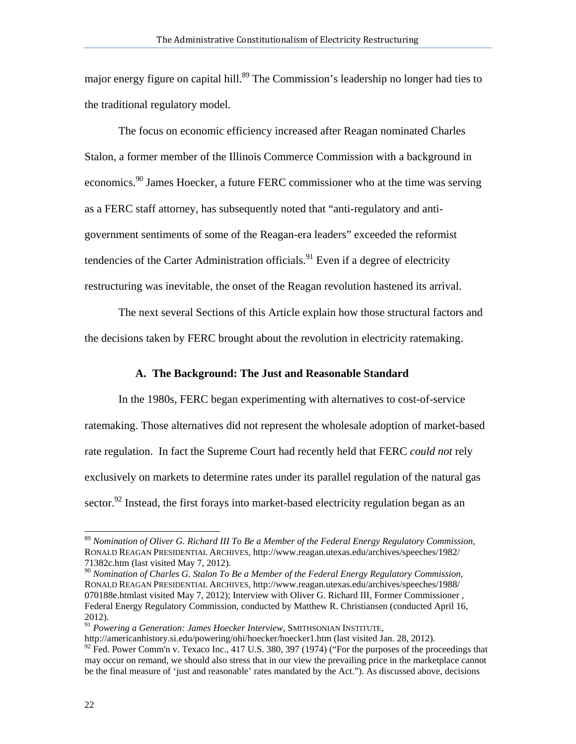major energy figure on capital hill.[89] The Commission's leadership no longer had ties to the traditional regulatory model.

The focus on economic efficiency increased after Reagan nominated Charles Stalon, a former member of the Illinois Commerce Commission with a background in economics.[90] James Hoecker, a future FERC commissioner who at the time was serving as a FERC staff attorney, has subsequently noted that "anti-regulatory and anti-government sentiments of some of the Reagan-era leaders" exceeded the reformist tendencies of the Carter Administration officials.[91] Even if a degree of electricity restructuring was inevitable, the onset of the Reagan revolution hastened its arrival.

The next several Sections of this Article explain how those structural factors and the decisions taken by FERC brought about the revolution in electricity ratemaking.

### A. The Background: The Just and Reasonable Standard

In the 1980s, FERC began experimenting with alternatives to cost-of-service ratemaking. Those alternatives did not represent the wholesale adoption of market-based rate regulation. In fact the Supreme Court had recently held that FERC *could not* rely exclusively on markets to determine rates under its parallel regulation of the natural gas sector.[92] Instead, the first forays into market-based electricity regulation began as an

---

[89] *Nomination of Oliver G. Richard III To Be a Member of the Federal Energy Regulatory Commission*, RONALD REAGAN PRESIDENTIAL ARCHIVES, http://www.reagan.utexas.edu/archives/speeches/1982/71382c.htm (last visited May 7, 2012).

[90] *Nomination of Charles G. Stalon To Be a Member of the Federal Energy Regulatory Commission*, RONALD REAGAN PRESIDENTIAL ARCHIVES, http://www.reagan.utexas.edu/archives/speeches/1988/070188e.htmlast visited May 7, 2012); Interview with Oliver G. Richard III, Former Commissioner , Federal Energy Regulatory Commission, conducted by Matthew R. Christiansen (conducted April 16, 2012).

[91] *Powering a Generation: James Hoecker Interview*, SMITHSONIAN INSTITUTE, http://americanhistory.si.edu/powering/ohi/hoecker/hoecker1.htm (last visited Jan. 28, 2012).

[92] Fed. Power Comm'n v. Texaco Inc., 417 U.S. 380, 397 (1974) ("For the purposes of the proceedings that may occur on remand, we should also stress that in our view the prevailing price in the marketplace cannot be the final measure of 'just and reasonable' rates mandated by the Act."). As discussed above, decisions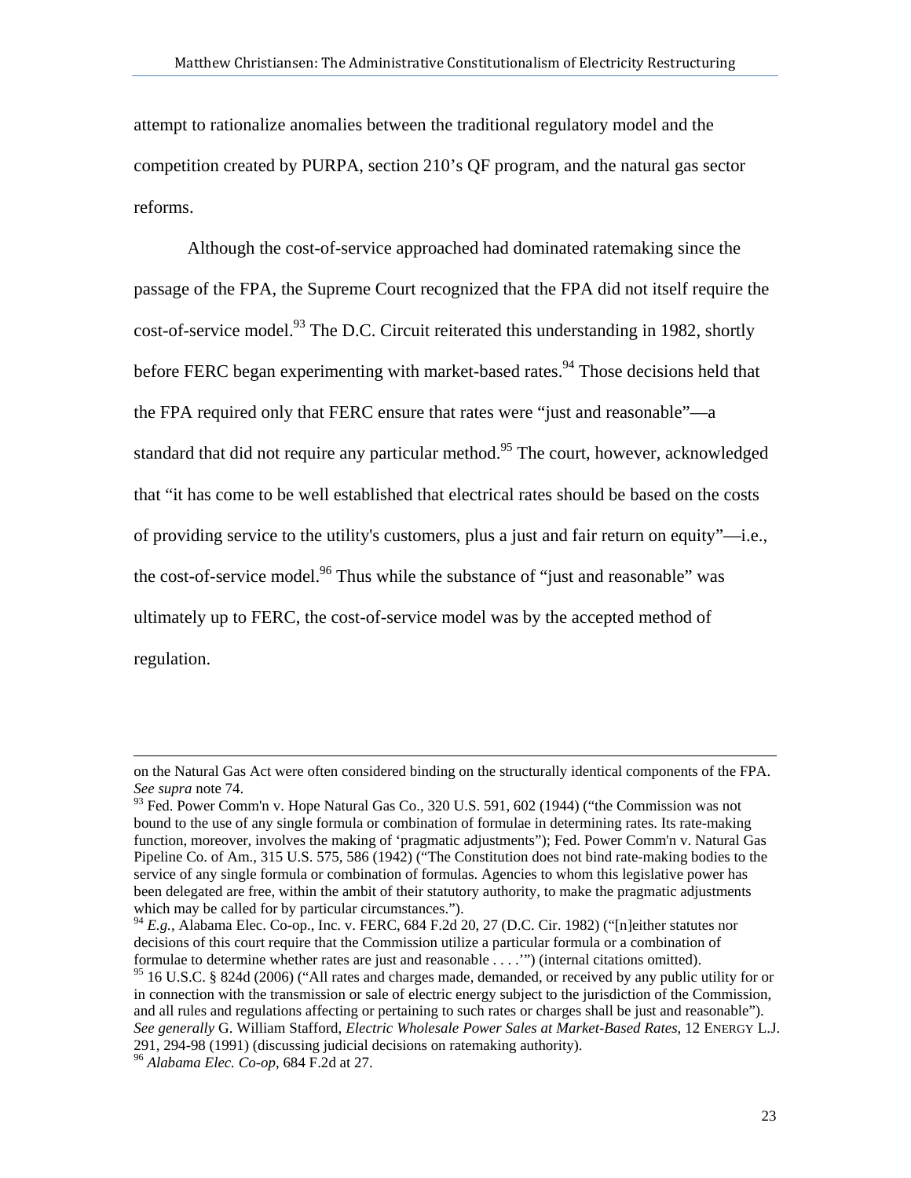attempt to rationalize anomalies between the traditional regulatory model and the competition created by PURPA, section 210's QF program, and the natural gas sector reforms.

Although the cost-of-service approached had dominated ratemaking since the passage of the FPA, the Supreme Court recognized that the FPA did not itself require the cost-of-service model.[93] The D.C. Circuit reiterated this understanding in 1982, shortly before FERC began experimenting with market-based rates.[94] Those decisions held that the FPA required only that FERC ensure that rates were "just and reasonable"—a standard that did not require any particular method.[95] The court, however, acknowledged that "it has come to be well established that electrical rates should be based on the costs of providing service to the utility's customers, plus a just and fair return on equity"—i.e., the cost-of-service model.[96] Thus while the substance of "just and reasonable" was ultimately up to FERC, the cost-of-service model was by the accepted method of regulation.

---

on the Natural Gas Act were often considered binding on the structurally identical components of the FPA. *See supra* note 74.

[93] Fed. Power Comm'n v. Hope Natural Gas Co., 320 U.S. 591, 602 (1944) ("the Commission was not bound to the use of any single formula or combination of formulae in determining rates. Its rate-making function, moreover, involves the making of 'pragmatic adjustments"); Fed. Power Comm'n v. Natural Gas Pipeline Co. of Am., 315 U.S. 575, 586 (1942) ("The Constitution does not bind rate-making bodies to the service of any single formula or combination of formulas. Agencies to whom this legislative power has been delegated are free, within the ambit of their statutory authority, to make the pragmatic adjustments which may be called for by particular circumstances.").

[94] *E.g.*, Alabama Elec. Co-op., Inc. v. FERC, 684 F.2d 20, 27 (D.C. Cir. 1982) ("[n]either statutes nor decisions of this court require that the Commission utilize a particular formula or a combination of formulae to determine whether rates are just and reasonable . . . .'") (internal citations omitted).

[95] 16 U.S.C. § 824d (2006) ("All rates and charges made, demanded, or received by any public utility for or in connection with the transmission or sale of electric energy subject to the jurisdiction of the Commission, and all rules and regulations affecting or pertaining to such rates or charges shall be just and reasonable"). *See generally* G. William Stafford, *Electric Wholesale Power Sales at Market-Based Rates*, 12 ENERGY L.J. 291, 294-98 (1991) (discussing judicial decisions on ratemaking authority).

[96] *Alabama Elec. Co-op*, 684 F.2d at 27.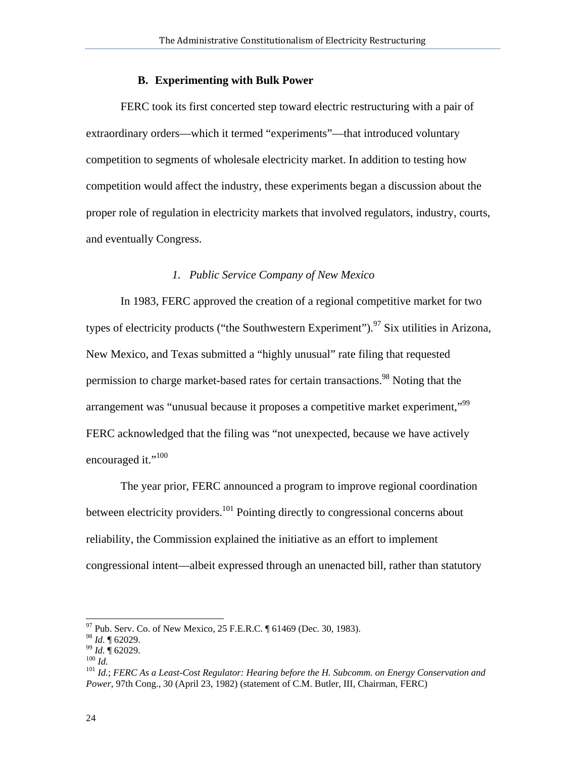### B. Experimenting with Bulk Power

FERC took its first concerted step toward electric restructuring with a pair of extraordinary orders—which it termed "experiments"—that introduced voluntary competition to segments of wholesale electricity market. In addition to testing how competition would affect the industry, these experiments began a discussion about the proper role of regulation in electricity markets that involved regulators, industry, courts, and eventually Congress.

#### *1. Public Service Company of New Mexico*

In 1983, FERC approved the creation of a regional competitive market for two types of electricity products ("the Southwestern Experiment").[97] Six utilities in Arizona, New Mexico, and Texas submitted a "highly unusual" rate filing that requested permission to charge market-based rates for certain transactions.[98] Noting that the arrangement was "unusual because it proposes a competitive market experiment,"[99] FERC acknowledged that the filing was "not unexpected, because we have actively encouraged it."[100]

The year prior, FERC announced a program to improve regional coordination between electricity providers.[101] Pointing directly to congressional concerns about reliability, the Commission explained the initiative as an effort to implement congressional intent—albeit expressed through an unenacted bill, rather than statutory

---

[97] Pub. Serv. Co. of New Mexico, 25 F.E.R.C. ¶ 61469 (Dec. 30, 1983).
[98] *Id.* ¶ 62029.
[99] *Id.* ¶ 62029.
[100] *Id.*
[101] *Id.*; *FERC As a Least-Cost Regulator: Hearing before the H. Subcomm. on Energy Conservation and Power*, 97th Cong., 30 (April 23, 1982) (statement of C.M. Butler, III, Chairman, FERC)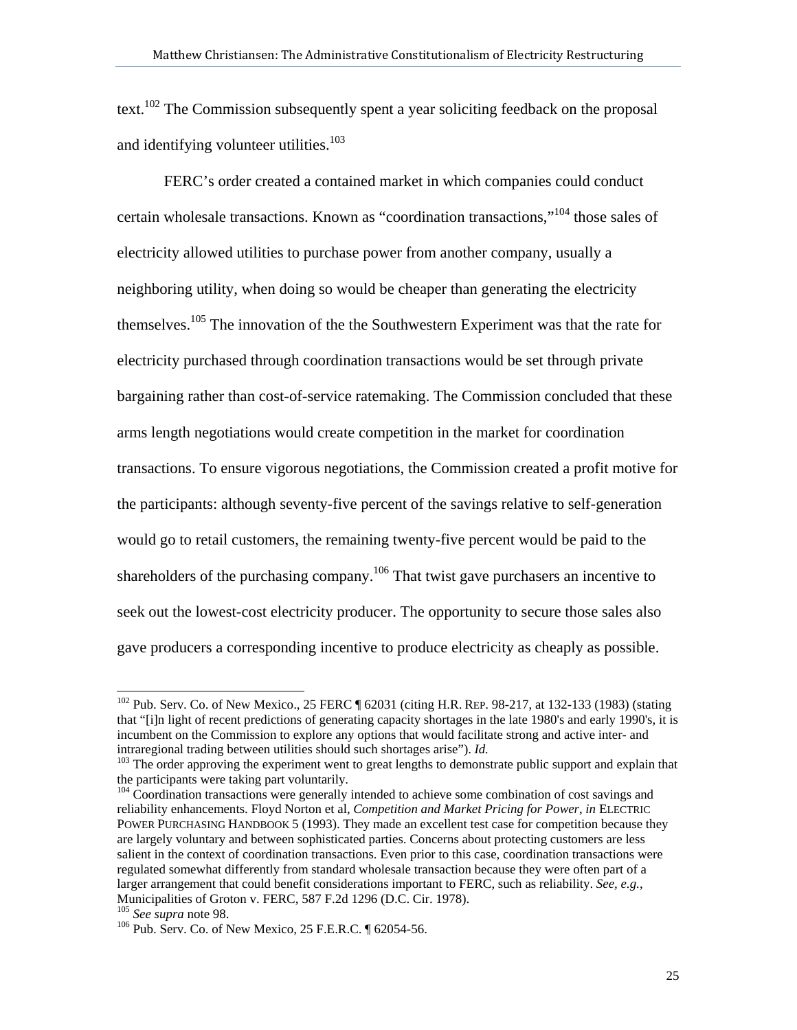text.[102] The Commission subsequently spent a year soliciting feedback on the proposal and identifying volunteer utilities.[103]

FERC's order created a contained market in which companies could conduct certain wholesale transactions. Known as "coordination transactions,"[104] those sales of electricity allowed utilities to purchase power from another company, usually a neighboring utility, when doing so would be cheaper than generating the electricity themselves.[105] The innovation of the the Southwestern Experiment was that the rate for electricity purchased through coordination transactions would be set through private bargaining rather than cost-of-service ratemaking. The Commission concluded that these arms length negotiations would create competition in the market for coordination transactions. To ensure vigorous negotiations, the Commission created a profit motive for the participants: although seventy-five percent of the savings relative to self-generation would go to retail customers, the remaining twenty-five percent would be paid to the shareholders of the purchasing company.[106] That twist gave purchasers an incentive to seek out the lowest-cost electricity producer. The opportunity to secure those sales also gave producers a corresponding incentive to produce electricity as cheaply as possible.

---

[102] Pub. Serv. Co. of New Mexico., 25 FERC ¶ 62031 (citing H.R. REP. 98-217, at 132-133 (1983) (stating that "[i]n light of recent predictions of generating capacity shortages in the late 1980's and early 1990's, it is incumbent on the Commission to explore any options that would facilitate strong and active inter- and intraregional trading between utilities should such shortages arise"). *Id.*

[103] The order approving the experiment went to great lengths to demonstrate public support and explain that the participants were taking part voluntarily.

[104] Coordination transactions were generally intended to achieve some combination of cost savings and reliability enhancements. Floyd Norton et al, *Competition and Market Pricing for Power*, *in* ELECTRIC POWER PURCHASING HANDBOOK 5 (1993). They made an excellent test case for competition because they are largely voluntary and between sophisticated parties. Concerns about protecting customers are less salient in the context of coordination transactions. Even prior to this case, coordination transactions were regulated somewhat differently from standard wholesale transaction because they were often part of a larger arrangement that could benefit considerations important to FERC, such as reliability. *See, e.g.*, Municipalities of Groton v. FERC, 587 F.2d 1296 (D.C. Cir. 1978).

[105] *See supra* note 98.

[106] Pub. Serv. Co. of New Mexico, 25 F.E.R.C. ¶ 62054-56.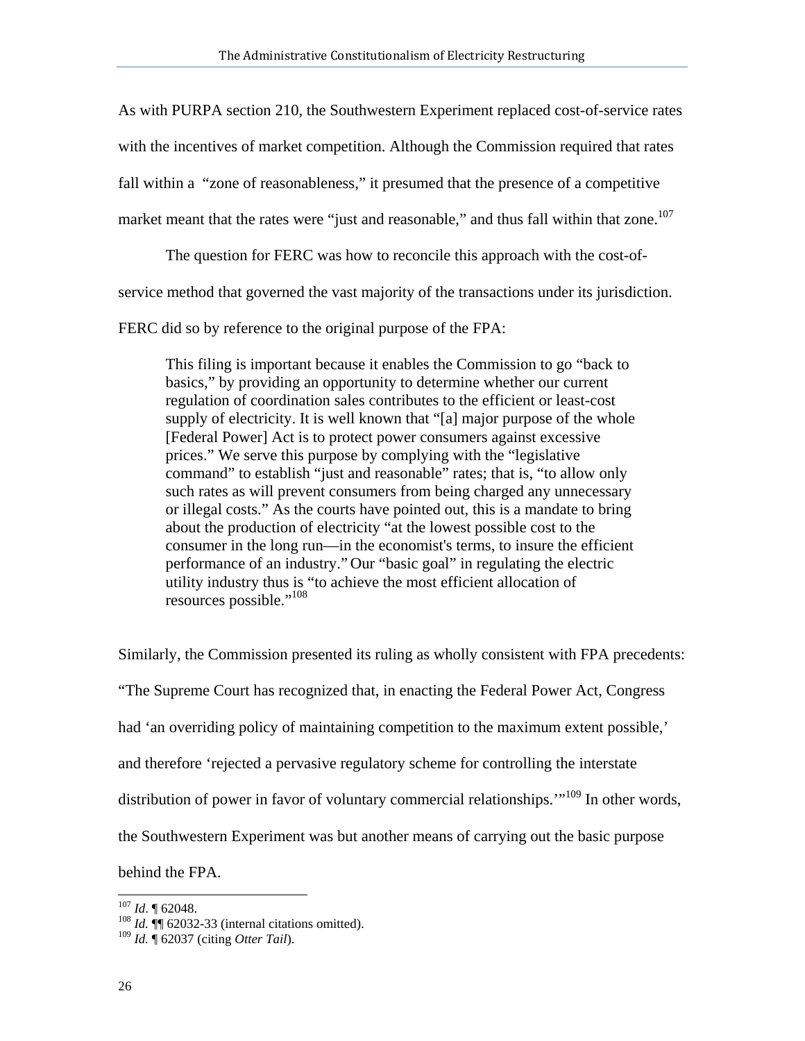As with PURPA section 210, the Southwestern Experiment replaced cost-of-service rates with the incentives of market competition. Although the Commission required that rates fall within a "zone of reasonableness," it presumed that the presence of a competitive market meant that the rates were "just and reasonable," and thus fall within that zone.[107]

The question for FERC was how to reconcile this approach with the cost-of-service method that governed the vast majority of the transactions under its jurisdiction. FERC did so by reference to the original purpose of the FPA:

> This filing is important because it enables the Commission to go "back to basics," by providing an opportunity to determine whether our current regulation of coordination sales contributes to the efficient or least-cost supply of electricity. It is well known that "[a] major purpose of the whole [Federal Power] Act is to protect power consumers against excessive prices." We serve this purpose by complying with the "legislative command" to establish "just and reasonable" rates; that is, "to allow only such rates as will prevent consumers from being charged any unnecessary or illegal costs." As the courts have pointed out, this is a mandate to bring about the production of electricity "at the lowest possible cost to the consumer in the long run—in the economist's terms, to insure the efficient performance of an industry." Our "basic goal" in regulating the electric utility industry thus is "to achieve the most efficient allocation of resources possible."[108]

Similarly, the Commission presented its ruling as wholly consistent with FPA precedents: "The Supreme Court has recognized that, in enacting the Federal Power Act, Congress had 'an overriding policy of maintaining competition to the maximum extent possible,' and therefore 'rejected a pervasive regulatory scheme for controlling the interstate distribution of power in favor of voluntary commercial relationships.'"[109] In other words, the Southwestern Experiment was but another means of carrying out the basic purpose behind the FPA.

---

[107] *Id*. ¶ 62048.

[108] *Id.* ¶¶ 62032-33 (internal citations omitted).

[109] *Id.* ¶ 62037 (citing *Otter Tail*).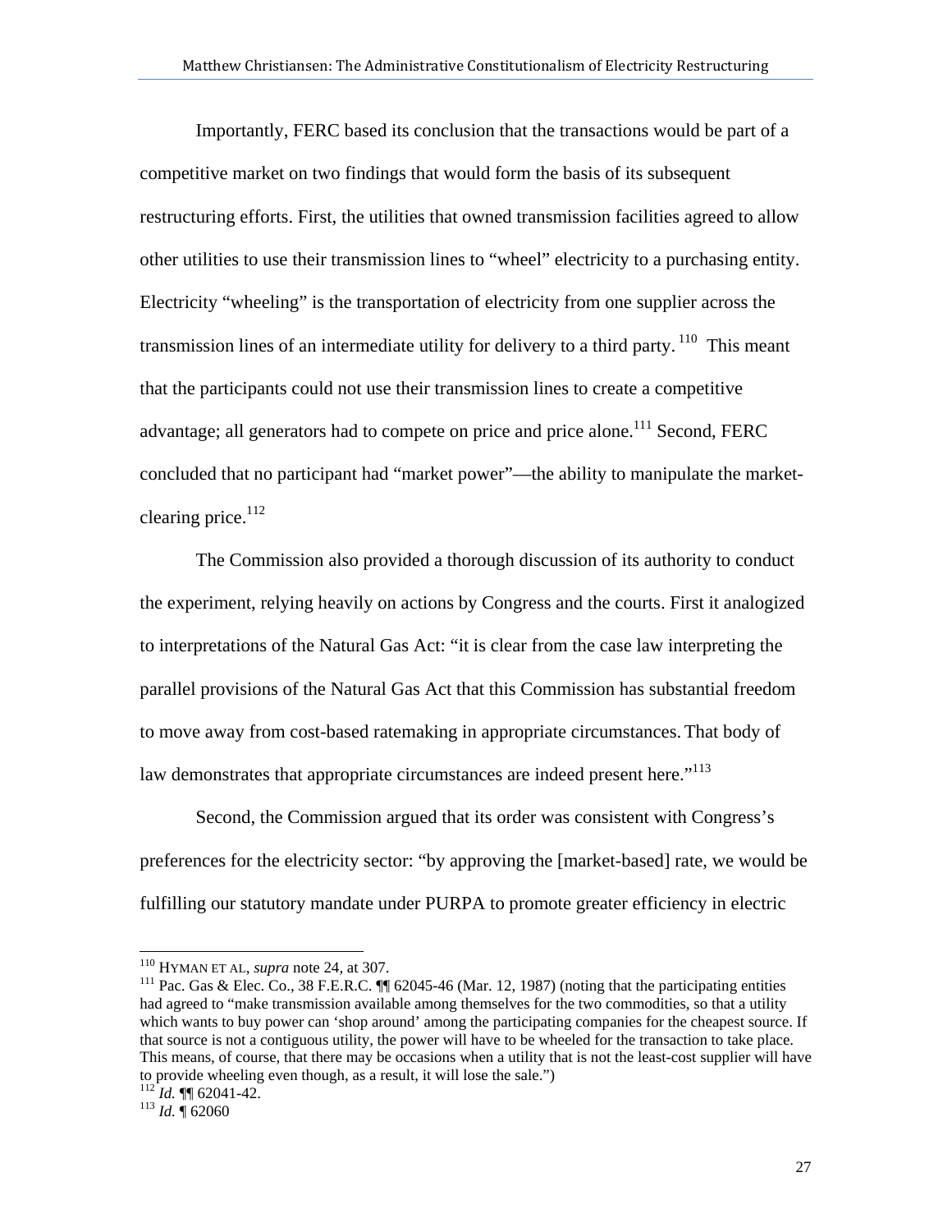Importantly, FERC based its conclusion that the transactions would be part of a competitive market on two findings that would form the basis of its subsequent restructuring efforts. First, the utilities that owned transmission facilities agreed to allow other utilities to use their transmission lines to "wheel" electricity to a purchasing entity. Electricity "wheeling" is the transportation of electricity from one supplier across the transmission lines of an intermediate utility for delivery to a third party.[110] This meant that the participants could not use their transmission lines to create a competitive advantage; all generators had to compete on price and price alone.[111] Second, FERC concluded that no participant had "market power"—the ability to manipulate the market-clearing price.[112]

The Commission also provided a thorough discussion of its authority to conduct the experiment, relying heavily on actions by Congress and the courts. First it analogized to interpretations of the Natural Gas Act: "it is clear from the case law interpreting the parallel provisions of the Natural Gas Act that this Commission has substantial freedom to move away from cost-based ratemaking in appropriate circumstances. That body of law demonstrates that appropriate circumstances are indeed present here."[113]

Second, the Commission argued that its order was consistent with Congress's preferences for the electricity sector: "by approving the [market-based] rate, we would be fulfilling our statutory mandate under PURPA to promote greater efficiency in electric

---

[110] HYMAN ET AL, *supra* note 24, at 307.

[111] Pac. Gas & Elec. Co., 38 F.E.R.C. ¶¶ 62045-46 (Mar. 12, 1987) (noting that the participating entities had agreed to "make transmission available among themselves for the two commodities, so that a utility which wants to buy power can 'shop around' among the participating companies for the cheapest source. If that source is not a contiguous utility, the power will have to be wheeled for the transaction to take place. This means, of course, that there may be occasions when a utility that is not the least-cost supplier will have to provide wheeling even though, as a result, it will lose the sale.")

[112] *Id.* ¶¶ 62041-42.

[113] *Id.* ¶ 62060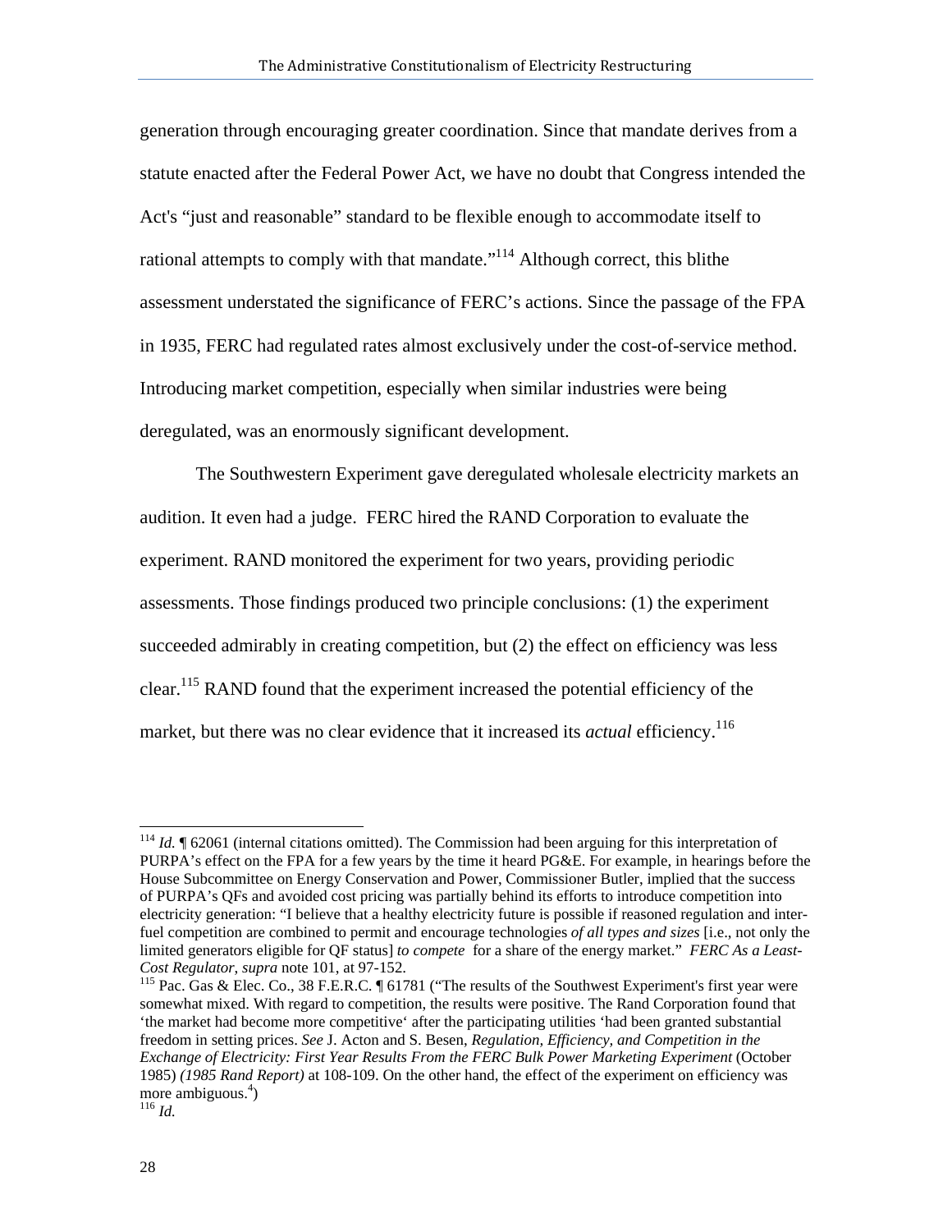generation through encouraging greater coordination. Since that mandate derives from a statute enacted after the Federal Power Act, we have no doubt that Congress intended the Act's "just and reasonable" standard to be flexible enough to accommodate itself to rational attempts to comply with that mandate."[114] Although correct, this blithe assessment understated the significance of FERC's actions. Since the passage of the FPA in 1935, FERC had regulated rates almost exclusively under the cost-of-service method. Introducing market competition, especially when similar industries were being deregulated, was an enormously significant development.

The Southwestern Experiment gave deregulated wholesale electricity markets an audition. It even had a judge. FERC hired the RAND Corporation to evaluate the experiment. RAND monitored the experiment for two years, providing periodic assessments. Those findings produced two principle conclusions: (1) the experiment succeeded admirably in creating competition, but (2) the effect on efficiency was less clear.[115] RAND found that the experiment increased the potential efficiency of the market, but there was no clear evidence that it increased its *actual* efficiency.[116]

---

[114] *Id.* ¶ 62061 (internal citations omitted). The Commission had been arguing for this interpretation of PURPA's effect on the FPA for a few years by the time it heard PG&E. For example, in hearings before the House Subcommittee on Energy Conservation and Power, Commissioner Butler, implied that the success of PURPA's QFs and avoided cost pricing was partially behind its efforts to introduce competition into electricity generation: "I believe that a healthy electricity future is possible if reasoned regulation and inter-fuel competition are combined to permit and encourage technologies *of all types and sizes* [i.e., not only the limited generators eligible for QF status] *to compete* for a share of the energy market." *FERC As a Least-Cost Regulator*, *supra* note 101, at 97-152.

[115] Pac. Gas & Elec. Co., 38 F.E.R.C. ¶ 61781 ("The results of the Southwest Experiment's first year were somewhat mixed. With regard to competition, the results were positive. The Rand Corporation found that 'the market had become more competitive' after the participating utilities 'had been granted substantial freedom in setting prices. *See* J. Acton and S. Besen, *Regulation, Efficiency, and Competition in the Exchange of Electricity: First Year Results From the FERC Bulk Power Marketing Experiment* (October 1985) *(1985 Rand Report)* at 108-109. On the other hand, the effect of the experiment on efficiency was more ambiguous.[4])

[116] *Id.*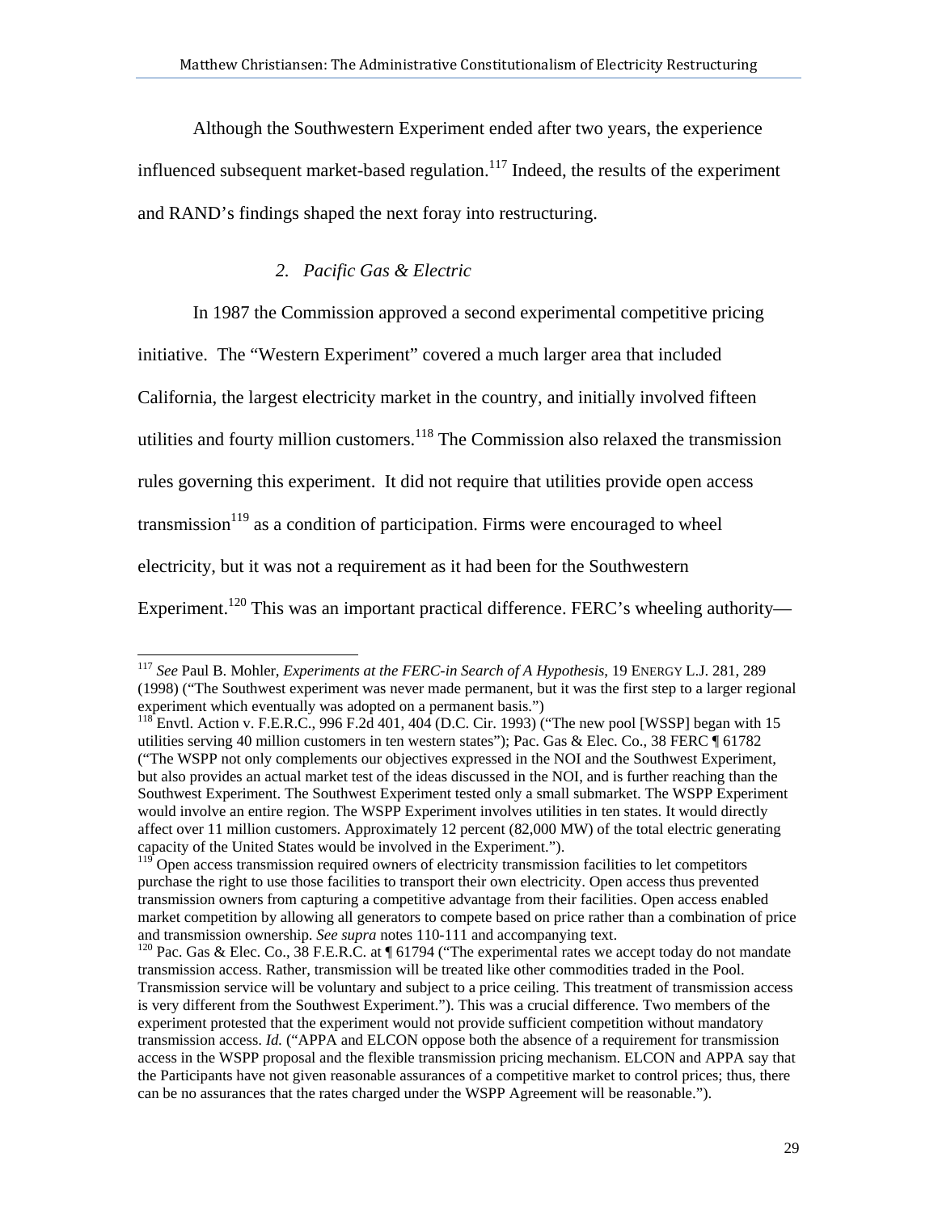Although the Southwestern Experiment ended after two years, the experience influenced subsequent market-based regulation.[117] Indeed, the results of the experiment and RAND's findings shaped the next foray into restructuring.

### *2. Pacific Gas & Electric*

In 1987 the Commission approved a second experimental competitive pricing initiative. The "Western Experiment" covered a much larger area that included California, the largest electricity market in the country, and initially involved fifteen utilities and fourty million customers.[118] The Commission also relaxed the transmission rules governing this experiment. It did not require that utilities provide open access transmission[119] as a condition of participation. Firms were encouraged to wheel electricity, but it was not a requirement as it had been for the Southwestern Experiment.[120] This was an important practical difference. FERC's wheeling authority—

---

[117] *See* Paul B. Mohler, *Experiments at the FERC-in Search of A Hypothesis*, 19 ENERGY L.J. 281, 289 (1998) ("The Southwest experiment was never made permanent, but it was the first step to a larger regional experiment which eventually was adopted on a permanent basis.")

[118] Envtl. Action v. F.E.R.C., 996 F.2d 401, 404 (D.C. Cir. 1993) ("The new pool [WSSP] began with 15 utilities serving 40 million customers in ten western states"); Pac. Gas & Elec. Co., 38 FERC ¶ 61782 ("The WSPP not only complements our objectives expressed in the NOI and the Southwest Experiment, but also provides an actual market test of the ideas discussed in the NOI, and is further reaching than the Southwest Experiment. The Southwest Experiment tested only a small submarket. The WSPP Experiment would involve an entire region. The WSPP Experiment involves utilities in ten states. It would directly affect over 11 million customers. Approximately 12 percent (82,000 MW) of the total electric generating capacity of the United States would be involved in the Experiment.").

[119] Open access transmission required owners of electricity transmission facilities to let competitors purchase the right to use those facilities to transport their own electricity. Open access thus prevented transmission owners from capturing a competitive advantage from their facilities. Open access enabled market competition by allowing all generators to compete based on price rather than a combination of price and transmission ownership. *See supra* notes 110-111 and accompanying text.

[120] Pac. Gas & Elec. Co., 38 F.E.R.C. at ¶ 61794 ("The experimental rates we accept today do not mandate transmission access. Rather, transmission will be treated like other commodities traded in the Pool. Transmission service will be voluntary and subject to a price ceiling. This treatment of transmission access is very different from the Southwest Experiment."). This was a crucial difference. Two members of the experiment protested that the experiment would not provide sufficient competition without mandatory transmission access. *Id.* ("APPA and ELCON oppose both the absence of a requirement for transmission access in the WSPP proposal and the flexible transmission pricing mechanism. ELCON and APPA say that the Participants have not given reasonable assurances of a competitive market to control prices; thus, there can be no assurances that the rates charged under the WSPP Agreement will be reasonable.").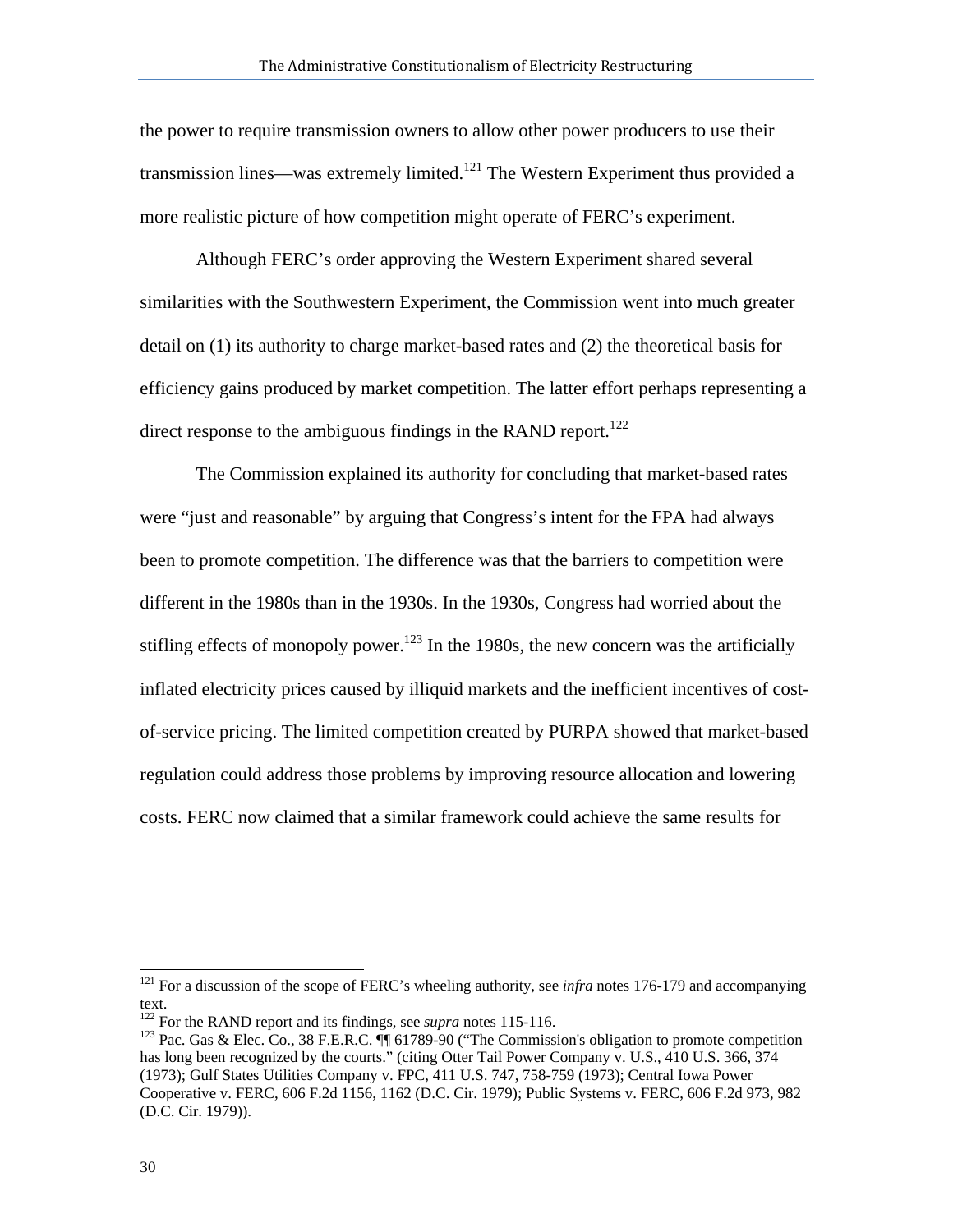the power to require transmission owners to allow other power producers to use their transmission lines—was extremely limited.[121] The Western Experiment thus provided a more realistic picture of how competition might operate of FERC's experiment.

Although FERC's order approving the Western Experiment shared several similarities with the Southwestern Experiment, the Commission went into much greater detail on (1) its authority to charge market-based rates and (2) the theoretical basis for efficiency gains produced by market competition. The latter effort perhaps representing a direct response to the ambiguous findings in the RAND report.[122]

The Commission explained its authority for concluding that market-based rates were "just and reasonable" by arguing that Congress's intent for the FPA had always been to promote competition. The difference was that the barriers to competition were different in the 1980s than in the 1930s. In the 1930s, Congress had worried about the stifling effects of monopoly power.[123] In the 1980s, the new concern was the artificially inflated electricity prices caused by illiquid markets and the inefficient incentives of cost-of-service pricing. The limited competition created by PURPA showed that market-based regulation could address those problems by improving resource allocation and lowering costs. FERC now claimed that a similar framework could achieve the same results for

---

[121] For a discussion of the scope of FERC's wheeling authority, see *infra* notes 176-179 and accompanying text.

[122] For the RAND report and its findings, see *supra* notes 115-116.

[123] Pac. Gas & Elec. Co., 38 F.E.R.C. ¶¶ 61789-90 ("The Commission's obligation to promote competition has long been recognized by the courts." (citing Otter Tail Power Company v. U.S., 410 U.S. 366, 374 (1973); Gulf States Utilities Company v. FPC, 411 U.S. 747, 758-759 (1973); Central Iowa Power Cooperative v. FERC, 606 F.2d 1156, 1162 (D.C. Cir. 1979); Public Systems v. FERC, 606 F.2d 973, 982 (D.C. Cir. 1979)).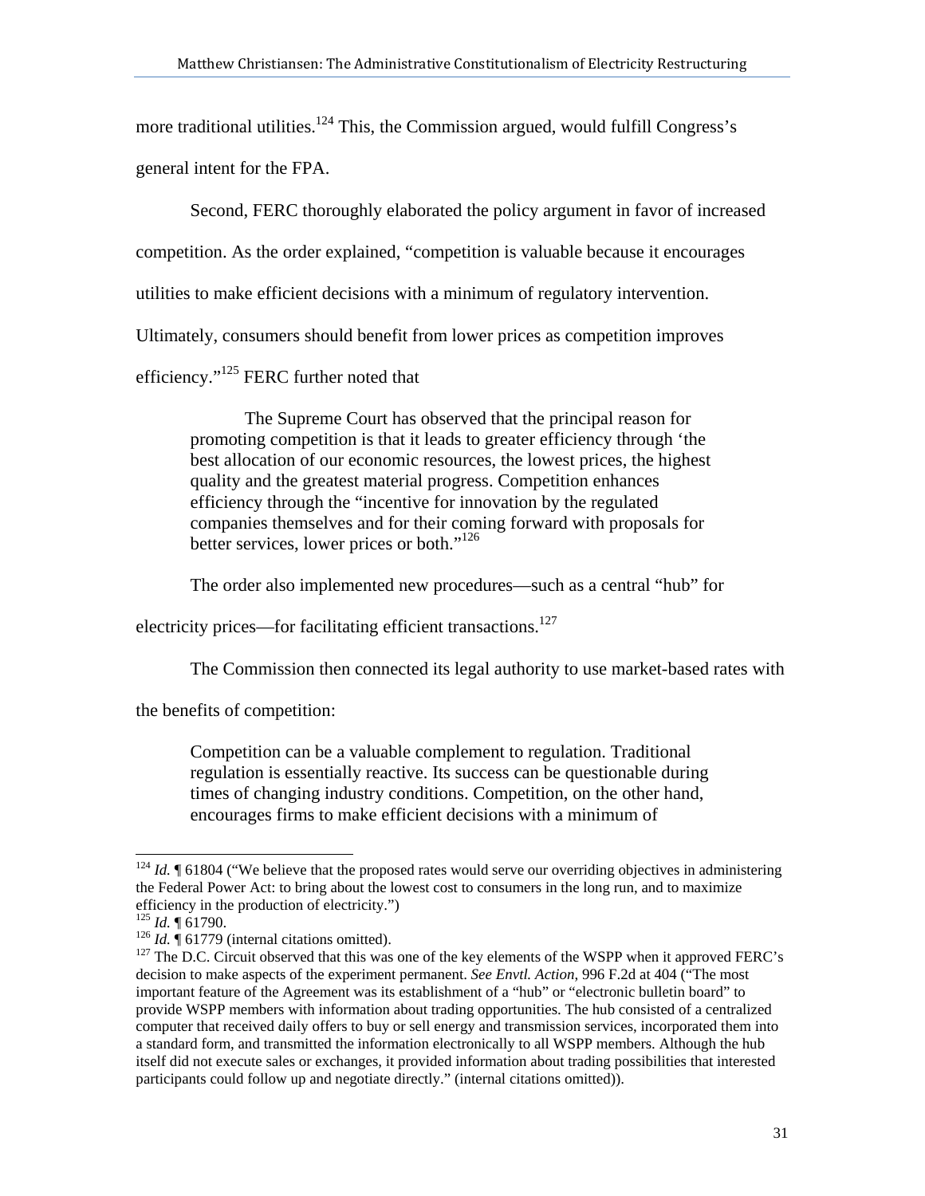more traditional utilities.[124] This, the Commission argued, would fulfill Congress's general intent for the FPA.

Second, FERC thoroughly elaborated the policy argument in favor of increased competition. As the order explained, "competition is valuable because it encourages utilities to make efficient decisions with a minimum of regulatory intervention. Ultimately, consumers should benefit from lower prices as competition improves efficiency."[125] FERC further noted that

> The Supreme Court has observed that the principal reason for promoting competition is that it leads to greater efficiency through 'the best allocation of our economic resources, the lowest prices, the highest quality and the greatest material progress. Competition enhances efficiency through the "incentive for innovation by the regulated companies themselves and for their coming forward with proposals for better services, lower prices or both."[126]

The order also implemented new procedures—such as a central "hub" for electricity prices—for facilitating efficient transactions.[127]

The Commission then connected its legal authority to use market-based rates with the benefits of competition:

> Competition can be a valuable complement to regulation. Traditional regulation is essentially reactive. Its success can be questionable during times of changing industry conditions. Competition, on the other hand, encourages firms to make efficient decisions with a minimum of

---

[124] *Id.* ¶ 61804 ("We believe that the proposed rates would serve our overriding objectives in administering the Federal Power Act: to bring about the lowest cost to consumers in the long run, and to maximize efficiency in the production of electricity.")

[125] *Id.* ¶ 61790.

[126] *Id.* ¶ 61779 (internal citations omitted).

[127] The D.C. Circuit observed that this was one of the key elements of the WSPP when it approved FERC's decision to make aspects of the experiment permanent. *See Envtl. Action*, 996 F.2d at 404 ("The most important feature of the Agreement was its establishment of a "hub" or "electronic bulletin board" to provide WSPP members with information about trading opportunities. The hub consisted of a centralized computer that received daily offers to buy or sell energy and transmission services, incorporated them into a standard form, and transmitted the information electronically to all WSPP members. Although the hub itself did not execute sales or exchanges, it provided information about trading possibilities that interested participants could follow up and negotiate directly." (internal citations omitted)).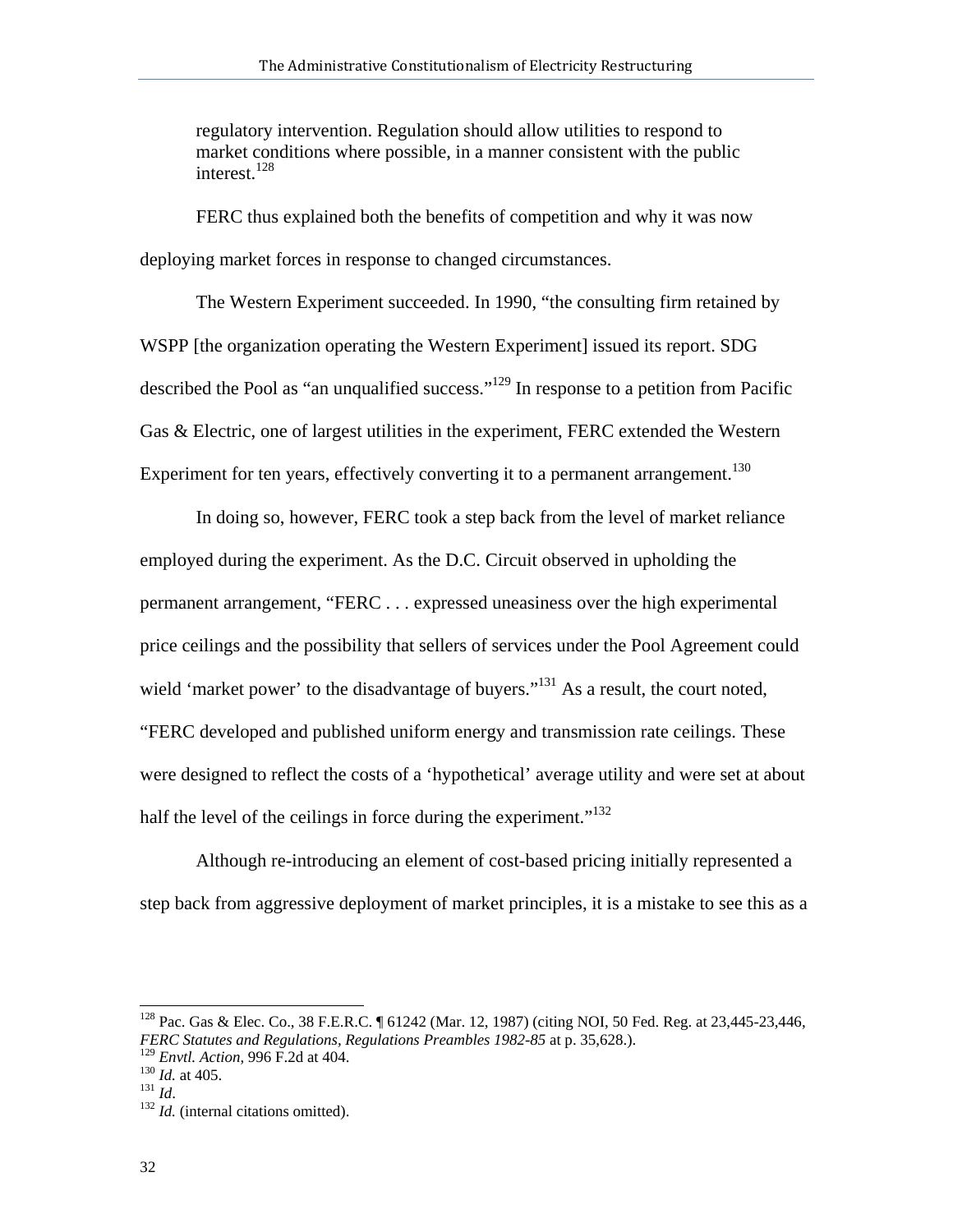> regulatory intervention. Regulation should allow utilities to respond to market conditions where possible, in a manner consistent with the public interest.[128]

FERC thus explained both the benefits of competition and why it was now deploying market forces in response to changed circumstances.

The Western Experiment succeeded. In 1990, "the consulting firm retained by WSPP [the organization operating the Western Experiment] issued its report. SDG described the Pool as "an unqualified success."[129] In response to a petition from Pacific Gas & Electric, one of largest utilities in the experiment, FERC extended the Western Experiment for ten years, effectively converting it to a permanent arrangement.[130]

In doing so, however, FERC took a step back from the level of market reliance employed during the experiment. As the D.C. Circuit observed in upholding the permanent arrangement, "FERC . . . expressed uneasiness over the high experimental price ceilings and the possibility that sellers of services under the Pool Agreement could wield 'market power' to the disadvantage of buyers."[131] As a result, the court noted, "FERC developed and published uniform energy and transmission rate ceilings. These were designed to reflect the costs of a 'hypothetical' average utility and were set at about half the level of the ceilings in force during the experiment."[132]

Although re-introducing an element of cost-based pricing initially represented a step back from aggressive deployment of market principles, it is a mistake to see this as a

---

[128] Pac. Gas & Elec. Co., 38 F.E.R.C. ¶ 61242 (Mar. 12, 1987) (citing NOI, 50 Fed. Reg. at 23,445-23,446, *FERC Statutes and Regulations, Regulations Preambles 1982-85* at p. 35,628.).

[129] *Envtl. Action*, 996 F.2d at 404.

[130] *Id.* at 405.

[131] *Id*.

[132] *Id.* (internal citations omitted).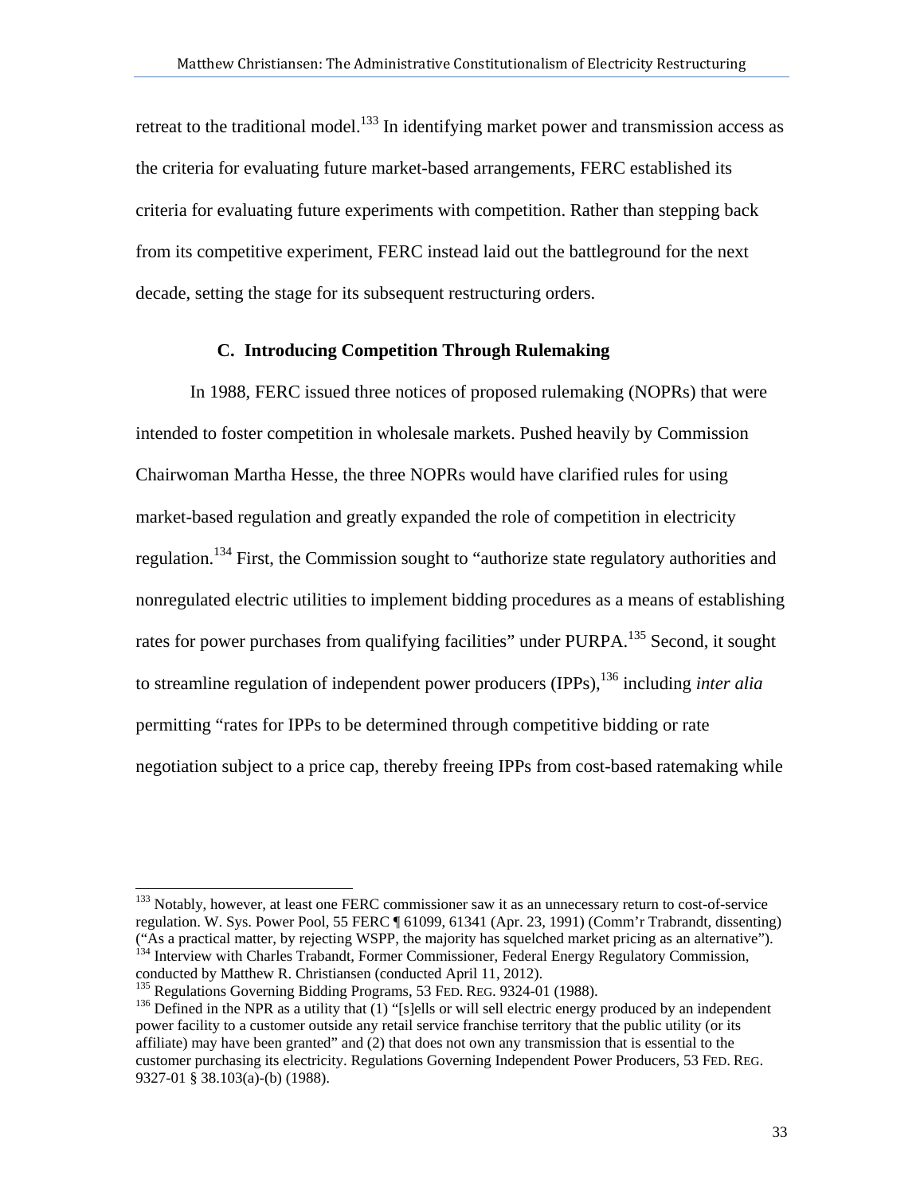retreat to the traditional model.[133] In identifying market power and transmission access as the criteria for evaluating future market-based arrangements, FERC established its criteria for evaluating future experiments with competition. Rather than stepping back from its competitive experiment, FERC instead laid out the battleground for the next decade, setting the stage for its subsequent restructuring orders.

### C. Introducing Competition Through Rulemaking

In 1988, FERC issued three notices of proposed rulemaking (NOPRs) that were intended to foster competition in wholesale markets. Pushed heavily by Commission Chairwoman Martha Hesse, the three NOPRs would have clarified rules for using market-based regulation and greatly expanded the role of competition in electricity regulation.[134] First, the Commission sought to "authorize state regulatory authorities and nonregulated electric utilities to implement bidding procedures as a means of establishing rates for power purchases from qualifying facilities" under PURPA.[135] Second, it sought to streamline regulation of independent power producers (IPPs),[136] including *inter alia* permitting "rates for IPPs to be determined through competitive bidding or rate negotiation subject to a price cap, thereby freeing IPPs from cost-based ratemaking while

---

[133] Notably, however, at least one FERC commissioner saw it as an unnecessary return to cost-of-service regulation. W. Sys. Power Pool, 55 FERC ¶ 61099, 61341 (Apr. 23, 1991) (Comm'r Trabrandt, dissenting) ("As a practical matter, by rejecting WSPP, the majority has squelched market pricing as an alternative").

[134] Interview with Charles Trabandt, Former Commissioner, Federal Energy Regulatory Commission, conducted by Matthew R. Christiansen (conducted April 11, 2012).

[135] Regulations Governing Bidding Programs, 53 FED. REG. 9324-01 (1988).

[136] Defined in the NPR as a utility that (1) "[s]ells or will sell electric energy produced by an independent power facility to a customer outside any retail service franchise territory that the public utility (or its affiliate) may have been granted" and (2) that does not own any transmission that is essential to the customer purchasing its electricity. Regulations Governing Independent Power Producers, 53 FED. REG. 9327-01 § 38.103(a)-(b) (1988).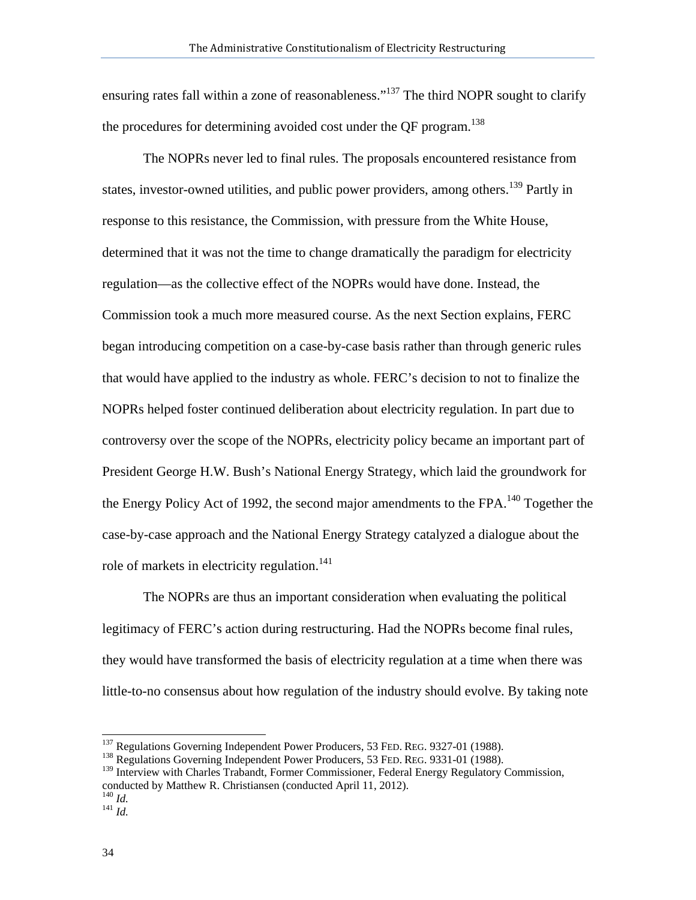ensuring rates fall within a zone of reasonableness."[137] The third NOPR sought to clarify the procedures for determining avoided cost under the QF program.[138]

The NOPRs never led to final rules. The proposals encountered resistance from states, investor-owned utilities, and public power providers, among others.[139] Partly in response to this resistance, the Commission, with pressure from the White House, determined that it was not the time to change dramatically the paradigm for electricity regulation—as the collective effect of the NOPRs would have done. Instead, the Commission took a much more measured course. As the next Section explains, FERC began introducing competition on a case-by-case basis rather than through generic rules that would have applied to the industry as whole. FERC's decision to not to finalize the NOPRs helped foster continued deliberation about electricity regulation. In part due to controversy over the scope of the NOPRs, electricity policy became an important part of President George H.W. Bush's National Energy Strategy, which laid the groundwork for the Energy Policy Act of 1992, the second major amendments to the FPA.[140] Together the case-by-case approach and the National Energy Strategy catalyzed a dialogue about the role of markets in electricity regulation.[141]

The NOPRs are thus an important consideration when evaluating the political legitimacy of FERC's action during restructuring. Had the NOPRs become final rules, they would have transformed the basis of electricity regulation at a time when there was little-to-no consensus about how regulation of the industry should evolve. By taking note

---

[137] Regulations Governing Independent Power Producers, 53 FED. REG. 9327-01 (1988).
[138] Regulations Governing Independent Power Producers, 53 FED. REG. 9331-01 (1988).
[139] Interview with Charles Trabandt, Former Commissioner, Federal Energy Regulatory Commission, conducted by Matthew R. Christiansen (conducted April 11, 2012).
[140] *Id.*
[141] *Id.*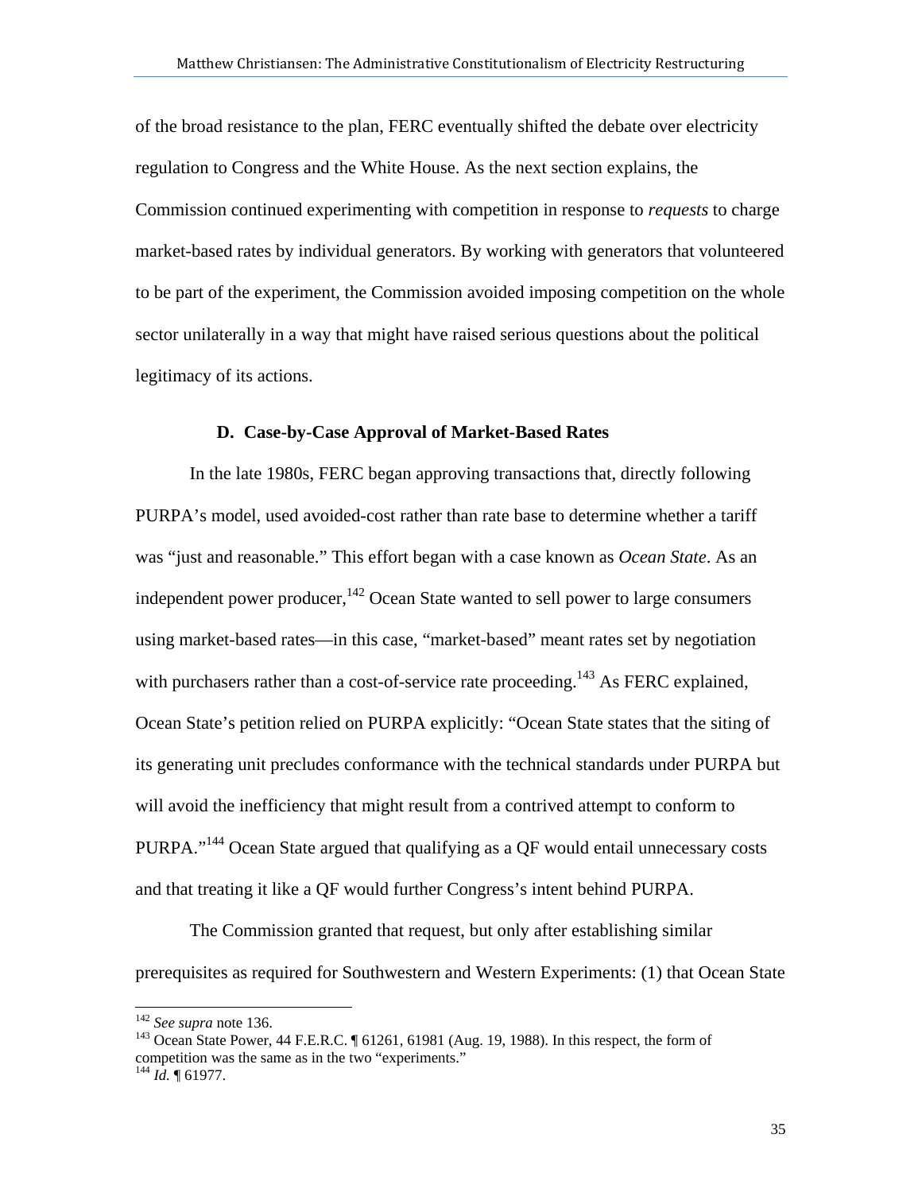of the broad resistance to the plan, FERC eventually shifted the debate over electricity regulation to Congress and the White House. As the next section explains, the Commission continued experimenting with competition in response to *requests* to charge market-based rates by individual generators. By working with generators that volunteered to be part of the experiment, the Commission avoided imposing competition on the whole sector unilaterally in a way that might have raised serious questions about the political legitimacy of its actions.

### D. Case-by-Case Approval of Market-Based Rates

In the late 1980s, FERC began approving transactions that, directly following PURPA's model, used avoided-cost rather than rate base to determine whether a tariff was "just and reasonable." This effort began with a case known as *Ocean State*. As an independent power producer,[142] Ocean State wanted to sell power to large consumers using market-based rates—in this case, "market-based" meant rates set by negotiation with purchasers rather than a cost-of-service rate proceeding.[143] As FERC explained, Ocean State's petition relied on PURPA explicitly: "Ocean State states that the siting of its generating unit precludes conformance with the technical standards under PURPA but will avoid the inefficiency that might result from a contrived attempt to conform to PURPA."[144] Ocean State argued that qualifying as a QF would entail unnecessary costs and that treating it like a QF would further Congress's intent behind PURPA.

The Commission granted that request, but only after establishing similar prerequisites as required for Southwestern and Western Experiments: (1) that Ocean State

---

[142] *See supra* note 136.

[143] Ocean State Power, 44 F.E.R.C. ¶ 61261, 61981 (Aug. 19, 1988). In this respect, the form of competition was the same as in the two "experiments."

[144] *Id.* ¶ 61977.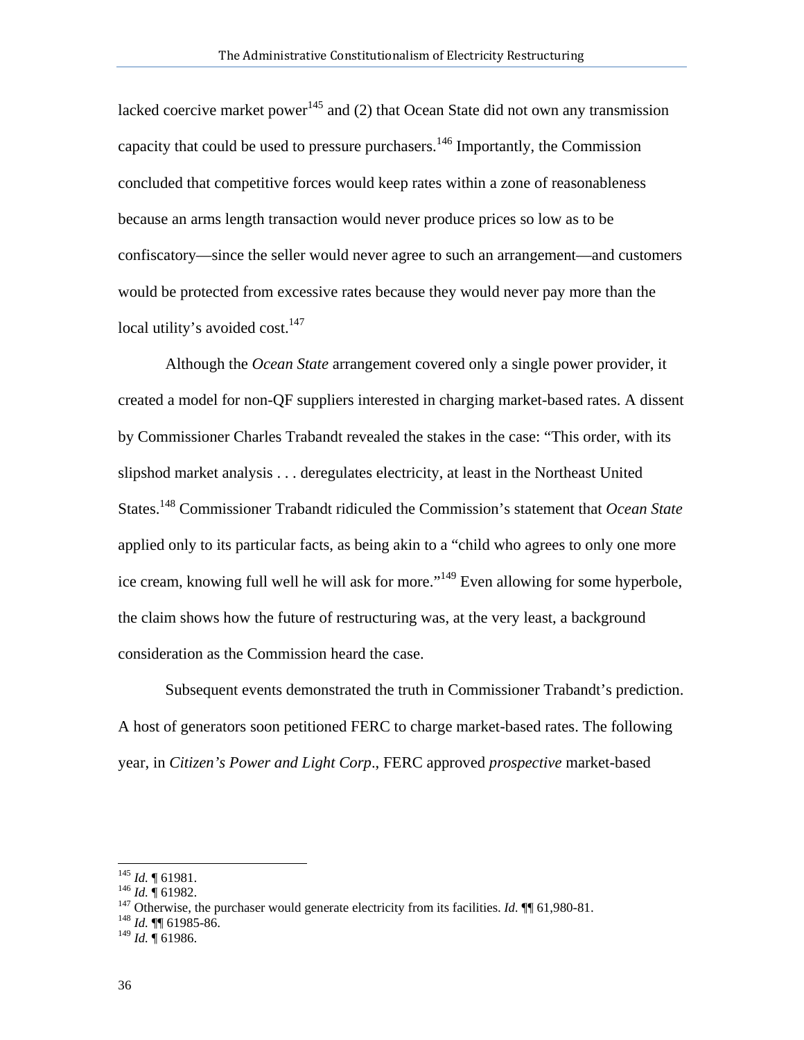lacked coercive market power[145] and (2) that Ocean State did not own any transmission capacity that could be used to pressure purchasers.[146] Importantly, the Commission concluded that competitive forces would keep rates within a zone of reasonableness because an arms length transaction would never produce prices so low as to be confiscatory—since the seller would never agree to such an arrangement—and customers would be protected from excessive rates because they would never pay more than the local utility's avoided cost.[147]

Although the *Ocean State* arrangement covered only a single power provider, it created a model for non-QF suppliers interested in charging market-based rates. A dissent by Commissioner Charles Trabandt revealed the stakes in the case: "This order, with its slipshod market analysis . . . deregulates electricity, at least in the Northeast United States.[148] Commissioner Trabandt ridiculed the Commission's statement that *Ocean State* applied only to its particular facts, as being akin to a "child who agrees to only one more ice cream, knowing full well he will ask for more."[149] Even allowing for some hyperbole, the claim shows how the future of restructuring was, at the very least, a background consideration as the Commission heard the case.

Subsequent events demonstrated the truth in Commissioner Trabandt's prediction. A host of generators soon petitioned FERC to charge market-based rates. The following year, in *Citizen's Power and Light Corp*., FERC approved *prospective* market-based

---

[145] *Id.* ¶ 61981.

[146] *Id.* ¶ 61982.

[147] Otherwise, the purchaser would generate electricity from its facilities. *Id.* ¶¶ 61,980-81.

[148] *Id.* ¶¶ 61985-86.

[149] *Id.* ¶ 61986.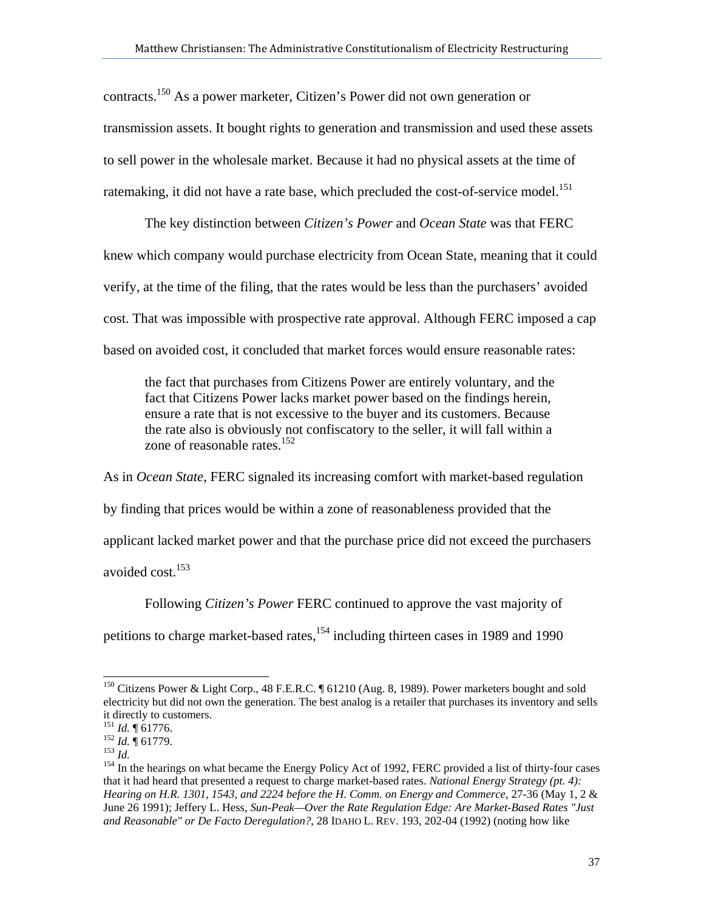contracts.[150] As a power marketer, Citizen's Power did not own generation or transmission assets. It bought rights to generation and transmission and used these assets to sell power in the wholesale market. Because it had no physical assets at the time of ratemaking, it did not have a rate base, which precluded the cost-of-service model.[151]

The key distinction between *Citizen's Power* and *Ocean State* was that FERC knew which company would purchase electricity from Ocean State, meaning that it could verify, at the time of the filing, that the rates would be less than the purchasers' avoided cost. That was impossible with prospective rate approval. Although FERC imposed a cap based on avoided cost, it concluded that market forces would ensure reasonable rates:

> the fact that purchases from Citizens Power are entirely voluntary, and the fact that Citizens Power lacks market power based on the findings herein, ensure a rate that is not excessive to the buyer and its customers. Because the rate also is obviously not confiscatory to the seller, it will fall within a zone of reasonable rates.[152]

As in *Ocean State*, FERC signaled its increasing comfort with market-based regulation by finding that prices would be within a zone of reasonableness provided that the applicant lacked market power and that the purchase price did not exceed the purchasers avoided cost.[153]

Following *Citizen's Power* FERC continued to approve the vast majority of petitions to charge market-based rates,[154] including thirteen cases in 1989 and 1990

---

[150] Citizens Power & Light Corp., 48 F.E.R.C. ¶ 61210 (Aug. 8, 1989). Power marketers bought and sold electricity but did not own the generation. The best analog is a retailer that purchases its inventory and sells it directly to customers.

[151] *Id.* ¶ 61776.

[152] *Id.* ¶ 61779.

[153] *Id.*

[154] In the hearings on what became the Energy Policy Act of 1992, FERC provided a list of thirty-four cases that it had heard that presented a request to charge market-based rates. *National Energy Strategy (pt. 4): Hearing on H.R. 1301, 1543, and 2224 before the H. Comm. on Energy and Commerce*, 27-36 (May 1, 2 & June 26 1991); Jeffery L. Hess, *Sun-Peak—Over the Rate Regulation Edge: Are Market-Based Rates "Just and Reasonable" or De Facto Deregulation?*, 28 IDAHO L. REV. 193, 202-04 (1992) (noting how like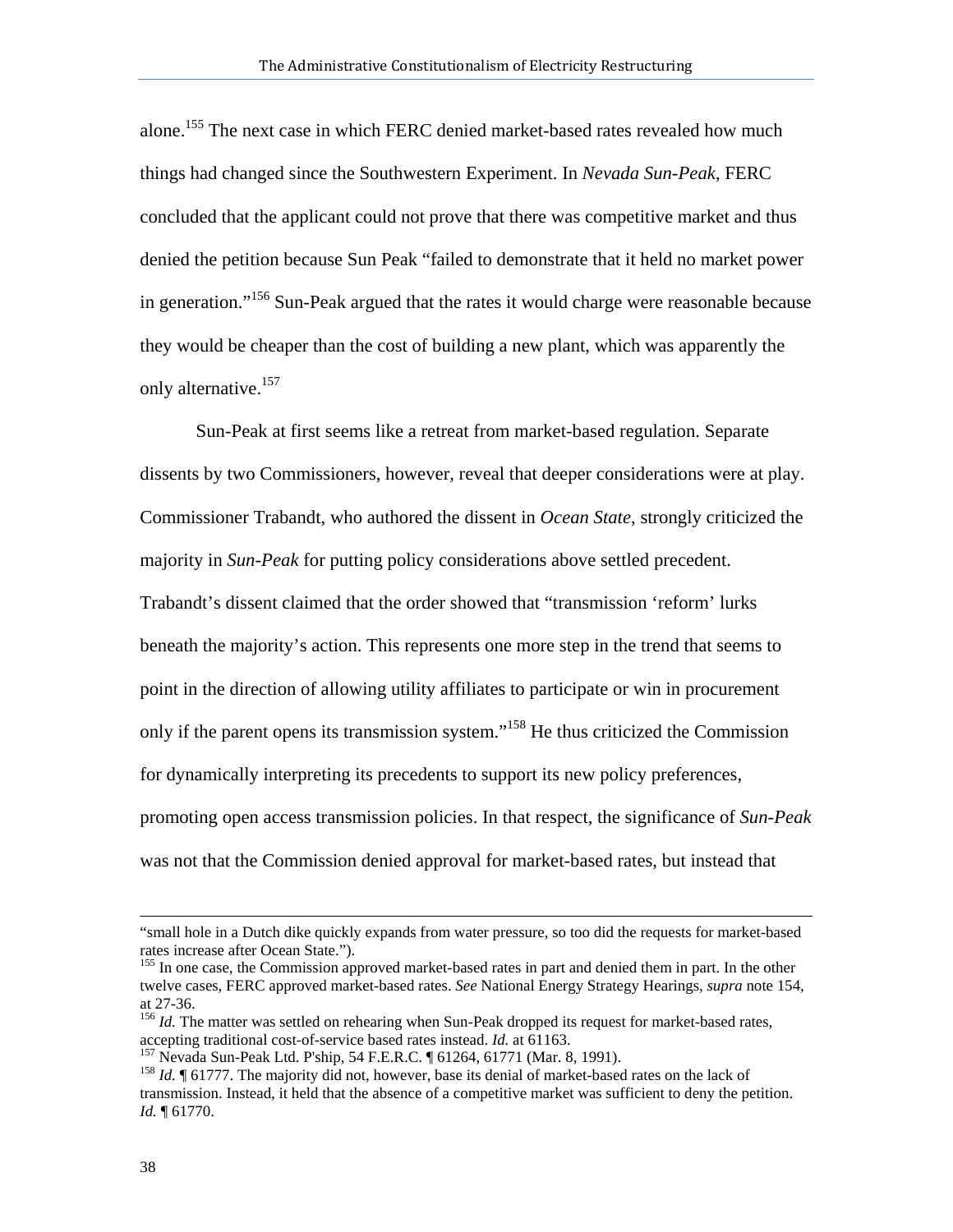alone.[155] The next case in which FERC denied market-based rates revealed how much things had changed since the Southwestern Experiment. In *Nevada Sun-Peak*, FERC concluded that the applicant could not prove that there was competitive market and thus denied the petition because Sun Peak "failed to demonstrate that it held no market power in generation."[156] Sun-Peak argued that the rates it would charge were reasonable because they would be cheaper than the cost of building a new plant, which was apparently the only alternative.[157]

Sun-Peak at first seems like a retreat from market-based regulation. Separate dissents by two Commissioners, however, reveal that deeper considerations were at play. Commissioner Trabandt, who authored the dissent in *Ocean State*, strongly criticized the majority in *Sun-Peak* for putting policy considerations above settled precedent. Trabandt's dissent claimed that the order showed that "transmission 'reform' lurks beneath the majority's action. This represents one more step in the trend that seems to point in the direction of allowing utility affiliates to participate or win in procurement only if the parent opens its transmission system."[158] He thus criticized the Commission for dynamically interpreting its precedents to support its new policy preferences, promoting open access transmission policies. In that respect, the significance of *Sun-Peak* was not that the Commission denied approval for market-based rates, but instead that

---

"small hole in a Dutch dike quickly expands from water pressure, so too did the requests for market-based rates increase after Ocean State.").

[155] In one case, the Commission approved market-based rates in part and denied them in part. In the other twelve cases, FERC approved market-based rates. *See* National Energy Strategy Hearings, *supra* note 154, at 27-36.

[156] *Id.* The matter was settled on rehearing when Sun-Peak dropped its request for market-based rates, accepting traditional cost-of-service based rates instead. *Id.* at 61163.

[157] Nevada Sun-Peak Ltd. P'ship, 54 F.E.R.C. ¶ 61264, 61771 (Mar. 8, 1991).

[158] *Id.* ¶ 61777. The majority did not, however, base its denial of market-based rates on the lack of transmission. Instead, it held that the absence of a competitive market was sufficient to deny the petition. *Id.* ¶ 61770.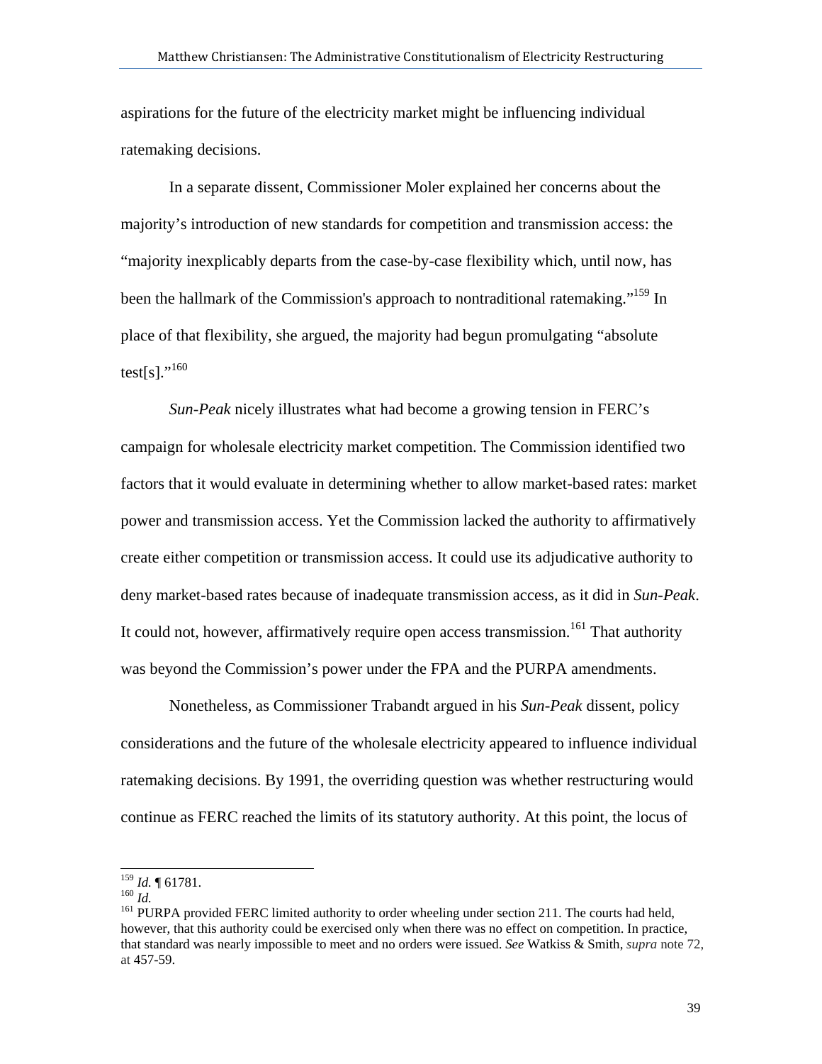aspirations for the future of the electricity market might be influencing individual ratemaking decisions.

In a separate dissent, Commissioner Moler explained her concerns about the majority's introduction of new standards for competition and transmission access: the "majority inexplicably departs from the case-by-case flexibility which, until now, has been the hallmark of the Commission's approach to nontraditional ratemaking."[159] In place of that flexibility, she argued, the majority had begun promulgating "absolute test[s]."[160]

*Sun-Peak* nicely illustrates what had become a growing tension in FERC's campaign for wholesale electricity market competition. The Commission identified two factors that it would evaluate in determining whether to allow market-based rates: market power and transmission access. Yet the Commission lacked the authority to affirmatively create either competition or transmission access. It could use its adjudicative authority to deny market-based rates because of inadequate transmission access, as it did in *Sun-Peak*. It could not, however, affirmatively require open access transmission.[161] That authority was beyond the Commission's power under the FPA and the PURPA amendments.

Nonetheless, as Commissioner Trabandt argued in his *Sun-Peak* dissent, policy considerations and the future of the wholesale electricity appeared to influence individual ratemaking decisions. By 1991, the overriding question was whether restructuring would continue as FERC reached the limits of its statutory authority. At this point, the locus of

---

[159] *Id.* ¶ 61781.

[160] *Id.*

[161] PURPA provided FERC limited authority to order wheeling under section 211. The courts had held, however, that this authority could be exercised only when there was no effect on competition. In practice, that standard was nearly impossible to meet and no orders were issued. *See* Watkiss & Smith, *supra* note 72, at 457-59.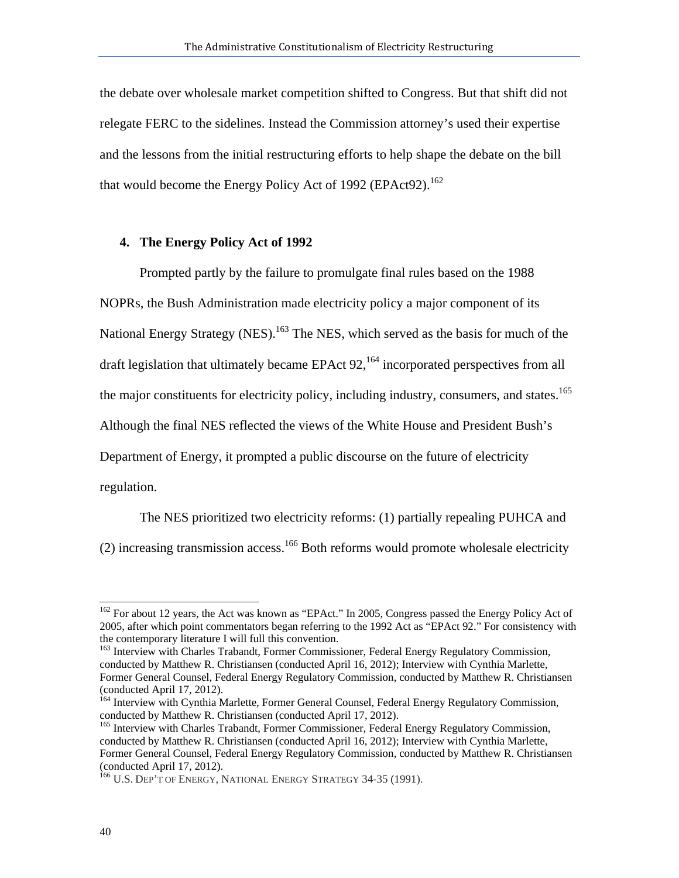the debate over wholesale market competition shifted to Congress. But that shift did not relegate FERC to the sidelines. Instead the Commission attorney's used their expertise and the lessons from the initial restructuring efforts to help shape the debate on the bill that would become the Energy Policy Act of 1992 (EPAct92).[162]

**4. The Energy Policy Act of 1992**

Prompted partly by the failure to promulgate final rules based on the 1988 NOPRs, the Bush Administration made electricity policy a major component of its National Energy Strategy (NES).[163] The NES, which served as the basis for much of the draft legislation that ultimately became EPAct 92,[164] incorporated perspectives from all the major constituents for electricity policy, including industry, consumers, and states.[165] Although the final NES reflected the views of the White House and President Bush's Department of Energy, it prompted a public discourse on the future of electricity regulation.

The NES prioritized two electricity reforms: (1) partially repealing PUHCA and (2) increasing transmission access.[166] Both reforms would promote wholesale electricity

---

[162] For about 12 years, the Act was known as "EPAct." In 2005, Congress passed the Energy Policy Act of 2005, after which point commentators began referring to the 1992 Act as "EPAct 92." For consistency with the contemporary literature I will full this convention.

[163] Interview with Charles Trabandt, Former Commissioner, Federal Energy Regulatory Commission, conducted by Matthew R. Christiansen (conducted April 16, 2012); Interview with Cynthia Marlette, Former General Counsel, Federal Energy Regulatory Commission, conducted by Matthew R. Christiansen (conducted April 17, 2012).

[164] Interview with Cynthia Marlette, Former General Counsel, Federal Energy Regulatory Commission, conducted by Matthew R. Christiansen (conducted April 17, 2012).

[165] Interview with Charles Trabandt, Former Commissioner, Federal Energy Regulatory Commission, conducted by Matthew R. Christiansen (conducted April 16, 2012); Interview with Cynthia Marlette, Former General Counsel, Federal Energy Regulatory Commission, conducted by Matthew R. Christiansen (conducted April 17, 2012).

[166] U.S. DEP'T OF ENERGY, NATIONAL ENERGY STRATEGY 34-35 (1991).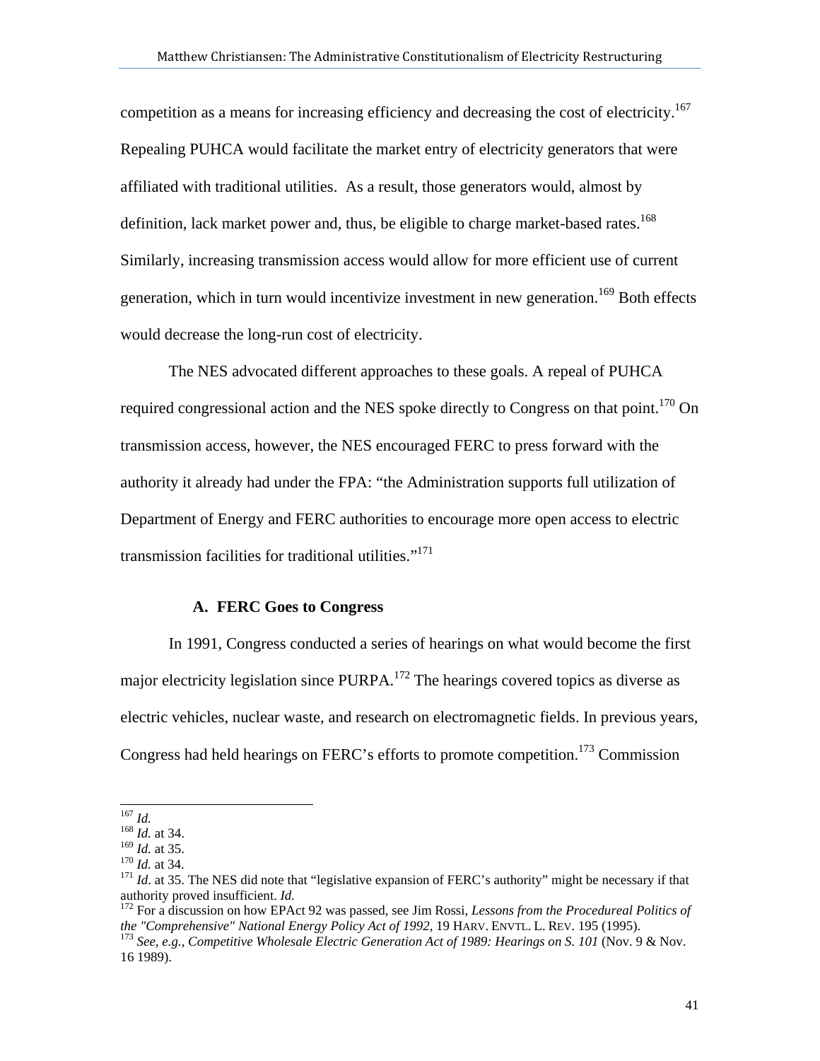competition as a means for increasing efficiency and decreasing the cost of electricity.[167] Repealing PUHCA would facilitate the market entry of electricity generators that were affiliated with traditional utilities. As a result, those generators would, almost by definition, lack market power and, thus, be eligible to charge market-based rates.[168] Similarly, increasing transmission access would allow for more efficient use of current generation, which in turn would incentivize investment in new generation.[169] Both effects would decrease the long-run cost of electricity.

The NES advocated different approaches to these goals. A repeal of PUHCA required congressional action and the NES spoke directly to Congress on that point.[170] On transmission access, however, the NES encouraged FERC to press forward with the authority it already had under the FPA: "the Administration supports full utilization of Department of Energy and FERC authorities to encourage more open access to electric transmission facilities for traditional utilities."[171]

### A. FERC Goes to Congress

In 1991, Congress conducted a series of hearings on what would become the first major electricity legislation since PURPA.[172] The hearings covered topics as diverse as electric vehicles, nuclear waste, and research on electromagnetic fields. In previous years, Congress had held hearings on FERC's efforts to promote competition.[173] Commission

---

[167] *Id.*
[168] *Id.* at 34.
[169] *Id.* at 35.
[170] *Id.* at 34.
[171] *Id*. at 35. The NES did note that "legislative expansion of FERC's authority" might be necessary if that authority proved insufficient. *Id.*
[172] For a discussion on how EPAct 92 was passed, see Jim Rossi, *Lessons from the Procedureal Politics of the "Comprehensive" National Energy Policy Act of 1992*, 19 HARV. ENVTL. L. REV. 195 (1995).
[173] *See, e.g.*, *Competitive Wholesale Electric Generation Act of 1989: Hearings on S. 101* (Nov. 9 & Nov. 16 1989).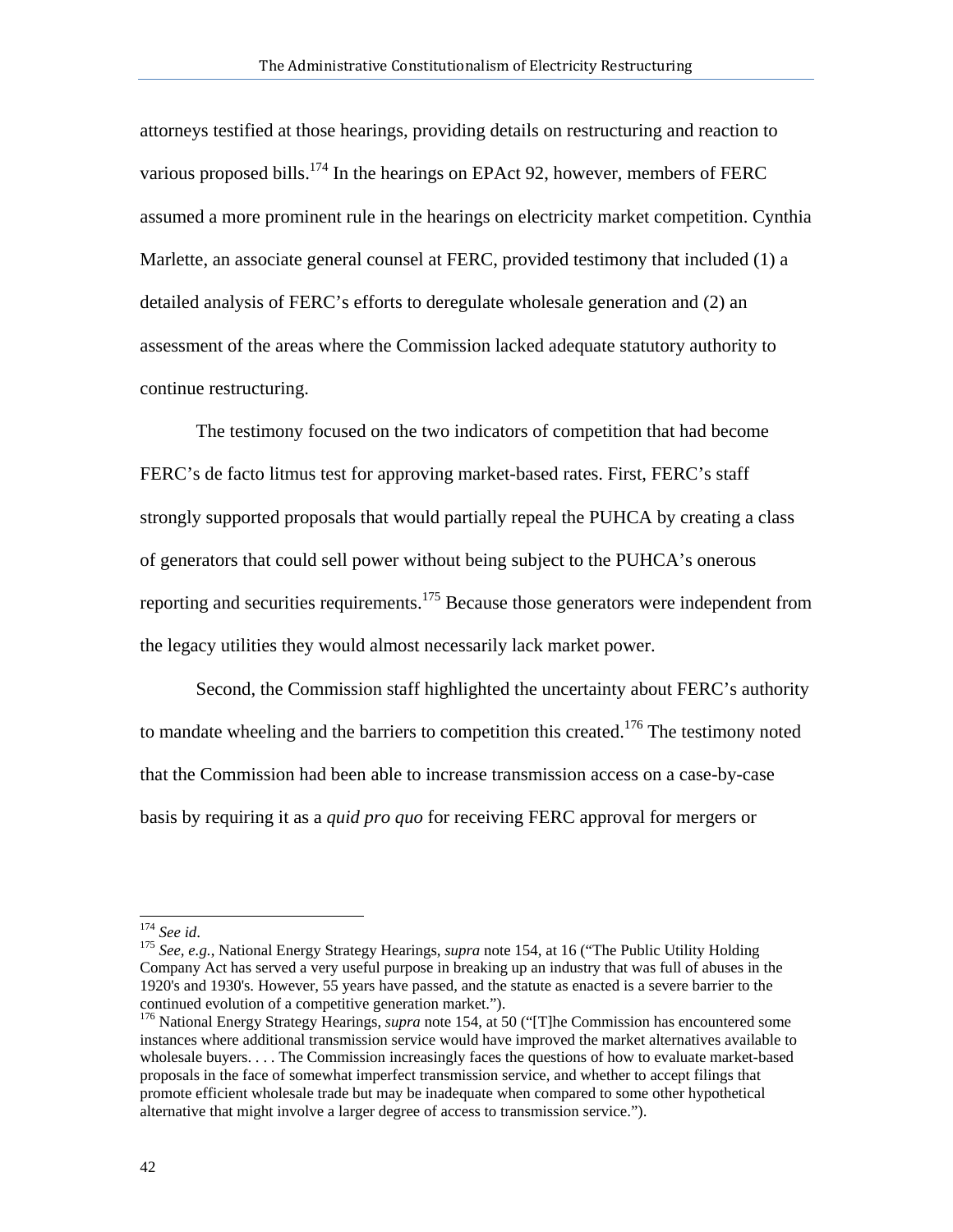attorneys testified at those hearings, providing details on restructuring and reaction to various proposed bills.[174] In the hearings on EPAct 92, however, members of FERC assumed a more prominent rule in the hearings on electricity market competition. Cynthia Marlette, an associate general counsel at FERC, provided testimony that included (1) a detailed analysis of FERC's efforts to deregulate wholesale generation and (2) an assessment of the areas where the Commission lacked adequate statutory authority to continue restructuring.

The testimony focused on the two indicators of competition that had become FERC's de facto litmus test for approving market-based rates. First, FERC's staff strongly supported proposals that would partially repeal the PUHCA by creating a class of generators that could sell power without being subject to the PUHCA's onerous reporting and securities requirements.[175] Because those generators were independent from the legacy utilities they would almost necessarily lack market power.

Second, the Commission staff highlighted the uncertainty about FERC's authority to mandate wheeling and the barriers to competition this created.[176] The testimony noted that the Commission had been able to increase transmission access on a case-by-case basis by requiring it as a *quid pro quo* for receiving FERC approval for mergers or

---

[174] *See id*.

[175] *See, e.g.*, National Energy Strategy Hearings, *supra* note 154, at 16 ("The Public Utility Holding Company Act has served a very useful purpose in breaking up an industry that was full of abuses in the 1920's and 1930's. However, 55 years have passed, and the statute as enacted is a severe barrier to the continued evolution of a competitive generation market.").

[176] National Energy Strategy Hearings, *supra* note 154, at 50 ("[T]he Commission has encountered some instances where additional transmission service would have improved the market alternatives available to wholesale buyers. . . . The Commission increasingly faces the questions of how to evaluate market-based proposals in the face of somewhat imperfect transmission service, and whether to accept filings that promote efficient wholesale trade but may be inadequate when compared to some other hypothetical alternative that might involve a larger degree of access to transmission service.").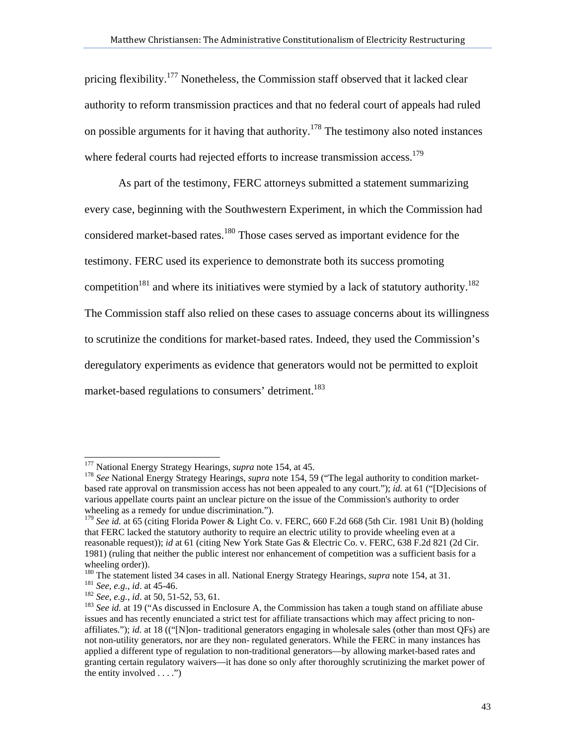pricing flexibility.[177] Nonetheless, the Commission staff observed that it lacked clear authority to reform transmission practices and that no federal court of appeals had ruled on possible arguments for it having that authority.[178] The testimony also noted instances where federal courts had rejected efforts to increase transmission access.[179]

As part of the testimony, FERC attorneys submitted a statement summarizing every case, beginning with the Southwestern Experiment, in which the Commission had considered market-based rates.[180] Those cases served as important evidence for the testimony. FERC used its experience to demonstrate both its success promoting competition[181] and where its initiatives were stymied by a lack of statutory authority.[182] The Commission staff also relied on these cases to assuage concerns about its willingness to scrutinize the conditions for market-based rates. Indeed, they used the Commission's deregulatory experiments as evidence that generators would not be permitted to exploit market-based regulations to consumers' detriment.[183]

---

[177] National Energy Strategy Hearings, *supra* note 154, at 45.

[178] *See* National Energy Strategy Hearings, *supra* note 154, 59 ("The legal authority to condition market-based rate approval on transmission access has not been appealed to any court."); *id.* at 61 ("[D]ecisions of various appellate courts paint an unclear picture on the issue of the Commission's authority to order wheeling as a remedy for undue discrimination.").

[179] *See id.* at 65 (citing Florida Power & Light Co. v. FERC, 660 F.2d 668 (5th Cir. 1981 Unit B) (holding that FERC lacked the statutory authority to require an electric utility to provide wheeling even at a reasonable request)); *id* at 61 (citing New York State Gas & Electric Co. v. FERC, 638 F.2d 821 (2d Cir. 1981) (ruling that neither the public interest nor enhancement of competition was a sufficient basis for a wheeling order)).

[180] The statement listed 34 cases in all. National Energy Strategy Hearings, *supra* note 154, at 31.

[181] *See, e.g.*, *id*. at 45-46.

[182] *See, e.g.*, *id*. at 50, 51-52, 53, 61.

[183] *See id.* at 19 ("As discussed in Enclosure A, the Commission has taken a tough stand on affiliate abuse issues and has recently enunciated a strict test for affiliate transactions which may affect pricing to non-affiliates."); *id.* at 18 (("[N]on- traditional generators engaging in wholesale sales (other than most QFs) are not non-utility generators, nor are they non- regulated generators. While the FERC in many instances has applied a different type of regulation to non-traditional generators—by allowing market-based rates and granting certain regulatory waivers—it has done so only after thoroughly scrutinizing the market power of the entity involved . . . .")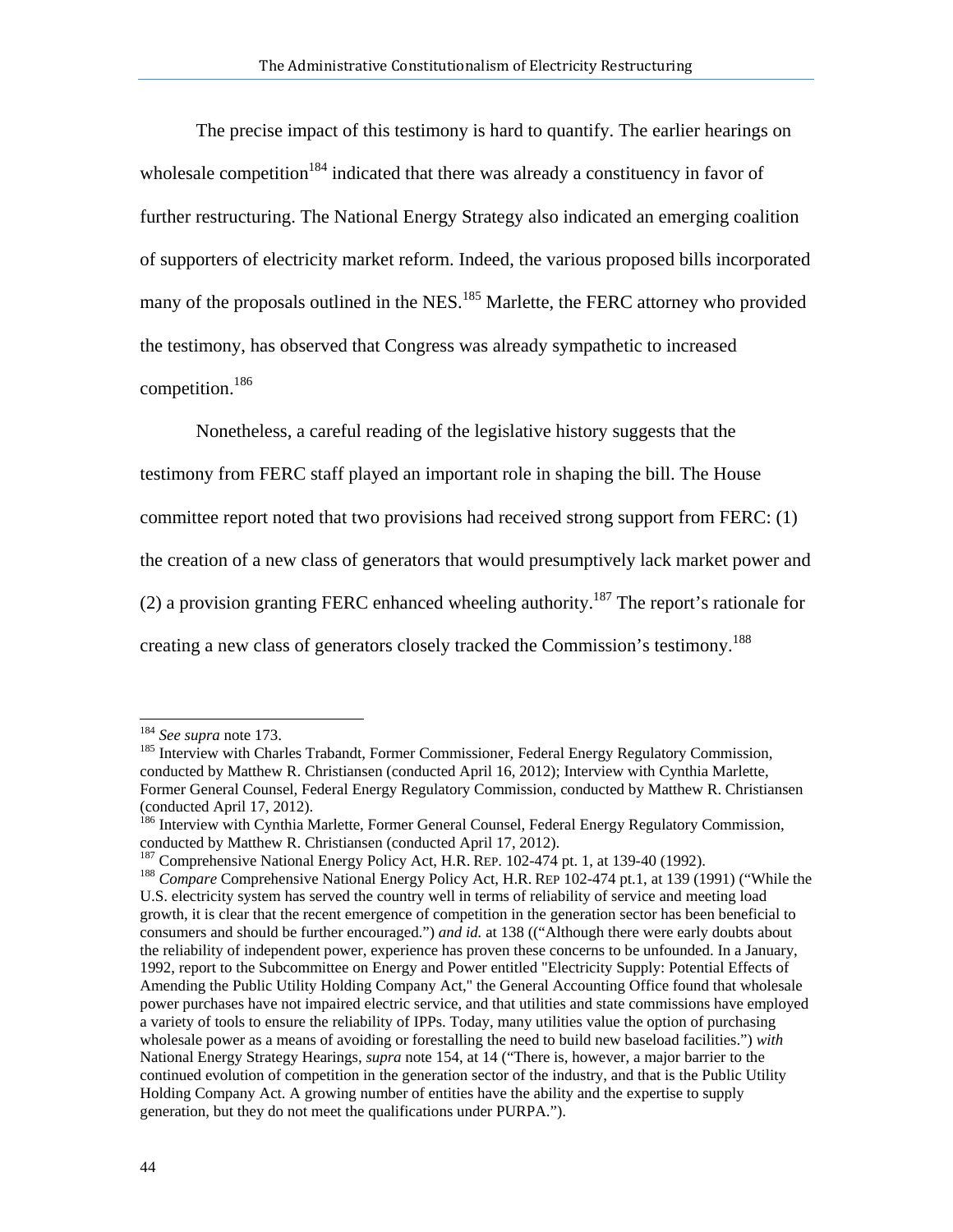The precise impact of this testimony is hard to quantify. The earlier hearings on wholesale competition[184] indicated that there was already a constituency in favor of further restructuring. The National Energy Strategy also indicated an emerging coalition of supporters of electricity market reform. Indeed, the various proposed bills incorporated many of the proposals outlined in the NES.[185] Marlette, the FERC attorney who provided the testimony, has observed that Congress was already sympathetic to increased competition.[186]

Nonetheless, a careful reading of the legislative history suggests that the testimony from FERC staff played an important role in shaping the bill. The House committee report noted that two provisions had received strong support from FERC: (1) the creation of a new class of generators that would presumptively lack market power and (2) a provision granting FERC enhanced wheeling authority.[187] The report's rationale for creating a new class of generators closely tracked the Commission's testimony.[188]

---

[184] *See supra* note 173.

[185] Interview with Charles Trabandt, Former Commissioner, Federal Energy Regulatory Commission, conducted by Matthew R. Christiansen (conducted April 16, 2012); Interview with Cynthia Marlette, Former General Counsel, Federal Energy Regulatory Commission, conducted by Matthew R. Christiansen (conducted April 17, 2012).

[186] Interview with Cynthia Marlette, Former General Counsel, Federal Energy Regulatory Commission, conducted by Matthew R. Christiansen (conducted April 17, 2012).

[187] Comprehensive National Energy Policy Act, H.R. REP. 102-474 pt. 1, at 139-40 (1992).

[188] *Compare* Comprehensive National Energy Policy Act, H.R. REP 102-474 pt.1, at 139 (1991) ("While the U.S. electricity system has served the country well in terms of reliability of service and meeting load growth, it is clear that the recent emergence of competition in the generation sector has been beneficial to consumers and should be further encouraged.") *and id.* at 138 (("Although there were early doubts about the reliability of independent power, experience has proven these concerns to be unfounded. In a January, 1992, report to the Subcommittee on Energy and Power entitled "Electricity Supply: Potential Effects of Amending the Public Utility Holding Company Act," the General Accounting Office found that wholesale power purchases have not impaired electric service, and that utilities and state commissions have employed a variety of tools to ensure the reliability of IPPs. Today, many utilities value the option of purchasing wholesale power as a means of avoiding or forestalling the need to build new baseload facilities.") *with* National Energy Strategy Hearings, *supra* note 154, at 14 ("There is, however, a major barrier to the continued evolution of competition in the generation sector of the industry, and that is the Public Utility Holding Company Act. A growing number of entities have the ability and the expertise to supply generation, but they do not meet the qualifications under PURPA.").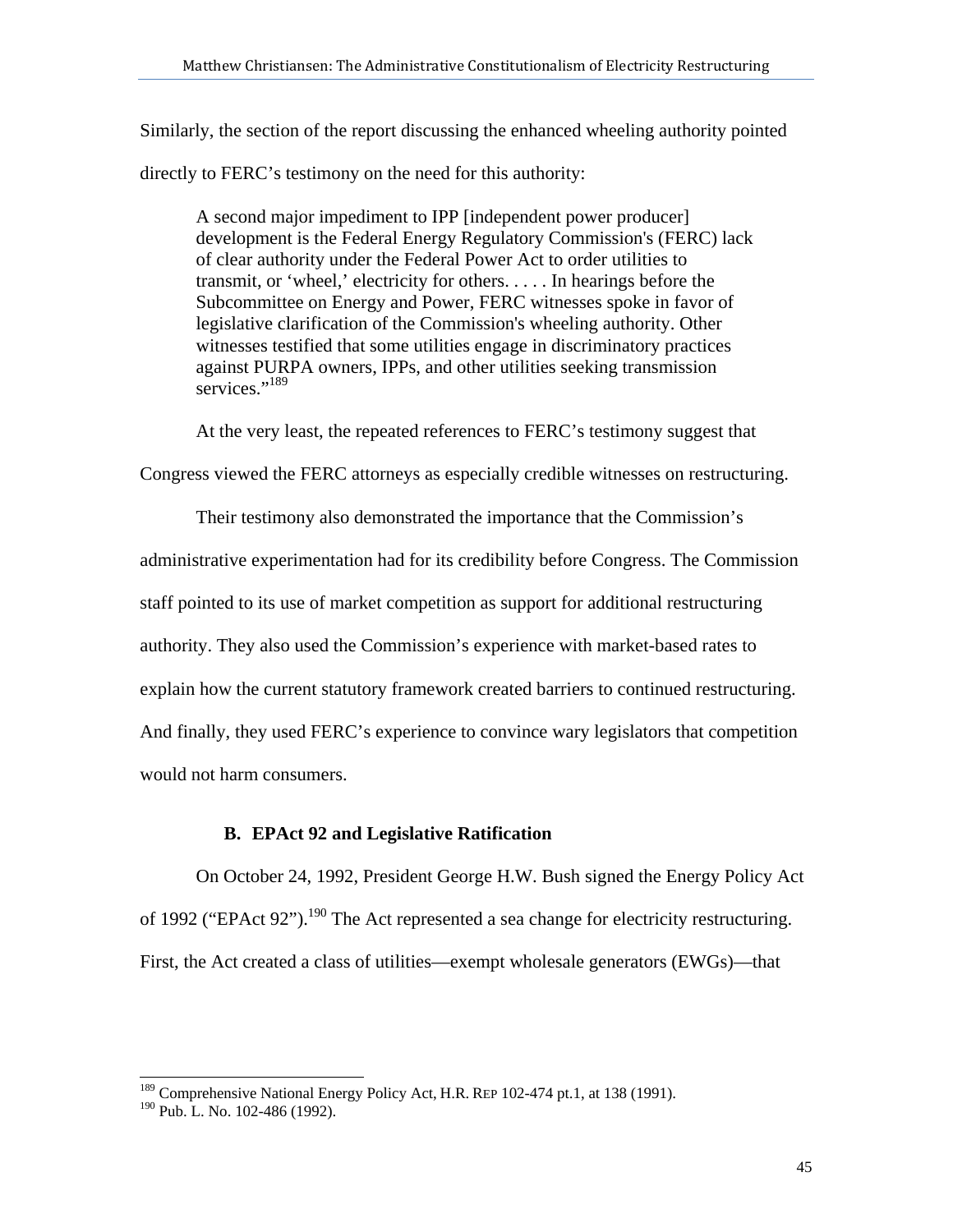Similarly, the section of the report discussing the enhanced wheeling authority pointed directly to FERC's testimony on the need for this authority:

> A second major impediment to IPP [independent power producer] development is the Federal Energy Regulatory Commission's (FERC) lack of clear authority under the Federal Power Act to order utilities to transmit, or 'wheel,' electricity for others. . . . . In hearings before the Subcommittee on Energy and Power, FERC witnesses spoke in favor of legislative clarification of the Commission's wheeling authority. Other witnesses testified that some utilities engage in discriminatory practices against PURPA owners, IPPs, and other utilities seeking transmission services."[189]

At the very least, the repeated references to FERC's testimony suggest that Congress viewed the FERC attorneys as especially credible witnesses on restructuring.

Their testimony also demonstrated the importance that the Commission's administrative experimentation had for its credibility before Congress. The Commission staff pointed to its use of market competition as support for additional restructuring authority. They also used the Commission's experience with market-based rates to explain how the current statutory framework created barriers to continued restructuring. And finally, they used FERC's experience to convince wary legislators that competition would not harm consumers.

### B. EPAct 92 and Legislative Ratification

On October 24, 1992, President George H.W. Bush signed the Energy Policy Act of 1992 ("EPAct 92").[190] The Act represented a sea change for electricity restructuring. First, the Act created a class of utilities—exempt wholesale generators (EWGs)—that

---

[189] Comprehensive National Energy Policy Act, H.R. REP 102-474 pt.1, at 138 (1991).

[190] Pub. L. No. 102-486 (1992).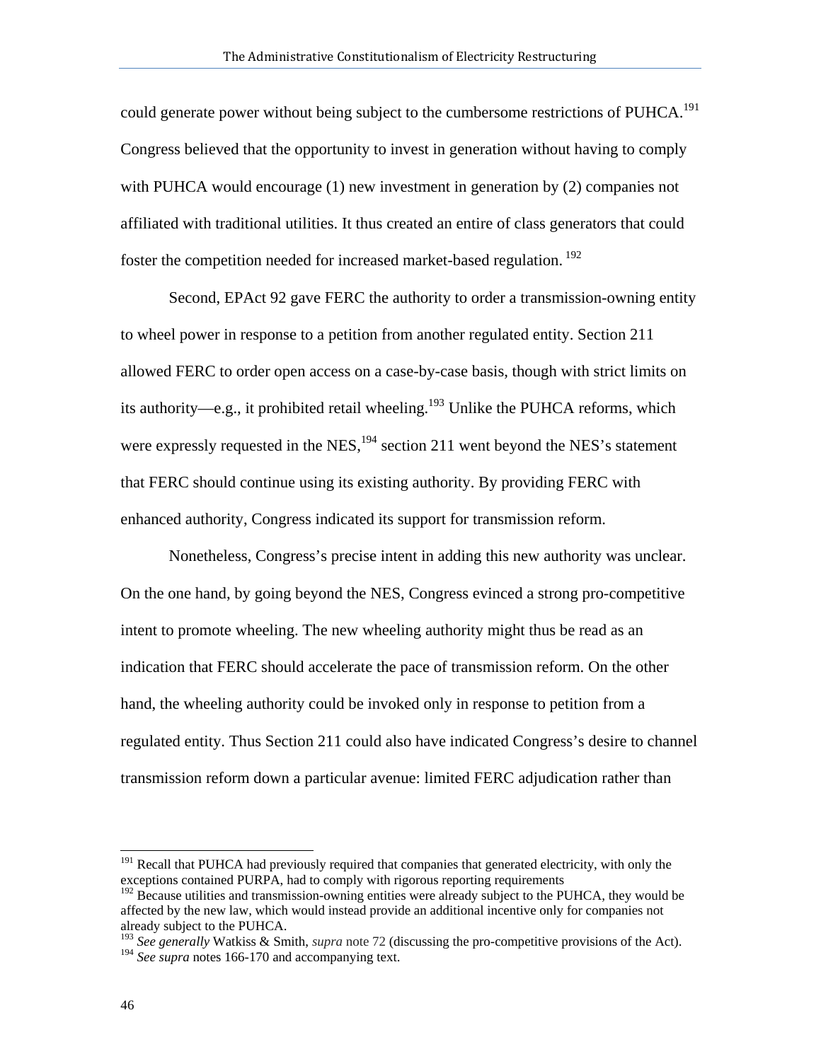could generate power without being subject to the cumbersome restrictions of PUHCA.[191] Congress believed that the opportunity to invest in generation without having to comply with PUHCA would encourage (1) new investment in generation by (2) companies not affiliated with traditional utilities. It thus created an entire of class generators that could foster the competition needed for increased market-based regulation.[192]

Second, EPAct 92 gave FERC the authority to order a transmission-owning entity to wheel power in response to a petition from another regulated entity. Section 211 allowed FERC to order open access on a case-by-case basis, though with strict limits on its authority—e.g., it prohibited retail wheeling.[193] Unlike the PUHCA reforms, which were expressly requested in the NES,[194] section 211 went beyond the NES's statement that FERC should continue using its existing authority. By providing FERC with enhanced authority, Congress indicated its support for transmission reform.

Nonetheless, Congress's precise intent in adding this new authority was unclear. On the one hand, by going beyond the NES, Congress evinced a strong pro-competitive intent to promote wheeling. The new wheeling authority might thus be read as an indication that FERC should accelerate the pace of transmission reform. On the other hand, the wheeling authority could be invoked only in response to petition from a regulated entity. Thus Section 211 could also have indicated Congress's desire to channel transmission reform down a particular avenue: limited FERC adjudication rather than

---

[191] Recall that PUHCA had previously required that companies that generated electricity, with only the exceptions contained PURPA, had to comply with rigorous reporting requirements

[192] Because utilities and transmission-owning entities were already subject to the PUHCA, they would be affected by the new law, which would instead provide an additional incentive only for companies not already subject to the PUHCA.

[193] *See generally* Watkiss & Smith, *supra* note 72 (discussing the pro-competitive provisions of the Act).

[194] *See supra* notes 166-170 and accompanying text.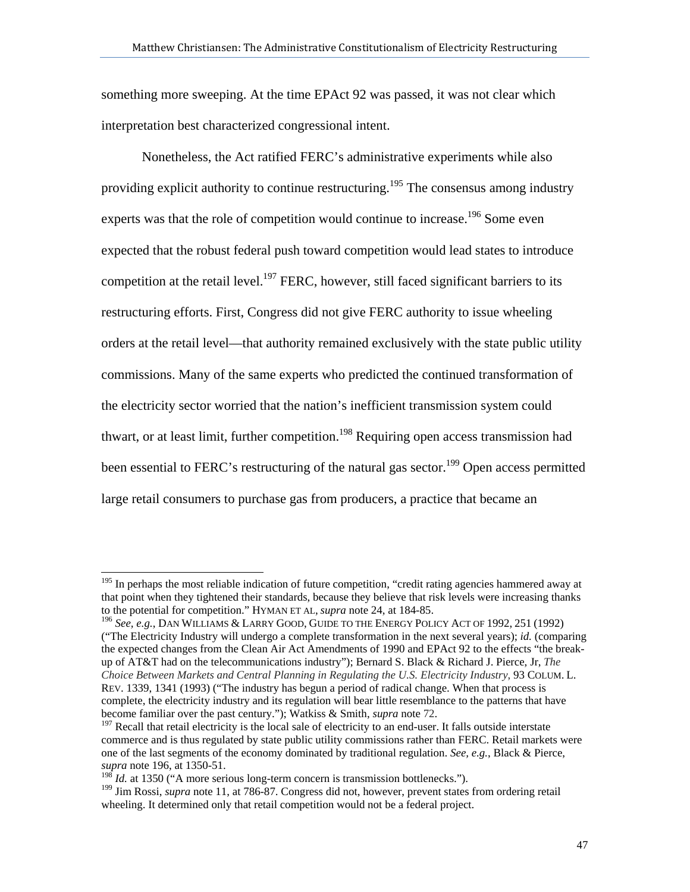something more sweeping. At the time EPAct 92 was passed, it was not clear which interpretation best characterized congressional intent.

Nonetheless, the Act ratified FERC's administrative experiments while also providing explicit authority to continue restructuring.[195] The consensus among industry experts was that the role of competition would continue to increase.[196] Some even expected that the robust federal push toward competition would lead states to introduce competition at the retail level.[197] FERC, however, still faced significant barriers to its restructuring efforts. First, Congress did not give FERC authority to issue wheeling orders at the retail level—that authority remained exclusively with the state public utility commissions. Many of the same experts who predicted the continued transformation of the electricity sector worried that the nation's inefficient transmission system could thwart, or at least limit, further competition.[198] Requiring open access transmission had been essential to FERC's restructuring of the natural gas sector.[199] Open access permitted large retail consumers to purchase gas from producers, a practice that became an

---

[195] In perhaps the most reliable indication of future competition, "credit rating agencies hammered away at that point when they tightened their standards, because they believe that risk levels were increasing thanks to the potential for competition." HYMAN ET AL, *supra* note 24, at 184-85.

[196] *See, e.g.*, DAN WILLIAMS & LARRY GOOD, GUIDE TO THE ENERGY POLICY ACT OF 1992, 251 (1992) ("The Electricity Industry will undergo a complete transformation in the next several years); *id.* (comparing the expected changes from the Clean Air Act Amendments of 1990 and EPAct 92 to the effects "the break-up of AT&T had on the telecommunications industry"); Bernard S. Black & Richard J. Pierce, Jr, *The Choice Between Markets and Central Planning in Regulating the U.S. Electricity Industry*, 93 COLUM. L. REV. 1339, 1341 (1993) ("The industry has begun a period of radical change. When that process is complete, the electricity industry and its regulation will bear little resemblance to the patterns that have become familiar over the past century."); Watkiss & Smith, *supra* note 72.

[197] Recall that retail electricity is the local sale of electricity to an end-user. It falls outside interstate commerce and is thus regulated by state public utility commissions rather than FERC. Retail markets were one of the last segments of the economy dominated by traditional regulation. *See, e.g.*, Black & Pierce, *supra* note 196, at 1350-51.

[198] *Id.* at 1350 ("A more serious long-term concern is transmission bottlenecks.").

[199] Jim Rossi, *supra* note 11, at 786-87. Congress did not, however, prevent states from ordering retail wheeling. It determined only that retail competition would not be a federal project.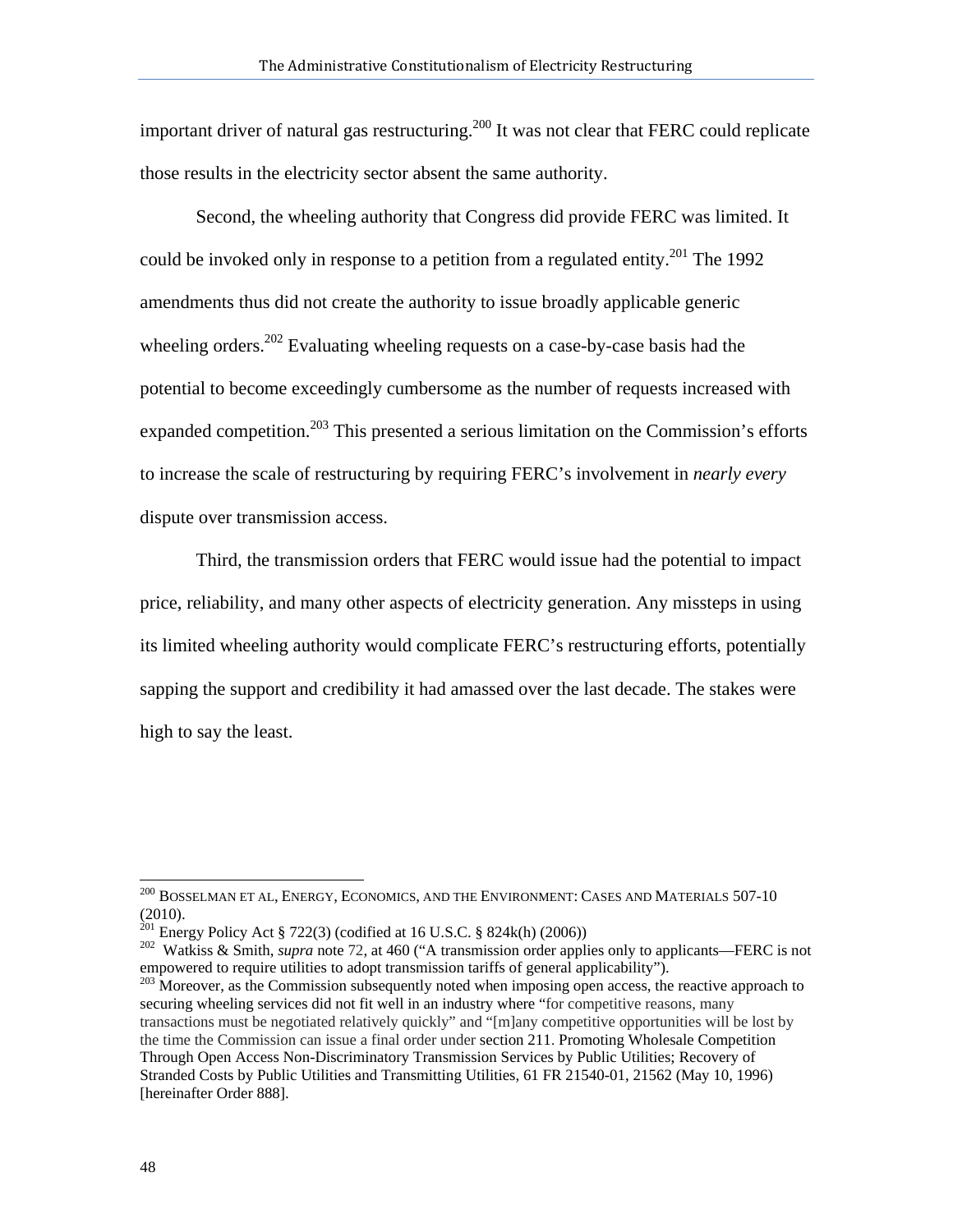important driver of natural gas restructuring.[200] It was not clear that FERC could replicate those results in the electricity sector absent the same authority.

Second, the wheeling authority that Congress did provide FERC was limited. It could be invoked only in response to a petition from a regulated entity.[201] The 1992 amendments thus did not create the authority to issue broadly applicable generic wheeling orders.[202] Evaluating wheeling requests on a case-by-case basis had the potential to become exceedingly cumbersome as the number of requests increased with expanded competition.[203] This presented a serious limitation on the Commission's efforts to increase the scale of restructuring by requiring FERC's involvement in *nearly every* dispute over transmission access.

Third, the transmission orders that FERC would issue had the potential to impact price, reliability, and many other aspects of electricity generation. Any missteps in using its limited wheeling authority would complicate FERC's restructuring efforts, potentially sapping the support and credibility it had amassed over the last decade. The stakes were high to say the least.

---

[200] BOSSELMAN ET AL, ENERGY, ECONOMICS, AND THE ENVIRONMENT: CASES AND MATERIALS 507-10 (2010).

[201] Energy Policy Act § 722(3) (codified at 16 U.S.C. § 824k(h) (2006))

[202] Watkiss & Smith, *supra* note 72, at 460 ("A transmission order applies only to applicants—FERC is not empowered to require utilities to adopt transmission tariffs of general applicability").

[203] Moreover, as the Commission subsequently noted when imposing open access, the reactive approach to securing wheeling services did not fit well in an industry where "for competitive reasons, many transactions must be negotiated relatively quickly" and "[m]any competitive opportunities will be lost by the time the Commission can issue a final order under section 211. Promoting Wholesale Competition Through Open Access Non-Discriminatory Transmission Services by Public Utilities; Recovery of Stranded Costs by Public Utilities and Transmitting Utilities, 61 FR 21540-01, 21562 (May 10, 1996) [hereinafter Order 888].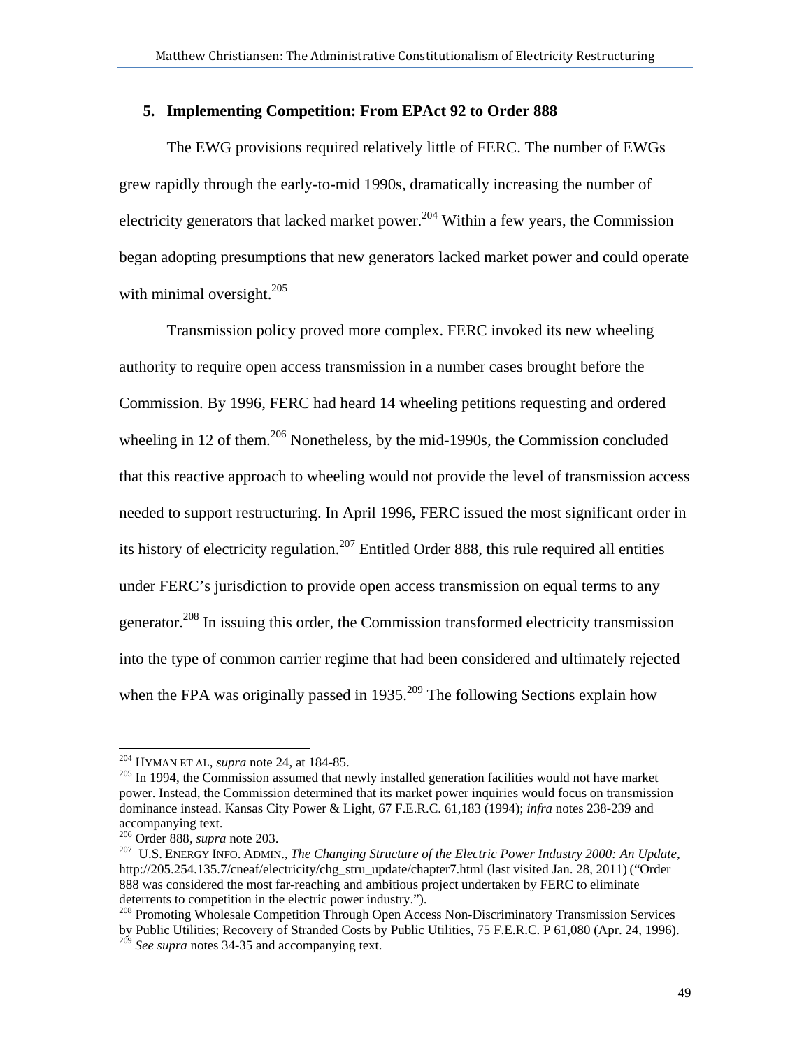### 5. Implementing Competition: From EPAct 92 to Order 888

The EWG provisions required relatively little of FERC. The number of EWGs grew rapidly through the early-to-mid 1990s, dramatically increasing the number of electricity generators that lacked market power.[204] Within a few years, the Commission began adopting presumptions that new generators lacked market power and could operate with minimal oversight.[205]

Transmission policy proved more complex. FERC invoked its new wheeling authority to require open access transmission in a number cases brought before the Commission. By 1996, FERC had heard 14 wheeling petitions requesting and ordered wheeling in 12 of them.[206] Nonetheless, by the mid-1990s, the Commission concluded that this reactive approach to wheeling would not provide the level of transmission access needed to support restructuring. In April 1996, FERC issued the most significant order in its history of electricity regulation.[207] Entitled Order 888, this rule required all entities under FERC's jurisdiction to provide open access transmission on equal terms to any generator.[208] In issuing this order, the Commission transformed electricity transmission into the type of common carrier regime that had been considered and ultimately rejected when the FPA was originally passed in 1935.[209] The following Sections explain how

---

[204] HYMAN ET AL, *supra* note 24, at 184-85.

[205] In 1994, the Commission assumed that newly installed generation facilities would not have market power. Instead, the Commission determined that its market power inquiries would focus on transmission dominance instead. Kansas City Power & Light, 67 F.E.R.C. 61,183 (1994); *infra* notes 238-239 and accompanying text.

[206] Order 888, *supra* note 203.

[207] U.S. ENERGY INFO. ADMIN., *The Changing Structure of the Electric Power Industry 2000: An Update*, http://205.254.135.7/cneaf/electricity/chg_stru_update/chapter7.html (last visited Jan. 28, 2011) ("Order 888 was considered the most far-reaching and ambitious project undertaken by FERC to eliminate deterrents to competition in the electric power industry.").

[208] Promoting Wholesale Competition Through Open Access Non-Discriminatory Transmission Services by Public Utilities; Recovery of Stranded Costs by Public Utilities, 75 F.E.R.C. P 61,080 (Apr. 24, 1996).

[209] *See supra* notes 34-35 and accompanying text.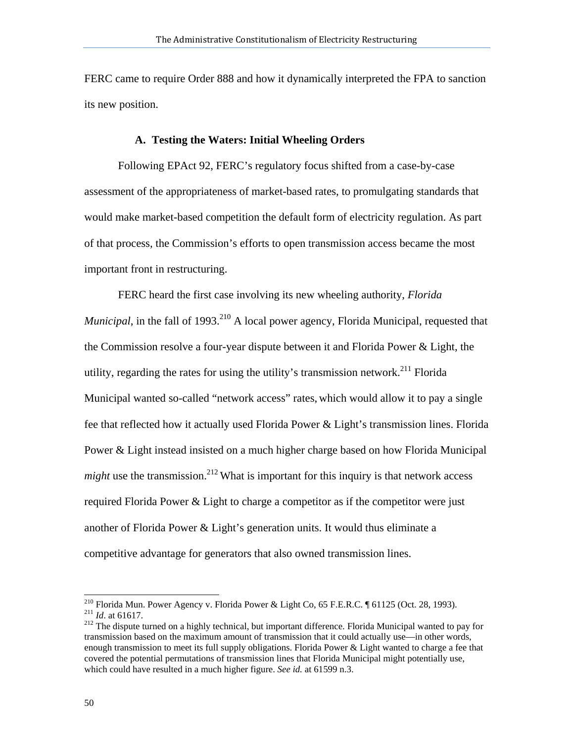FERC came to require Order 888 and how it dynamically interpreted the FPA to sanction its new position.

### A. Testing the Waters: Initial Wheeling Orders

Following EPAct 92, FERC's regulatory focus shifted from a case-by-case assessment of the appropriateness of market-based rates, to promulgating standards that would make market-based competition the default form of electricity regulation. As part of that process, the Commission's efforts to open transmission access became the most important front in restructuring.

FERC heard the first case involving its new wheeling authority, *Florida Municipal*, in the fall of 1993.[210] A local power agency, Florida Municipal, requested that the Commission resolve a four-year dispute between it and Florida Power & Light, the utility, regarding the rates for using the utility's transmission network.[211] Florida Municipal wanted so-called "network access" rates, which would allow it to pay a single fee that reflected how it actually used Florida Power & Light's transmission lines. Florida Power & Light instead insisted on a much higher charge based on how Florida Municipal *might* use the transmission.[212] What is important for this inquiry is that network access required Florida Power & Light to charge a competitor as if the competitor were just another of Florida Power & Light's generation units. It would thus eliminate a competitive advantage for generators that also owned transmission lines.

---

[210] Florida Mun. Power Agency v. Florida Power & Light Co, 65 F.E.R.C. ¶ 61125 (Oct. 28, 1993).

[211] *Id*. at 61617.

[212] The dispute turned on a highly technical, but important difference. Florida Municipal wanted to pay for transmission based on the maximum amount of transmission that it could actually use—in other words, enough transmission to meet its full supply obligations. Florida Power & Light wanted to charge a fee that covered the potential permutations of transmission lines that Florida Municipal might potentially use, which could have resulted in a much higher figure. *See id.* at 61599 n.3.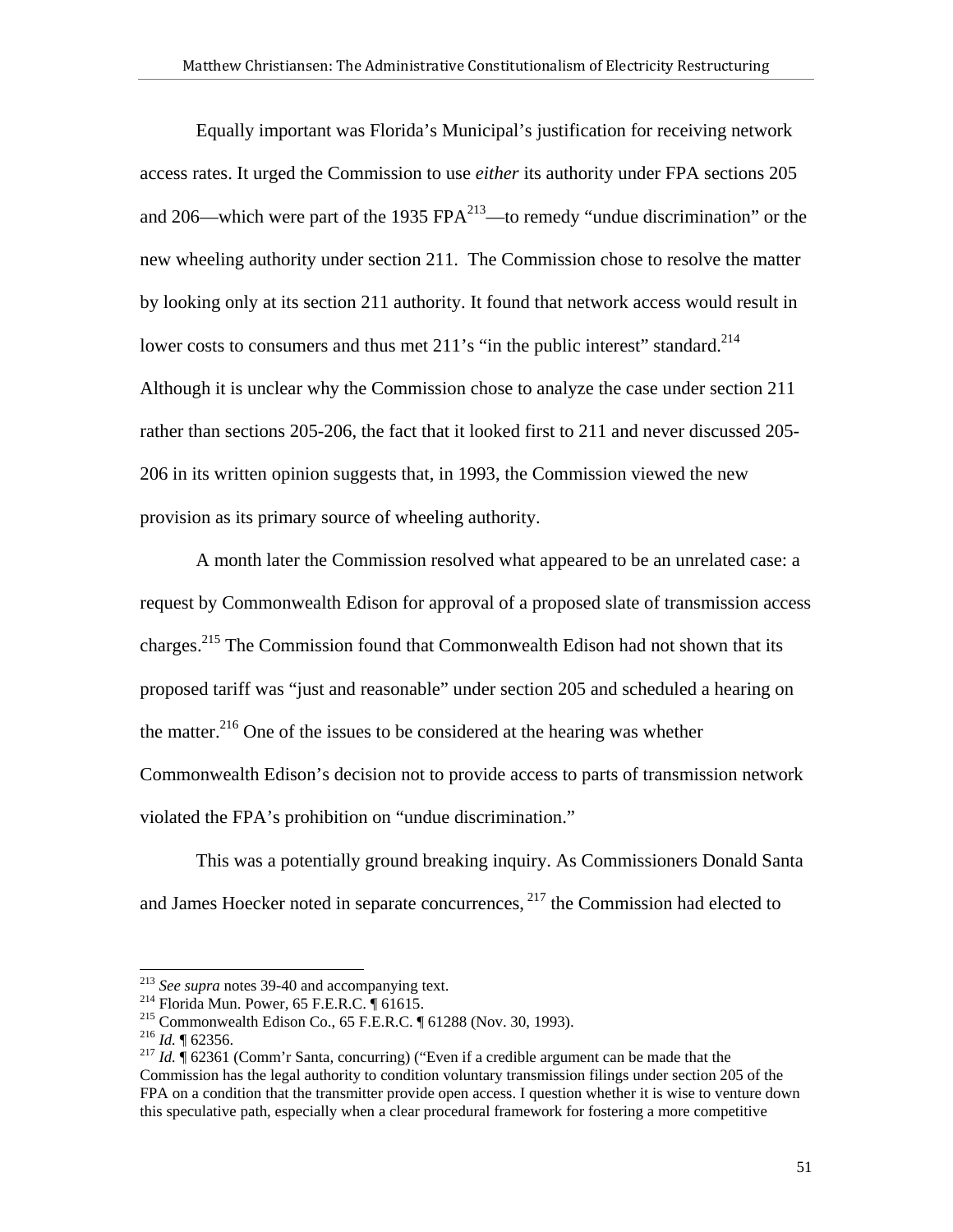Equally important was Florida's Municipal's justification for receiving network access rates. It urged the Commission to use *either* its authority under FPA sections 205 and 206—which were part of the 1935 FPA[213]—to remedy "undue discrimination" or the new wheeling authority under section 211. The Commission chose to resolve the matter by looking only at its section 211 authority. It found that network access would result in lower costs to consumers and thus met 211's "in the public interest" standard.[214] Although it is unclear why the Commission chose to analyze the case under section 211 rather than sections 205-206, the fact that it looked first to 211 and never discussed 205-206 in its written opinion suggests that, in 1993, the Commission viewed the new provision as its primary source of wheeling authority.

A month later the Commission resolved what appeared to be an unrelated case: a request by Commonwealth Edison for approval of a proposed slate of transmission access charges.[215] The Commission found that Commonwealth Edison had not shown that its proposed tariff was "just and reasonable" under section 205 and scheduled a hearing on the matter.[216] One of the issues to be considered at the hearing was whether Commonwealth Edison's decision not to provide access to parts of transmission network violated the FPA's prohibition on "undue discrimination."

This was a potentially ground breaking inquiry. As Commissioners Donald Santa and James Hoecker noted in separate concurrences,[217] the Commission had elected to

---

[213] *See supra* notes 39-40 and accompanying text.

[214] Florida Mun. Power, 65 F.E.R.C. ¶ 61615.

[215] Commonwealth Edison Co., 65 F.E.R.C. ¶ 61288 (Nov. 30, 1993).

[216] *Id.* ¶ 62356.

[217] *Id.* ¶ 62361 (Comm'r Santa, concurring) ("Even if a credible argument can be made that the Commission has the legal authority to condition voluntary transmission filings under section 205 of the FPA on a condition that the transmitter provide open access. I question whether it is wise to venture down this speculative path, especially when a clear procedural framework for fostering a more competitive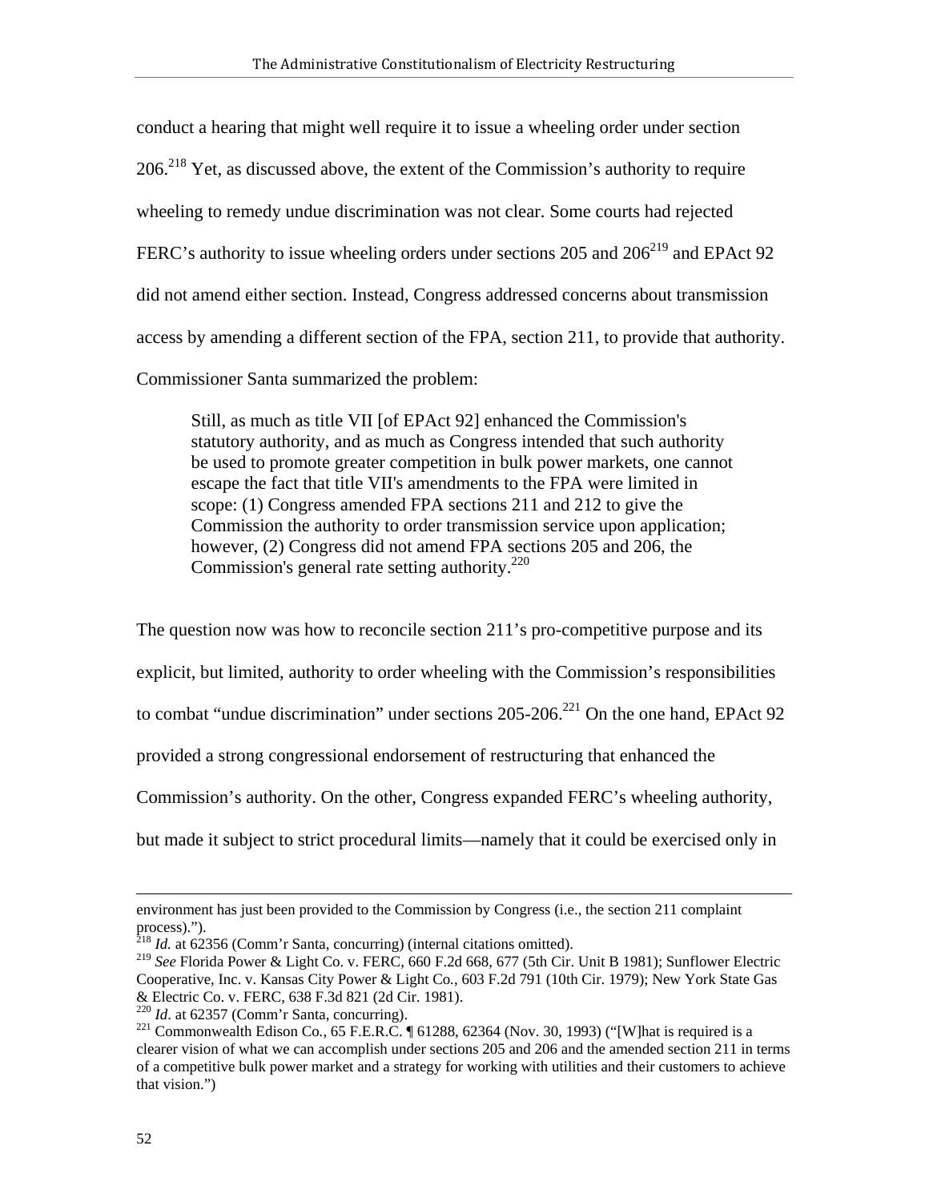conduct a hearing that might well require it to issue a wheeling order under section 206.[218] Yet, as discussed above, the extent of the Commission's authority to require wheeling to remedy undue discrimination was not clear. Some courts had rejected FERC's authority to issue wheeling orders under sections 205 and 206[219] and EPAct 92 did not amend either section. Instead, Congress addressed concerns about transmission access by amending a different section of the FPA, section 211, to provide that authority. Commissioner Santa summarized the problem:

> Still, as much as title VII [of EPAct 92] enhanced the Commission's statutory authority, and as much as Congress intended that such authority be used to promote greater competition in bulk power markets, one cannot escape the fact that title VII's amendments to the FPA were limited in scope: (1) Congress amended FPA sections 211 and 212 to give the Commission the authority to order transmission service upon application; however, (2) Congress did not amend FPA sections 205 and 206, the Commission's general rate setting authority.[220]

The question now was how to reconcile section 211's pro-competitive purpose and its explicit, but limited, authority to order wheeling with the Commission's responsibilities to combat "undue discrimination" under sections 205-206.[221] On the one hand, EPAct 92 provided a strong congressional endorsement of restructuring that enhanced the Commission's authority. On the other, Congress expanded FERC's wheeling authority, but made it subject to strict procedural limits—namely that it could be exercised only in

---

environment has just been provided to the Commission by Congress (i.e., the section 211 complaint process).").

[218] *Id.* at 62356 (Comm'r Santa, concurring) (internal citations omitted).

[219] *See* Florida Power & Light Co. v. FERC, 660 F.2d 668, 677 (5th Cir. Unit B 1981); Sunflower Electric Cooperative, Inc. v. Kansas City Power & Light Co., 603 F.2d 791 (10th Cir. 1979); New York State Gas & Electric Co. v. FERC, 638 F.3d 821 (2d Cir. 1981).

[220] *Id*. at 62357 (Comm'r Santa, concurring).

[221] Commonwealth Edison Co., 65 F.E.R.C. ¶ 61288, 62364 (Nov. 30, 1993) ("[W]hat is required is a clearer vision of what we can accomplish under sections 205 and 206 and the amended section 211 in terms of a competitive bulk power market and a strategy for working with utilities and their customers to achieve that vision.")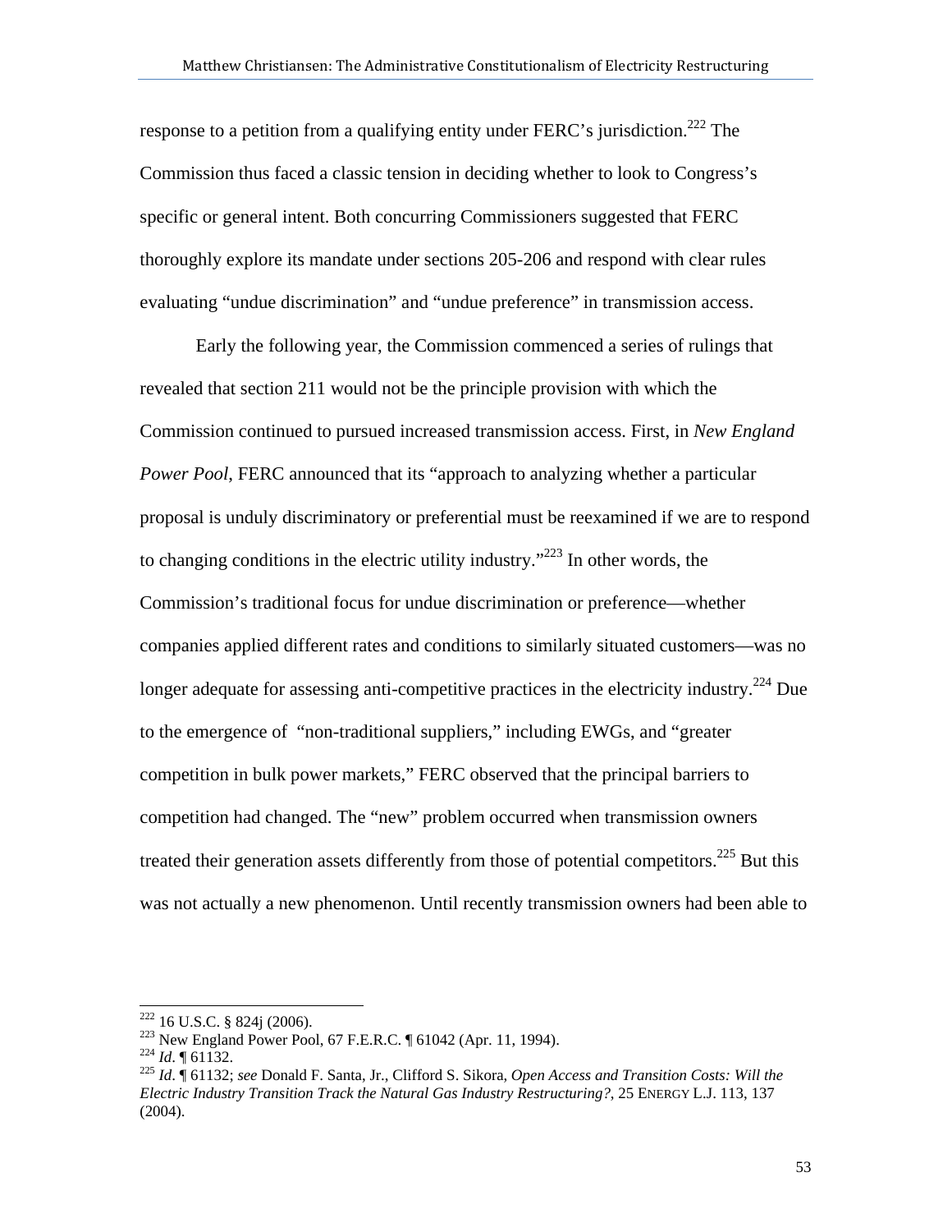response to a petition from a qualifying entity under FERC's jurisdiction.[222] The Commission thus faced a classic tension in deciding whether to look to Congress's specific or general intent. Both concurring Commissioners suggested that FERC thoroughly explore its mandate under sections 205-206 and respond with clear rules evaluating "undue discrimination" and "undue preference" in transmission access.

Early the following year, the Commission commenced a series of rulings that revealed that section 211 would not be the principle provision with which the Commission continued to pursued increased transmission access. First, in *New England Power Pool*, FERC announced that its "approach to analyzing whether a particular proposal is unduly discriminatory or preferential must be reexamined if we are to respond to changing conditions in the electric utility industry."[223] In other words, the Commission's traditional focus for undue discrimination or preference—whether companies applied different rates and conditions to similarly situated customers—was no longer adequate for assessing anti-competitive practices in the electricity industry.[224] Due to the emergence of "non-traditional suppliers," including EWGs, and "greater competition in bulk power markets," FERC observed that the principal barriers to competition had changed. The "new" problem occurred when transmission owners treated their generation assets differently from those of potential competitors.[225] But this was not actually a new phenomenon. Until recently transmission owners had been able to

---

[222] 16 U.S.C. § 824j (2006).

[223] New England Power Pool, 67 F.E.R.C. ¶ 61042 (Apr. 11, 1994).

[224] *Id*. ¶ 61132.

[225] *Id*. ¶ 61132; *see* Donald F. Santa, Jr., Clifford S. Sikora, *Open Access and Transition Costs: Will the Electric Industry Transition Track the Natural Gas Industry Restructuring?*, 25 ENERGY L.J. 113, 137 (2004).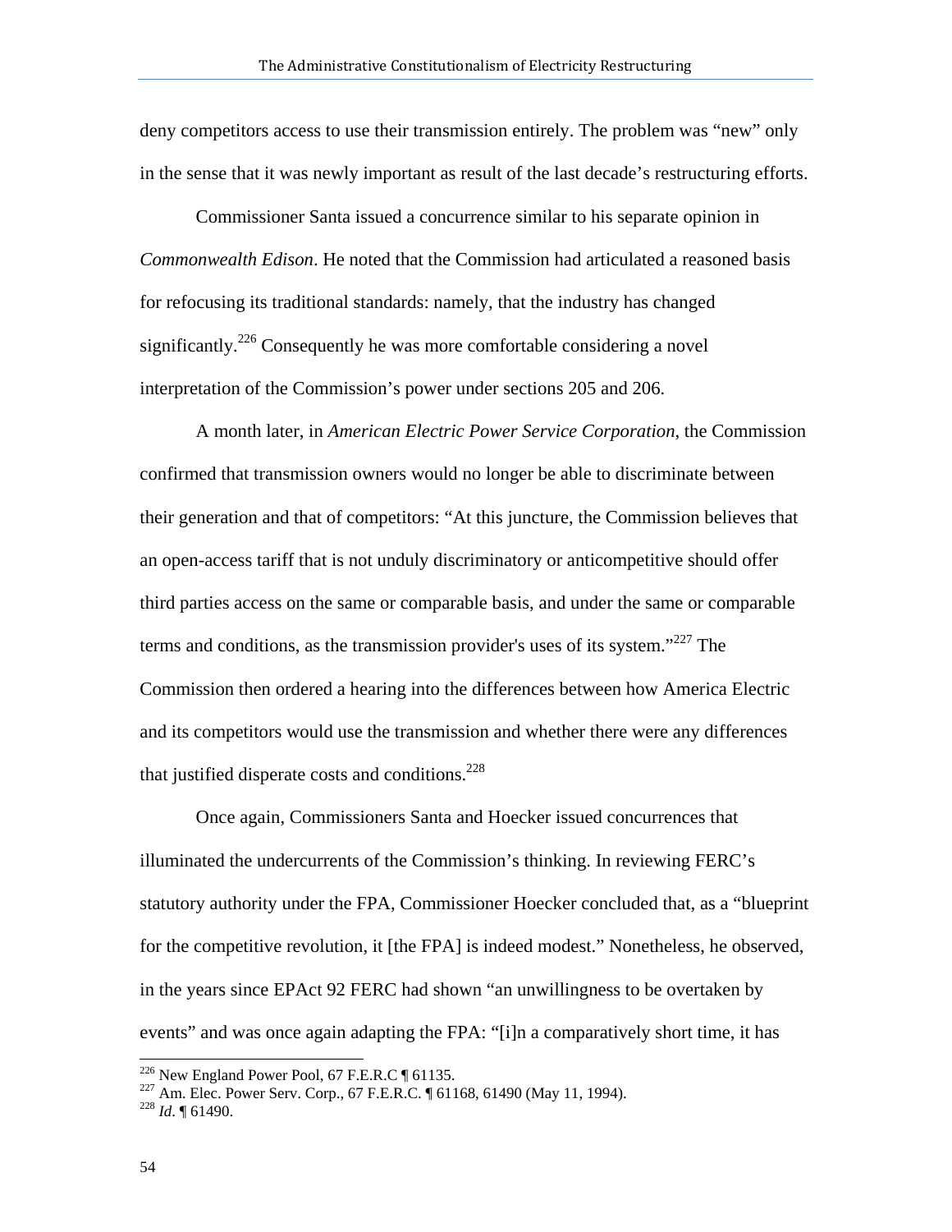deny competitors access to use their transmission entirely. The problem was "new" only in the sense that it was newly important as result of the last decade's restructuring efforts.

Commissioner Santa issued a concurrence similar to his separate opinion in *Commonwealth Edison*. He noted that the Commission had articulated a reasoned basis for refocusing its traditional standards: namely, that the industry has changed significantly.[226] Consequently he was more comfortable considering a novel interpretation of the Commission's power under sections 205 and 206.

A month later, in *American Electric Power Service Corporation*, the Commission confirmed that transmission owners would no longer be able to discriminate between their generation and that of competitors: "At this juncture, the Commission believes that an open-access tariff that is not unduly discriminatory or anticompetitive should offer third parties access on the same or comparable basis, and under the same or comparable terms and conditions, as the transmission provider's uses of its system."[227] The Commission then ordered a hearing into the differences between how America Electric and its competitors would use the transmission and whether there were any differences that justified disperate costs and conditions.[228]

Once again, Commissioners Santa and Hoecker issued concurrences that illuminated the undercurrents of the Commission's thinking. In reviewing FERC's statutory authority under the FPA, Commissioner Hoecker concluded that, as a "blueprint for the competitive revolution, it [the FPA] is indeed modest." Nonetheless, he observed, in the years since EPAct 92 FERC had shown "an unwillingness to be overtaken by events" and was once again adapting the FPA: "[i]n a comparatively short time, it has

---

[226] New England Power Pool, 67 F.E.R.C ¶ 61135.

[227] Am. Elec. Power Serv. Corp., 67 F.E.R.C. ¶ 61168, 61490 (May 11, 1994).

[228] *Id*. ¶ 61490.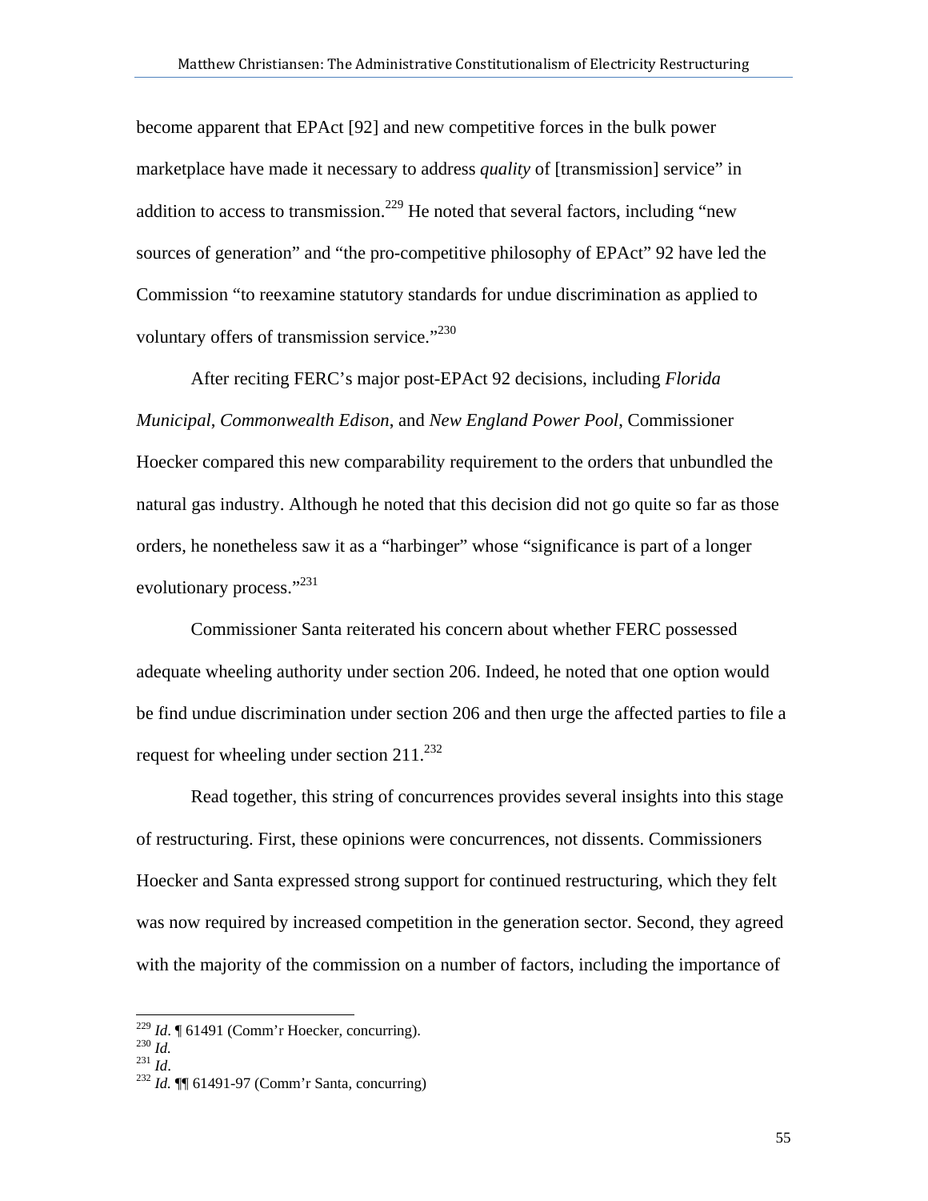become apparent that EPAct [92] and new competitive forces in the bulk power marketplace have made it necessary to address *quality* of [transmission] service" in addition to access to transmission.[229] He noted that several factors, including "new sources of generation" and "the pro-competitive philosophy of EPAct" 92 have led the Commission "to reexamine statutory standards for undue discrimination as applied to voluntary offers of transmission service."[230]

After reciting FERC's major post-EPAct 92 decisions, including *Florida Municipal*, *Commonwealth Edison*, and *New England Power Pool*, Commissioner Hoecker compared this new comparability requirement to the orders that unbundled the natural gas industry. Although he noted that this decision did not go quite so far as those orders, he nonetheless saw it as a "harbinger" whose "significance is part of a longer evolutionary process."[231]

Commissioner Santa reiterated his concern about whether FERC possessed adequate wheeling authority under section 206. Indeed, he noted that one option would be find undue discrimination under section 206 and then urge the affected parties to file a request for wheeling under section 211.[232]

Read together, this string of concurrences provides several insights into this stage of restructuring. First, these opinions were concurrences, not dissents. Commissioners Hoecker and Santa expressed strong support for continued restructuring, which they felt was now required by increased competition in the generation sector. Second, they agreed with the majority of the commission on a number of factors, including the importance of

---

[229] *Id*. ¶ 61491 (Comm'r Hoecker, concurring).
[230] *Id.*
[231] *Id*.
[232] *Id.* ¶¶ 61491-97 (Comm'r Santa, concurring)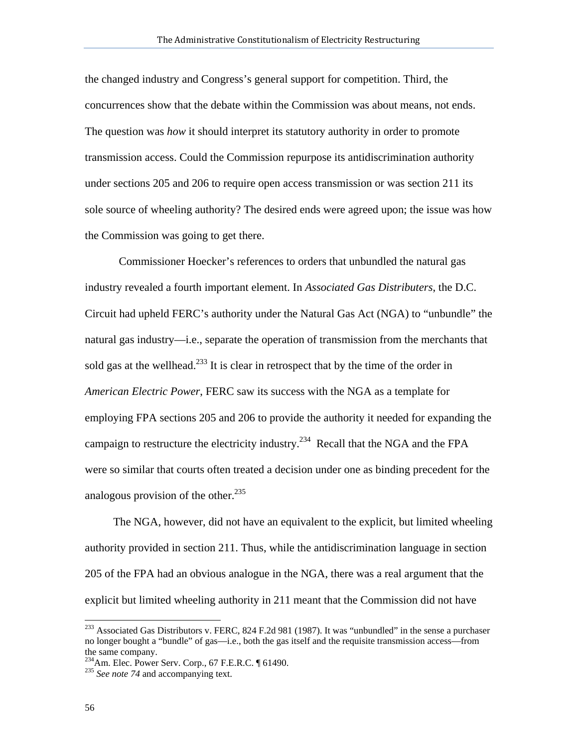the changed industry and Congress's general support for competition. Third, the concurrences show that the debate within the Commission was about means, not ends. The question was *how* it should interpret its statutory authority in order to promote transmission access. Could the Commission repurpose its antidiscrimination authority under sections 205 and 206 to require open access transmission or was section 211 its sole source of wheeling authority? The desired ends were agreed upon; the issue was how the Commission was going to get there.

Commissioner Hoecker's references to orders that unbundled the natural gas industry revealed a fourth important element. In *Associated Gas Distributers*, the D.C. Circuit had upheld FERC's authority under the Natural Gas Act (NGA) to "unbundle" the natural gas industry—i.e., separate the operation of transmission from the merchants that sold gas at the wellhead.[233] It is clear in retrospect that by the time of the order in *American Electric Power*, FERC saw its success with the NGA as a template for employing FPA sections 205 and 206 to provide the authority it needed for expanding the campaign to restructure the electricity industry.[234] Recall that the NGA and the FPA were so similar that courts often treated a decision under one as binding precedent for the analogous provision of the other.[235]

The NGA, however, did not have an equivalent to the explicit, but limited wheeling authority provided in section 211. Thus, while the antidiscrimination language in section 205 of the FPA had an obvious analogue in the NGA, there was a real argument that the explicit but limited wheeling authority in 211 meant that the Commission did not have

---

[233] Associated Gas Distributors v. FERC, 824 F.2d 981 (1987). It was "unbundled" in the sense a purchaser no longer bought a "bundle" of gas—i.e., both the gas itself and the requisite transmission access—from the same company.

[234] Am. Elec. Power Serv. Corp., 67 F.E.R.C. ¶ 61490.

[235] *See note 74* and accompanying text.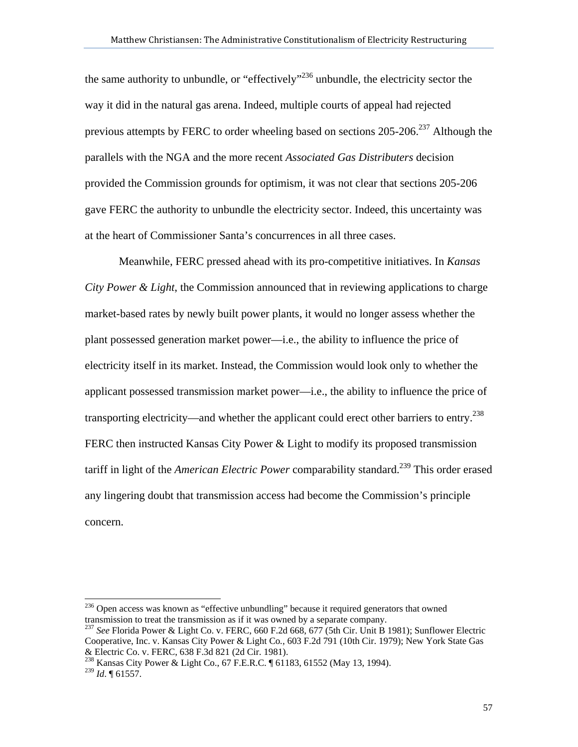the same authority to unbundle, or "effectively"[236] unbundle, the electricity sector the way it did in the natural gas arena. Indeed, multiple courts of appeal had rejected previous attempts by FERC to order wheeling based on sections 205-206.[237] Although the parallels with the NGA and the more recent *Associated Gas Distributers* decision provided the Commission grounds for optimism, it was not clear that sections 205-206 gave FERC the authority to unbundle the electricity sector. Indeed, this uncertainty was at the heart of Commissioner Santa's concurrences in all three cases.

Meanwhile, FERC pressed ahead with its pro-competitive initiatives. In *Kansas City Power & Light*, the Commission announced that in reviewing applications to charge market-based rates by newly built power plants, it would no longer assess whether the plant possessed generation market power—i.e., the ability to influence the price of electricity itself in its market. Instead, the Commission would look only to whether the applicant possessed transmission market power—i.e., the ability to influence the price of transporting electricity—and whether the applicant could erect other barriers to entry.[238] FERC then instructed Kansas City Power & Light to modify its proposed transmission tariff in light of the *American Electric Power* comparability standard.[239] This order erased any lingering doubt that transmission access had become the Commission's principle concern.

---

[236] Open access was known as "effective unbundling" because it required generators that owned transmission to treat the transmission as if it was owned by a separate company.

[237] *See* Florida Power & Light Co. v. FERC, 660 F.2d 668, 677 (5th Cir. Unit B 1981); Sunflower Electric Cooperative, Inc. v. Kansas City Power & Light Co., 603 F.2d 791 (10th Cir. 1979); New York State Gas & Electric Co. v. FERC, 638 F.3d 821 (2d Cir. 1981).

[238] Kansas City Power & Light Co., 67 F.E.R.C. ¶ 61183, 61552 (May 13, 1994).

[239] *Id*. ¶ 61557.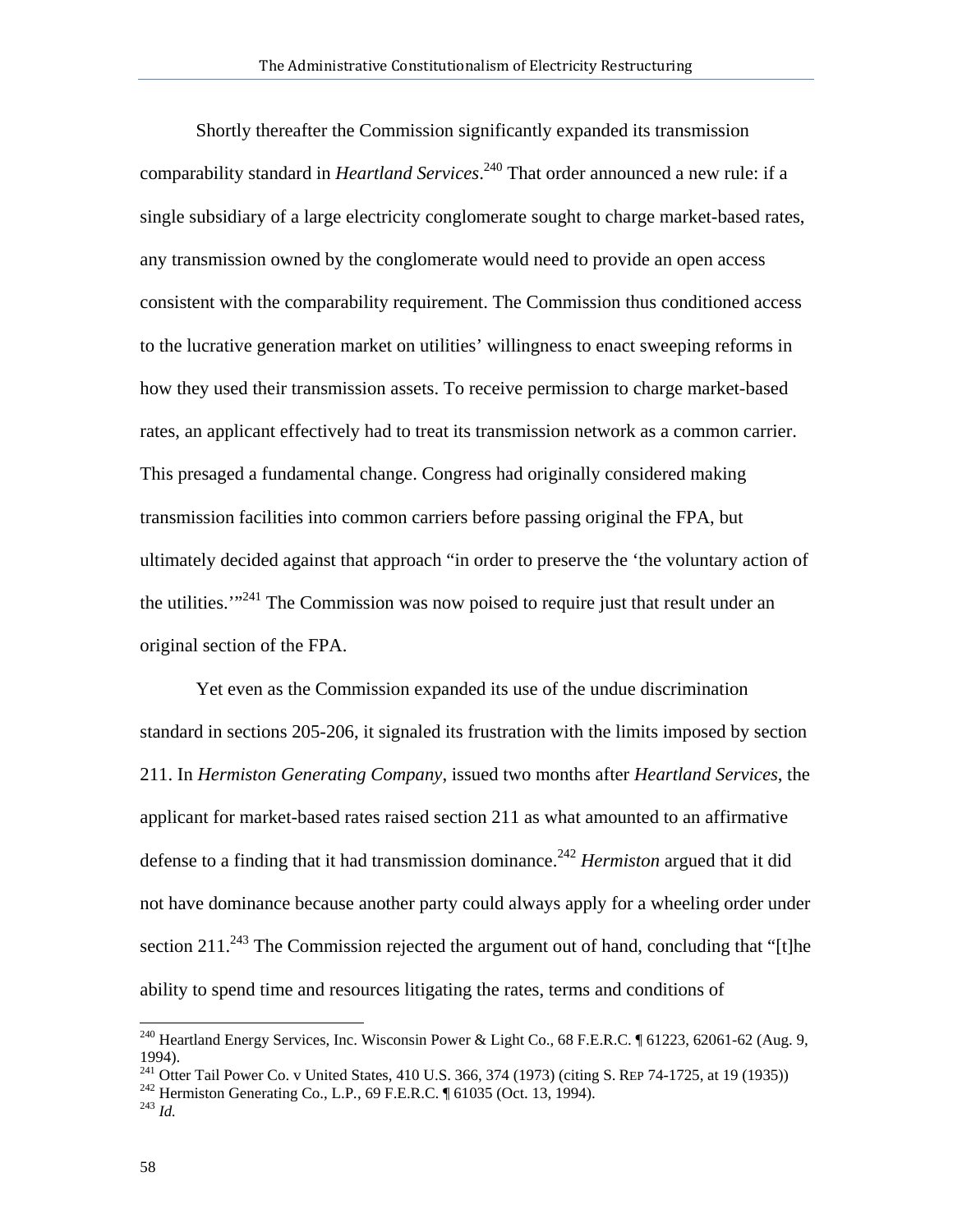Shortly thereafter the Commission significantly expanded its transmission comparability standard in *Heartland Services*.[240] That order announced a new rule: if a single subsidiary of a large electricity conglomerate sought to charge market-based rates, any transmission owned by the conglomerate would need to provide an open access consistent with the comparability requirement. The Commission thus conditioned access to the lucrative generation market on utilities' willingness to enact sweeping reforms in how they used their transmission assets. To receive permission to charge market-based rates, an applicant effectively had to treat its transmission network as a common carrier. This presaged a fundamental change. Congress had originally considered making transmission facilities into common carriers before passing original the FPA, but ultimately decided against that approach "in order to preserve the 'the voluntary action of the utilities.'"[241] The Commission was now poised to require just that result under an original section of the FPA.

Yet even as the Commission expanded its use of the undue discrimination standard in sections 205-206, it signaled its frustration with the limits imposed by section 211. In *Hermiston Generating Company*, issued two months after *Heartland Services*, the applicant for market-based rates raised section 211 as what amounted to an affirmative defense to a finding that it had transmission dominance.[242] *Hermiston* argued that it did not have dominance because another party could always apply for a wheeling order under section 211.[243] The Commission rejected the argument out of hand, concluding that "[t]he ability to spend time and resources litigating the rates, terms and conditions of

---

[240] Heartland Energy Services, Inc. Wisconsin Power & Light Co., 68 F.E.R.C. ¶ 61223, 62061-62 (Aug. 9, 1994).

[241] Otter Tail Power Co. v United States, 410 U.S. 366, 374 (1973) (citing S. REP 74-1725, at 19 (1935))

[242] Hermiston Generating Co., L.P., 69 F.E.R.C. ¶ 61035 (Oct. 13, 1994).

[243] *Id.*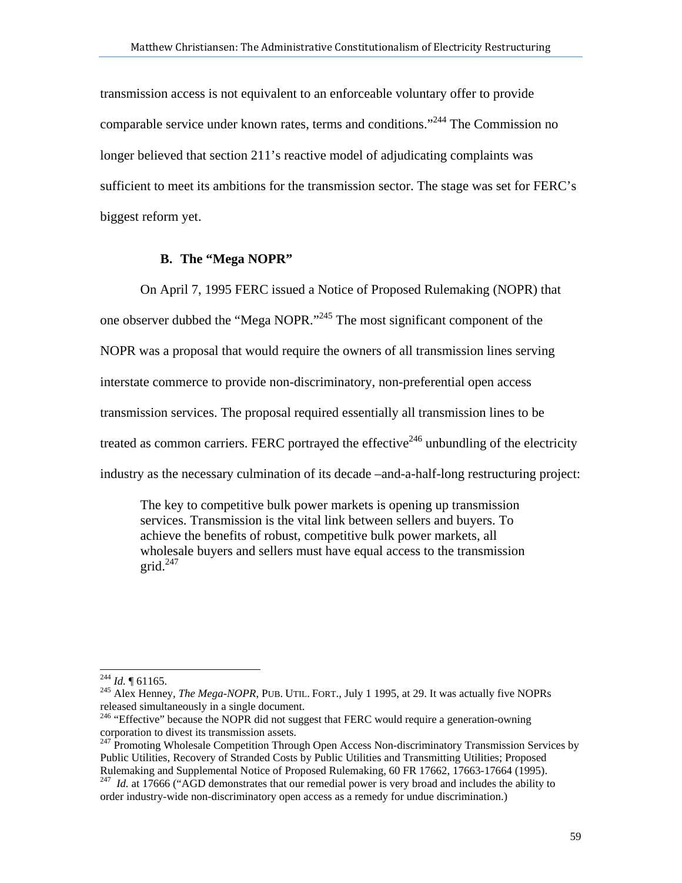transmission access is not equivalent to an enforceable voluntary offer to provide comparable service under known rates, terms and conditions."[244] The Commission no longer believed that section 211's reactive model of adjudicating complaints was sufficient to meet its ambitions for the transmission sector. The stage was set for FERC's biggest reform yet.

### B. The "Mega NOPR"

On April 7, 1995 FERC issued a Notice of Proposed Rulemaking (NOPR) that one observer dubbed the "Mega NOPR."[245] The most significant component of the NOPR was a proposal that would require the owners of all transmission lines serving interstate commerce to provide non-discriminatory, non-preferential open access transmission services. The proposal required essentially all transmission lines to be treated as common carriers. FERC portrayed the effective[246] unbundling of the electricity industry as the necessary culmination of its decade –and-a-half-long restructuring project:

> The key to competitive bulk power markets is opening up transmission services. Transmission is the vital link between sellers and buyers. To achieve the benefits of robust, competitive bulk power markets, all wholesale buyers and sellers must have equal access to the transmission grid.[247]

---

[244] *Id.* ¶ 61165.

[245] Alex Henney, *The Mega-NOPR*, PUB. UTIL. FORT., July 1 1995, at 29. It was actually five NOPRs released simultaneously in a single document.

[246] "Effective" because the NOPR did not suggest that FERC would require a generation-owning corporation to divest its transmission assets.

[247] Promoting Wholesale Competition Through Open Access Non-discriminatory Transmission Services by Public Utilities, Recovery of Stranded Costs by Public Utilities and Transmitting Utilities; Proposed Rulemaking and Supplemental Notice of Proposed Rulemaking, 60 FR 17662, 17663-17664 (1995).

[247] *Id.* at 17666 ("AGD demonstrates that our remedial power is very broad and includes the ability to order industry-wide non-discriminatory open access as a remedy for undue discrimination.)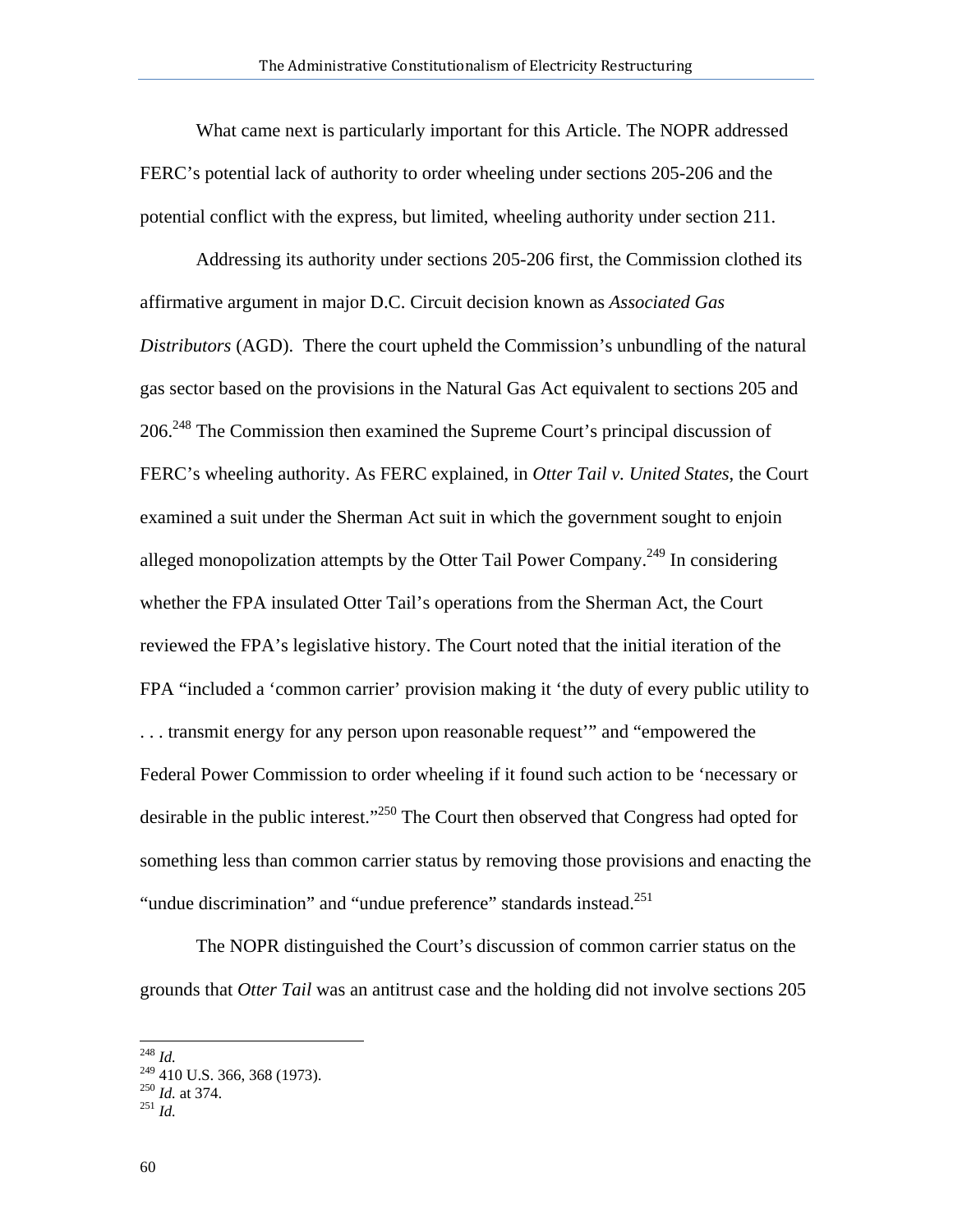What came next is particularly important for this Article. The NOPR addressed FERC's potential lack of authority to order wheeling under sections 205-206 and the potential conflict with the express, but limited, wheeling authority under section 211.

Addressing its authority under sections 205-206 first, the Commission clothed its affirmative argument in major D.C. Circuit decision known as *Associated Gas Distributors* (AGD). There the court upheld the Commission's unbundling of the natural gas sector based on the provisions in the Natural Gas Act equivalent to sections 205 and 206.[248] The Commission then examined the Supreme Court's principal discussion of FERC's wheeling authority. As FERC explained, in *Otter Tail v. United States*, the Court examined a suit under the Sherman Act suit in which the government sought to enjoin alleged monopolization attempts by the Otter Tail Power Company.[249] In considering whether the FPA insulated Otter Tail's operations from the Sherman Act, the Court reviewed the FPA's legislative history. The Court noted that the initial iteration of the FPA "included a 'common carrier' provision making it 'the duty of every public utility to . . . transmit energy for any person upon reasonable request'" and "empowered the Federal Power Commission to order wheeling if it found such action to be 'necessary or desirable in the public interest."[250] The Court then observed that Congress had opted for something less than common carrier status by removing those provisions and enacting the "undue discrimination" and "undue preference" standards instead.[251]

The NOPR distinguished the Court's discussion of common carrier status on the grounds that *Otter Tail* was an antitrust case and the holding did not involve sections 205

---

[248] *Id.*

[249] 410 U.S. 366, 368 (1973).

[250] *Id.* at 374.

[251] *Id.*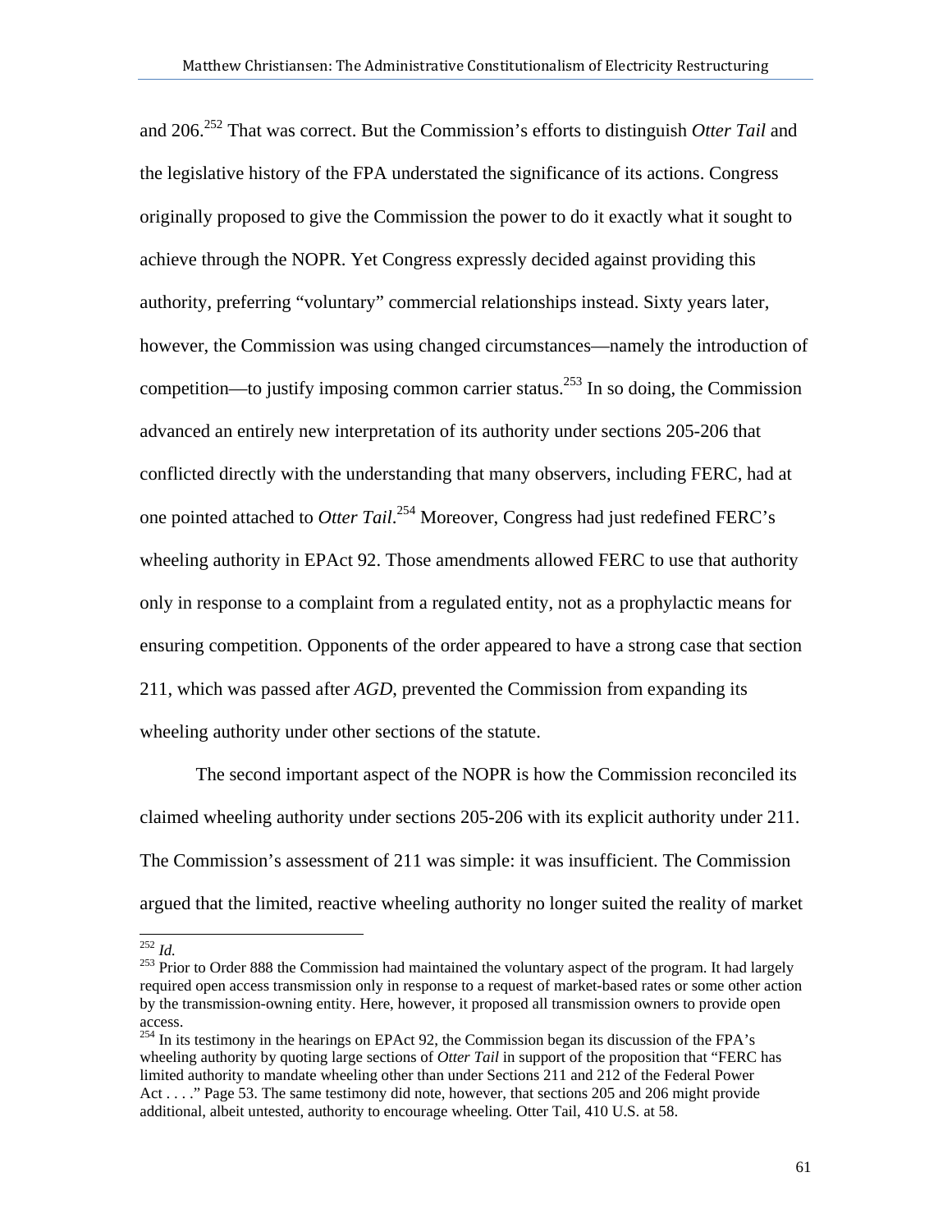and 206.[252] That was correct. But the Commission's efforts to distinguish *Otter Tail* and the legislative history of the FPA understated the significance of its actions. Congress originally proposed to give the Commission the power to do it exactly what it sought to achieve through the NOPR. Yet Congress expressly decided against providing this authority, preferring "voluntary" commercial relationships instead. Sixty years later, however, the Commission was using changed circumstances—namely the introduction of competition—to justify imposing common carrier status.[253] In so doing, the Commission advanced an entirely new interpretation of its authority under sections 205-206 that conflicted directly with the understanding that many observers, including FERC, had at one pointed attached to *Otter Tail*.[254] Moreover, Congress had just redefined FERC's wheeling authority in EPAct 92. Those amendments allowed FERC to use that authority only in response to a complaint from a regulated entity, not as a prophylactic means for ensuring competition. Opponents of the order appeared to have a strong case that section 211, which was passed after *AGD*, prevented the Commission from expanding its wheeling authority under other sections of the statute.

The second important aspect of the NOPR is how the Commission reconciled its claimed wheeling authority under sections 205-206 with its explicit authority under 211. The Commission's assessment of 211 was simple: it was insufficient. The Commission argued that the limited, reactive wheeling authority no longer suited the reality of market

---

[252] *Id.*

[253] Prior to Order 888 the Commission had maintained the voluntary aspect of the program. It had largely required open access transmission only in response to a request of market-based rates or some other action by the transmission-owning entity. Here, however, it proposed all transmission owners to provide open access.

[254] In its testimony in the hearings on EPAct 92, the Commission began its discussion of the FPA's wheeling authority by quoting large sections of *Otter Tail* in support of the proposition that "FERC has limited authority to mandate wheeling other than under Sections 211 and 212 of the Federal Power Act . . . ." Page 53. The same testimony did note, however, that sections 205 and 206 might provide additional, albeit untested, authority to encourage wheeling. Otter Tail, 410 U.S. at 58.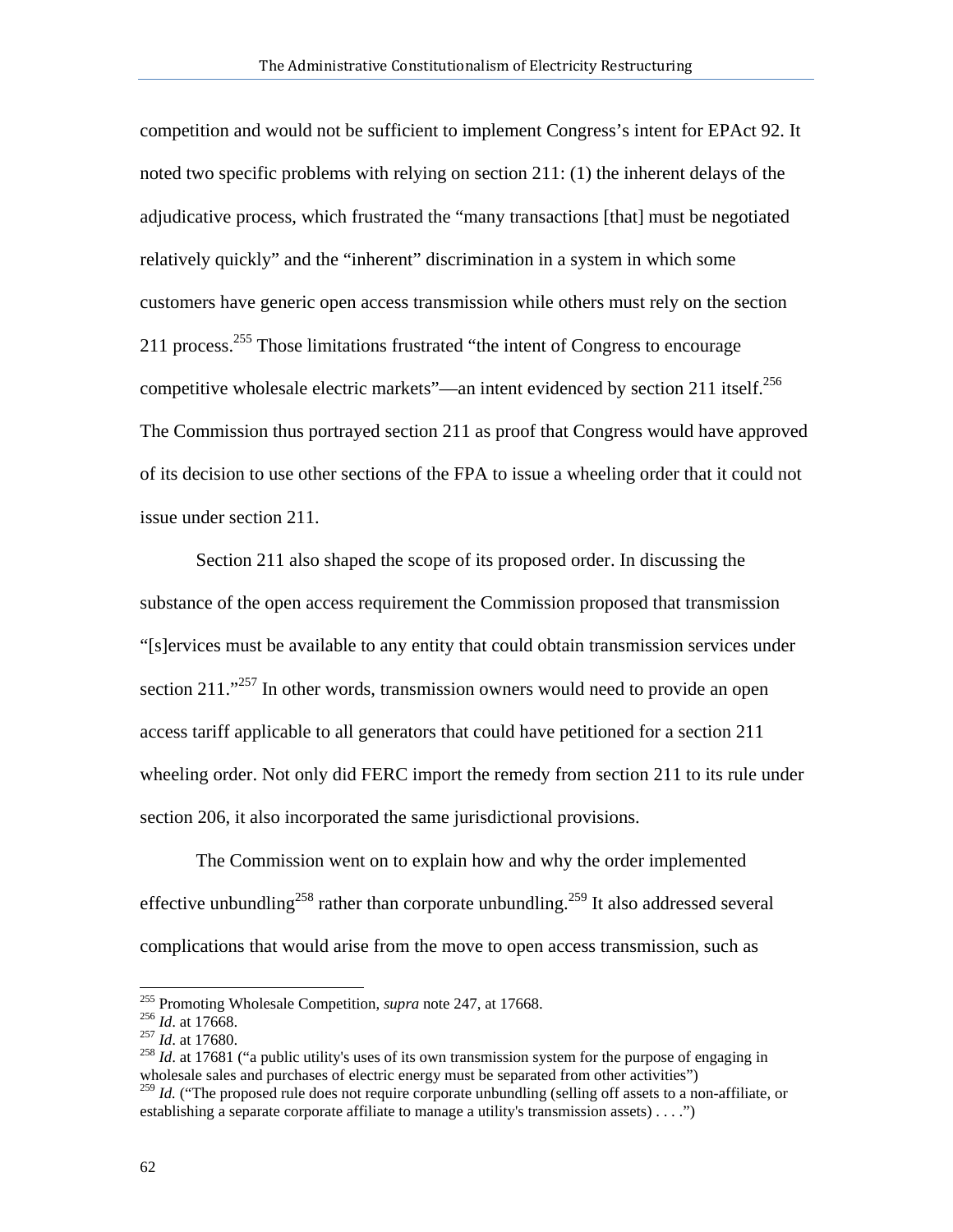competition and would not be sufficient to implement Congress's intent for EPAct 92. It noted two specific problems with relying on section 211: (1) the inherent delays of the adjudicative process, which frustrated the "many transactions [that] must be negotiated relatively quickly" and the "inherent" discrimination in a system in which some customers have generic open access transmission while others must rely on the section 211 process.[255] Those limitations frustrated "the intent of Congress to encourage competitive wholesale electric markets"—an intent evidenced by section 211 itself.[256] The Commission thus portrayed section 211 as proof that Congress would have approved of its decision to use other sections of the FPA to issue a wheeling order that it could not issue under section 211.

Section 211 also shaped the scope of its proposed order. In discussing the substance of the open access requirement the Commission proposed that transmission "[s]ervices must be available to any entity that could obtain transmission services under section 211."[257] In other words, transmission owners would need to provide an open access tariff applicable to all generators that could have petitioned for a section 211 wheeling order. Not only did FERC import the remedy from section 211 to its rule under section 206, it also incorporated the same jurisdictional provisions.

The Commission went on to explain how and why the order implemented effective unbundling[258] rather than corporate unbundling.[259] It also addressed several complications that would arise from the move to open access transmission, such as

---

[255] Promoting Wholesale Competition, *supra* note 247, at 17668.

[256] *Id*. at 17668.

[257] *Id*. at 17680.

[258] *Id*. at 17681 ("a public utility's uses of its own transmission system for the purpose of engaging in wholesale sales and purchases of electric energy must be separated from other activities")

[259] *Id.* ("The proposed rule does not require corporate unbundling (selling off assets to a non-affiliate, or establishing a separate corporate affiliate to manage a utility's transmission assets) . . . .")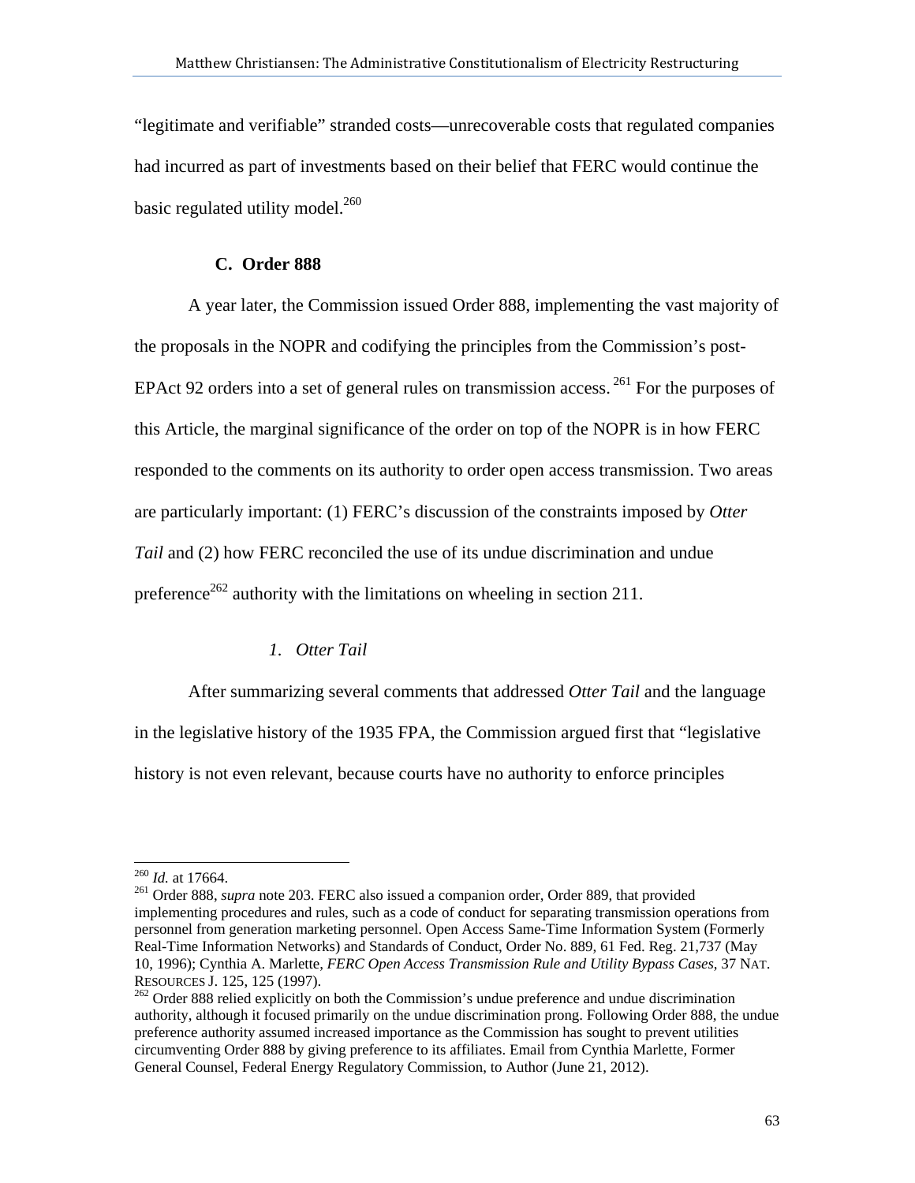"legitimate and verifiable" stranded costs—unrecoverable costs that regulated companies had incurred as part of investments based on their belief that FERC would continue the basic regulated utility model.[260]

### C. Order 888

A year later, the Commission issued Order 888, implementing the vast majority of the proposals in the NOPR and codifying the principles from the Commission's post-EPAct 92 orders into a set of general rules on transmission access.[261] For the purposes of this Article, the marginal significance of the order on top of the NOPR is in how FERC responded to the comments on its authority to order open access transmission. Two areas are particularly important: (1) FERC's discussion of the constraints imposed by *Otter Tail* and (2) how FERC reconciled the use of its undue discrimination and undue preference[262] authority with the limitations on wheeling in section 211.

#### *1. Otter Tail*

After summarizing several comments that addressed *Otter Tail* and the language in the legislative history of the 1935 FPA, the Commission argued first that "legislative history is not even relevant, because courts have no authority to enforce principles

---

[260] *Id.* at 17664.

[261] Order 888, *supra* note 203. FERC also issued a companion order, Order 889, that provided implementing procedures and rules, such as a code of conduct for separating transmission operations from personnel from generation marketing personnel. Open Access Same-Time Information System (Formerly Real-Time Information Networks) and Standards of Conduct, Order No. 889, 61 Fed. Reg. 21,737 (May 10, 1996); Cynthia A. Marlette, *FERC Open Access Transmission Rule and Utility Bypass Cases*, 37 NAT. RESOURCES J. 125, 125 (1997).

[262] Order 888 relied explicitly on both the Commission's undue preference and undue discrimination authority, although it focused primarily on the undue discrimination prong. Following Order 888, the undue preference authority assumed increased importance as the Commission has sought to prevent utilities circumventing Order 888 by giving preference to its affiliates. Email from Cynthia Marlette, Former General Counsel, Federal Energy Regulatory Commission, to Author (June 21, 2012).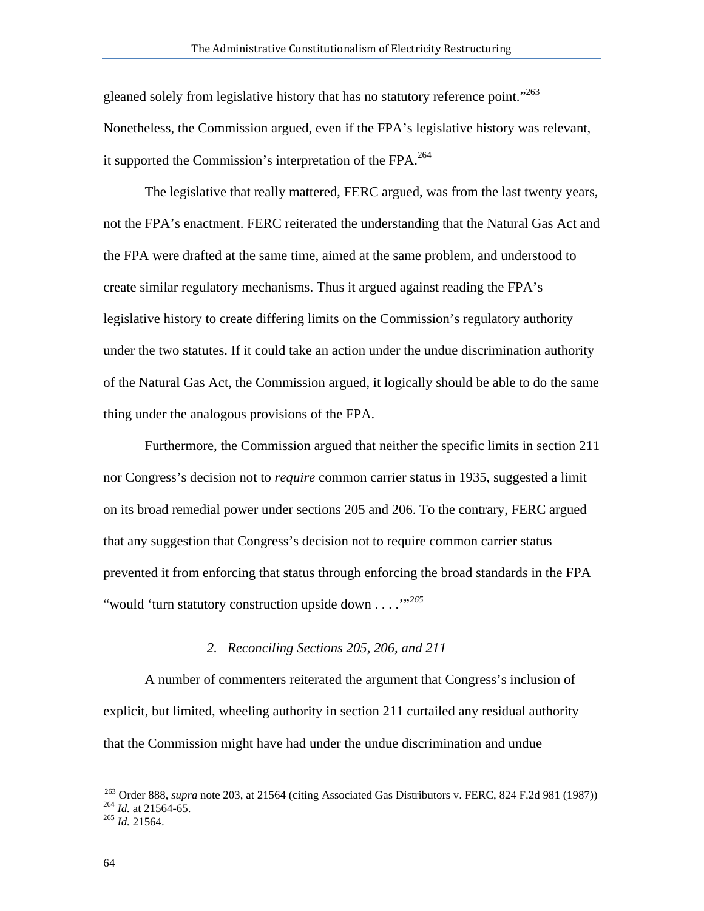gleaned solely from legislative history that has no statutory reference point."[263] Nonetheless, the Commission argued, even if the FPA's legislative history was relevant, it supported the Commission's interpretation of the FPA.[264]

The legislative that really mattered, FERC argued, was from the last twenty years, not the FPA's enactment. FERC reiterated the understanding that the Natural Gas Act and the FPA were drafted at the same time, aimed at the same problem, and understood to create similar regulatory mechanisms. Thus it argued against reading the FPA's legislative history to create differing limits on the Commission's regulatory authority under the two statutes. If it could take an action under the undue discrimination authority of the Natural Gas Act, the Commission argued, it logically should be able to do the same thing under the analogous provisions of the FPA.

Furthermore, the Commission argued that neither the specific limits in section 211 nor Congress's decision not to *require* common carrier status in 1935, suggested a limit on its broad remedial power under sections 205 and 206. To the contrary, FERC argued that any suggestion that Congress's decision not to require common carrier status prevented it from enforcing that status through enforcing the broad standards in the FPA "would 'turn statutory construction upside down . . . .'"[265]

### *2. Reconciling Sections 205, 206, and 211*

A number of commenters reiterated the argument that Congress's inclusion of explicit, but limited, wheeling authority in section 211 curtailed any residual authority that the Commission might have had under the undue discrimination and undue

---

[263] Order 888, *supra* note 203, at 21564 (citing Associated Gas Distributors v. FERC, 824 F.2d 981 (1987))
[264] *Id.* at 21564-65.
[265] *Id.* 21564.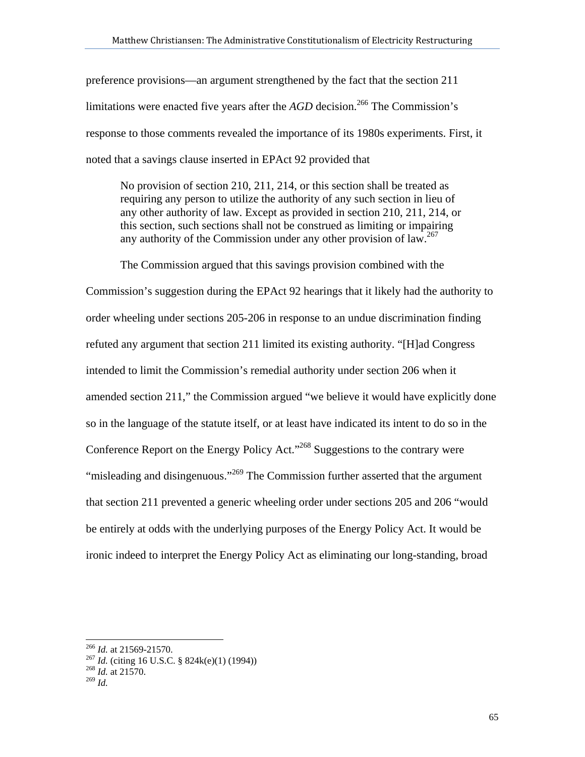preference provisions—an argument strengthened by the fact that the section 211 limitations were enacted five years after the *AGD* decision.[266] The Commission's response to those comments revealed the importance of its 1980s experiments. First, it noted that a savings clause inserted in EPAct 92 provided that

> No provision of section 210, 211, 214, or this section shall be treated as requiring any person to utilize the authority of any such section in lieu of any other authority of law. Except as provided in section 210, 211, 214, or this section, such sections shall not be construed as limiting or impairing any authority of the Commission under any other provision of law.[267]

The Commission argued that this savings provision combined with the Commission's suggestion during the EPAct 92 hearings that it likely had the authority to order wheeling under sections 205-206 in response to an undue discrimination finding refuted any argument that section 211 limited its existing authority. "[H]ad Congress intended to limit the Commission's remedial authority under section 206 when it amended section 211," the Commission argued "we believe it would have explicitly done so in the language of the statute itself, or at least have indicated its intent to do so in the Conference Report on the Energy Policy Act."[268] Suggestions to the contrary were "misleading and disingenuous."[269] The Commission further asserted that the argument that section 211 prevented a generic wheeling order under sections 205 and 206 "would be entirely at odds with the underlying purposes of the Energy Policy Act. It would be ironic indeed to interpret the Energy Policy Act as eliminating our long-standing, broad

---

[266] *Id.* at 21569-21570.

[267] *Id.* (citing 16 U.S.C. § 824k(e)(1) (1994))

[268] *Id.* at 21570.

[269] *Id.*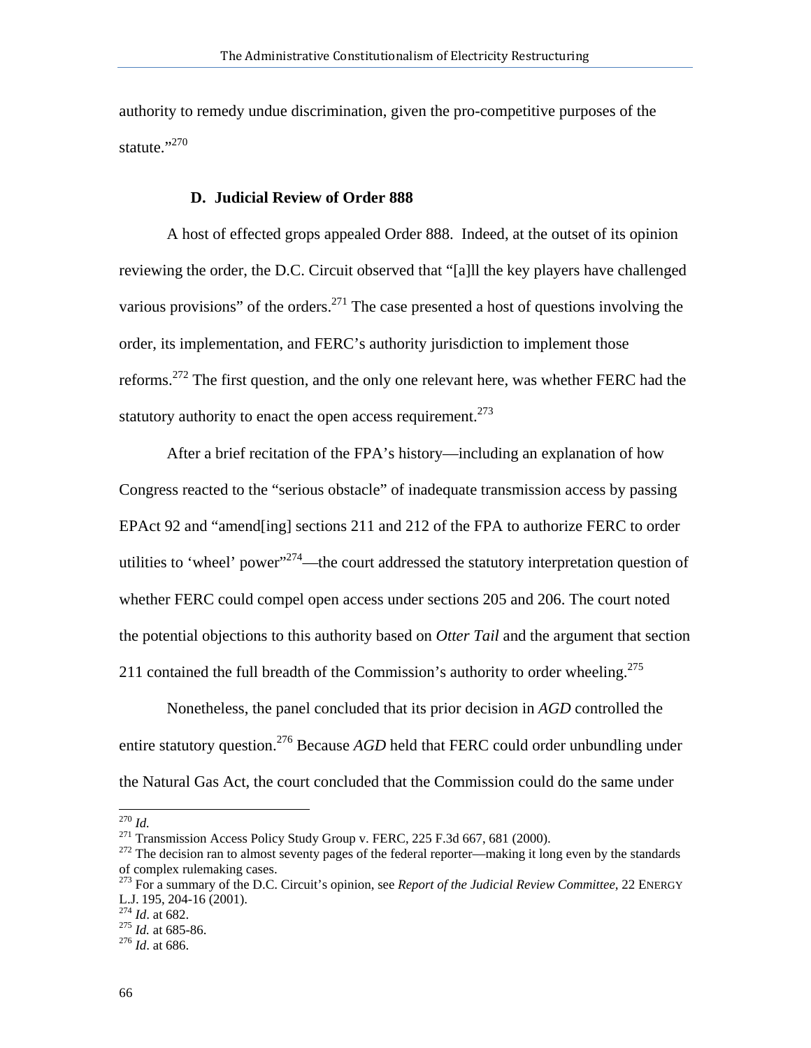authority to remedy undue discrimination, given the pro-competitive purposes of the statute."[270]

### D. Judicial Review of Order 888

A host of effected grops appealed Order 888. Indeed, at the outset of its opinion reviewing the order, the D.C. Circuit observed that "[a]ll the key players have challenged various provisions" of the orders.[271] The case presented a host of questions involving the order, its implementation, and FERC's authority jurisdiction to implement those reforms.[272] The first question, and the only one relevant here, was whether FERC had the statutory authority to enact the open access requirement.[273]

After a brief recitation of the FPA's history—including an explanation of how Congress reacted to the "serious obstacle" of inadequate transmission access by passing EPAct 92 and "amend[ing] sections 211 and 212 of the FPA to authorize FERC to order utilities to 'wheel' power"[274]—the court addressed the statutory interpretation question of whether FERC could compel open access under sections 205 and 206. The court noted the potential objections to this authority based on *Otter Tail* and the argument that section 211 contained the full breadth of the Commission's authority to order wheeling.[275]

Nonetheless, the panel concluded that its prior decision in *AGD* controlled the entire statutory question.[276] Because *AGD* held that FERC could order unbundling under the Natural Gas Act, the court concluded that the Commission could do the same under

---

[270] *Id.*

[271] Transmission Access Policy Study Group v. FERC, 225 F.3d 667, 681 (2000).

[272] The decision ran to almost seventy pages of the federal reporter—making it long even by the standards of complex rulemaking cases.

[273] For a summary of the D.C. Circuit's opinion, see *Report of the Judicial Review Committee*, 22 ENERGY L.J. 195, 204-16 (2001).

[274] *Id*. at 682.

[275] *Id.* at 685-86.

[276] *Id*. at 686.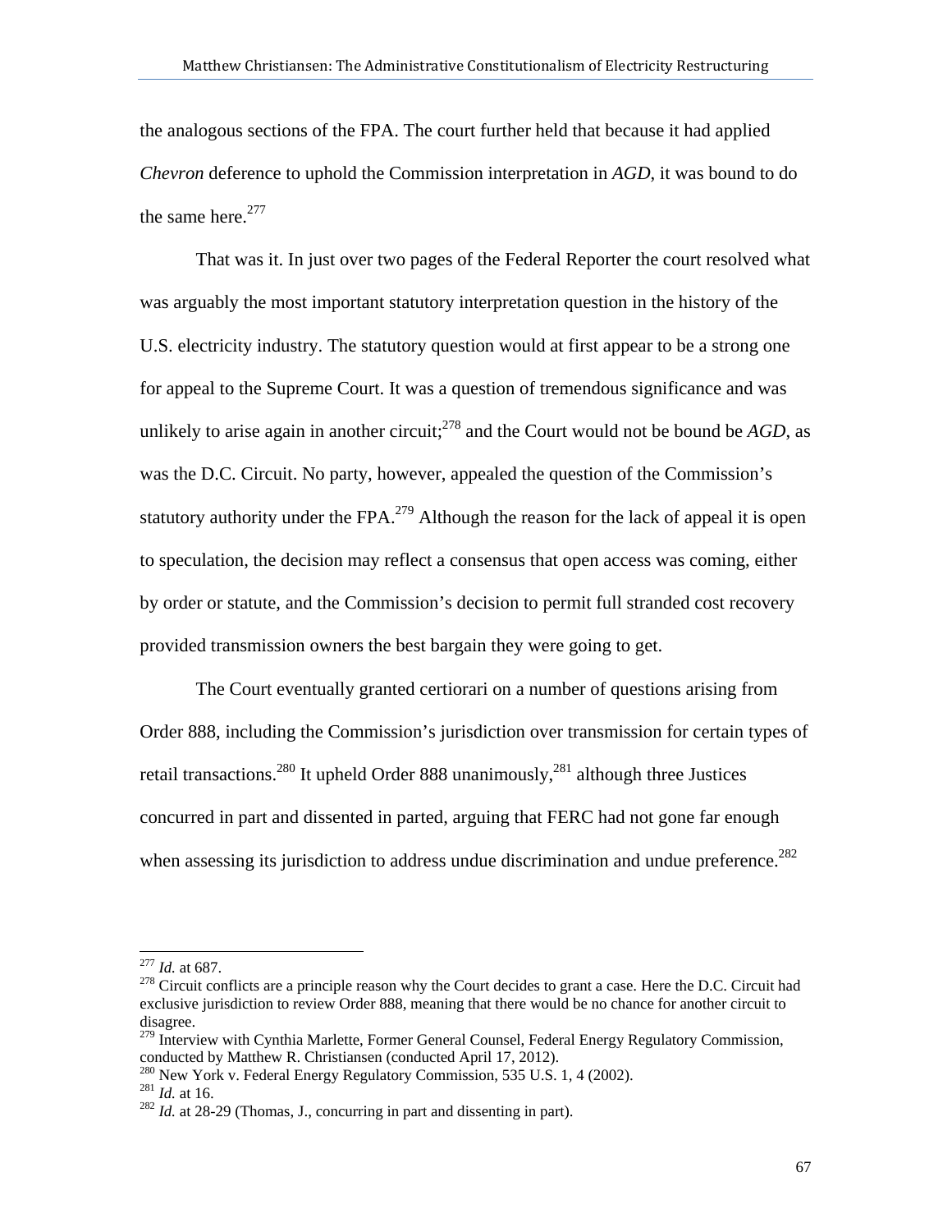the analogous sections of the FPA. The court further held that because it had applied *Chevron* deference to uphold the Commission interpretation in *AGD*, it was bound to do the same here.[277]

That was it. In just over two pages of the Federal Reporter the court resolved what was arguably the most important statutory interpretation question in the history of the U.S. electricity industry. The statutory question would at first appear to be a strong one for appeal to the Supreme Court. It was a question of tremendous significance and was unlikely to arise again in another circuit;[278] and the Court would not be bound be *AGD*, as was the D.C. Circuit. No party, however, appealed the question of the Commission's statutory authority under the FPA.[279] Although the reason for the lack of appeal it is open to speculation, the decision may reflect a consensus that open access was coming, either by order or statute, and the Commission's decision to permit full stranded cost recovery provided transmission owners the best bargain they were going to get.

The Court eventually granted certiorari on a number of questions arising from Order 888, including the Commission's jurisdiction over transmission for certain types of retail transactions.[280] It upheld Order 888 unanimously,[281] although three Justices concurred in part and dissented in parted, arguing that FERC had not gone far enough when assessing its jurisdiction to address undue discrimination and undue preference.[282]

---

[277] *Id.* at 687.

[278] Circuit conflicts are a principle reason why the Court decides to grant a case. Here the D.C. Circuit had exclusive jurisdiction to review Order 888, meaning that there would be no chance for another circuit to disagree.

[279] Interview with Cynthia Marlette, Former General Counsel, Federal Energy Regulatory Commission, conducted by Matthew R. Christiansen (conducted April 17, 2012).

[280] New York v. Federal Energy Regulatory Commission, 535 U.S. 1, 4 (2002).

[281] *Id.* at 16.

[282] *Id.* at 28-29 (Thomas, J., concurring in part and dissenting in part).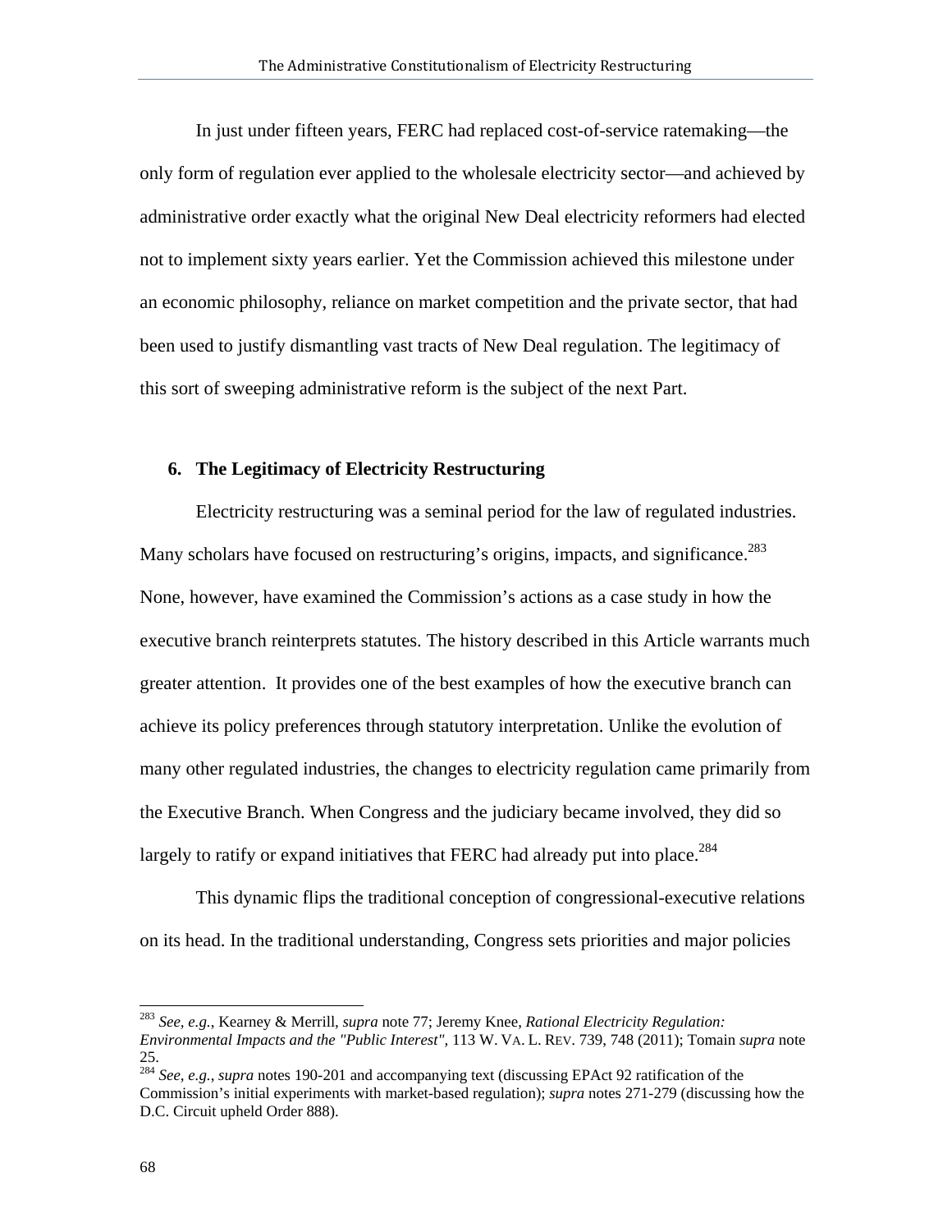In just under fifteen years, FERC had replaced cost-of-service ratemaking—the only form of regulation ever applied to the wholesale electricity sector—and achieved by administrative order exactly what the original New Deal electricity reformers had elected not to implement sixty years earlier. Yet the Commission achieved this milestone under an economic philosophy, reliance on market competition and the private sector, that had been used to justify dismantling vast tracts of New Deal regulation. The legitimacy of this sort of sweeping administrative reform is the subject of the next Part.

## 6. The Legitimacy of Electricity Restructuring

Electricity restructuring was a seminal period for the law of regulated industries. Many scholars have focused on restructuring's origins, impacts, and significance.[283] None, however, have examined the Commission's actions as a case study in how the executive branch reinterprets statutes. The history described in this Article warrants much greater attention. It provides one of the best examples of how the executive branch can achieve its policy preferences through statutory interpretation. Unlike the evolution of many other regulated industries, the changes to electricity regulation came primarily from the Executive Branch. When Congress and the judiciary became involved, they did so largely to ratify or expand initiatives that FERC had already put into place.[284]

This dynamic flips the traditional conception of congressional-executive relations on its head. In the traditional understanding, Congress sets priorities and major policies

---

[283] *See, e.g.*, Kearney & Merrill, *supra* note 77; Jeremy Knee, *Rational Electricity Regulation: Environmental Impacts and the "Public Interest"*, 113 W. VA. L. REV. 739, 748 (2011); Tomain *supra* note 25.

[284] *See, e.g.*, *supra* notes 190-201 and accompanying text (discussing EPAct 92 ratification of the Commission's initial experiments with market-based regulation); *supra* notes 271-279 (discussing how the D.C. Circuit upheld Order 888).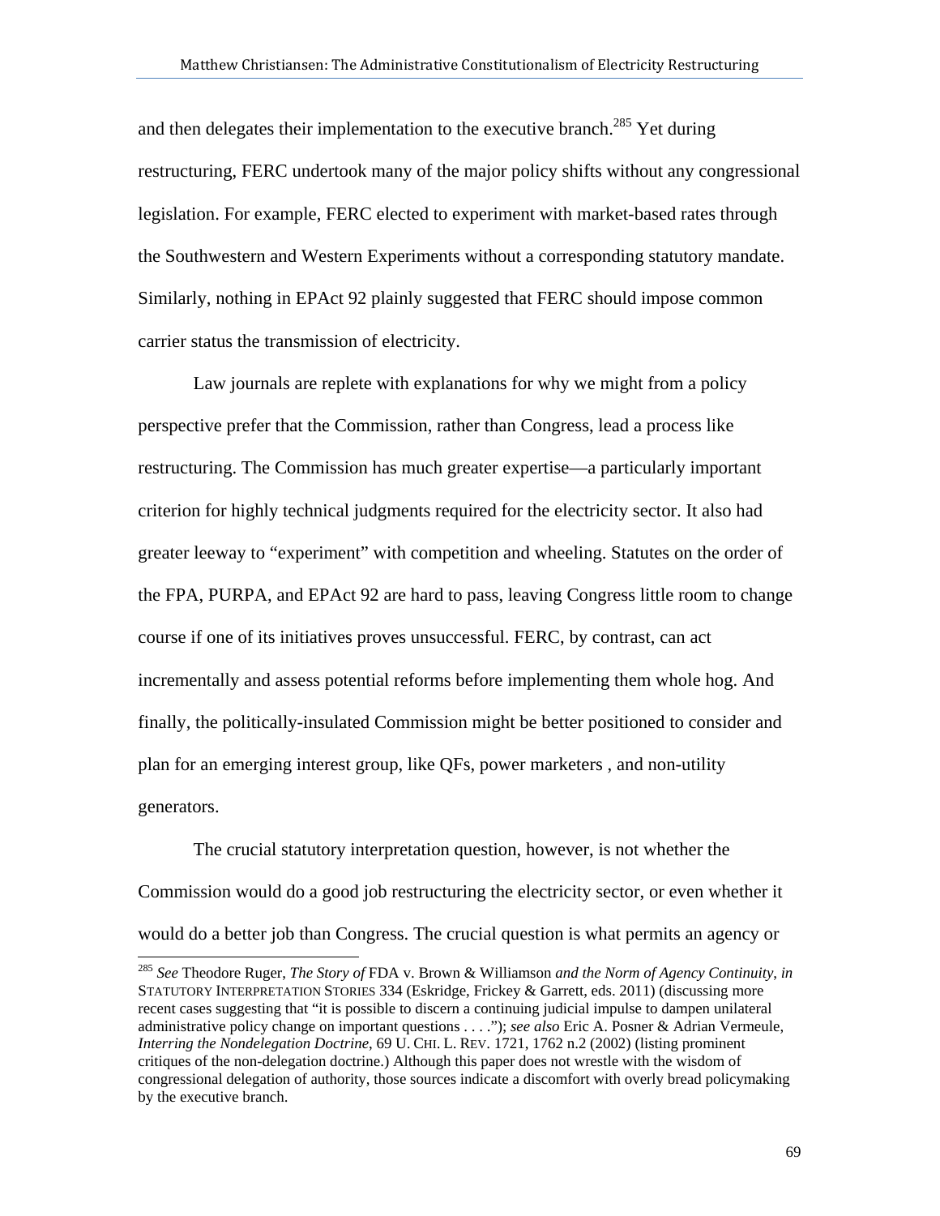and then delegates their implementation to the executive branch.[285] Yet during restructuring, FERC undertook many of the major policy shifts without any congressional legislation. For example, FERC elected to experiment with market-based rates through the Southwestern and Western Experiments without a corresponding statutory mandate. Similarly, nothing in EPAct 92 plainly suggested that FERC should impose common carrier status the transmission of electricity.

Law journals are replete with explanations for why we might from a policy perspective prefer that the Commission, rather than Congress, lead a process like restructuring. The Commission has much greater expertise—a particularly important criterion for highly technical judgments required for the electricity sector. It also had greater leeway to "experiment" with competition and wheeling. Statutes on the order of the FPA, PURPA, and EPAct 92 are hard to pass, leaving Congress little room to change course if one of its initiatives proves unsuccessful. FERC, by contrast, can act incrementally and assess potential reforms before implementing them whole hog. And finally, the politically-insulated Commission might be better positioned to consider and plan for an emerging interest group, like QFs, power marketers , and non-utility generators.

The crucial statutory interpretation question, however, is not whether the Commission would do a good job restructuring the electricity sector, or even whether it would do a better job than Congress. The crucial question is what permits an agency or

---

[285] *See* Theodore Ruger, *The Story of* FDA v. Brown & Williamson *and the Norm of Agency Continuity*, *in* STATUTORY INTERPRETATION STORIES 334 (Eskridge, Frickey & Garrett, eds. 2011) (discussing more recent cases suggesting that "it is possible to discern a continuing judicial impulse to dampen unilateral administrative policy change on important questions . . . ."); *see also* Eric A. Posner & Adrian Vermeule, *Interring the Nondelegation Doctrine*, 69 U. CHI. L. REV. 1721, 1762 n.2 (2002) (listing prominent critiques of the non-delegation doctrine.) Although this paper does not wrestle with the wisdom of congressional delegation of authority, those sources indicate a discomfort with overly bread policymaking by the executive branch.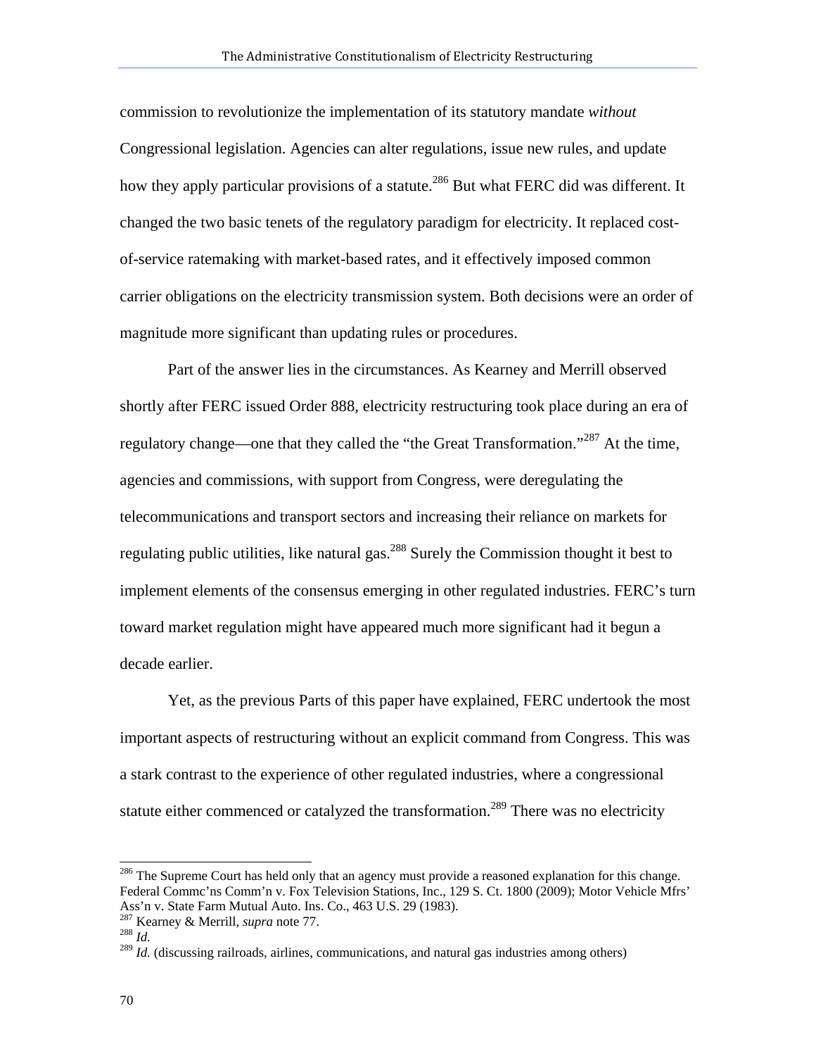commission to revolutionize the implementation of its statutory mandate *without* Congressional legislation. Agencies can alter regulations, issue new rules, and update how they apply particular provisions of a statute.[286] But what FERC did was different. It changed the two basic tenets of the regulatory paradigm for electricity. It replaced cost-of-service ratemaking with market-based rates, and it effectively imposed common carrier obligations on the electricity transmission system. Both decisions were an order of magnitude more significant than updating rules or procedures.

Part of the answer lies in the circumstances. As Kearney and Merrill observed shortly after FERC issued Order 888, electricity restructuring took place during an era of regulatory change—one that they called the "the Great Transformation."[287] At the time, agencies and commissions, with support from Congress, were deregulating the telecommunications and transport sectors and increasing their reliance on markets for regulating public utilities, like natural gas.[288] Surely the Commission thought it best to implement elements of the consensus emerging in other regulated industries. FERC's turn toward market regulation might have appeared much more significant had it begun a decade earlier.

Yet, as the previous Parts of this paper have explained, FERC undertook the most important aspects of restructuring without an explicit command from Congress. This was a stark contrast to the experience of other regulated industries, where a congressional statute either commenced or catalyzed the transformation.[289] There was no electricity

---

[286] The Supreme Court has held only that an agency must provide a reasoned explanation for this change. Federal Commc'ns Comm'n v. Fox Television Stations, Inc., 129 S. Ct. 1800 (2009); Motor Vehicle Mfrs' Ass'n v. State Farm Mutual Auto. Ins. Co., 463 U.S. 29 (1983).

[287] Kearney & Merrill, *supra* note 77.

[288] *Id.*

[289] *Id.* (discussing railroads, airlines, communications, and natural gas industries among others)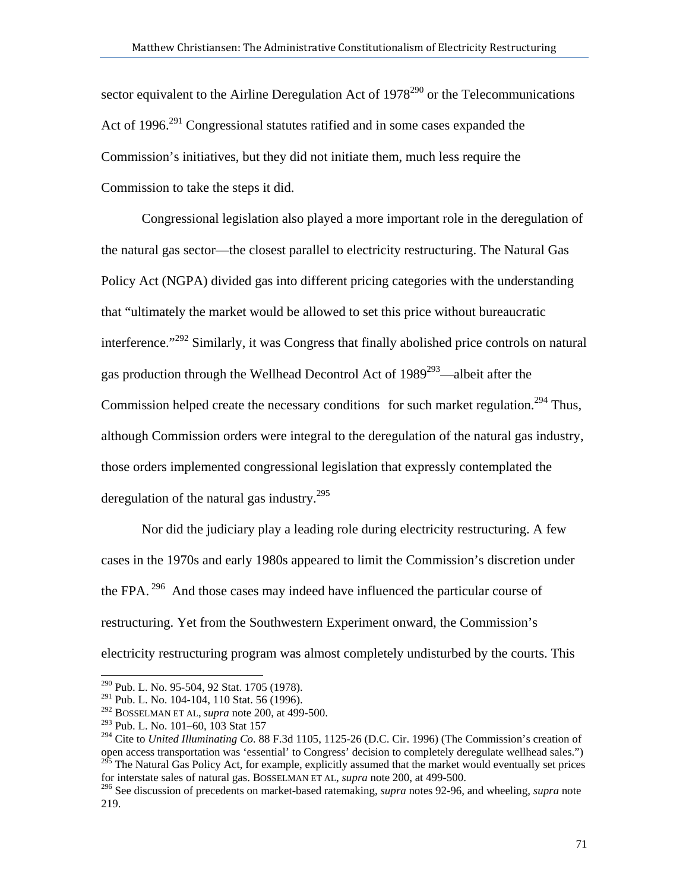sector equivalent to the Airline Deregulation Act of 1978[290] or the Telecommunications Act of 1996.[291] Congressional statutes ratified and in some cases expanded the Commission's initiatives, but they did not initiate them, much less require the Commission to take the steps it did.

Congressional legislation also played a more important role in the deregulation of the natural gas sector—the closest parallel to electricity restructuring. The Natural Gas Policy Act (NGPA) divided gas into different pricing categories with the understanding that "ultimately the market would be allowed to set this price without bureaucratic interference."[292] Similarly, it was Congress that finally abolished price controls on natural gas production through the Wellhead Decontrol Act of 1989[293]—albeit after the Commission helped create the necessary conditions for such market regulation.[294] Thus, although Commission orders were integral to the deregulation of the natural gas industry, those orders implemented congressional legislation that expressly contemplated the deregulation of the natural gas industry.[295]

Nor did the judiciary play a leading role during electricity restructuring. A few cases in the 1970s and early 1980s appeared to limit the Commission's discretion under the FPA.[296] And those cases may indeed have influenced the particular course of restructuring. Yet from the Southwestern Experiment onward, the Commission's electricity restructuring program was almost completely undisturbed by the courts. This

---

[290] Pub. L. No. 95-504, 92 Stat. 1705 (1978).

[291] Pub. L. No. 104-104, 110 Stat. 56 (1996).

[292] BOSSELMAN ET AL, *supra* note 200, at 499-500.

[293] Pub. L. No. 101–60, 103 Stat 157

[294] Cite to *United Illuminating Co.* 88 F.3d 1105, 1125-26 (D.C. Cir. 1996) (The Commission's creation of open access transportation was 'essential' to Congress' decision to completely deregulate wellhead sales.")

[295] The Natural Gas Policy Act, for example, explicitly assumed that the market would eventually set prices for interstate sales of natural gas. BOSSELMAN ET AL, *supra* note 200, at 499-500.

[296] See discussion of precedents on market-based ratemaking, *supra* notes 92-96, and wheeling, *supra* note 219.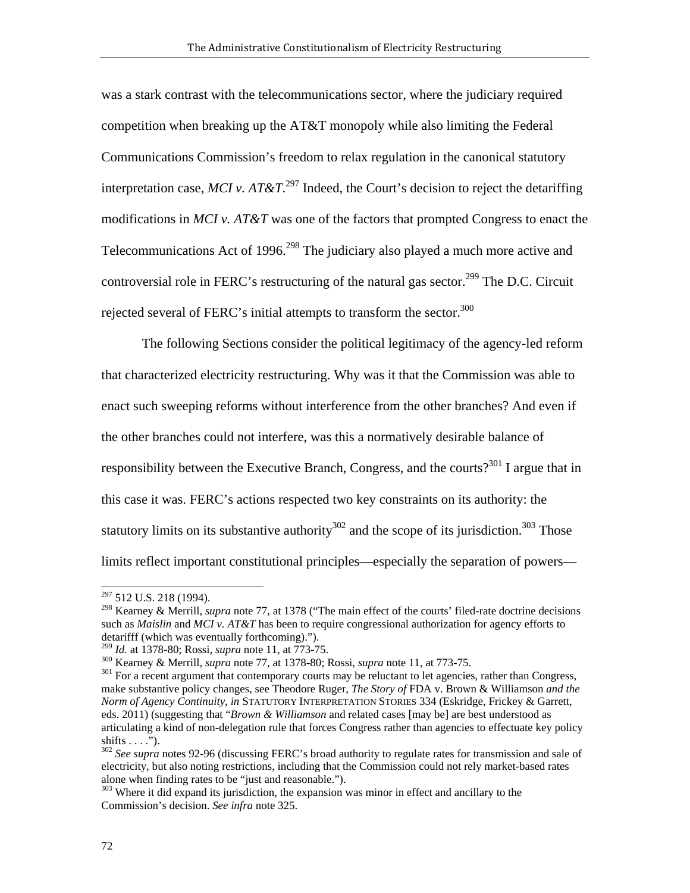was a stark contrast with the telecommunications sector, where the judiciary required competition when breaking up the AT&T monopoly while also limiting the Federal Communications Commission's freedom to relax regulation in the canonical statutory interpretation case, *MCI v. AT&T*.[297] Indeed, the Court's decision to reject the detariffing modifications in *MCI v. AT&T* was one of the factors that prompted Congress to enact the Telecommunications Act of 1996.[298] The judiciary also played a much more active and controversial role in FERC's restructuring of the natural gas sector.[299] The D.C. Circuit rejected several of FERC's initial attempts to transform the sector.[300]

The following Sections consider the political legitimacy of the agency-led reform that characterized electricity restructuring. Why was it that the Commission was able to enact such sweeping reforms without interference from the other branches? And even if the other branches could not interfere, was this a normatively desirable balance of responsibility between the Executive Branch, Congress, and the courts?[301] I argue that in this case it was. FERC's actions respected two key constraints on its authority: the statutory limits on its substantive authority[302] and the scope of its jurisdiction.[303] Those limits reflect important constitutional principles—especially the separation of powers—

---

[297] 512 U.S. 218 (1994).

[298] Kearney & Merrill, *supra* note 77, at 1378 ("The main effect of the courts' filed-rate doctrine decisions such as *Maislin* and *MCI v. AT&T* has been to require congressional authorization for agency efforts to detarifff (which was eventually forthcoming).").

[299] *Id.* at 1378-80; Rossi, *supra* note 11, at 773-75.

[300] Kearney & Merrill, *supra* note 77, at 1378-80; Rossi, *supra* note 11, at 773-75.

[301] For a recent argument that contemporary courts may be reluctant to let agencies, rather than Congress, make substantive policy changes, see Theodore Ruger, *The Story of* FDA v. Brown & Williamson *and the Norm of Agency Continuity*, *in* STATUTORY INTERPRETATION STORIES 334 (Eskridge, Frickey & Garrett, eds. 2011) (suggesting that "*Brown & Williamson* and related cases [may be] are best understood as articulating a kind of non-delegation rule that forces Congress rather than agencies to effectuate key policy shifts . . . .").

[302] *See supra* notes 92-96 (discussing FERC's broad authority to regulate rates for transmission and sale of electricity, but also noting restrictions, including that the Commission could not rely market-based rates alone when finding rates to be "just and reasonable.").

[303] Where it did expand its jurisdiction, the expansion was minor in effect and ancillary to the Commission's decision. *See infra* note 325.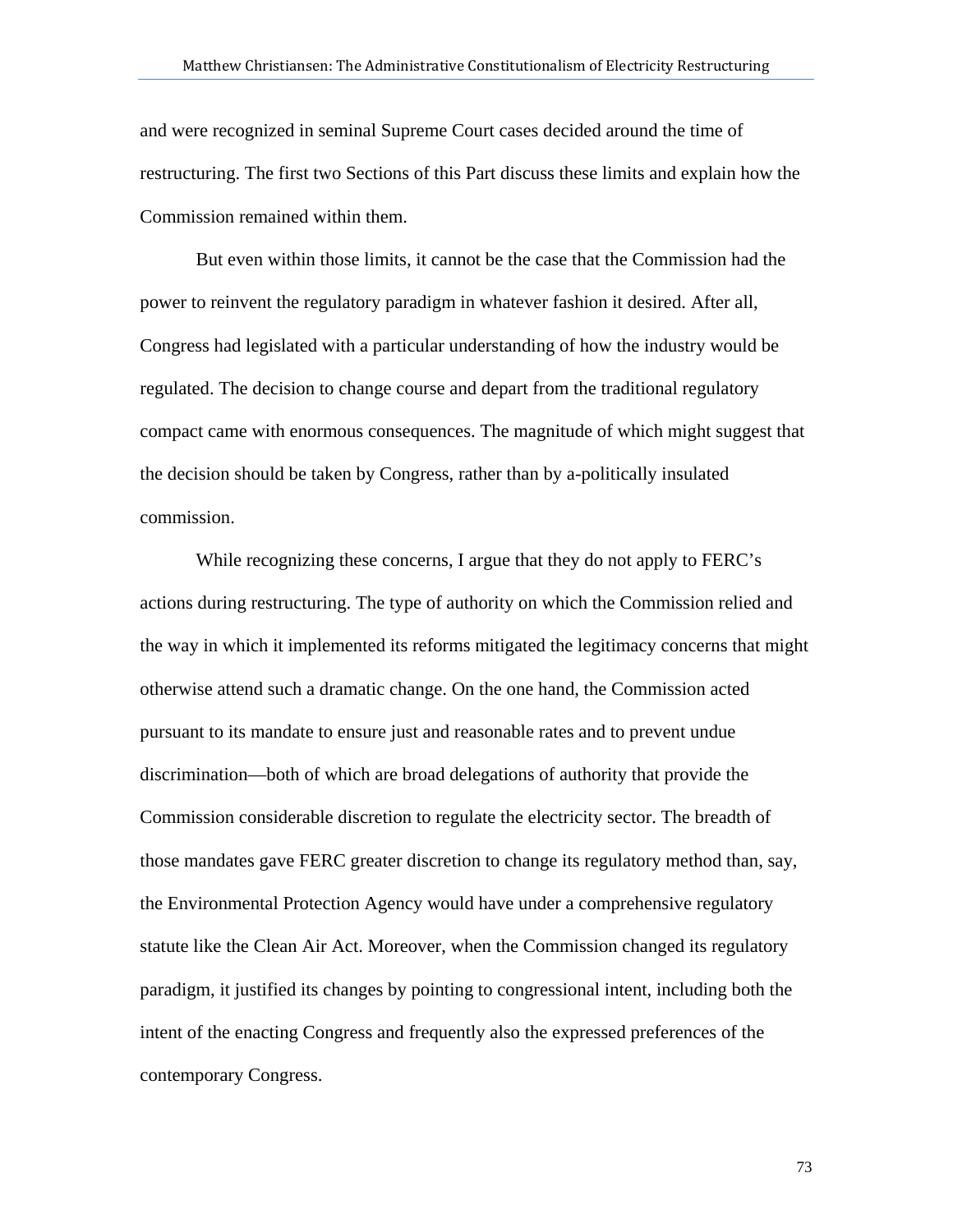and were recognized in seminal Supreme Court cases decided around the time of restructuring. The first two Sections of this Part discuss these limits and explain how the Commission remained within them.

But even within those limits, it cannot be the case that the Commission had the power to reinvent the regulatory paradigm in whatever fashion it desired. After all, Congress had legislated with a particular understanding of how the industry would be regulated. The decision to change course and depart from the traditional regulatory compact came with enormous consequences. The magnitude of which might suggest that the decision should be taken by Congress, rather than by a-politically insulated commission.

While recognizing these concerns, I argue that they do not apply to FERC's actions during restructuring. The type of authority on which the Commission relied and the way in which it implemented its reforms mitigated the legitimacy concerns that might otherwise attend such a dramatic change. On the one hand, the Commission acted pursuant to its mandate to ensure just and reasonable rates and to prevent undue discrimination—both of which are broad delegations of authority that provide the Commission considerable discretion to regulate the electricity sector. The breadth of those mandates gave FERC greater discretion to change its regulatory method than, say, the Environmental Protection Agency would have under a comprehensive regulatory statute like the Clean Air Act. Moreover, when the Commission changed its regulatory paradigm, it justified its changes by pointing to congressional intent, including both the intent of the enacting Congress and frequently also the expressed preferences of the contemporary Congress.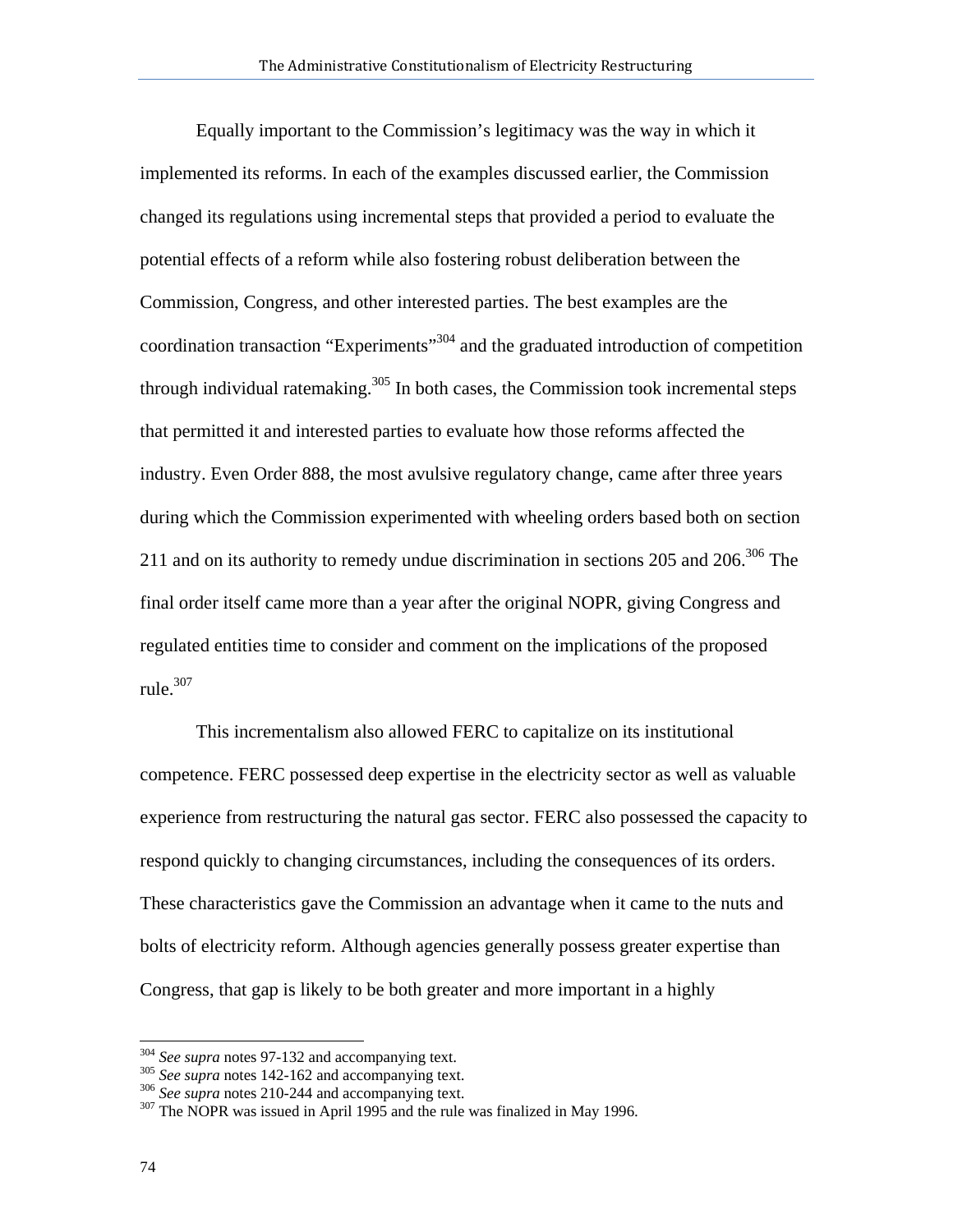Equally important to the Commission's legitimacy was the way in which it implemented its reforms. In each of the examples discussed earlier, the Commission changed its regulations using incremental steps that provided a period to evaluate the potential effects of a reform while also fostering robust deliberation between the Commission, Congress, and other interested parties. The best examples are the coordination transaction "Experiments"[304] and the graduated introduction of competition through individual ratemaking.[305] In both cases, the Commission took incremental steps that permitted it and interested parties to evaluate how those reforms affected the industry. Even Order 888, the most avulsive regulatory change, came after three years during which the Commission experimented with wheeling orders based both on section 211 and on its authority to remedy undue discrimination in sections 205 and 206.[306] The final order itself came more than a year after the original NOPR, giving Congress and regulated entities time to consider and comment on the implications of the proposed rule.[307]

This incrementalism also allowed FERC to capitalize on its institutional competence. FERC possessed deep expertise in the electricity sector as well as valuable experience from restructuring the natural gas sector. FERC also possessed the capacity to respond quickly to changing circumstances, including the consequences of its orders. These characteristics gave the Commission an advantage when it came to the nuts and bolts of electricity reform. Although agencies generally possess greater expertise than Congress, that gap is likely to be both greater and more important in a highly

---

[304] *See supra* notes 97-132 and accompanying text.

[305] *See supra* notes 142-162 and accompanying text.

[306] *See supra* notes 210-244 and accompanying text.

[307] The NOPR was issued in April 1995 and the rule was finalized in May 1996.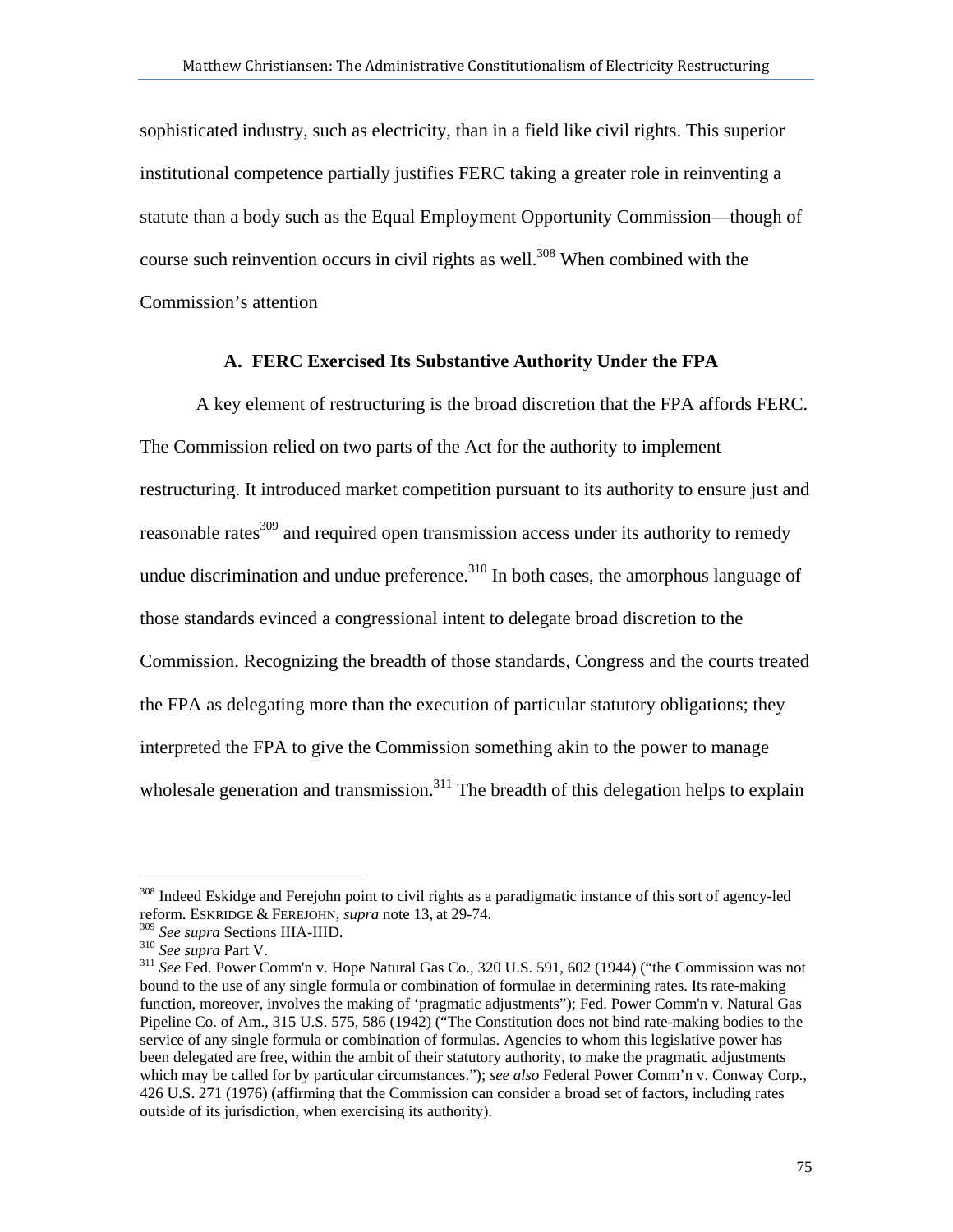sophisticated industry, such as electricity, than in a field like civil rights. This superior institutional competence partially justifies FERC taking a greater role in reinventing a statute than a body such as the Equal Employment Opportunity Commission—though of course such reinvention occurs in civil rights as well.[308] When combined with the Commission's attention

### A. FERC Exercised Its Substantive Authority Under the FPA

A key element of restructuring is the broad discretion that the FPA affords FERC. The Commission relied on two parts of the Act for the authority to implement restructuring. It introduced market competition pursuant to its authority to ensure just and reasonable rates[309] and required open transmission access under its authority to remedy undue discrimination and undue preference.[310] In both cases, the amorphous language of those standards evinced a congressional intent to delegate broad discretion to the Commission. Recognizing the breadth of those standards, Congress and the courts treated the FPA as delegating more than the execution of particular statutory obligations; they interpreted the FPA to give the Commission something akin to the power to manage wholesale generation and transmission.[311] The breadth of this delegation helps to explain

---

[308] Indeed Eskidge and Ferejohn point to civil rights as a paradigmatic instance of this sort of agency-led reform. ESKRIDGE & FEREJOHN, *supra* note 13, at 29-74.

[309] *See supra* Sections IIIA-IIID.

[310] *See supra* Part V.

[311] *See* Fed. Power Comm'n v. Hope Natural Gas Co., 320 U.S. 591, 602 (1944) ("the Commission was not bound to the use of any single formula or combination of formulae in determining rates. Its rate-making function, moreover, involves the making of 'pragmatic adjustments"); Fed. Power Comm'n v. Natural Gas Pipeline Co. of Am., 315 U.S. 575, 586 (1942) ("The Constitution does not bind rate-making bodies to the service of any single formula or combination of formulas. Agencies to whom this legislative power has been delegated are free, within the ambit of their statutory authority, to make the pragmatic adjustments which may be called for by particular circumstances."); *see also* Federal Power Comm'n v. Conway Corp., 426 U.S. 271 (1976) (affirming that the Commission can consider a broad set of factors, including rates outside of its jurisdiction, when exercising its authority).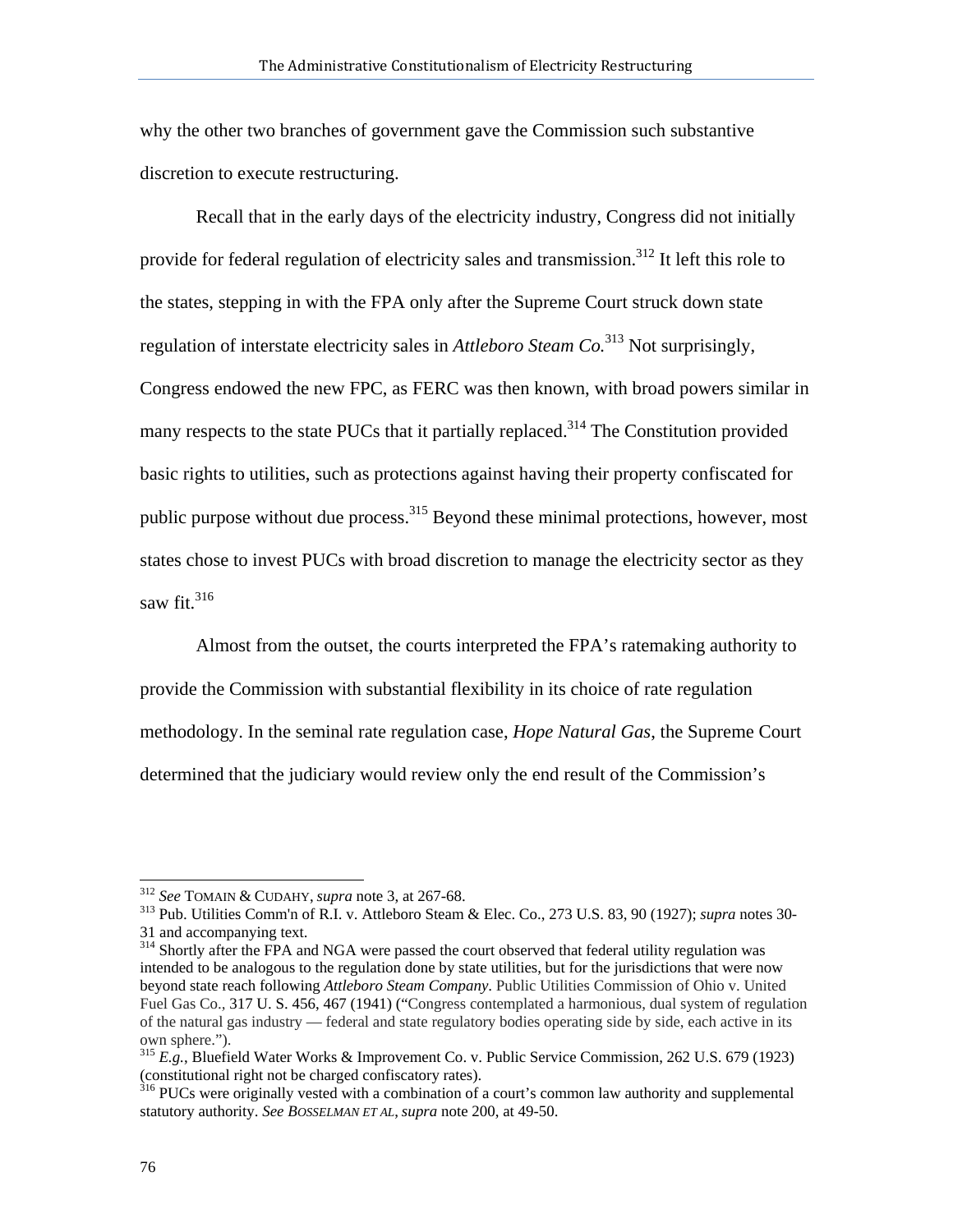why the other two branches of government gave the Commission such substantive discretion to execute restructuring.

Recall that in the early days of the electricity industry, Congress did not initially provide for federal regulation of electricity sales and transmission.[312] It left this role to the states, stepping in with the FPA only after the Supreme Court struck down state regulation of interstate electricity sales in *Attleboro Steam Co.*[313] Not surprisingly, Congress endowed the new FPC, as FERC was then known, with broad powers similar in many respects to the state PUCs that it partially replaced.[314] The Constitution provided basic rights to utilities, such as protections against having their property confiscated for public purpose without due process.[315] Beyond these minimal protections, however, most states chose to invest PUCs with broad discretion to manage the electricity sector as they saw fit.[316]

Almost from the outset, the courts interpreted the FPA's ratemaking authority to provide the Commission with substantial flexibility in its choice of rate regulation methodology. In the seminal rate regulation case, *Hope Natural Gas*, the Supreme Court determined that the judiciary would review only the end result of the Commission's

---

[312] *See* TOMAIN & CUDAHY, *supra* note 3, at 267-68.

[313] Pub. Utilities Comm'n of R.I. v. Attleboro Steam & Elec. Co., 273 U.S. 83, 90 (1927); *supra* notes 30-31 and accompanying text.

[314] Shortly after the FPA and NGA were passed the court observed that federal utility regulation was intended to be analogous to the regulation done by state utilities, but for the jurisdictions that were now beyond state reach following *Attleboro Steam Company*. Public Utilities Commission of Ohio v. United Fuel Gas Co., 317 U. S. 456, 467 (1941) ("Congress contemplated a harmonious, dual system of regulation of the natural gas industry — federal and state regulatory bodies operating side by side, each active in its own sphere.").

[315] *E.g.*, Bluefield Water Works & Improvement Co. v. Public Service Commission, 262 U.S. 679 (1923) (constitutional right not be charged confiscatory rates).

[316] PUCs were originally vested with a combination of a court's common law authority and supplemental statutory authority. *See BOSSELMAN ET AL*, *supra* note 200, at 49-50.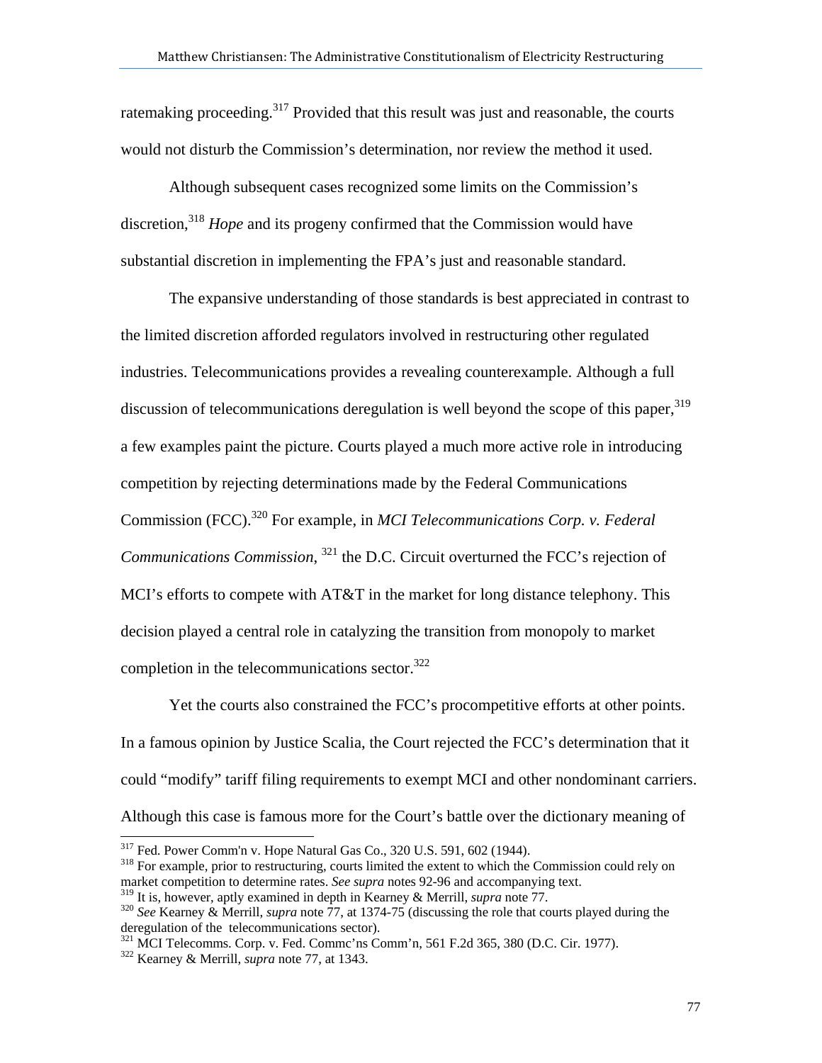ratemaking proceeding.[317] Provided that this result was just and reasonable, the courts would not disturb the Commission's determination, nor review the method it used.

Although subsequent cases recognized some limits on the Commission's discretion,[318] *Hope* and its progeny confirmed that the Commission would have substantial discretion in implementing the FPA's just and reasonable standard.

The expansive understanding of those standards is best appreciated in contrast to the limited discretion afforded regulators involved in restructuring other regulated industries. Telecommunications provides a revealing counterexample. Although a full discussion of telecommunications deregulation is well beyond the scope of this paper,[319] a few examples paint the picture. Courts played a much more active role in introducing competition by rejecting determinations made by the Federal Communications Commission (FCC).[320] For example, in *MCI Telecommunications Corp. v. Federal Communications Commission*, [321] the D.C. Circuit overturned the FCC's rejection of MCI's efforts to compete with AT&T in the market for long distance telephony. This decision played a central role in catalyzing the transition from monopoly to market completion in the telecommunications sector.[322]

Yet the courts also constrained the FCC's procompetitive efforts at other points. In a famous opinion by Justice Scalia, the Court rejected the FCC's determination that it could "modify" tariff filing requirements to exempt MCI and other nondominant carriers. Although this case is famous more for the Court's battle over the dictionary meaning of

---

[317] Fed. Power Comm'n v. Hope Natural Gas Co., 320 U.S. 591, 602 (1944).

[318] For example, prior to restructuring, courts limited the extent to which the Commission could rely on market competition to determine rates. *See supra* notes 92-96 and accompanying text.

[319] It is, however, aptly examined in depth in Kearney & Merrill, *supra* note 77.

[320] *See* Kearney & Merrill, *supra* note 77, at 1374-75 (discussing the role that courts played during the deregulation of the telecommunications sector).

[321] MCI Telecomms. Corp. v. Fed. Commc'ns Comm'n, 561 F.2d 365, 380 (D.C. Cir. 1977).

[322] Kearney & Merrill, *supra* note 77, at 1343.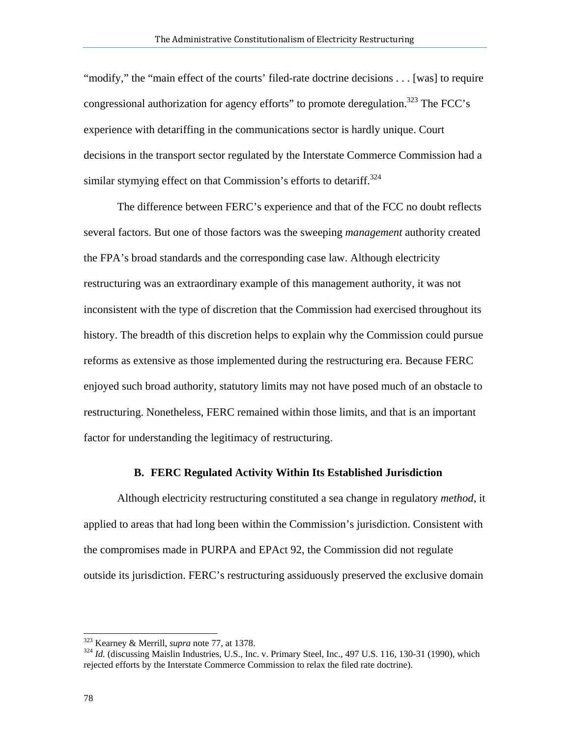"modify," the "main effect of the courts' filed-rate doctrine decisions . . . [was] to require congressional authorization for agency efforts" to promote deregulation.[323] The FCC's experience with detariffing in the communications sector is hardly unique. Court decisions in the transport sector regulated by the Interstate Commerce Commission had a similar stymying effect on that Commission's efforts to detariff.[324]

The difference between FERC's experience and that of the FCC no doubt reflects several factors. But one of those factors was the sweeping *management* authority created the FPA's broad standards and the corresponding case law. Although electricity restructuring was an extraordinary example of this management authority, it was not inconsistent with the type of discretion that the Commission had exercised throughout its history. The breadth of this discretion helps to explain why the Commission could pursue reforms as extensive as those implemented during the restructuring era. Because FERC enjoyed such broad authority, statutory limits may not have posed much of an obstacle to restructuring. Nonetheless, FERC remained within those limits, and that is an important factor for understanding the legitimacy of restructuring.

### B. FERC Regulated Activity Within Its Established Jurisdiction

Although electricity restructuring constituted a sea change in regulatory *method*, it applied to areas that had long been within the Commission's jurisdiction. Consistent with the compromises made in PURPA and EPAct 92, the Commission did not regulate outside its jurisdiction. FERC's restructuring assiduously preserved the exclusive domain

---

[323] Kearney & Merrill, *supra* note 77, at 1378.

[324] *Id.* (discussing Maislin Industries, U.S., Inc. v. Primary Steel, Inc., 497 U.S. 116, 130-31 (1990), which rejected efforts by the Interstate Commerce Commission to relax the filed rate doctrine).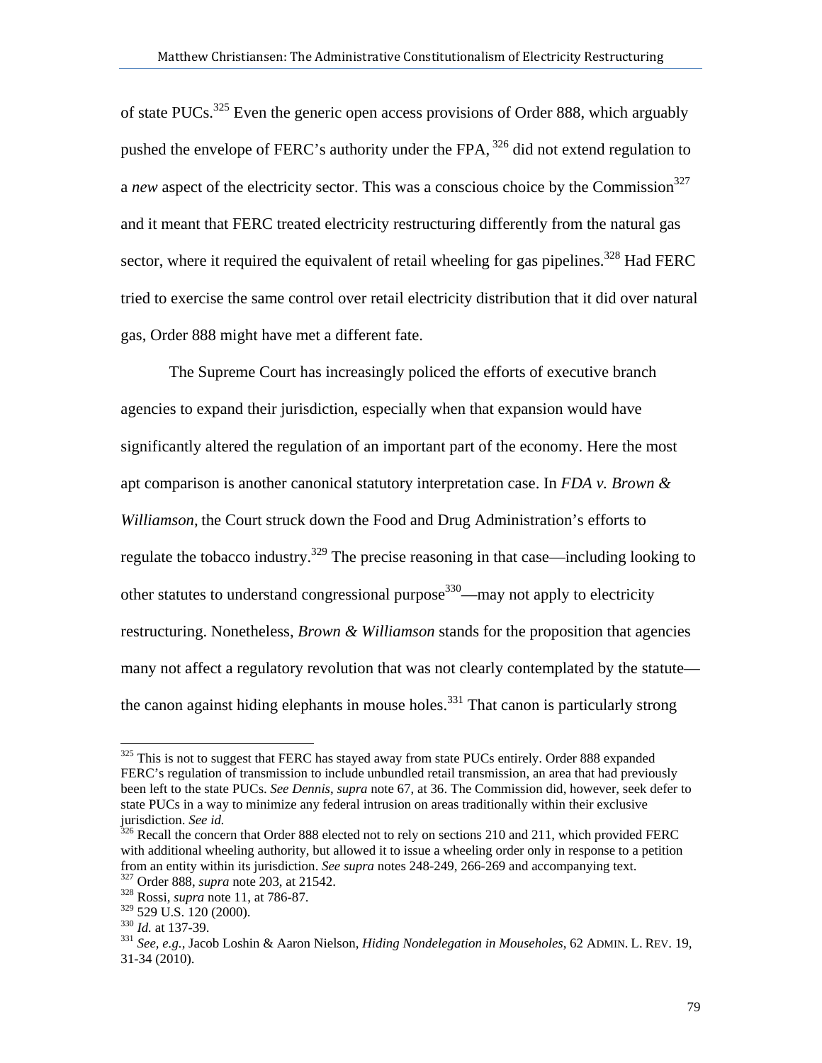of state PUCs.[325] Even the generic open access provisions of Order 888, which arguably pushed the envelope of FERC's authority under the FPA, [326] did not extend regulation to a *new* aspect of the electricity sector. This was a conscious choice by the Commission[327] and it meant that FERC treated electricity restructuring differently from the natural gas sector, where it required the equivalent of retail wheeling for gas pipelines.[328] Had FERC tried to exercise the same control over retail electricity distribution that it did over natural gas, Order 888 might have met a different fate.

The Supreme Court has increasingly policed the efforts of executive branch agencies to expand their jurisdiction, especially when that expansion would have significantly altered the regulation of an important part of the economy. Here the most apt comparison is another canonical statutory interpretation case. In *FDA v. Brown & Williamson*, the Court struck down the Food and Drug Administration's efforts to regulate the tobacco industry.[329] The precise reasoning in that case—including looking to other statutes to understand congressional purpose[330]—may not apply to electricity restructuring. Nonetheless, *Brown & Williamson* stands for the proposition that agencies many not affect a regulatory revolution that was not clearly contemplated by the statute—the canon against hiding elephants in mouse holes.[331] That canon is particularly strong

---

[325] This is not to suggest that FERC has stayed away from state PUCs entirely. Order 888 expanded FERC's regulation of transmission to include unbundled retail transmission, an area that had previously been left to the state PUCs. *See Dennis*, *supra* note 67, at 36. The Commission did, however, seek defer to state PUCs in a way to minimize any federal intrusion on areas traditionally within their exclusive jurisdiction. *See id.*

[326] Recall the concern that Order 888 elected not to rely on sections 210 and 211, which provided FERC with additional wheeling authority, but allowed it to issue a wheeling order only in response to a petition from an entity within its jurisdiction. *See supra* notes 248-249, 266-269 and accompanying text.

[327] Order 888, *supra* note 203, at 21542.

[328] Rossi, *supra* note 11, at 786-87.

[329] 529 U.S. 120 (2000).

[330] *Id.* at 137-39.

[331] *See, e.g.*, Jacob Loshin & Aaron Nielson, *Hiding Nondelegation in Mouseholes*, 62 ADMIN. L. REV. 19, 31-34 (2010).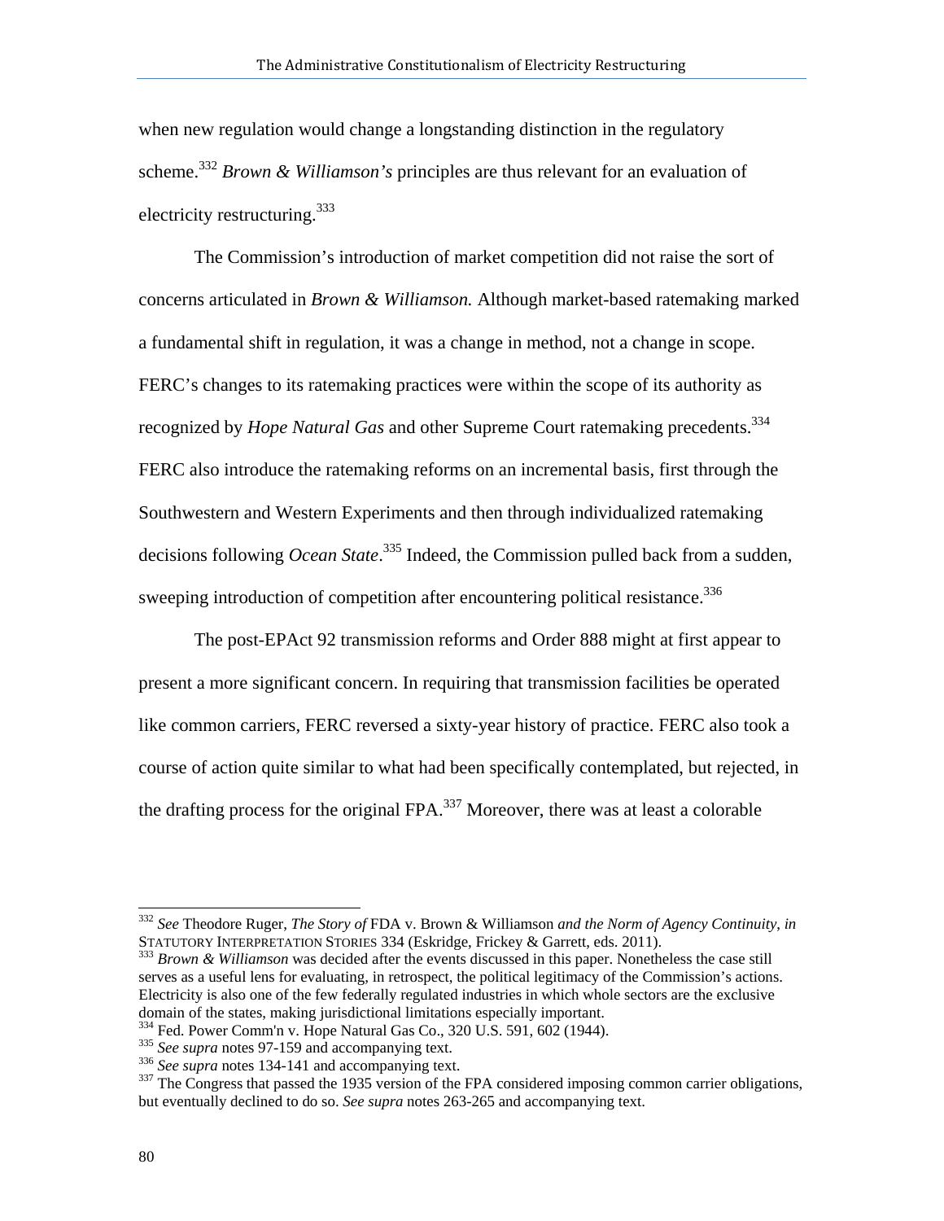when new regulation would change a longstanding distinction in the regulatory scheme.[332] *Brown & Williamson's* principles are thus relevant for an evaluation of electricity restructuring.[333]

The Commission's introduction of market competition did not raise the sort of concerns articulated in *Brown & Williamson.* Although market-based ratemaking marked a fundamental shift in regulation, it was a change in method, not a change in scope. FERC's changes to its ratemaking practices were within the scope of its authority as recognized by *Hope Natural Gas* and other Supreme Court ratemaking precedents.[334] FERC also introduce the ratemaking reforms on an incremental basis, first through the Southwestern and Western Experiments and then through individualized ratemaking decisions following *Ocean State*.[335] Indeed, the Commission pulled back from a sudden, sweeping introduction of competition after encountering political resistance.[336]

The post-EPAct 92 transmission reforms and Order 888 might at first appear to present a more significant concern. In requiring that transmission facilities be operated like common carriers, FERC reversed a sixty-year history of practice. FERC also took a course of action quite similar to what had been specifically contemplated, but rejected, in the drafting process for the original FPA.[337] Moreover, there was at least a colorable

---

[332] *See* Theodore Ruger, *The Story of* FDA v. Brown & Williamson *and the Norm of Agency Continuity*, *in* STATUTORY INTERPRETATION STORIES 334 (Eskridge, Frickey & Garrett, eds. 2011).

[333] *Brown & Williamson* was decided after the events discussed in this paper. Nonetheless the case still serves as a useful lens for evaluating, in retrospect, the political legitimacy of the Commission's actions. Electricity is also one of the few federally regulated industries in which whole sectors are the exclusive domain of the states, making jurisdictional limitations especially important.

[334] Fed. Power Comm'n v. Hope Natural Gas Co., 320 U.S. 591, 602 (1944).

[335] *See supra* notes 97-159 and accompanying text.

[336] *See supra* notes 134-141 and accompanying text.

[337] The Congress that passed the 1935 version of the FPA considered imposing common carrier obligations, but eventually declined to do so. *See supra* notes 263-265 and accompanying text.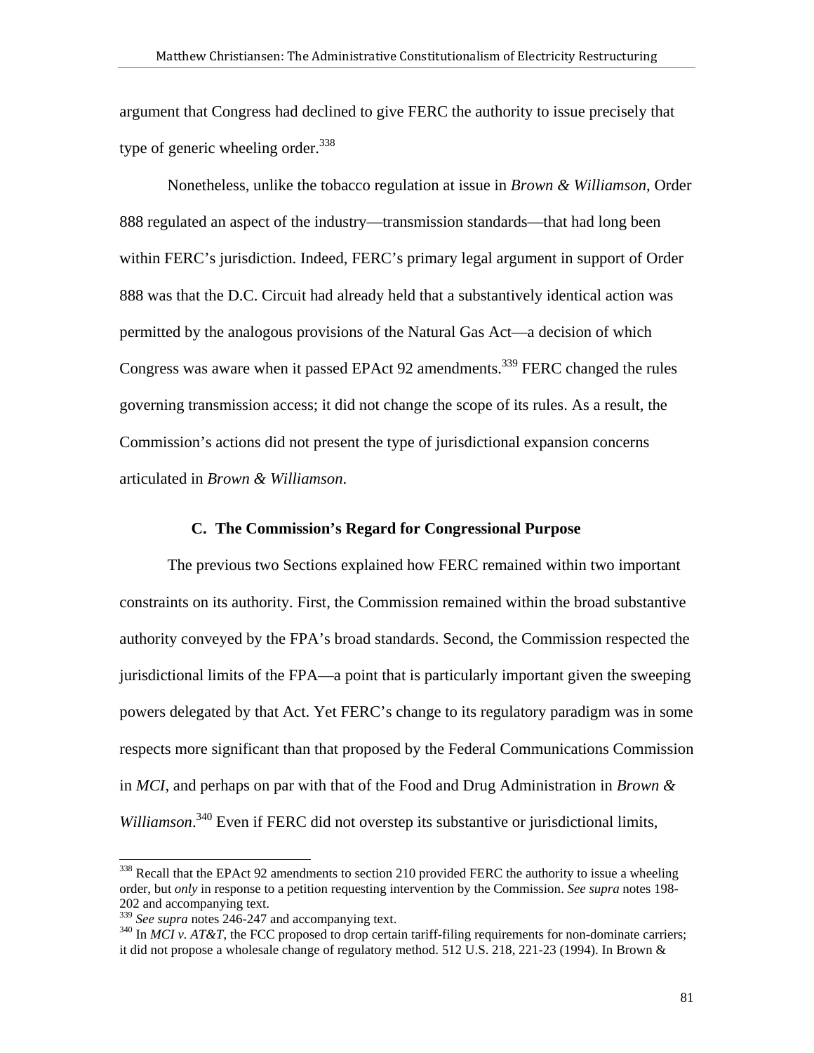argument that Congress had declined to give FERC the authority to issue precisely that type of generic wheeling order.[338]

Nonetheless, unlike the tobacco regulation at issue in *Brown & Williamson*, Order 888 regulated an aspect of the industry—transmission standards—that had long been within FERC's jurisdiction. Indeed, FERC's primary legal argument in support of Order 888 was that the D.C. Circuit had already held that a substantively identical action was permitted by the analogous provisions of the Natural Gas Act—a decision of which Congress was aware when it passed EPAct 92 amendments.[339] FERC changed the rules governing transmission access; it did not change the scope of its rules. As a result, the Commission's actions did not present the type of jurisdictional expansion concerns articulated in *Brown & Williamson*.

### C. The Commission's Regard for Congressional Purpose

The previous two Sections explained how FERC remained within two important constraints on its authority. First, the Commission remained within the broad substantive authority conveyed by the FPA's broad standards. Second, the Commission respected the jurisdictional limits of the FPA—a point that is particularly important given the sweeping powers delegated by that Act. Yet FERC's change to its regulatory paradigm was in some respects more significant than that proposed by the Federal Communications Commission in *MCI*, and perhaps on par with that of the Food and Drug Administration in *Brown & Williamson*.[340] Even if FERC did not overstep its substantive or jurisdictional limits,

---

[338] Recall that the EPAct 92 amendments to section 210 provided FERC the authority to issue a wheeling order, but *only* in response to a petition requesting intervention by the Commission. *See supra* notes 198-202 and accompanying text.

[339] *See supra* notes 246-247 and accompanying text.

[340] In *MCI v. AT&T*, the FCC proposed to drop certain tariff-filing requirements for non-dominate carriers; it did not propose a wholesale change of regulatory method. 512 U.S. 218, 221-23 (1994). In Brown &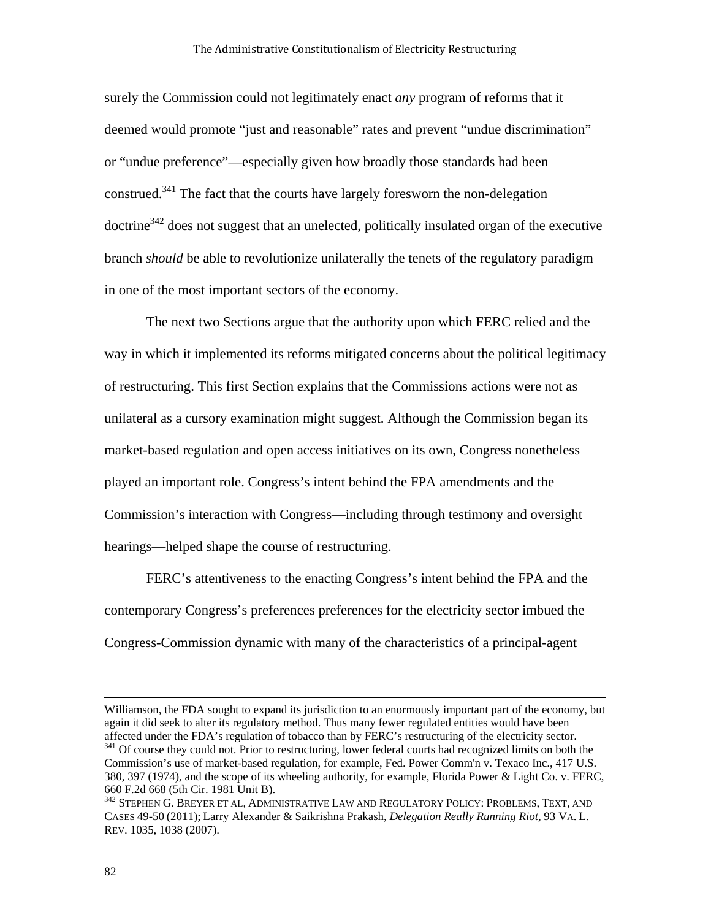surely the Commission could not legitimately enact *any* program of reforms that it deemed would promote "just and reasonable" rates and prevent "undue discrimination" or "undue preference"—especially given how broadly those standards had been construed.[341] The fact that the courts have largely foresworn the non-delegation doctrine[342] does not suggest that an unelected, politically insulated organ of the executive branch *should* be able to revolutionize unilaterally the tenets of the regulatory paradigm in one of the most important sectors of the economy.

The next two Sections argue that the authority upon which FERC relied and the way in which it implemented its reforms mitigated concerns about the political legitimacy of restructuring. This first Section explains that the Commissions actions were not as unilateral as a cursory examination might suggest. Although the Commission began its market-based regulation and open access initiatives on its own, Congress nonetheless played an important role. Congress's intent behind the FPA amendments and the Commission's interaction with Congress—including through testimony and oversight hearings—helped shape the course of restructuring.

FERC's attentiveness to the enacting Congress's intent behind the FPA and the contemporary Congress's preferences preferences for the electricity sector imbued the Congress-Commission dynamic with many of the characteristics of a principal-agent

---

Williamson, the FDA sought to expand its jurisdiction to an enormously important part of the economy, but again it did seek to alter its regulatory method. Thus many fewer regulated entities would have been affected under the FDA's regulation of tobacco than by FERC's restructuring of the electricity sector.

[341] Of course they could not. Prior to restructuring, lower federal courts had recognized limits on both the Commission's use of market-based regulation, for example, Fed. Power Comm'n v. Texaco Inc., 417 U.S. 380, 397 (1974), and the scope of its wheeling authority, for example, Florida Power & Light Co. v. FERC, 660 F.2d 668 (5th Cir. 1981 Unit B).

[342] STEPHEN G. BREYER ET AL, ADMINISTRATIVE LAW AND REGULATORY POLICY: PROBLEMS, TEXT, AND CASES 49-50 (2011); Larry Alexander & Saikrishna Prakash, *Delegation Really Running Riot*, 93 VA. L. REV. 1035, 1038 (2007).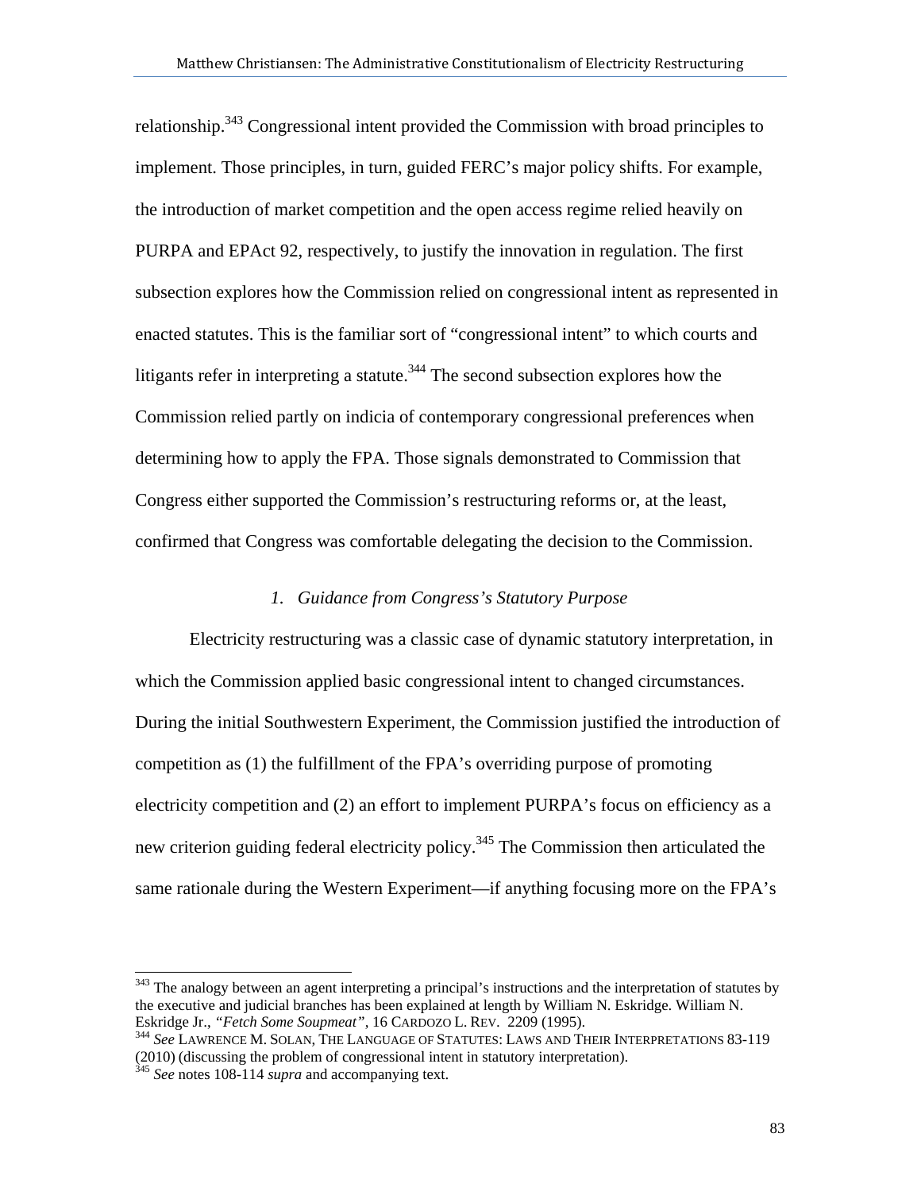relationship.[343] Congressional intent provided the Commission with broad principles to implement. Those principles, in turn, guided FERC's major policy shifts. For example, the introduction of market competition and the open access regime relied heavily on PURPA and EPAct 92, respectively, to justify the innovation in regulation. The first subsection explores how the Commission relied on congressional intent as represented in enacted statutes. This is the familiar sort of "congressional intent" to which courts and litigants refer in interpreting a statute.[344] The second subsection explores how the Commission relied partly on indicia of contemporary congressional preferences when determining how to apply the FPA. Those signals demonstrated to Commission that Congress either supported the Commission's restructuring reforms or, at the least, confirmed that Congress was comfortable delegating the decision to the Commission.

### *1. Guidance from Congress's Statutory Purpose*

Electricity restructuring was a classic case of dynamic statutory interpretation, in which the Commission applied basic congressional intent to changed circumstances. During the initial Southwestern Experiment, the Commission justified the introduction of competition as (1) the fulfillment of the FPA's overriding purpose of promoting electricity competition and (2) an effort to implement PURPA's focus on efficiency as a new criterion guiding federal electricity policy.[345] The Commission then articulated the same rationale during the Western Experiment—if anything focusing more on the FPA's

---

[343] The analogy between an agent interpreting a principal's instructions and the interpretation of statutes by the executive and judicial branches has been explained at length by William N. Eskridge. William N. Eskridge Jr., *"Fetch Some Soupmeat"*, 16 CARDOZO L. REV. 2209 (1995).

[344] *See* LAWRENCE M. SOLAN, THE LANGUAGE OF STATUTES: LAWS AND THEIR INTERPRETATIONS 83-119 (2010) (discussing the problem of congressional intent in statutory interpretation).

[345] *See* notes 108-114 *supra* and accompanying text.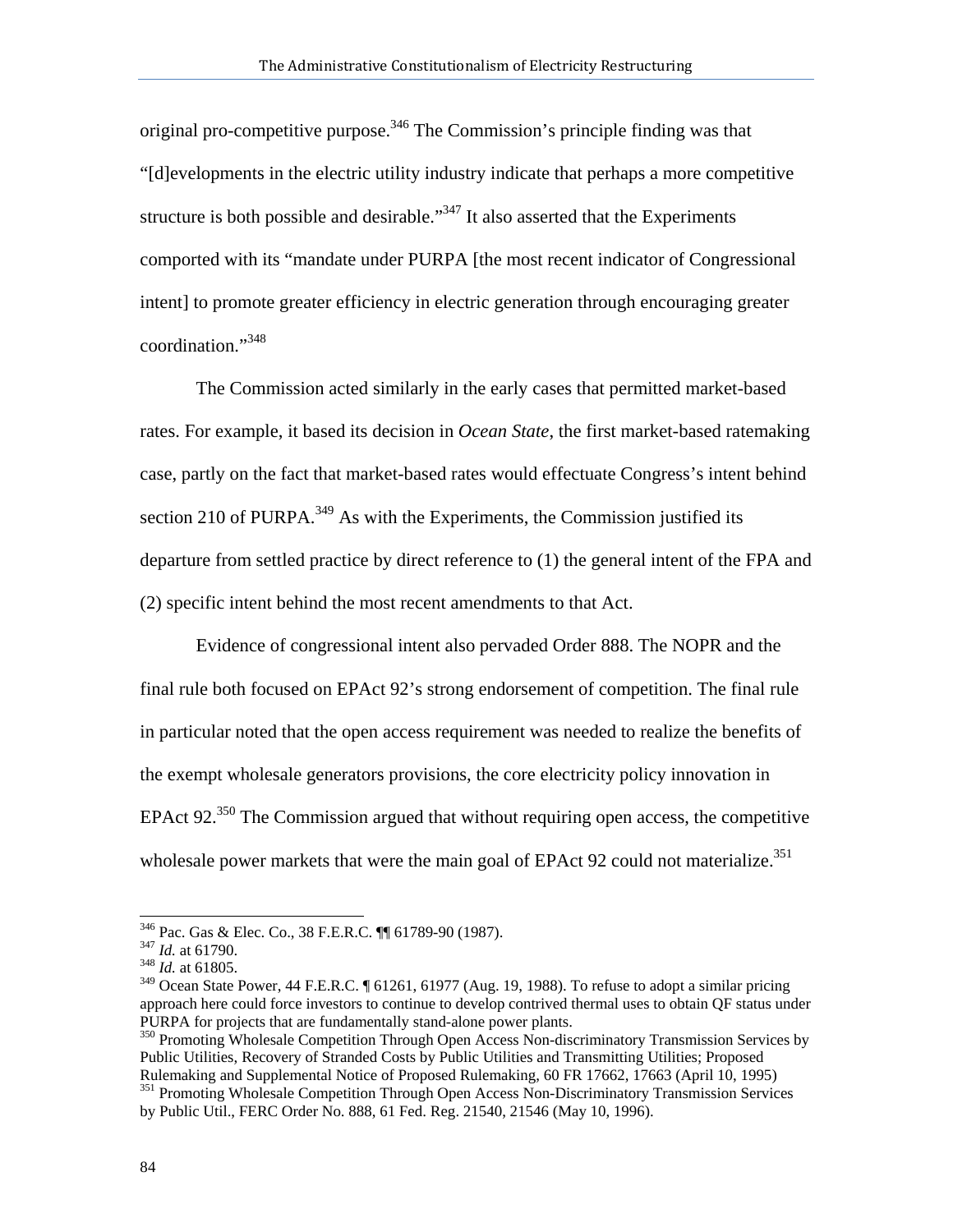original pro-competitive purpose.[346] The Commission's principle finding was that "[d]evelopments in the electric utility industry indicate that perhaps a more competitive structure is both possible and desirable."[347] It also asserted that the Experiments comported with its "mandate under PURPA [the most recent indicator of Congressional intent] to promote greater efficiency in electric generation through encouraging greater coordination."[348]

The Commission acted similarly in the early cases that permitted market-based rates. For example, it based its decision in *Ocean State*, the first market-based ratemaking case, partly on the fact that market-based rates would effectuate Congress's intent behind section 210 of PURPA.[349] As with the Experiments, the Commission justified its departure from settled practice by direct reference to (1) the general intent of the FPA and (2) specific intent behind the most recent amendments to that Act.

Evidence of congressional intent also pervaded Order 888. The NOPR and the final rule both focused on EPAct 92's strong endorsement of competition. The final rule in particular noted that the open access requirement was needed to realize the benefits of the exempt wholesale generators provisions, the core electricity policy innovation in EPAct 92.[350] The Commission argued that without requiring open access, the competitive wholesale power markets that were the main goal of EPAct 92 could not materialize.[351]

---

[346] Pac. Gas & Elec. Co., 38 F.E.R.C. ¶¶ 61789-90 (1987).
[347] *Id.* at 61790.
[348] *Id.* at 61805.
[349] Ocean State Power, 44 F.E.R.C. ¶ 61261, 61977 (Aug. 19, 1988). To refuse to adopt a similar pricing approach here could force investors to continue to develop contrived thermal uses to obtain QF status under PURPA for projects that are fundamentally stand-alone power plants.
[350] Promoting Wholesale Competition Through Open Access Non-discriminatory Transmission Services by Public Utilities, Recovery of Stranded Costs by Public Utilities and Transmitting Utilities; Proposed Rulemaking and Supplemental Notice of Proposed Rulemaking, 60 FR 17662, 17663 (April 10, 1995)
[351] Promoting Wholesale Competition Through Open Access Non-Discriminatory Transmission Services by Public Util., FERC Order No. 888, 61 Fed. Reg. 21540, 21546 (May 10, 1996).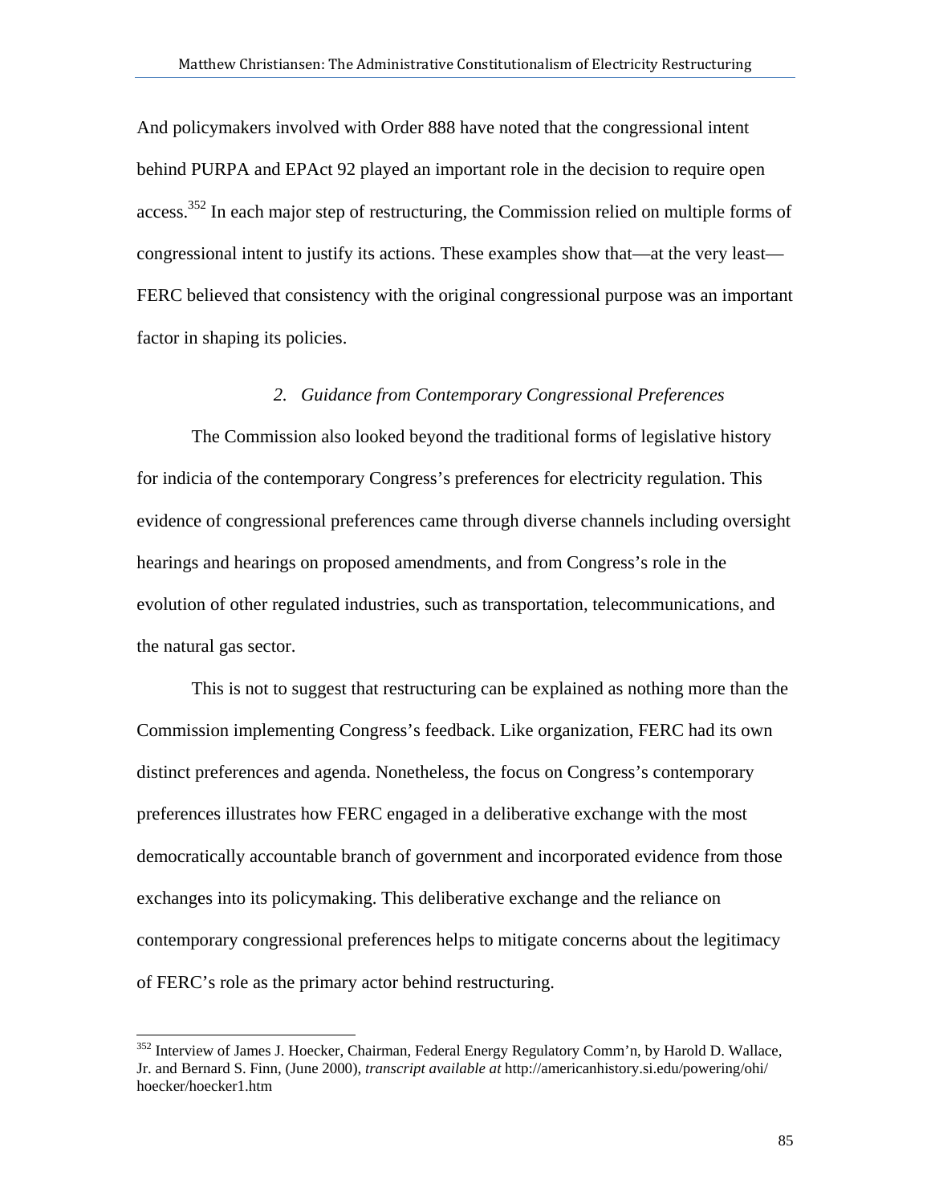And policymakers involved with Order 888 have noted that the congressional intent behind PURPA and EPAct 92 played an important role in the decision to require open access.[352] In each major step of restructuring, the Commission relied on multiple forms of congressional intent to justify its actions. These examples show that—at the very least—FERC believed that consistency with the original congressional purpose was an important factor in shaping its policies.

### *2. Guidance from Contemporary Congressional Preferences*

The Commission also looked beyond the traditional forms of legislative history for indicia of the contemporary Congress's preferences for electricity regulation. This evidence of congressional preferences came through diverse channels including oversight hearings and hearings on proposed amendments, and from Congress's role in the evolution of other regulated industries, such as transportation, telecommunications, and the natural gas sector.

This is not to suggest that restructuring can be explained as nothing more than the Commission implementing Congress's feedback. Like organization, FERC had its own distinct preferences and agenda. Nonetheless, the focus on Congress's contemporary preferences illustrates how FERC engaged in a deliberative exchange with the most democratically accountable branch of government and incorporated evidence from those exchanges into its policymaking. This deliberative exchange and the reliance on contemporary congressional preferences helps to mitigate concerns about the legitimacy of FERC's role as the primary actor behind restructuring.

---

[352] Interview of James J. Hoecker, Chairman, Federal Energy Regulatory Comm'n, by Harold D. Wallace, Jr. and Bernard S. Finn, (June 2000), *transcript available at* http://americanhistory.si.edu/powering/ohi/hoecker/hoecker1.htm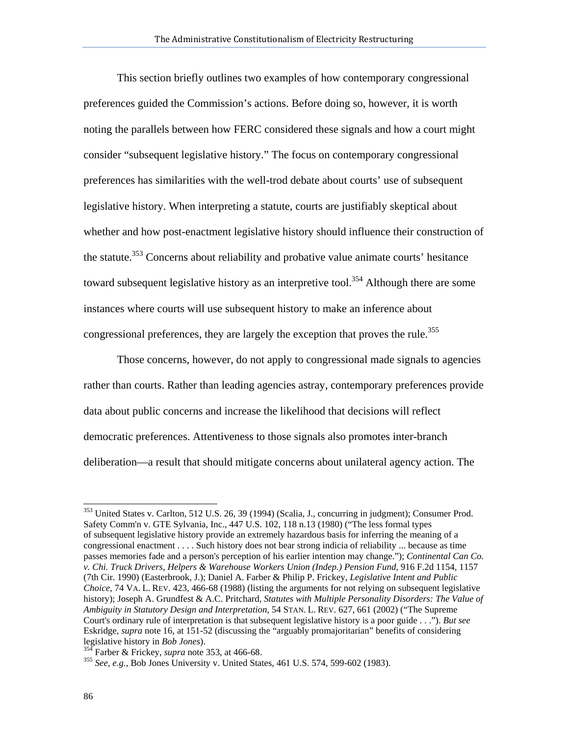This section briefly outlines two examples of how contemporary congressional preferences guided the Commission's actions. Before doing so, however, it is worth noting the parallels between how FERC considered these signals and how a court might consider "subsequent legislative history." The focus on contemporary congressional preferences has similarities with the well-trod debate about courts' use of subsequent legislative history. When interpreting a statute, courts are justifiably skeptical about whether and how post-enactment legislative history should influence their construction of the statute.[353] Concerns about reliability and probative value animate courts' hesitance toward subsequent legislative history as an interpretive tool.[354] Although there are some instances where courts will use subsequent history to make an inference about congressional preferences, they are largely the exception that proves the rule.[355]

Those concerns, however, do not apply to congressional made signals to agencies rather than courts. Rather than leading agencies astray, contemporary preferences provide data about public concerns and increase the likelihood that decisions will reflect democratic preferences. Attentiveness to those signals also promotes inter-branch deliberation—a result that should mitigate concerns about unilateral agency action. The

---

[353] United States v. Carlton, 512 U.S. 26, 39 (1994) (Scalia, J., concurring in judgment); Consumer Prod. Safety Comm'n v. GTE Sylvania, Inc., 447 U.S. 102, 118 n.13 (1980) ("The less formal types of subsequent legislative history provide an extremely hazardous basis for inferring the meaning of a congressional enactment . . . . Such history does not bear strong indicia of reliability ... because as time passes memories fade and a person's perception of his earlier intention may change."); *Continental Can Co. v. Chi. Truck Drivers, Helpers & Warehouse Workers Union (Indep.) Pension Fund*, 916 F.2d 1154, 1157 (7th Cir. 1990) (Easterbrook, J.); Daniel A. Farber & Philip P. Frickey, *Legislative Intent and Public Choice*, 74 VA. L. REV. 423, 466-68 (1988) (listing the arguments for not relying on subsequent legislative history); Joseph A. Grundfest & A.C. Pritchard, *Statutes with Multiple Personality Disorders: The Value of Ambiguity in Statutory Design and Interpretation*, 54 STAN. L. REV. 627, 661 (2002) ("The Supreme Court's ordinary rule of interpretation is that subsequent legislative history is a poor guide . . ."). *But see* Eskridge, *supra* note 16, at 151-52 (discussing the "arguably promajoritarian" benefits of considering legislative history in *Bob Jones*).

[354] Farber & Frickey, *supra* note 353, at 466-68.

[355] *See, e.g.*, Bob Jones University v. United States, 461 U.S. 574, 599-602 (1983).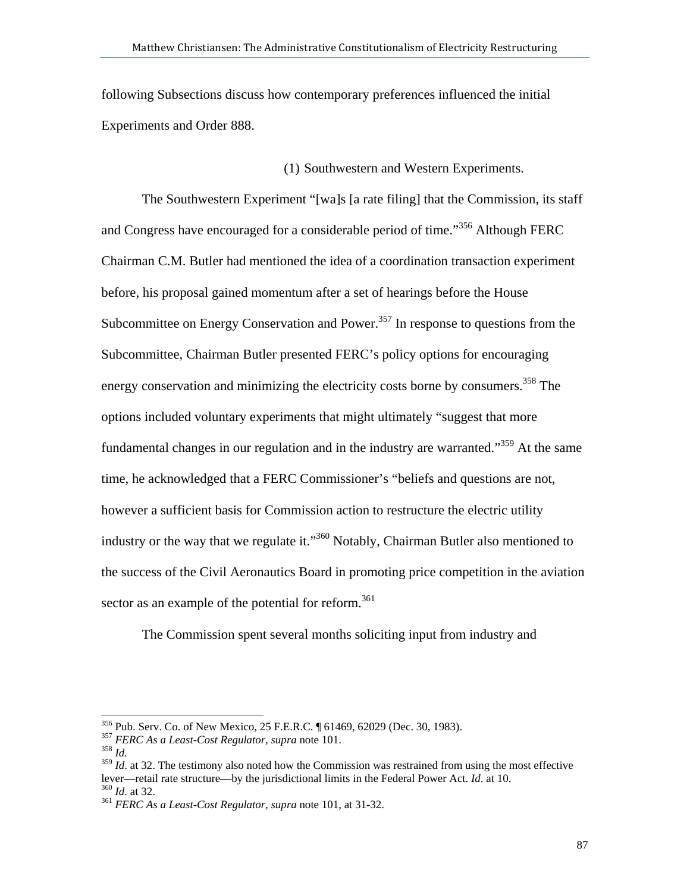following Subsections discuss how contemporary preferences influenced the initial Experiments and Order 888.

(1) Southwestern and Western Experiments.

The Southwestern Experiment "[wa]s [a rate filing] that the Commission, its staff and Congress have encouraged for a considerable period of time."[356] Although FERC Chairman C.M. Butler had mentioned the idea of a coordination transaction experiment before, his proposal gained momentum after a set of hearings before the House Subcommittee on Energy Conservation and Power.[357] In response to questions from the Subcommittee, Chairman Butler presented FERC's policy options for encouraging energy conservation and minimizing the electricity costs borne by consumers.[358] The options included voluntary experiments that might ultimately "suggest that more fundamental changes in our regulation and in the industry are warranted."[359] At the same time, he acknowledged that a FERC Commissioner's "beliefs and questions are not, however a sufficient basis for Commission action to restructure the electric utility industry or the way that we regulate it."[360] Notably, Chairman Butler also mentioned to the success of the Civil Aeronautics Board in promoting price competition in the aviation sector as an example of the potential for reform.[361]

The Commission spent several months soliciting input from industry and

---

[356] Pub. Serv. Co. of New Mexico, 25 F.E.R.C. ¶ 61469, 62029 (Dec. 30, 1983).

[357] *FERC As a Least-Cost Regulator*, *supra* note 101.

[358] *Id.*

[359] *Id*. at 32. The testimony also noted how the Commission was restrained from using the most effective lever—retail rate structure—by the jurisdictional limits in the Federal Power Act. *Id*. at 10.

[360] *Id*. at 32.

[361] *FERC As a Least-Cost Regulator*, *supra* note 101, at 31-32.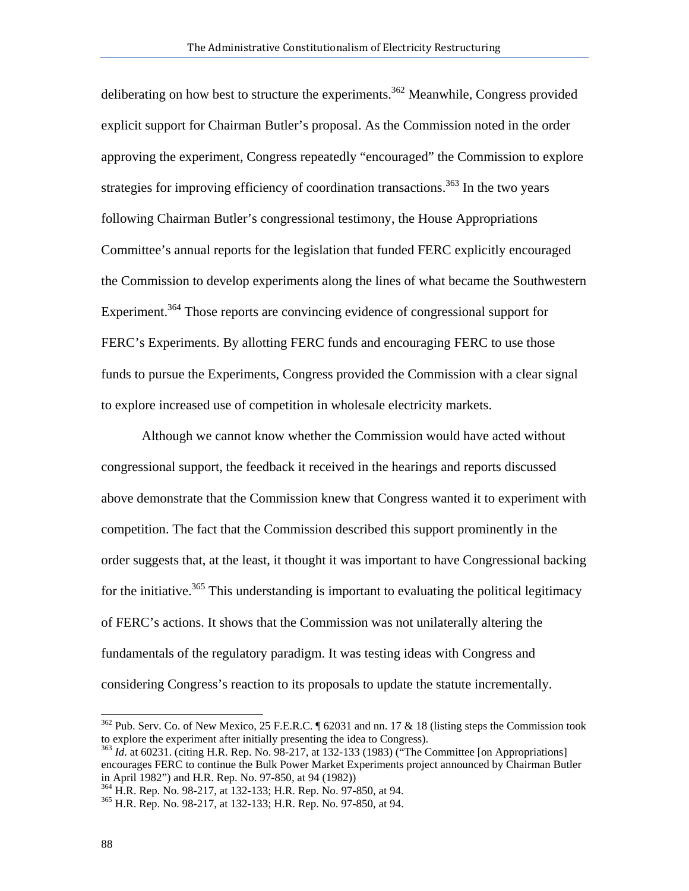deliberating on how best to structure the experiments.[362] Meanwhile, Congress provided explicit support for Chairman Butler's proposal. As the Commission noted in the order approving the experiment, Congress repeatedly "encouraged" the Commission to explore strategies for improving efficiency of coordination transactions.[363] In the two years following Chairman Butler's congressional testimony, the House Appropriations Committee's annual reports for the legislation that funded FERC explicitly encouraged the Commission to develop experiments along the lines of what became the Southwestern Experiment.[364] Those reports are convincing evidence of congressional support for FERC's Experiments. By allotting FERC funds and encouraging FERC to use those funds to pursue the Experiments, Congress provided the Commission with a clear signal to explore increased use of competition in wholesale electricity markets.

Although we cannot know whether the Commission would have acted without congressional support, the feedback it received in the hearings and reports discussed above demonstrate that the Commission knew that Congress wanted it to experiment with competition. The fact that the Commission described this support prominently in the order suggests that, at the least, it thought it was important to have Congressional backing for the initiative.[365] This understanding is important to evaluating the political legitimacy of FERC's actions. It shows that the Commission was not unilaterally altering the fundamentals of the regulatory paradigm. It was testing ideas with Congress and considering Congress's reaction to its proposals to update the statute incrementally.

---

[362] Pub. Serv. Co. of New Mexico, 25 F.E.R.C. ¶ 62031 and nn. 17 & 18 (listing steps the Commission took to explore the experiment after initially presenting the idea to Congress).

[363] *Id*. at 60231. (citing H.R. Rep. No. 98-217, at 132-133 (1983) ("The Committee [on Appropriations] encourages FERC to continue the Bulk Power Market Experiments project announced by Chairman Butler in April 1982") and H.R. Rep. No. 97-850, at 94 (1982))

[364] H.R. Rep. No. 98-217, at 132-133; H.R. Rep. No. 97-850, at 94.

[365] H.R. Rep. No. 98-217, at 132-133; H.R. Rep. No. 97-850, at 94.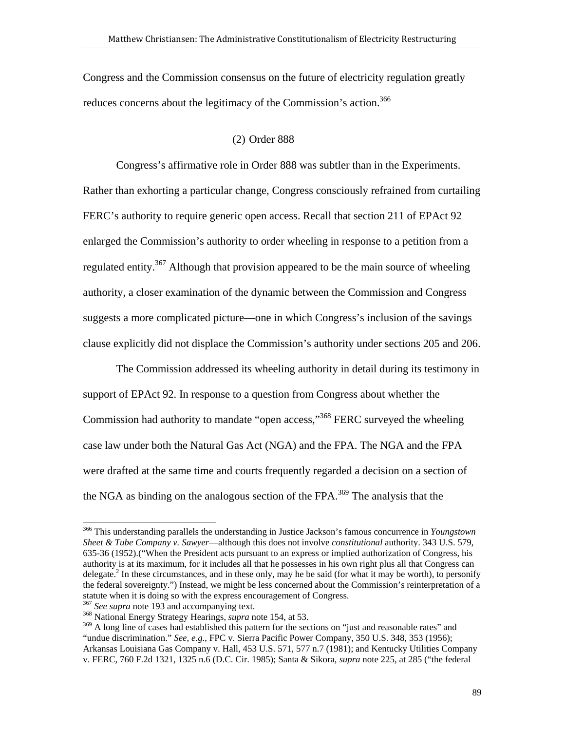Congress and the Commission consensus on the future of electricity regulation greatly reduces concerns about the legitimacy of the Commission's action.[366]

(2) Order 888

Congress's affirmative role in Order 888 was subtler than in the Experiments. Rather than exhorting a particular change, Congress consciously refrained from curtailing FERC's authority to require generic open access. Recall that section 211 of EPAct 92 enlarged the Commission's authority to order wheeling in response to a petition from a regulated entity.[367] Although that provision appeared to be the main source of wheeling authority, a closer examination of the dynamic between the Commission and Congress suggests a more complicated picture—one in which Congress's inclusion of the savings clause explicitly did not displace the Commission's authority under sections 205 and 206.

The Commission addressed its wheeling authority in detail during its testimony in support of EPAct 92. In response to a question from Congress about whether the Commission had authority to mandate "open access,"[368] FERC surveyed the wheeling case law under both the Natural Gas Act (NGA) and the FPA. The NGA and the FPA were drafted at the same time and courts frequently regarded a decision on a section of the NGA as binding on the analogous section of the FPA.[369] The analysis that the

---

[366] This understanding parallels the understanding in Justice Jackson's famous concurrence in *Youngstown Sheet & Tube Company v. Sawyer*—although this does not involve *constitutional* authority. 343 U.S. 579, 635-36 (1952).("When the President acts pursuant to an express or implied authorization of Congress, his authority is at its maximum, for it includes all that he possesses in his own right plus all that Congress can delegate.[2] In these circumstances, and in these only, may he be said (for what it may be worth), to personify the federal sovereignty.") Instead, we might be less concerned about the Commission's reinterpretation of a statute when it is doing so with the express encouragement of Congress.

[367] *See supra* note 193 and accompanying text.

[368] National Energy Strategy Hearings, *supra* note 154, at 53.

[369] A long line of cases had established this pattern for the sections on "just and reasonable rates" and "undue discrimination." *See, e.g.*, FPC v. Sierra Pacific Power Company, 350 U.S. 348, 353 (1956); Arkansas Louisiana Gas Company v. Hall, 453 U.S. 571, 577 n.7 (1981); and Kentucky Utilities Company v. FERC, 760 F.2d 1321, 1325 n.6 (D.C. Cir. 1985); Santa & Sikora, *supra* note 225, at 285 ("the federal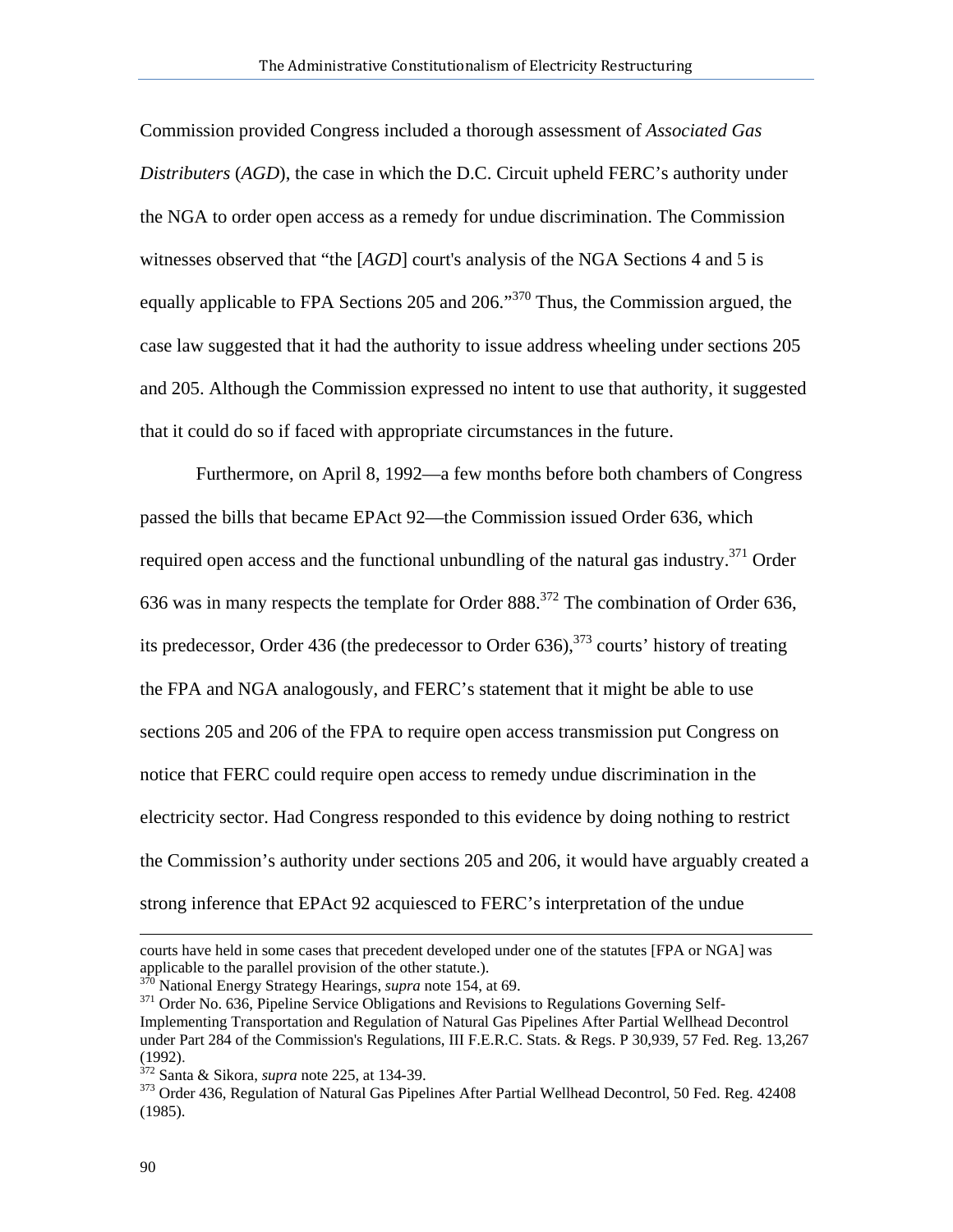Commission provided Congress included a thorough assessment of *Associated Gas Distributers* (*AGD*), the case in which the D.C. Circuit upheld FERC's authority under the NGA to order open access as a remedy for undue discrimination. The Commission witnesses observed that "the [*AGD*] court's analysis of the NGA Sections 4 and 5 is equally applicable to FPA Sections 205 and 206."[370] Thus, the Commission argued, the case law suggested that it had the authority to issue address wheeling under sections 205 and 205. Although the Commission expressed no intent to use that authority, it suggested that it could do so if faced with appropriate circumstances in the future.

Furthermore, on April 8, 1992—a few months before both chambers of Congress passed the bills that became EPAct 92—the Commission issued Order 636, which required open access and the functional unbundling of the natural gas industry.[371] Order 636 was in many respects the template for Order 888.[372] The combination of Order 636, its predecessor, Order 436 (the predecessor to Order 636),[373] courts' history of treating the FPA and NGA analogously, and FERC's statement that it might be able to use sections 205 and 206 of the FPA to require open access transmission put Congress on notice that FERC could require open access to remedy undue discrimination in the electricity sector. Had Congress responded to this evidence by doing nothing to restrict the Commission's authority under sections 205 and 206, it would have arguably created a strong inference that EPAct 92 acquiesced to FERC's interpretation of the undue

---

courts have held in some cases that precedent developed under one of the statutes [FPA or NGA] was applicable to the parallel provision of the other statute.).

[370] National Energy Strategy Hearings, *supra* note 154, at 69.

[371] Order No. 636, Pipeline Service Obligations and Revisions to Regulations Governing Self-Implementing Transportation and Regulation of Natural Gas Pipelines After Partial Wellhead Decontrol under Part 284 of the Commission's Regulations, III F.E.R.C. Stats. & Regs. P 30,939, 57 Fed. Reg. 13,267 (1992).

[372] Santa & Sikora, *supra* note 225, at 134-39.

[373] Order 436, Regulation of Natural Gas Pipelines After Partial Wellhead Decontrol, 50 Fed. Reg. 42408 (1985).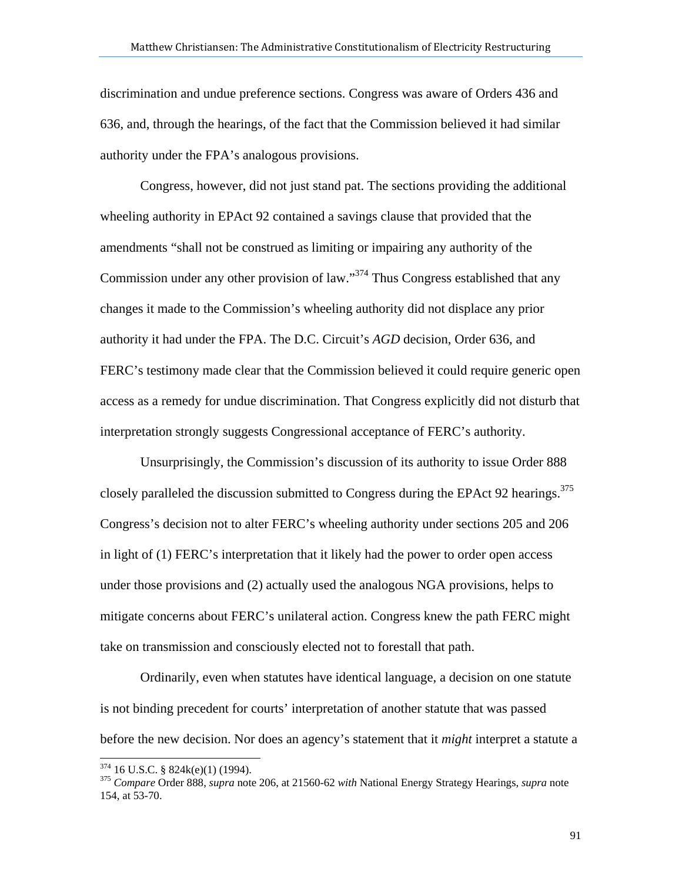discrimination and undue preference sections. Congress was aware of Orders 436 and 636, and, through the hearings, of the fact that the Commission believed it had similar authority under the FPA's analogous provisions.

Congress, however, did not just stand pat. The sections providing the additional wheeling authority in EPAct 92 contained a savings clause that provided that the amendments "shall not be construed as limiting or impairing any authority of the Commission under any other provision of law."[374] Thus Congress established that any changes it made to the Commission's wheeling authority did not displace any prior authority it had under the FPA. The D.C. Circuit's *AGD* decision, Order 636, and FERC's testimony made clear that the Commission believed it could require generic open access as a remedy for undue discrimination. That Congress explicitly did not disturb that interpretation strongly suggests Congressional acceptance of FERC's authority.

Unsurprisingly, the Commission's discussion of its authority to issue Order 888 closely paralleled the discussion submitted to Congress during the EPAct 92 hearings.[375] Congress's decision not to alter FERC's wheeling authority under sections 205 and 206 in light of (1) FERC's interpretation that it likely had the power to order open access under those provisions and (2) actually used the analogous NGA provisions, helps to mitigate concerns about FERC's unilateral action. Congress knew the path FERC might take on transmission and consciously elected not to forestall that path.

Ordinarily, even when statutes have identical language, a decision on one statute is not binding precedent for courts' interpretation of another statute that was passed before the new decision. Nor does an agency's statement that it *might* interpret a statute a

---

[374] 16 U.S.C. § 824k(e)(1) (1994).

[375] *Compare* Order 888, *supra* note 206, at 21560-62 *with* National Energy Strategy Hearings, *supra* note 154, at 53-70.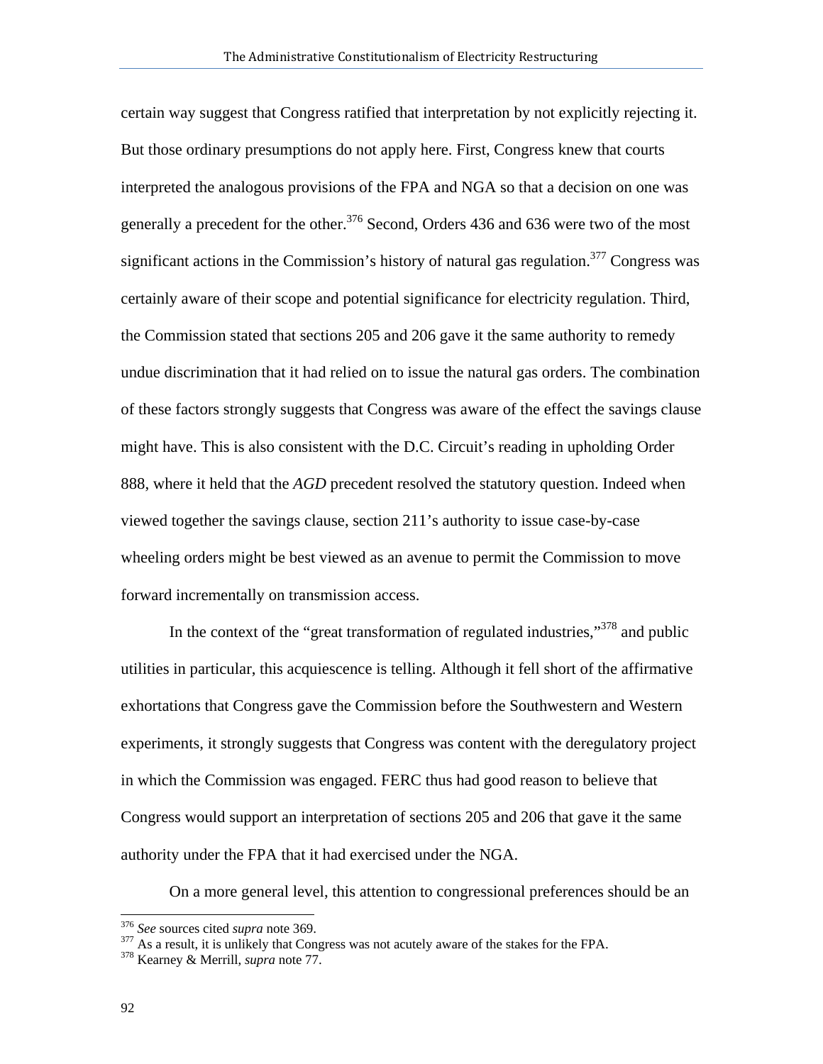certain way suggest that Congress ratified that interpretation by not explicitly rejecting it. But those ordinary presumptions do not apply here. First, Congress knew that courts interpreted the analogous provisions of the FPA and NGA so that a decision on one was generally a precedent for the other.[376] Second, Orders 436 and 636 were two of the most significant actions in the Commission's history of natural gas regulation.[377] Congress was certainly aware of their scope and potential significance for electricity regulation. Third, the Commission stated that sections 205 and 206 gave it the same authority to remedy undue discrimination that it had relied on to issue the natural gas orders. The combination of these factors strongly suggests that Congress was aware of the effect the savings clause might have. This is also consistent with the D.C. Circuit's reading in upholding Order 888, where it held that the *AGD* precedent resolved the statutory question. Indeed when viewed together the savings clause, section 211's authority to issue case-by-case wheeling orders might be best viewed as an avenue to permit the Commission to move forward incrementally on transmission access.

In the context of the "great transformation of regulated industries,"[378] and public utilities in particular, this acquiescence is telling. Although it fell short of the affirmative exhortations that Congress gave the Commission before the Southwestern and Western experiments, it strongly suggests that Congress was content with the deregulatory project in which the Commission was engaged. FERC thus had good reason to believe that Congress would support an interpretation of sections 205 and 206 that gave it the same authority under the FPA that it had exercised under the NGA.

On a more general level, this attention to congressional preferences should be an

---

[376] *See* sources cited *supra* note 369.

[377] As a result, it is unlikely that Congress was not acutely aware of the stakes for the FPA.

[378] Kearney & Merrill, *supra* note 77.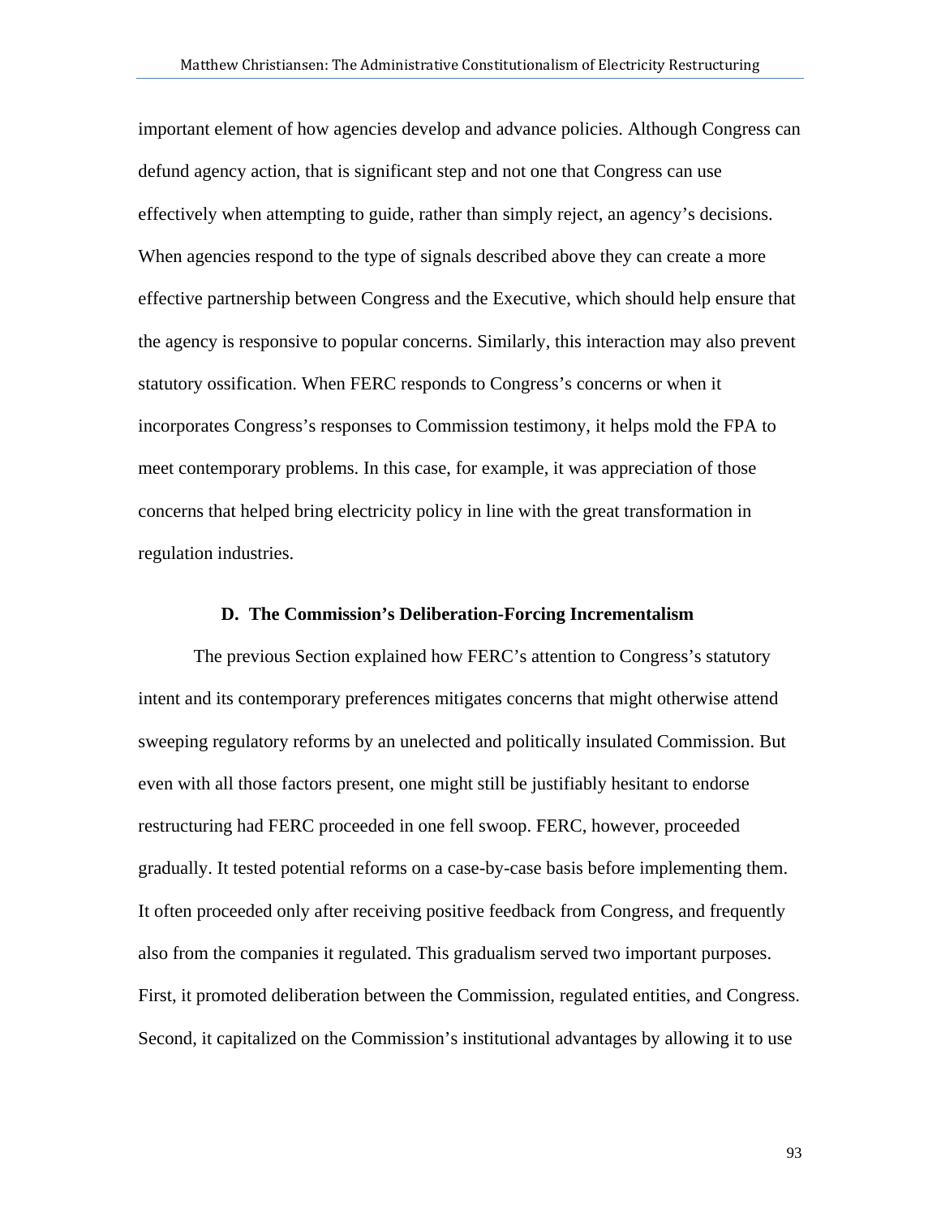important element of how agencies develop and advance policies. Although Congress can defund agency action, that is significant step and not one that Congress can use effectively when attempting to guide, rather than simply reject, an agency's decisions. When agencies respond to the type of signals described above they can create a more effective partnership between Congress and the Executive, which should help ensure that the agency is responsive to popular concerns. Similarly, this interaction may also prevent statutory ossification. When FERC responds to Congress's concerns or when it incorporates Congress's responses to Commission testimony, it helps mold the FPA to meet contemporary problems. In this case, for example, it was appreciation of those concerns that helped bring electricity policy in line with the great transformation in regulation industries.

### D. The Commission's Deliberation-Forcing Incrementalism

The previous Section explained how FERC's attention to Congress's statutory intent and its contemporary preferences mitigates concerns that might otherwise attend sweeping regulatory reforms by an unelected and politically insulated Commission. But even with all those factors present, one might still be justifiably hesitant to endorse restructuring had FERC proceeded in one fell swoop. FERC, however, proceeded gradually. It tested potential reforms on a case-by-case basis before implementing them. It often proceeded only after receiving positive feedback from Congress, and frequently also from the companies it regulated. This gradualism served two important purposes. First, it promoted deliberation between the Commission, regulated entities, and Congress. Second, it capitalized on the Commission's institutional advantages by allowing it to use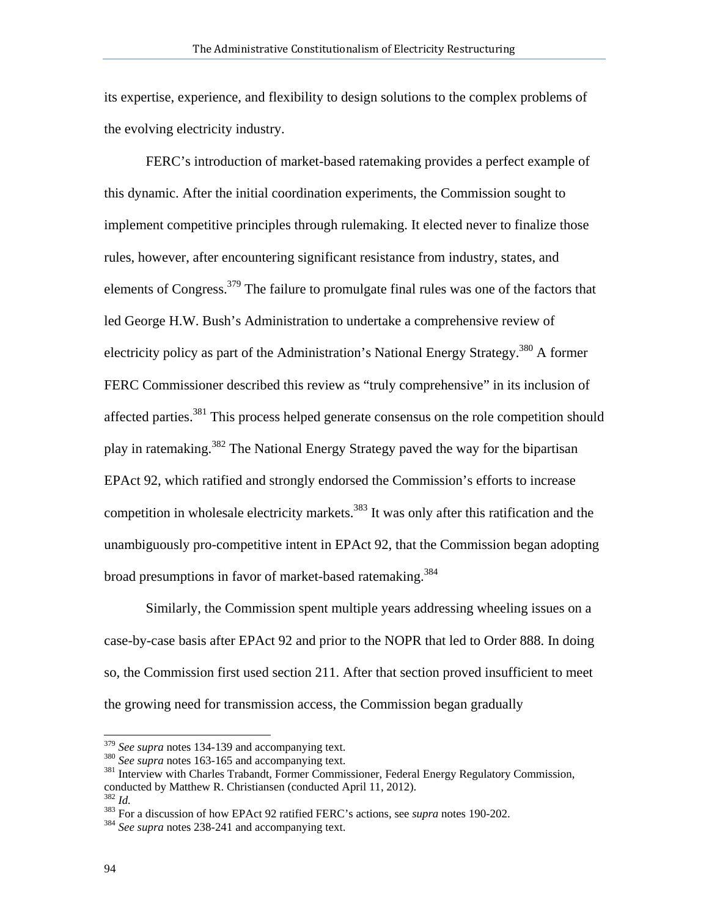its expertise, experience, and flexibility to design solutions to the complex problems of the evolving electricity industry.

FERC's introduction of market-based ratemaking provides a perfect example of this dynamic. After the initial coordination experiments, the Commission sought to implement competitive principles through rulemaking. It elected never to finalize those rules, however, after encountering significant resistance from industry, states, and elements of Congress.[379] The failure to promulgate final rules was one of the factors that led George H.W. Bush's Administration to undertake a comprehensive review of electricity policy as part of the Administration's National Energy Strategy.[380] A former FERC Commissioner described this review as "truly comprehensive" in its inclusion of affected parties.[381] This process helped generate consensus on the role competition should play in ratemaking.[382] The National Energy Strategy paved the way for the bipartisan EPAct 92, which ratified and strongly endorsed the Commission's efforts to increase competition in wholesale electricity markets.[383] It was only after this ratification and the unambiguously pro-competitive intent in EPAct 92, that the Commission began adopting broad presumptions in favor of market-based ratemaking.[384]

Similarly, the Commission spent multiple years addressing wheeling issues on a case-by-case basis after EPAct 92 and prior to the NOPR that led to Order 888. In doing so, the Commission first used section 211. After that section proved insufficient to meet the growing need for transmission access, the Commission began gradually

---

[379] *See supra* notes 134-139 and accompanying text.

[380] *See supra* notes 163-165 and accompanying text.

[381] Interview with Charles Trabandt, Former Commissioner, Federal Energy Regulatory Commission, conducted by Matthew R. Christiansen (conducted April 11, 2012).

[382] *Id.*

[383] For a discussion of how EPAct 92 ratified FERC's actions, see *supra* notes 190-202.

[384] *See supra* notes 238-241 and accompanying text.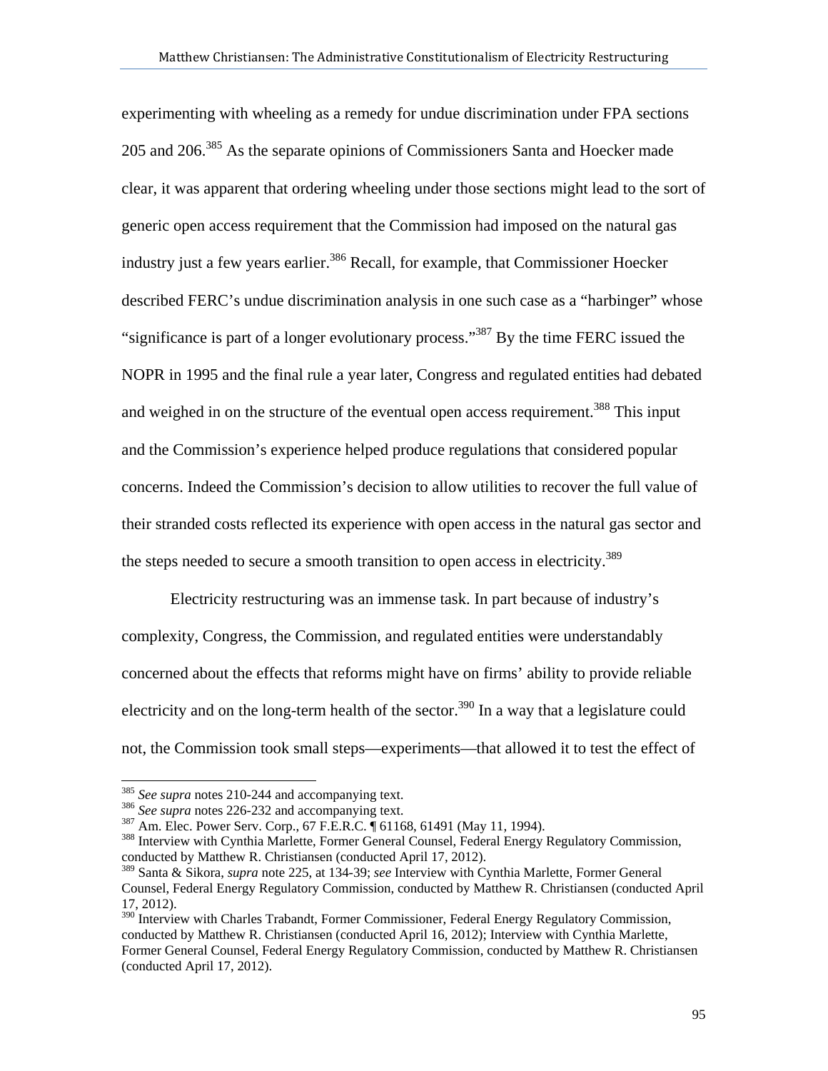experimenting with wheeling as a remedy for undue discrimination under FPA sections 205 and 206.[385] As the separate opinions of Commissioners Santa and Hoecker made clear, it was apparent that ordering wheeling under those sections might lead to the sort of generic open access requirement that the Commission had imposed on the natural gas industry just a few years earlier.[386] Recall, for example, that Commissioner Hoecker described FERC's undue discrimination analysis in one such case as a "harbinger" whose "significance is part of a longer evolutionary process."[387] By the time FERC issued the NOPR in 1995 and the final rule a year later, Congress and regulated entities had debated and weighed in on the structure of the eventual open access requirement.[388] This input and the Commission's experience helped produce regulations that considered popular concerns. Indeed the Commission's decision to allow utilities to recover the full value of their stranded costs reflected its experience with open access in the natural gas sector and the steps needed to secure a smooth transition to open access in electricity.[389]

Electricity restructuring was an immense task. In part because of industry's complexity, Congress, the Commission, and regulated entities were understandably concerned about the effects that reforms might have on firms' ability to provide reliable electricity and on the long-term health of the sector.[390] In a way that a legislature could not, the Commission took small steps—experiments—that allowed it to test the effect of

---

[385] *See supra* notes 210-244 and accompanying text.

[386] *See supra* notes 226-232 and accompanying text.

[387] Am. Elec. Power Serv. Corp., 67 F.E.R.C. ¶ 61168, 61491 (May 11, 1994).

[388] Interview with Cynthia Marlette, Former General Counsel, Federal Energy Regulatory Commission, conducted by Matthew R. Christiansen (conducted April 17, 2012).

[389] Santa & Sikora, *supra* note 225, at 134-39; *see* Interview with Cynthia Marlette, Former General Counsel, Federal Energy Regulatory Commission, conducted by Matthew R. Christiansen (conducted April 17, 2012).

[390] Interview with Charles Trabandt, Former Commissioner, Federal Energy Regulatory Commission, conducted by Matthew R. Christiansen (conducted April 16, 2012); Interview with Cynthia Marlette, Former General Counsel, Federal Energy Regulatory Commission, conducted by Matthew R. Christiansen (conducted April 17, 2012).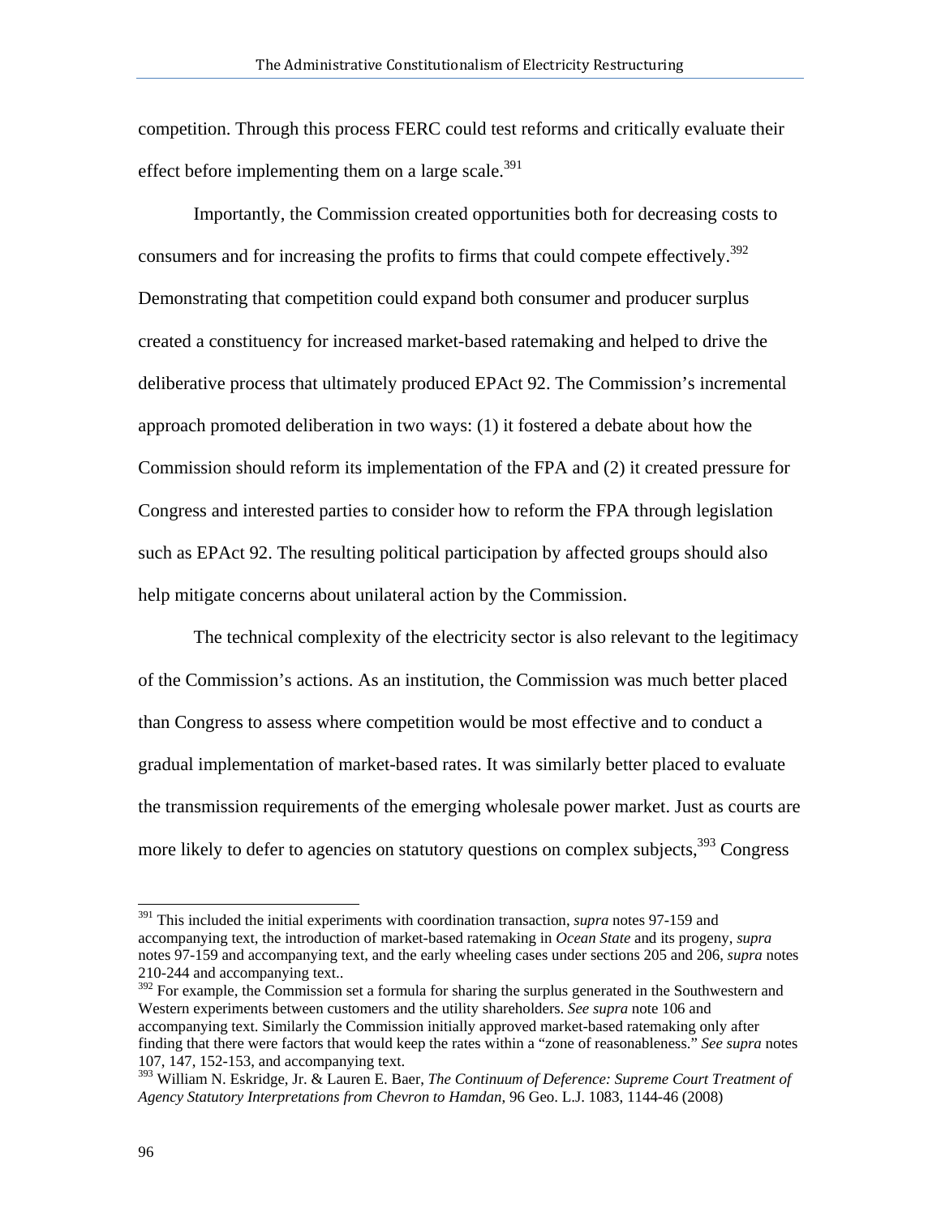competition. Through this process FERC could test reforms and critically evaluate their effect before implementing them on a large scale.[391]

Importantly, the Commission created opportunities both for decreasing costs to consumers and for increasing the profits to firms that could compete effectively.[392] Demonstrating that competition could expand both consumer and producer surplus created a constituency for increased market-based ratemaking and helped to drive the deliberative process that ultimately produced EPAct 92. The Commission's incremental approach promoted deliberation in two ways: (1) it fostered a debate about how the Commission should reform its implementation of the FPA and (2) it created pressure for Congress and interested parties to consider how to reform the FPA through legislation such as EPAct 92. The resulting political participation by affected groups should also help mitigate concerns about unilateral action by the Commission.

The technical complexity of the electricity sector is also relevant to the legitimacy of the Commission's actions. As an institution, the Commission was much better placed than Congress to assess where competition would be most effective and to conduct a gradual implementation of market-based rates. It was similarly better placed to evaluate the transmission requirements of the emerging wholesale power market. Just as courts are more likely to defer to agencies on statutory questions on complex subjects,[393] Congress

---

[391] This included the initial experiments with coordination transaction, *supra* notes 97-159 and accompanying text, the introduction of market-based ratemaking in *Ocean State* and its progeny, *supra* notes 97-159 and accompanying text, and the early wheeling cases under sections 205 and 206, *supra* notes 210-244 and accompanying text..

[392] For example, the Commission set a formula for sharing the surplus generated in the Southwestern and Western experiments between customers and the utility shareholders. *See supra* note 106 and accompanying text. Similarly the Commission initially approved market-based ratemaking only after finding that there were factors that would keep the rates within a "zone of reasonableness." *See supra* notes 107, 147, 152-153, and accompanying text.

[393] William N. Eskridge, Jr. & Lauren E. Baer, *The Continuum of Deference: Supreme Court Treatment of Agency Statutory Interpretations from Chevron to Hamdan*, 96 Geo. L.J. 1083, 1144-46 (2008)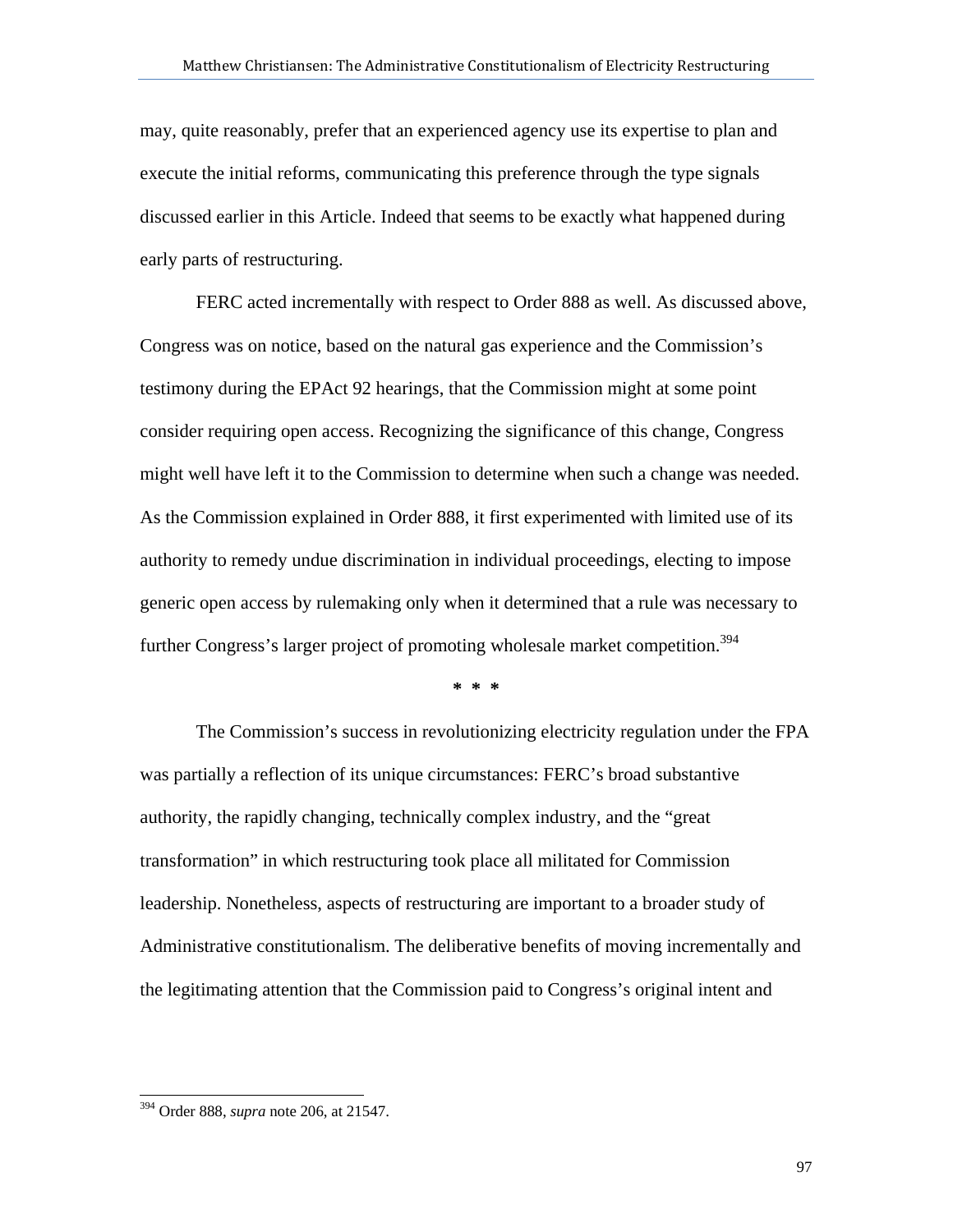may, quite reasonably, prefer that an experienced agency use its expertise to plan and execute the initial reforms, communicating this preference through the type signals discussed earlier in this Article. Indeed that seems to be exactly what happened during early parts of restructuring.

FERC acted incrementally with respect to Order 888 as well. As discussed above, Congress was on notice, based on the natural gas experience and the Commission's testimony during the EPAct 92 hearings, that the Commission might at some point consider requiring open access. Recognizing the significance of this change, Congress might well have left it to the Commission to determine when such a change was needed. As the Commission explained in Order 888, it first experimented with limited use of its authority to remedy undue discrimination in individual proceedings, electing to impose generic open access by rulemaking only when it determined that a rule was necessary to further Congress's larger project of promoting wholesale market competition.[394]

\* \* \*

The Commission's success in revolutionizing electricity regulation under the FPA was partially a reflection of its unique circumstances: FERC's broad substantive authority, the rapidly changing, technically complex industry, and the "great transformation" in which restructuring took place all militated for Commission leadership. Nonetheless, aspects of restructuring are important to a broader study of Administrative constitutionalism. The deliberative benefits of moving incrementally and the legitimating attention that the Commission paid to Congress's original intent and

---

[394] Order 888, *supra* note 206, at 21547.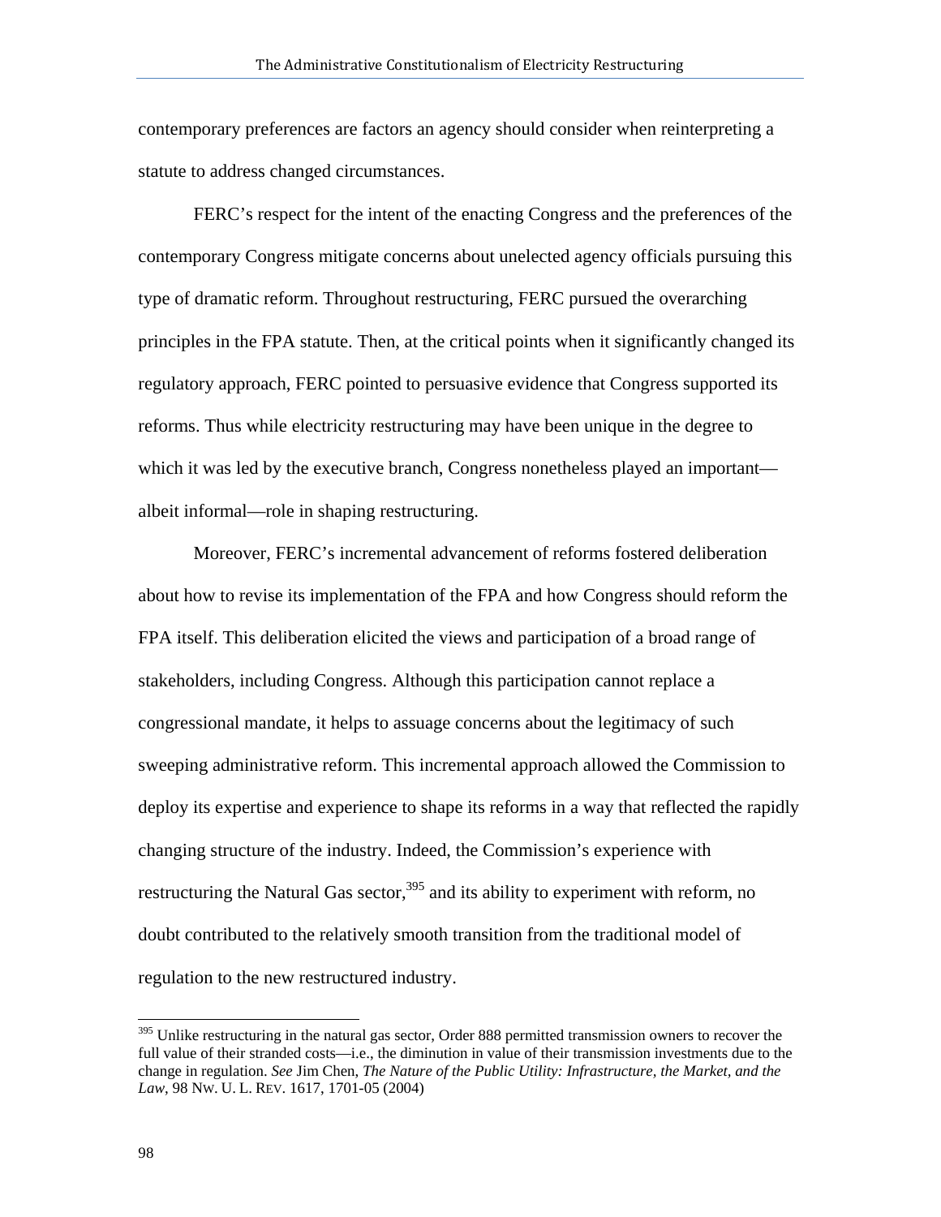contemporary preferences are factors an agency should consider when reinterpreting a statute to address changed circumstances.

FERC's respect for the intent of the enacting Congress and the preferences of the contemporary Congress mitigate concerns about unelected agency officials pursuing this type of dramatic reform. Throughout restructuring, FERC pursued the overarching principles in the FPA statute. Then, at the critical points when it significantly changed its regulatory approach, FERC pointed to persuasive evidence that Congress supported its reforms. Thus while electricity restructuring may have been unique in the degree to which it was led by the executive branch, Congress nonetheless played an important—albeit informal—role in shaping restructuring.

Moreover, FERC's incremental advancement of reforms fostered deliberation about how to revise its implementation of the FPA and how Congress should reform the FPA itself. This deliberation elicited the views and participation of a broad range of stakeholders, including Congress. Although this participation cannot replace a congressional mandate, it helps to assuage concerns about the legitimacy of such sweeping administrative reform. This incremental approach allowed the Commission to deploy its expertise and experience to shape its reforms in a way that reflected the rapidly changing structure of the industry. Indeed, the Commission's experience with restructuring the Natural Gas sector,[395] and its ability to experiment with reform, no doubt contributed to the relatively smooth transition from the traditional model of regulation to the new restructured industry.

---

[395] Unlike restructuring in the natural gas sector, Order 888 permitted transmission owners to recover the full value of their stranded costs—i.e., the diminution in value of their transmission investments due to the change in regulation. *See* Jim Chen, *The Nature of the Public Utility: Infrastructure, the Market, and the Law*, 98 NW. U. L. REV. 1617, 1701-05 (2004)